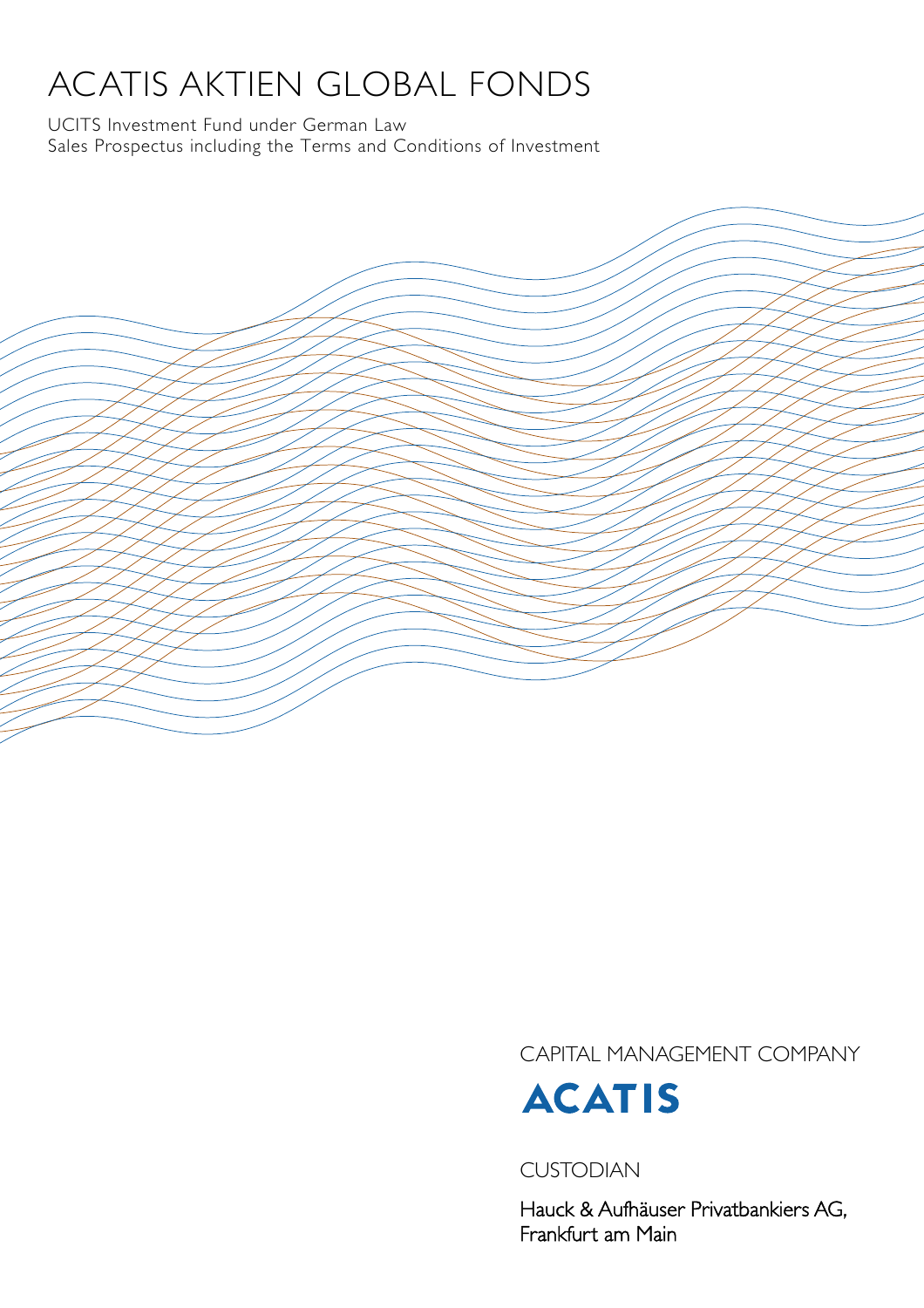# ACATIS AKTIEN GLOBAL FONDS

UCITS Investment Fund under German Law
Sales Prospectus including the Terms and Conditions of Investment

CAPITAL MANAGEMENT COMPANY

**ACATIS**

CUSTODIAN

Hauck & Aufhäuser Privatbankiers AG,
Frankfurt am Main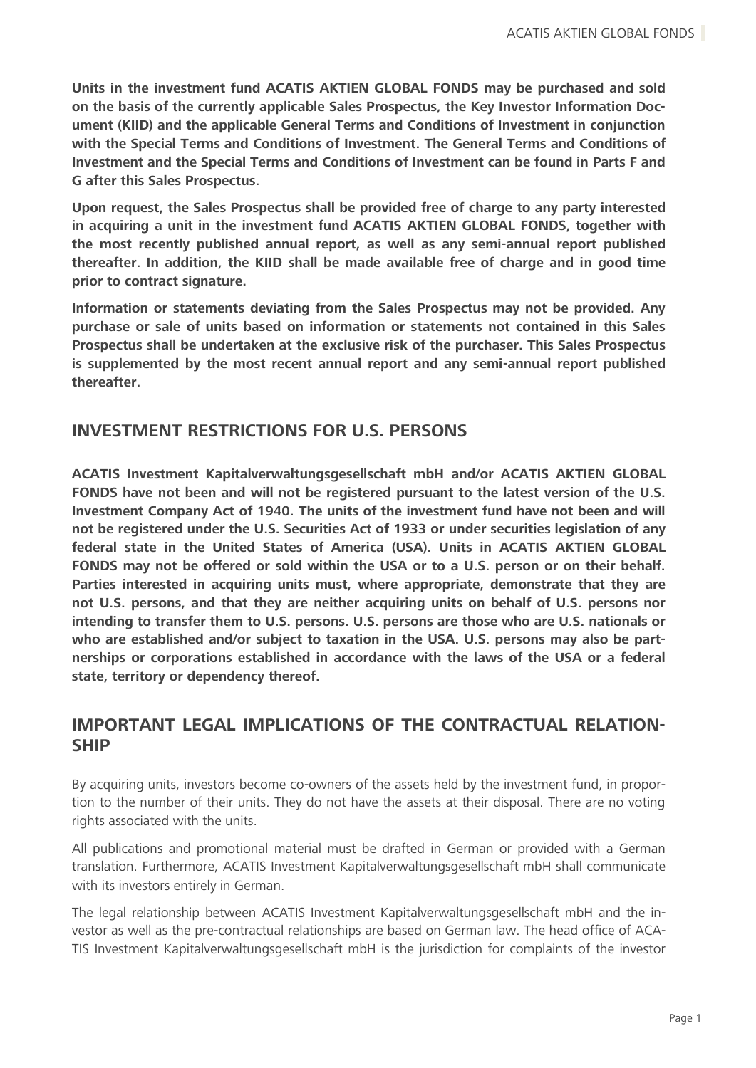**Units in the investment fund ACATIS AKTIEN GLOBAL FONDS may be purchased and sold on the basis of the currently applicable Sales Prospectus, the Key Investor Information Document (KIID) and the applicable General Terms and Conditions of Investment in conjunction with the Special Terms and Conditions of Investment. The General Terms and Conditions of Investment and the Special Terms and Conditions of Investment can be found in Parts F and G after this Sales Prospectus.**

**Upon request, the Sales Prospectus shall be provided free of charge to any party interested in acquiring a unit in the investment fund ACATIS AKTIEN GLOBAL FONDS, together with the most recently published annual report, as well as any semi-annual report published thereafter. In addition, the KIID shall be made available free of charge and in good time prior to contract signature.**

**Information or statements deviating from the Sales Prospectus may not be provided. Any purchase or sale of units based on information or statements not contained in this Sales Prospectus shall be undertaken at the exclusive risk of the purchaser. This Sales Prospectus is supplemented by the most recent annual report and any semi-annual report published thereafter.**

## INVESTMENT RESTRICTIONS FOR U.S. PERSONS

**ACATIS Investment Kapitalverwaltungsgesellschaft mbH and/or ACATIS AKTIEN GLOBAL FONDS have not been and will not be registered pursuant to the latest version of the U.S. Investment Company Act of 1940. The units of the investment fund have not been and will not be registered under the U.S. Securities Act of 1933 or under securities legislation of any federal state in the United States of America (USA). Units in ACATIS AKTIEN GLOBAL FONDS may not be offered or sold within the USA or to a U.S. person or on their behalf. Parties interested in acquiring units must, where appropriate, demonstrate that they are not U.S. persons, and that they are neither acquiring units on behalf of U.S. persons nor intending to transfer them to U.S. persons. U.S. persons are those who are U.S. nationals or who are established and/or subject to taxation in the USA. U.S. persons may also be partnerships or corporations established in accordance with the laws of the USA or a federal state, territory or dependency thereof.**

## IMPORTANT LEGAL IMPLICATIONS OF THE CONTRACTUAL RELATIONSHIP

By acquiring units, investors become co-owners of the assets held by the investment fund, in proportion to the number of their units. They do not have the assets at their disposal. There are no voting rights associated with the units.

All publications and promotional material must be drafted in German or provided with a German translation. Furthermore, ACATIS Investment Kapitalverwaltungsgesellschaft mbH shall communicate with its investors entirely in German.

The legal relationship between ACATIS Investment Kapitalverwaltungsgesellschaft mbH and the investor as well as the pre-contractual relationships are based on German law. The head office of ACATIS Investment Kapitalverwaltungsgesellschaft mbH is the jurisdiction for complaints of the investor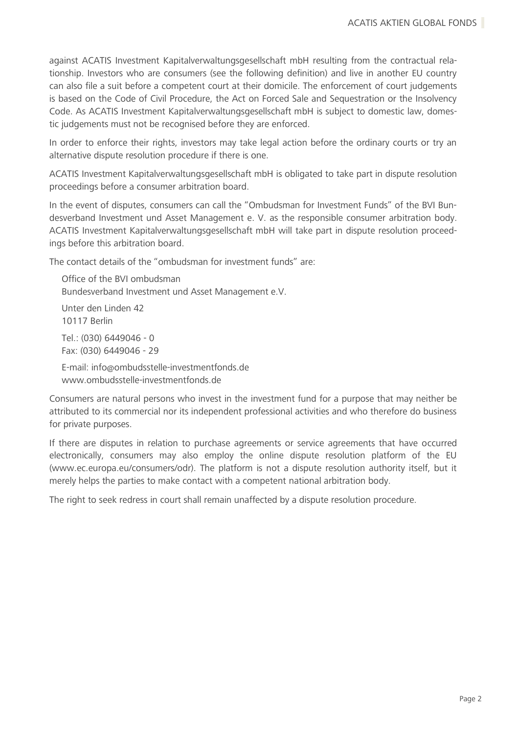against ACATIS Investment Kapitalverwaltungsgesellschaft mbH resulting from the contractual relationship. Investors who are consumers (see the following definition) and live in another EU country can also file a suit before a competent court at their domicile. The enforcement of court judgements is based on the Code of Civil Procedure, the Act on Forced Sale and Sequestration or the Insolvency Code. As ACATIS Investment Kapitalverwaltungsgesellschaft mbH is subject to domestic law, domestic judgements must not be recognised before they are enforced.

In order to enforce their rights, investors may take legal action before the ordinary courts or try an alternative dispute resolution procedure if there is one.

ACATIS Investment Kapitalverwaltungsgesellschaft mbH is obligated to take part in dispute resolution proceedings before a consumer arbitration board.

In the event of disputes, consumers can call the "Ombudsman for Investment Funds" of the BVI Bundesverband Investment und Asset Management e. V. as the responsible consumer arbitration body. ACATIS Investment Kapitalverwaltungsgesellschaft mbH will take part in dispute resolution proceedings before this arbitration board.

The contact details of the "ombudsman for investment funds" are:

Office of the BVI ombudsman
Bundesverband Investment und Asset Management e.V.

Unter den Linden 42
10117 Berlin

Tel.: (030) 6449046 - 0
Fax: (030) 6449046 - 29

E-mail: info@ombudsstelle-investmentfonds.de
www.ombudsstelle-investmentfonds.de

Consumers are natural persons who invest in the investment fund for a purpose that may neither be attributed to its commercial nor its independent professional activities and who therefore do business for private purposes.

If there are disputes in relation to purchase agreements or service agreements that have occurred electronically, consumers may also employ the online dispute resolution platform of the EU (www.ec.europa.eu/consumers/odr). The platform is not a dispute resolution authority itself, but it merely helps the parties to make contact with a competent national arbitration body.

The right to seek redress in court shall remain unaffected by a dispute resolution procedure.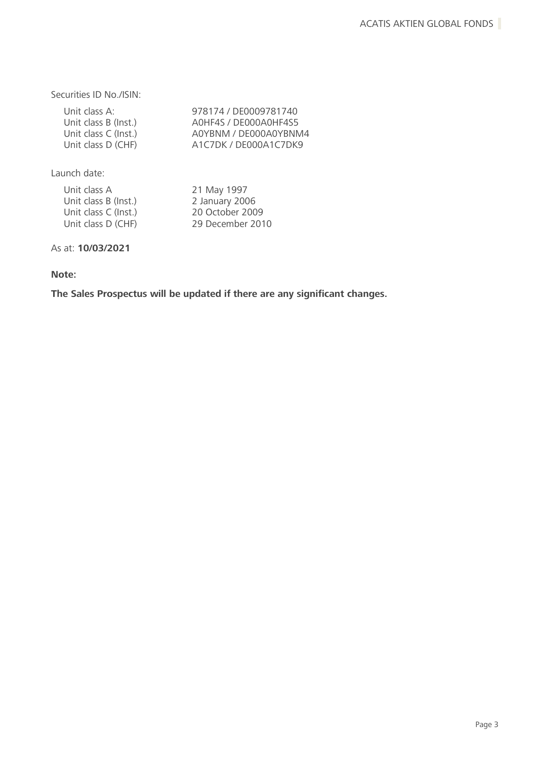Securities ID No./ISIN:

| | |
|---|---|
| Unit class A: | 978174 / DE0009781740 |
| Unit class B (Inst.) | A0HF4S / DE000A0HF4S5 |
| Unit class C (Inst.) | A0YBNM / DE000A0YBNM4 |
| Unit class D (CHF) | A1C7DK / DE000A1C7DK9 |

Launch date:

| | |
|---|---|
| Unit class A | 21 May 1997 |
| Unit class B (Inst.) | 2 January 2006 |
| Unit class C (Inst.) | 20 October 2009 |
| Unit class D (CHF) | 29 December 2010 |

As at: **10/03/2021**

**Note:**

**The Sales Prospectus will be updated if there are any significant changes.**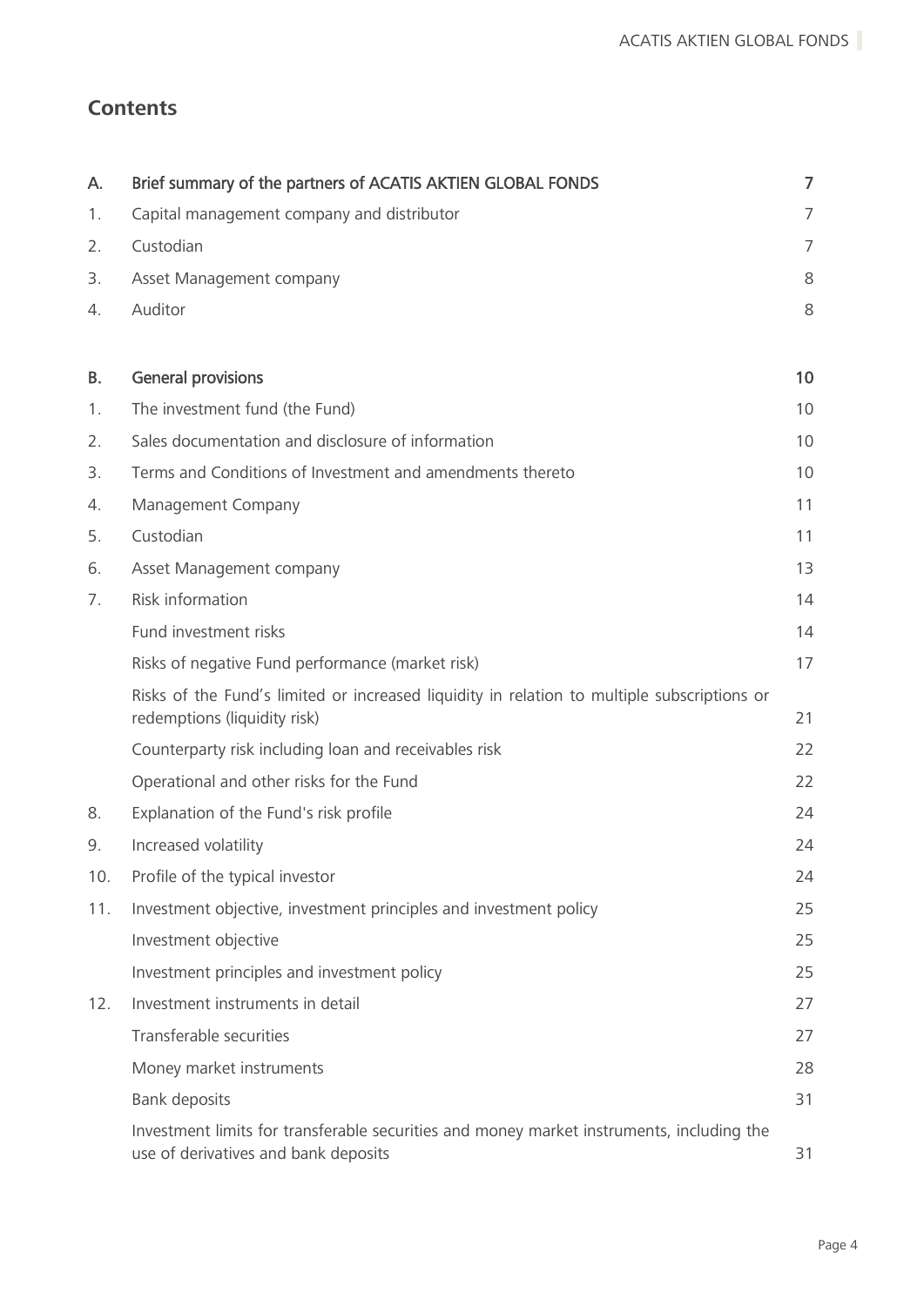## Contents

| | | |
|---|---|---|
| **A.** | **Brief summary of the partners of ACATIS AKTIEN GLOBAL FONDS** | **7** |
| 1. | Capital management company and distributor | 7 |
| 2. | Custodian | 7 |
| 3. | Asset Management company | 8 |
| 4. | Auditor | 8 |
| **B.** | **General provisions** | **10** |
| 1. | The investment fund (the Fund) | 10 |
| 2. | Sales documentation and disclosure of information | 10 |
| 3. | Terms and Conditions of Investment and amendments thereto | 10 |
| 4. | Management Company | 11 |
| 5. | Custodian | 11 |
| 6. | Asset Management company | 13 |
| 7. | Risk information | 14 |
| | Fund investment risks | 14 |
| | Risks of negative Fund performance (market risk) | 17 |
| | Risks of the Fund's limited or increased liquidity in relation to multiple subscriptions or redemptions (liquidity risk) | 21 |
| | Counterparty risk including loan and receivables risk | 22 |
| | Operational and other risks for the Fund | 22 |
| 8. | Explanation of the Fund's risk profile | 24 |
| 9. | Increased volatility | 24 |
| 10. | Profile of the typical investor | 24 |
| 11. | Investment objective, investment principles and investment policy | 25 |
| | Investment objective | 25 |
| | Investment principles and investment policy | 25 |
| 12. | Investment instruments in detail | 27 |
| | Transferable securities | 27 |
| | Money market instruments | 28 |
| | Bank deposits | 31 |
| | Investment limits for transferable securities and money market instruments, including the use of derivatives and bank deposits | 31 |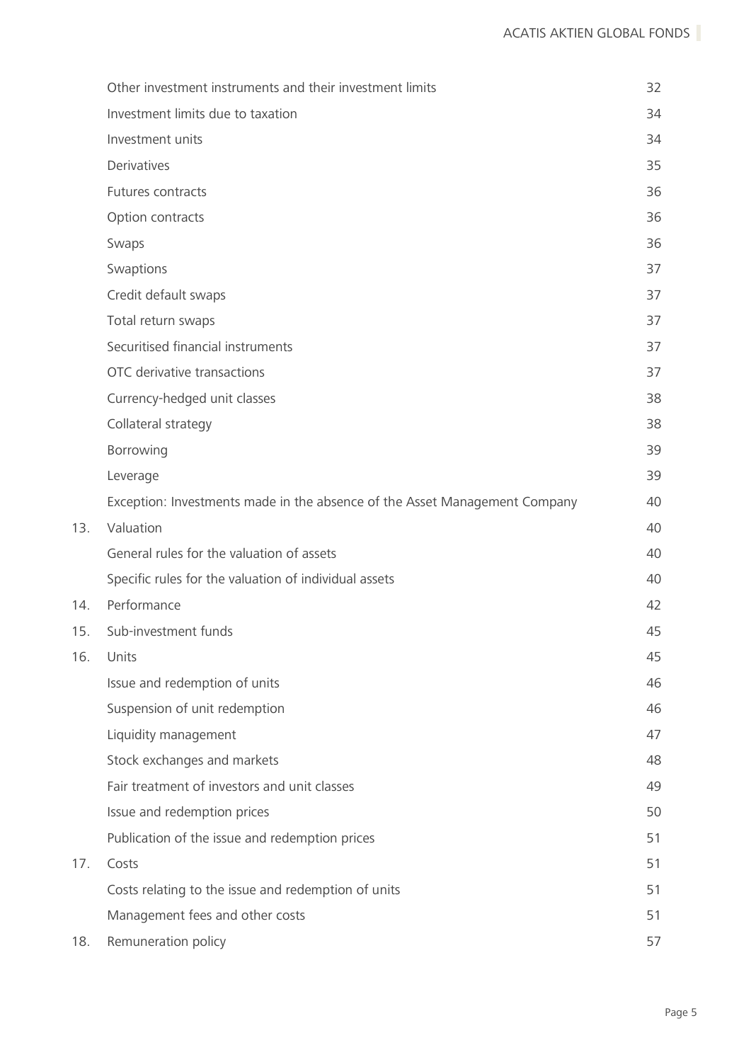| | | |
|---|---|---|
| | Other investment instruments and their investment limits | 32 |
| | Investment limits due to taxation | 34 |
| | Investment units | 34 |
| | Derivatives | 35 |
| | Futures contracts | 36 |
| | Option contracts | 36 |
| | Swaps | 36 |
| | Swaptions | 37 |
| | Credit default swaps | 37 |
| | Total return swaps | 37 |
| | Securitised financial instruments | 37 |
| | OTC derivative transactions | 37 |
| | Currency-hedged unit classes | 38 |
| | Collateral strategy | 38 |
| | Borrowing | 39 |
| | Leverage | 39 |
| | Exception: Investments made in the absence of the Asset Management Company | 40 |
| 13. | Valuation | 40 |
| | General rules for the valuation of assets | 40 |
| | Specific rules for the valuation of individual assets | 40 |
| 14. | Performance | 42 |
| 15. | Sub-investment funds | 45 |
| 16. | Units | 45 |
| | Issue and redemption of units | 46 |
| | Suspension of unit redemption | 46 |
| | Liquidity management | 47 |
| | Stock exchanges and markets | 48 |
| | Fair treatment of investors and unit classes | 49 |
| | Issue and redemption prices | 50 |
| | Publication of the issue and redemption prices | 51 |
| 17. | Costs | 51 |
| | Costs relating to the issue and redemption of units | 51 |
| | Management fees and other costs | 51 |
| 18. | Remuneration policy | 57 |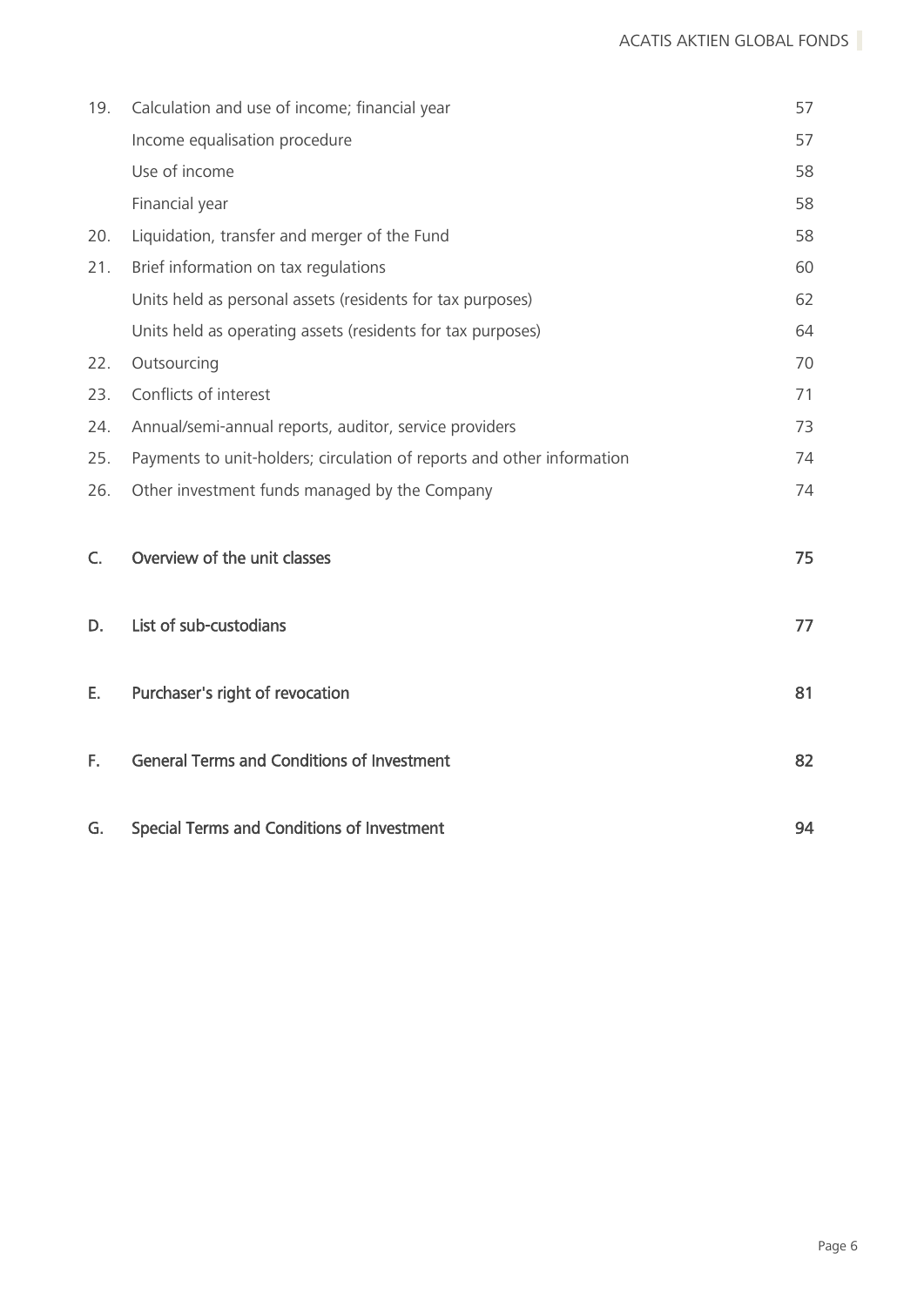| | | |
|---|---|---|
| 19. | Calculation and use of income; financial year | 57 |
| | Income equalisation procedure | 57 |
| | Use of income | 58 |
| | Financial year | 58 |
| 20. | Liquidation, transfer and merger of the Fund | 58 |
| 21. | Brief information on tax regulations | 60 |
| | Units held as personal assets (residents for tax purposes) | 62 |
| | Units held as operating assets (residents for tax purposes) | 64 |
| 22. | Outsourcing | 70 |
| 23. | Conflicts of interest | 71 |
| 24. | Annual/semi-annual reports, auditor, service providers | 73 |
| 25. | Payments to unit-holders; circulation of reports and other information | 74 |
| 26. | Other investment funds managed by the Company | 74 |
| C. | Overview of the unit classes | 75 |
| D. | List of sub-custodians | 77 |
| E. | Purchaser's right of revocation | 81 |
| F. | General Terms and Conditions of Investment | 82 |
| G. | Special Terms and Conditions of Investment | 94 |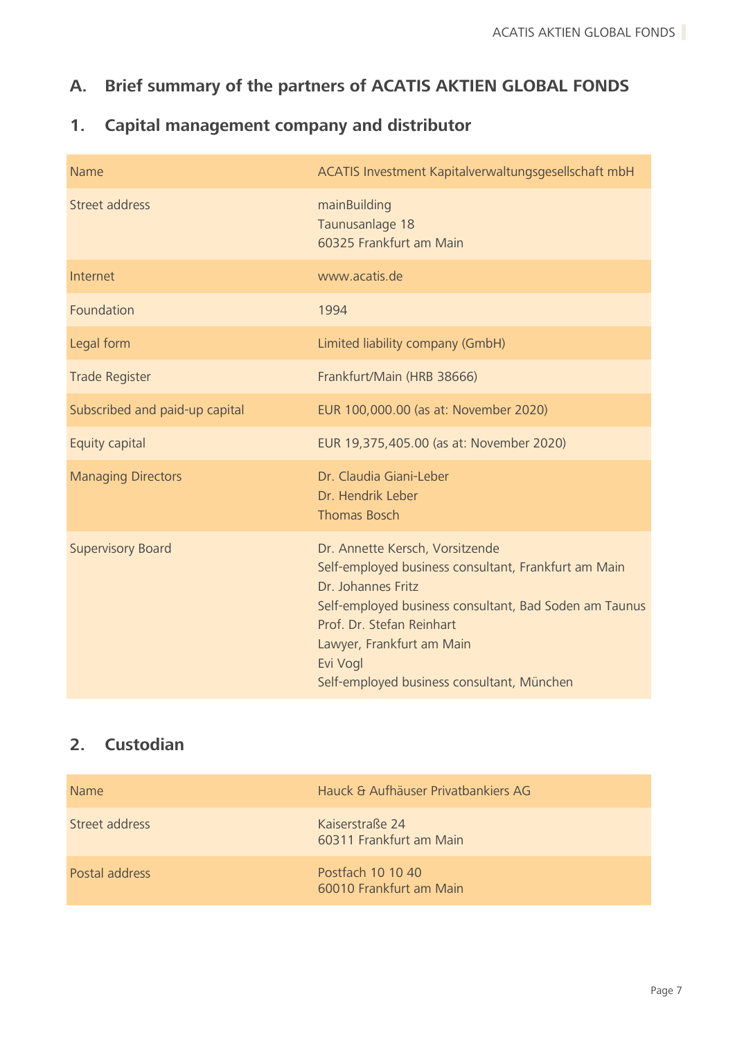## A. Brief summary of the partners of ACATIS AKTIEN GLOBAL FONDS

### 1. Capital management company and distributor

| Name | ACATIS Investment Kapitalverwaltungsgesellschaft mbH |
|---|---|
| Street address | mainBuilding<br>Taunusanlage 18<br>60325 Frankfurt am Main |
| Internet | www.acatis.de |
| Foundation | 1994 |
| Legal form | Limited liability company (GmbH) |
| Trade Register | Frankfurt/Main (HRB 38666) |
| Subscribed and paid-up capital | EUR 100,000.00 (as at: November 2020) |
| Equity capital | EUR 19,375,405.00 (as at: November 2020) |
| Managing Directors | Dr. Claudia Giani-Leber<br>Dr. Hendrik Leber<br>Thomas Bosch |
| Supervisory Board | Dr. Annette Kersch, Vorsitzende<br>Self-employed business consultant, Frankfurt am Main<br>Dr. Johannes Fritz<br>Self-employed business consultant, Bad Soden am Taunus<br>Prof. Dr. Stefan Reinhart<br>Lawyer, Frankfurt am Main<br>Evi Vogl<br>Self-employed business consultant, München |

### 2. Custodian

| Name | Hauck & Aufhäuser Privatbankiers AG |
|---|---|
| Street address | Kaiserstraße 24<br>60311 Frankfurt am Main |
| Postal address | Postfach 10 10 40<br>60010 Frankfurt am Main |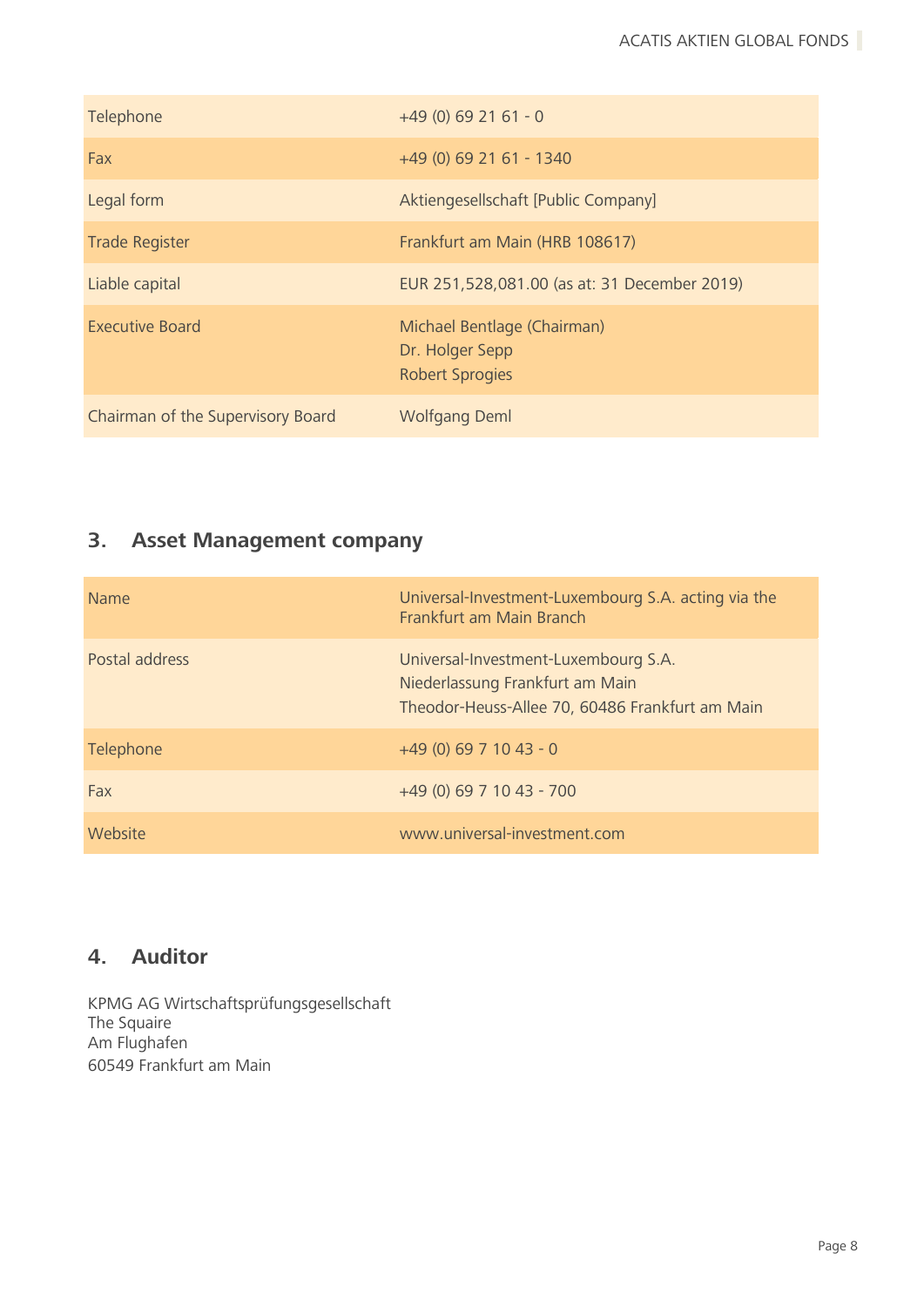| | |
|---|---|
| Telephone | +49 (0) 69 21 61 - 0 |
| Fax | +49 (0) 69 21 61 - 1340 |
| Legal form | Aktiengesellschaft [Public Company] |
| Trade Register | Frankfurt am Main (HRB 108617) |
| Liable capital | EUR 251,528,081.00 (as at: 31 December 2019) |
| Executive Board | Michael Bentlage (Chairman)<br>Dr. Holger Sepp<br>Robert Sprogies |
| Chairman of the Supervisory Board | Wolfgang Deml |

## 3. Asset Management company

| | |
|---|---|
| Name | Universal-Investment-Luxembourg S.A. acting via the Frankfurt am Main Branch |
| Postal address | Universal-Investment-Luxembourg S.A.<br>Niederlassung Frankfurt am Main<br>Theodor-Heuss-Allee 70, 60486 Frankfurt am Main |
| Telephone | +49 (0) 69 7 10 43 - 0 |
| Fax | +49 (0) 69 7 10 43 - 700 |
| Website | www.universal-investment.com |

## 4. Auditor

KPMG AG Wirtschaftsprüfungsgesellschaft
The Squaire
Am Flughafen
60549 Frankfurt am Main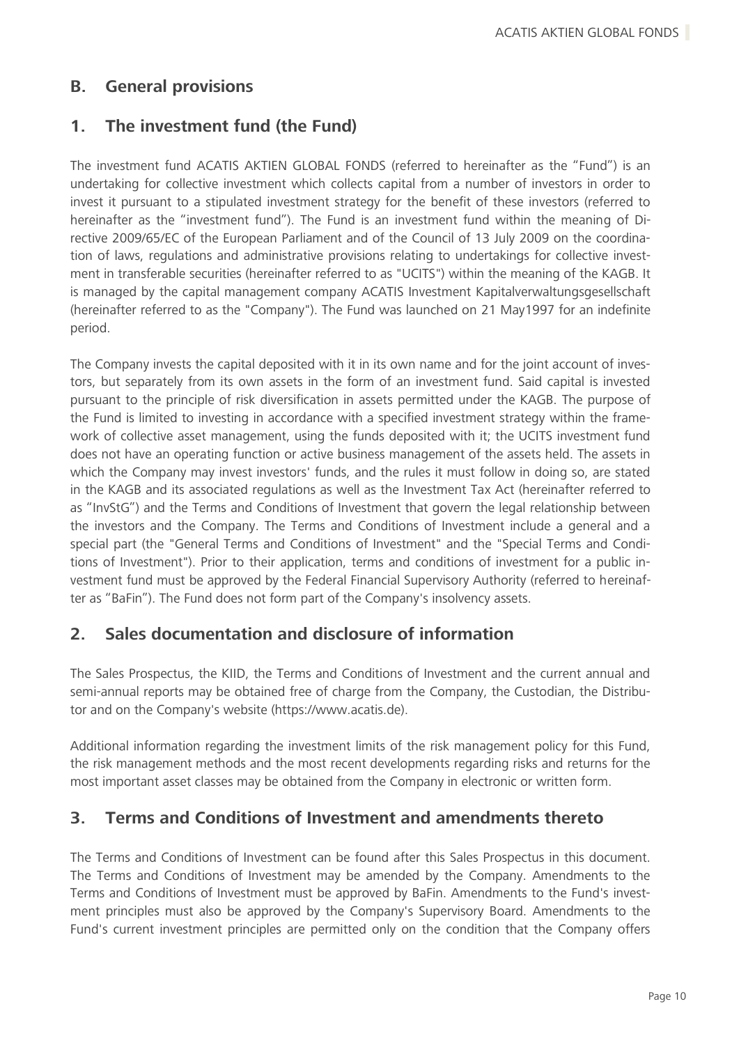## B. General provisions

## 1. The investment fund (the Fund)

The investment fund ACATIS AKTIEN GLOBAL FONDS (referred to hereinafter as the "Fund") is an undertaking for collective investment which collects capital from a number of investors in order to invest it pursuant to a stipulated investment strategy for the benefit of these investors (referred to hereinafter as the "investment fund"). The Fund is an investment fund within the meaning of Directive 2009/65/EC of the European Parliament and of the Council of 13 July 2009 on the coordination of laws, regulations and administrative provisions relating to undertakings for collective investment in transferable securities (hereinafter referred to as "UCITS") within the meaning of the KAGB. It is managed by the capital management company ACATIS Investment Kapitalverwaltungsgesellschaft (hereinafter referred to as the "Company"). The Fund was launched on 21 May1997 for an indefinite period.

The Company invests the capital deposited with it in its own name and for the joint account of investors, but separately from its own assets in the form of an investment fund. Said capital is invested pursuant to the principle of risk diversification in assets permitted under the KAGB. The purpose of the Fund is limited to investing in accordance with a specified investment strategy within the framework of collective asset management, using the funds deposited with it; the UCITS investment fund does not have an operating function or active business management of the assets held. The assets in which the Company may invest investors' funds, and the rules it must follow in doing so, are stated in the KAGB and its associated regulations as well as the Investment Tax Act (hereinafter referred to as "InvStG") and the Terms and Conditions of Investment that govern the legal relationship between the investors and the Company. The Terms and Conditions of Investment include a general and a special part (the "General Terms and Conditions of Investment" and the "Special Terms and Conditions of Investment"). Prior to their application, terms and conditions of investment for a public investment fund must be approved by the Federal Financial Supervisory Authority (referred to hereinafter as "BaFin"). The Fund does not form part of the Company's insolvency assets.

## 2. Sales documentation and disclosure of information

The Sales Prospectus, the KIID, the Terms and Conditions of Investment and the current annual and semi-annual reports may be obtained free of charge from the Company, the Custodian, the Distributor and on the Company's website (https://www.acatis.de).

Additional information regarding the investment limits of the risk management policy for this Fund, the risk management methods and the most recent developments regarding risks and returns for the most important asset classes may be obtained from the Company in electronic or written form.

## 3. Terms and Conditions of Investment and amendments thereto

The Terms and Conditions of Investment can be found after this Sales Prospectus in this document. The Terms and Conditions of Investment may be amended by the Company. Amendments to the Terms and Conditions of Investment must be approved by BaFin. Amendments to the Fund's investment principles must also be approved by the Company's Supervisory Board. Amendments to the Fund's current investment principles are permitted only on the condition that the Company offers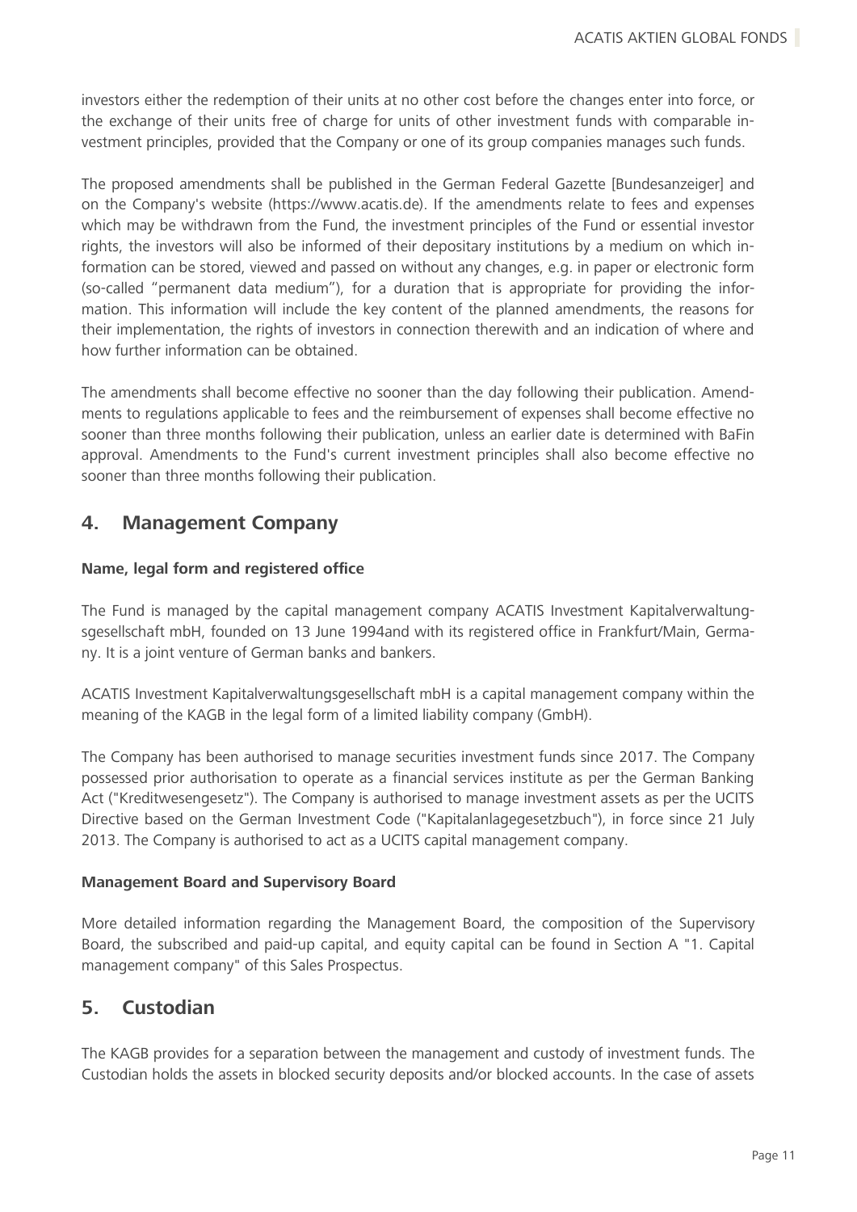investors either the redemption of their units at no other cost before the changes enter into force, or the exchange of their units free of charge for units of other investment funds with comparable investment principles, provided that the Company or one of its group companies manages such funds.

The proposed amendments shall be published in the German Federal Gazette [Bundesanzeiger] and on the Company's website (https://www.acatis.de). If the amendments relate to fees and expenses which may be withdrawn from the Fund, the investment principles of the Fund or essential investor rights, the investors will also be informed of their depositary institutions by a medium on which information can be stored, viewed and passed on without any changes, e.g. in paper or electronic form (so-called "permanent data medium"), for a duration that is appropriate for providing the information. This information will include the key content of the planned amendments, the reasons for their implementation, the rights of investors in connection therewith and an indication of where and how further information can be obtained.

The amendments shall become effective no sooner than the day following their publication. Amendments to regulations applicable to fees and the reimbursement of expenses shall become effective no sooner than three months following their publication, unless an earlier date is determined with BaFin approval. Amendments to the Fund's current investment principles shall also become effective no sooner than three months following their publication.

## 4. Management Company

**Name, legal form and registered office**

The Fund is managed by the capital management company ACATIS Investment Kapitalverwaltungsgesellschaft mbH, founded on 13 June 1994and with its registered office in Frankfurt/Main, Germany. It is a joint venture of German banks and bankers.

ACATIS Investment Kapitalverwaltungsgesellschaft mbH is a capital management company within the meaning of the KAGB in the legal form of a limited liability company (GmbH).

The Company has been authorised to manage securities investment funds since 2017. The Company possessed prior authorisation to operate as a financial services institute as per the German Banking Act ("Kreditwesengesetz"). The Company is authorised to manage investment assets as per the UCITS Directive based on the German Investment Code ("Kapitalanlagegesetzbuch"), in force since 21 July 2013. The Company is authorised to act as a UCITS capital management company.

**Management Board and Supervisory Board**

More detailed information regarding the Management Board, the composition of the Supervisory Board, the subscribed and paid-up capital, and equity capital can be found in Section A "1. Capital management company" of this Sales Prospectus.

## 5. Custodian

The KAGB provides for a separation between the management and custody of investment funds. The Custodian holds the assets in blocked security deposits and/or blocked accounts. In the case of assets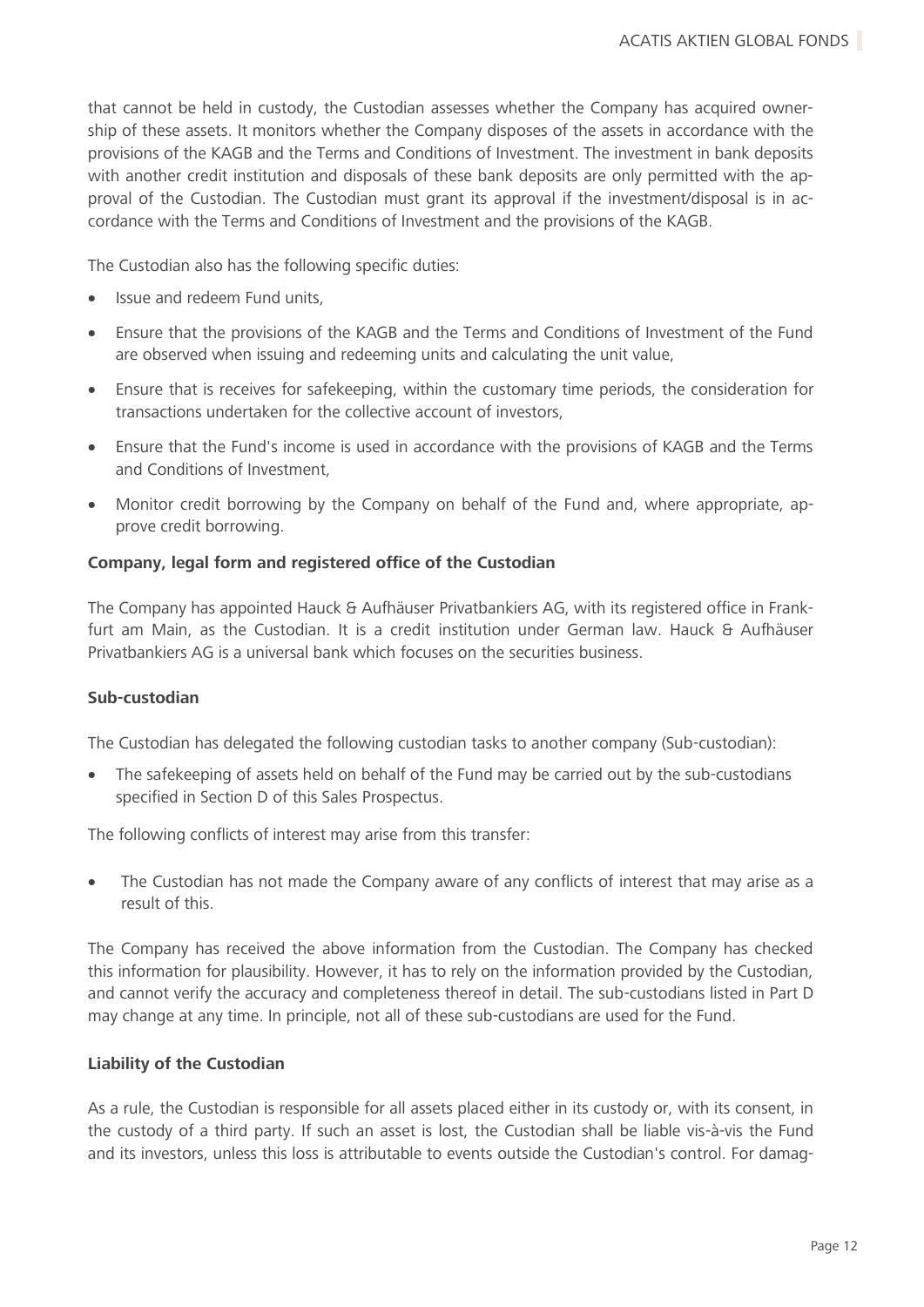that cannot be held in custody, the Custodian assesses whether the Company has acquired ownership of these assets. It monitors whether the Company disposes of the assets in accordance with the provisions of the KAGB and the Terms and Conditions of Investment. The investment in bank deposits with another credit institution and disposals of these bank deposits are only permitted with the approval of the Custodian. The Custodian must grant its approval if the investment/disposal is in accordance with the Terms and Conditions of Investment and the provisions of the KAGB.

The Custodian also has the following specific duties:

- Issue and redeem Fund units,
- Ensure that the provisions of the KAGB and the Terms and Conditions of Investment of the Fund are observed when issuing and redeeming units and calculating the unit value,
- Ensure that is receives for safekeeping, within the customary time periods, the consideration for transactions undertaken for the collective account of investors,
- Ensure that the Fund's income is used in accordance with the provisions of KAGB and the Terms and Conditions of Investment,
- Monitor credit borrowing by the Company on behalf of the Fund and, where appropriate, approve credit borrowing.

**Company, legal form and registered office of the Custodian**

The Company has appointed Hauck & Aufhäuser Privatbankiers AG, with its registered office in Frankfurt am Main, as the Custodian. It is a credit institution under German law. Hauck & Aufhäuser Privatbankiers AG is a universal bank which focuses on the securities business.

**Sub-custodian**

The Custodian has delegated the following custodian tasks to another company (Sub-custodian):

- The safekeeping of assets held on behalf of the Fund may be carried out by the sub-custodians specified in Section D of this Sales Prospectus.

The following conflicts of interest may arise from this transfer:

- The Custodian has not made the Company aware of any conflicts of interest that may arise as a result of this.

The Company has received the above information from the Custodian. The Company has checked this information for plausibility. However, it has to rely on the information provided by the Custodian, and cannot verify the accuracy and completeness thereof in detail. The sub-custodians listed in Part D may change at any time. In principle, not all of these sub-custodians are used for the Fund.

**Liability of the Custodian**

As a rule, the Custodian is responsible for all assets placed either in its custody or, with its consent, in the custody of a third party. If such an asset is lost, the Custodian shall be liable vis-à-vis the Fund and its investors, unless this loss is attributable to events outside the Custodian's control. For damag-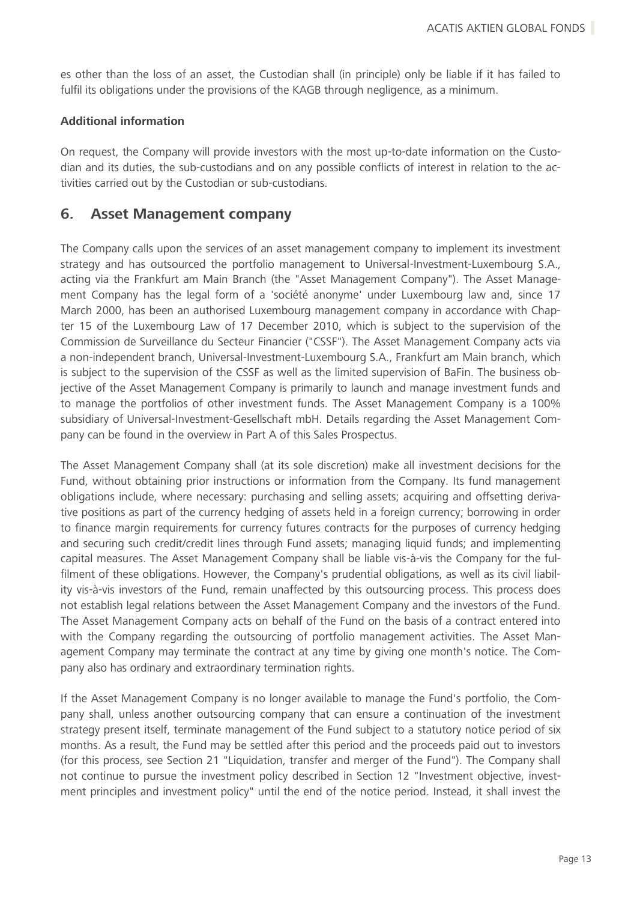es other than the loss of an asset, the Custodian shall (in principle) only be liable if it has failed to fulfil its obligations under the provisions of the KAGB through negligence, as a minimum.

**Additional information**

On request, the Company will provide investors with the most up-to-date information on the Custodian and its duties, the sub-custodians and on any possible conflicts of interest in relation to the activities carried out by the Custodian or sub-custodians.

## 6. Asset Management company

The Company calls upon the services of an asset management company to implement its investment strategy and has outsourced the portfolio management to Universal-Investment-Luxembourg S.A., acting via the Frankfurt am Main Branch (the "Asset Management Company"). The Asset Management Company has the legal form of a 'société anonyme' under Luxembourg law and, since 17 March 2000, has been an authorised Luxembourg management company in accordance with Chapter 15 of the Luxembourg Law of 17 December 2010, which is subject to the supervision of the Commission de Surveillance du Secteur Financier ("CSSF"). The Asset Management Company acts via a non-independent branch, Universal-Investment-Luxembourg S.A., Frankfurt am Main branch, which is subject to the supervision of the CSSF as well as the limited supervision of BaFin. The business objective of the Asset Management Company is primarily to launch and manage investment funds and to manage the portfolios of other investment funds. The Asset Management Company is a 100% subsidiary of Universal-Investment-Gesellschaft mbH. Details regarding the Asset Management Company can be found in the overview in Part A of this Sales Prospectus.

The Asset Management Company shall (at its sole discretion) make all investment decisions for the Fund, without obtaining prior instructions or information from the Company. Its fund management obligations include, where necessary: purchasing and selling assets; acquiring and offsetting derivative positions as part of the currency hedging of assets held in a foreign currency; borrowing in order to finance margin requirements for currency futures contracts for the purposes of currency hedging and securing such credit/credit lines through Fund assets; managing liquid funds; and implementing capital measures. The Asset Management Company shall be liable vis-à-vis the Company for the fulfilment of these obligations. However, the Company's prudential obligations, as well as its civil liability vis-à-vis investors of the Fund, remain unaffected by this outsourcing process. This process does not establish legal relations between the Asset Management Company and the investors of the Fund. The Asset Management Company acts on behalf of the Fund on the basis of a contract entered into with the Company regarding the outsourcing of portfolio management activities. The Asset Management Company may terminate the contract at any time by giving one month's notice. The Company also has ordinary and extraordinary termination rights.

If the Asset Management Company is no longer available to manage the Fund's portfolio, the Company shall, unless another outsourcing company that can ensure a continuation of the investment strategy present itself, terminate management of the Fund subject to a statutory notice period of six months. As a result, the Fund may be settled after this period and the proceeds paid out to investors (for this process, see Section 21 "Liquidation, transfer and merger of the Fund"). The Company shall not continue to pursue the investment policy described in Section 12 "Investment objective, investment principles and investment policy" until the end of the notice period. Instead, it shall invest the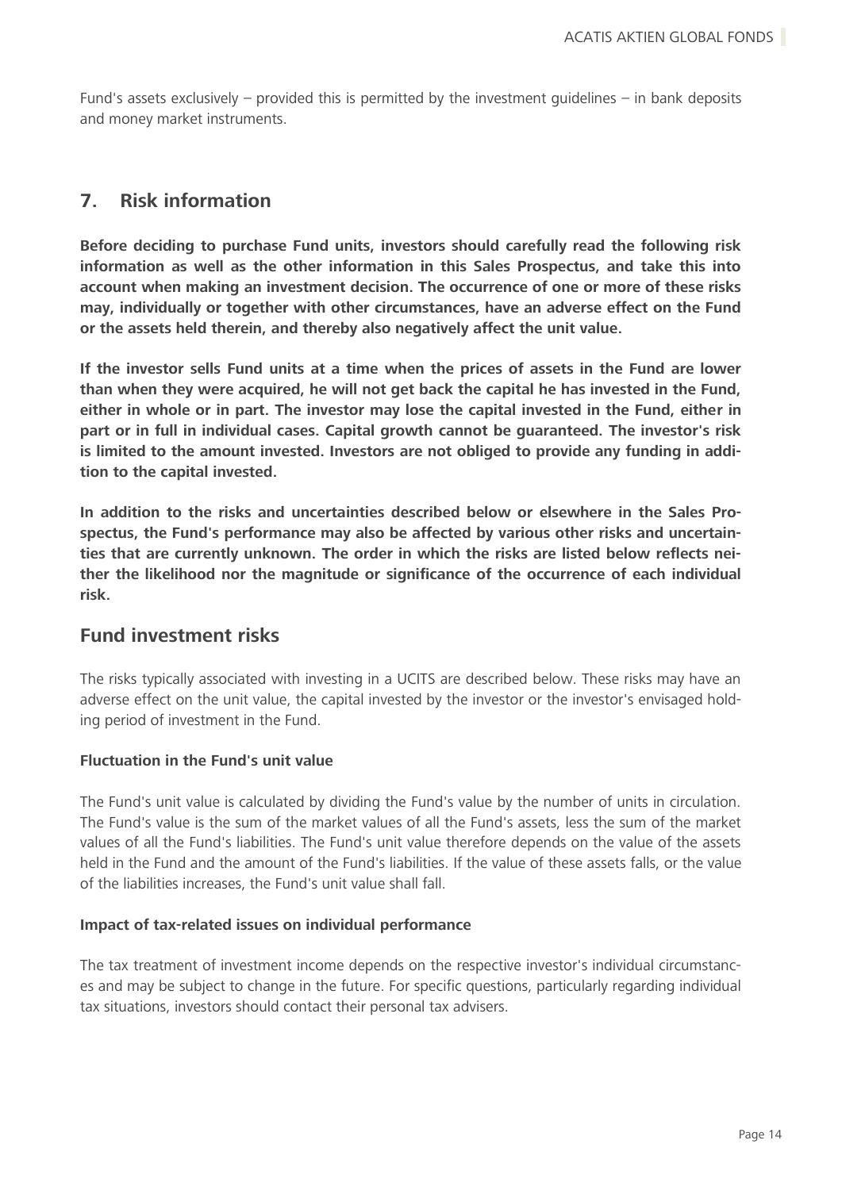Fund's assets exclusively – provided this is permitted by the investment guidelines – in bank deposits and money market instruments.

## 7. Risk information

**Before deciding to purchase Fund units, investors should carefully read the following risk information as well as the other information in this Sales Prospectus, and take this into account when making an investment decision. The occurrence of one or more of these risks may, individually or together with other circumstances, have an adverse effect on the Fund or the assets held therein, and thereby also negatively affect the unit value.**

**If the investor sells Fund units at a time when the prices of assets in the Fund are lower than when they were acquired, he will not get back the capital he has invested in the Fund, either in whole or in part. The investor may lose the capital invested in the Fund, either in part or in full in individual cases. Capital growth cannot be guaranteed. The investor's risk is limited to the amount invested. Investors are not obliged to provide any funding in addition to the capital invested.**

**In addition to the risks and uncertainties described below or elsewhere in the Sales Prospectus, the Fund's performance may also be affected by various other risks and uncertainties that are currently unknown. The order in which the risks are listed below reflects neither the likelihood nor the magnitude or significance of the occurrence of each individual risk.**

## Fund investment risks

The risks typically associated with investing in a UCITS are described below. These risks may have an adverse effect on the unit value, the capital invested by the investor or the investor's envisaged holding period of investment in the Fund.

#### Fluctuation in the Fund's unit value

The Fund's unit value is calculated by dividing the Fund's value by the number of units in circulation. The Fund's value is the sum of the market values of all the Fund's assets, less the sum of the market values of all the Fund's liabilities. The Fund's unit value therefore depends on the value of the assets held in the Fund and the amount of the Fund's liabilities. If the value of these assets falls, or the value of the liabilities increases, the Fund's unit value shall fall.

#### Impact of tax-related issues on individual performance

The tax treatment of investment income depends on the respective investor's individual circumstances and may be subject to change in the future. For specific questions, particularly regarding individual tax situations, investors should contact their personal tax advisers.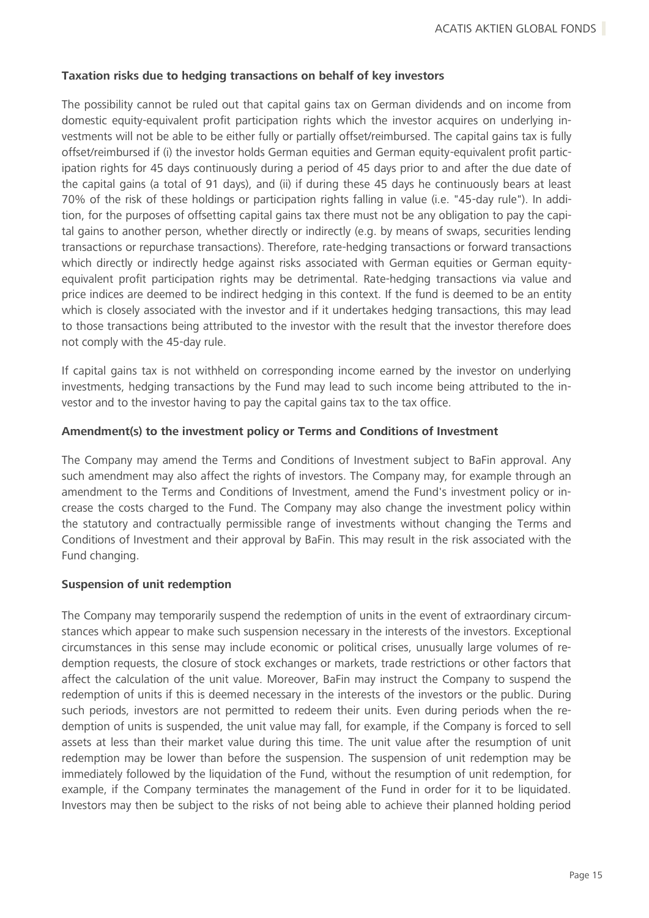**Taxation risks due to hedging transactions on behalf of key investors**

The possibility cannot be ruled out that capital gains tax on German dividends and on income from domestic equity-equivalent profit participation rights which the investor acquires on underlying investments will not be able to be either fully or partially offset/reimbursed. The capital gains tax is fully offset/reimbursed if (i) the investor holds German equities and German equity-equivalent profit participation rights for 45 days continuously during a period of 45 days prior to and after the due date of the capital gains (a total of 91 days), and (ii) if during these 45 days he continuously bears at least 70% of the risk of these holdings or participation rights falling in value (i.e. "45-day rule"). In addition, for the purposes of offsetting capital gains tax there must not be any obligation to pay the capital gains to another person, whether directly or indirectly (e.g. by means of swaps, securities lending transactions or repurchase transactions). Therefore, rate-hedging transactions or forward transactions which directly or indirectly hedge against risks associated with German equities or German equity-equivalent profit participation rights may be detrimental. Rate-hedging transactions via value and price indices are deemed to be indirect hedging in this context. If the fund is deemed to be an entity which is closely associated with the investor and if it undertakes hedging transactions, this may lead to those transactions being attributed to the investor with the result that the investor therefore does not comply with the 45-day rule.

If capital gains tax is not withheld on corresponding income earned by the investor on underlying investments, hedging transactions by the Fund may lead to such income being attributed to the investor and to the investor having to pay the capital gains tax to the tax office.

**Amendment(s) to the investment policy or Terms and Conditions of Investment**

The Company may amend the Terms and Conditions of Investment subject to BaFin approval. Any such amendment may also affect the rights of investors. The Company may, for example through an amendment to the Terms and Conditions of Investment, amend the Fund's investment policy or increase the costs charged to the Fund. The Company may also change the investment policy within the statutory and contractually permissible range of investments without changing the Terms and Conditions of Investment and their approval by BaFin. This may result in the risk associated with the Fund changing.

**Suspension of unit redemption**

The Company may temporarily suspend the redemption of units in the event of extraordinary circumstances which appear to make such suspension necessary in the interests of the investors. Exceptional circumstances in this sense may include economic or political crises, unusually large volumes of redemption requests, the closure of stock exchanges or markets, trade restrictions or other factors that affect the calculation of the unit value. Moreover, BaFin may instruct the Company to suspend the redemption of units if this is deemed necessary in the interests of the investors or the public. During such periods, investors are not permitted to redeem their units. Even during periods when the redemption of units is suspended, the unit value may fall, for example, if the Company is forced to sell assets at less than their market value during this time. The unit value after the resumption of unit redemption may be lower than before the suspension. The suspension of unit redemption may be immediately followed by the liquidation of the Fund, without the resumption of unit redemption, for example, if the Company terminates the management of the Fund in order for it to be liquidated. Investors may then be subject to the risks of not being able to achieve their planned holding period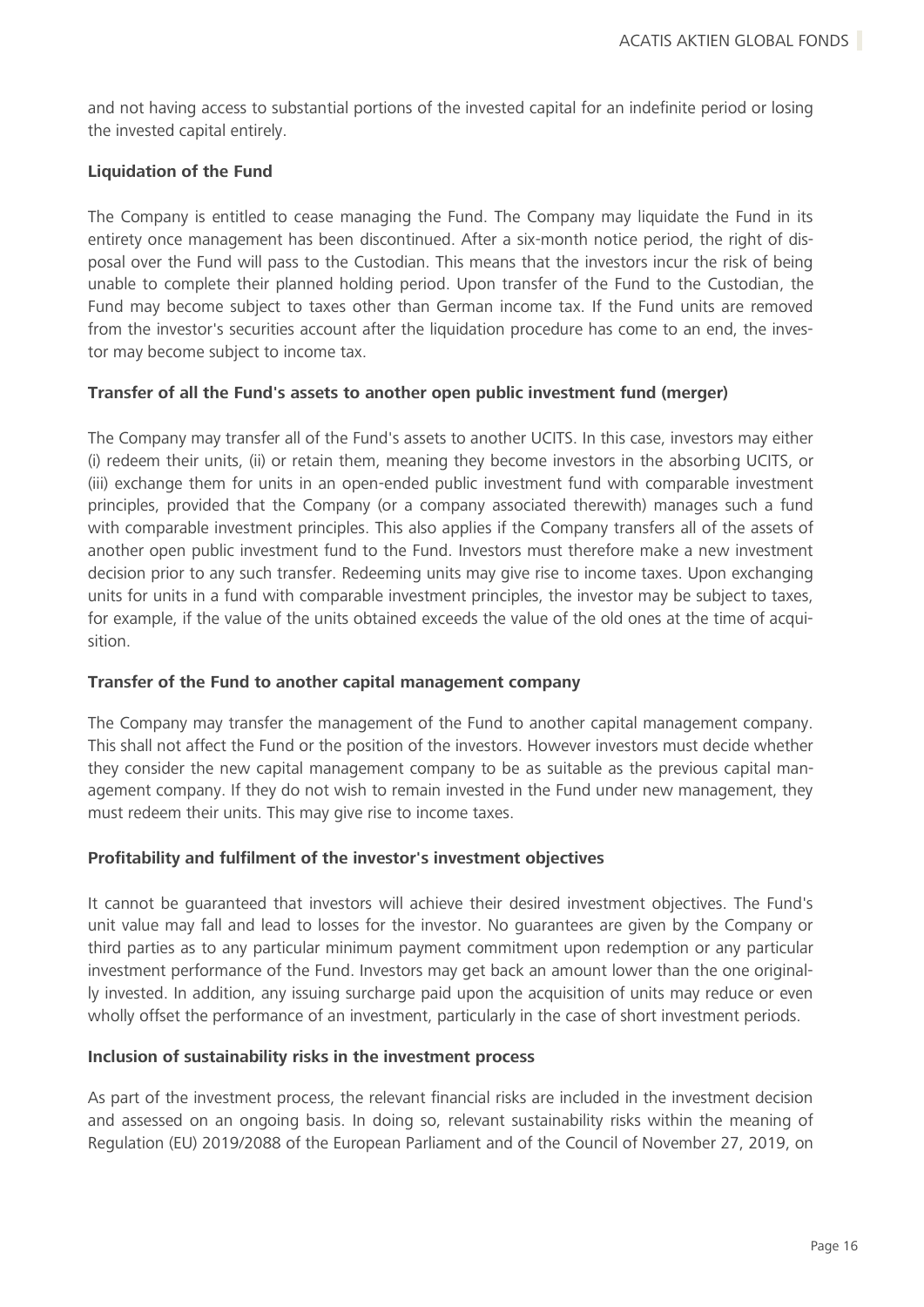and not having access to substantial portions of the invested capital for an indefinite period or losing the invested capital entirely.

**Liquidation of the Fund**

The Company is entitled to cease managing the Fund. The Company may liquidate the Fund in its entirety once management has been discontinued. After a six-month notice period, the right of disposal over the Fund will pass to the Custodian. This means that the investors incur the risk of being unable to complete their planned holding period. Upon transfer of the Fund to the Custodian, the Fund may become subject to taxes other than German income tax. If the Fund units are removed from the investor's securities account after the liquidation procedure has come to an end, the investor may become subject to income tax.

**Transfer of all the Fund's assets to another open public investment fund (merger)**

The Company may transfer all of the Fund's assets to another UCITS. In this case, investors may either (i) redeem their units, (ii) or retain them, meaning they become investors in the absorbing UCITS, or (iii) exchange them for units in an open-ended public investment fund with comparable investment principles, provided that the Company (or a company associated therewith) manages such a fund with comparable investment principles. This also applies if the Company transfers all of the assets of another open public investment fund to the Fund. Investors must therefore make a new investment decision prior to any such transfer. Redeeming units may give rise to income taxes. Upon exchanging units for units in a fund with comparable investment principles, the investor may be subject to taxes, for example, if the value of the units obtained exceeds the value of the old ones at the time of acquisition.

**Transfer of the Fund to another capital management company**

The Company may transfer the management of the Fund to another capital management company. This shall not affect the Fund or the position of the investors. However investors must decide whether they consider the new capital management company to be as suitable as the previous capital management company. If they do not wish to remain invested in the Fund under new management, they must redeem their units. This may give rise to income taxes.

**Profitability and fulfilment of the investor's investment objectives**

It cannot be guaranteed that investors will achieve their desired investment objectives. The Fund's unit value may fall and lead to losses for the investor. No guarantees are given by the Company or third parties as to any particular minimum payment commitment upon redemption or any particular investment performance of the Fund. Investors may get back an amount lower than the one originally invested. In addition, any issuing surcharge paid upon the acquisition of units may reduce or even wholly offset the performance of an investment, particularly in the case of short investment periods.

**Inclusion of sustainability risks in the investment process**

As part of the investment process, the relevant financial risks are included in the investment decision and assessed on an ongoing basis. In doing so, relevant sustainability risks within the meaning of Regulation (EU) 2019/2088 of the European Parliament and of the Council of November 27, 2019, on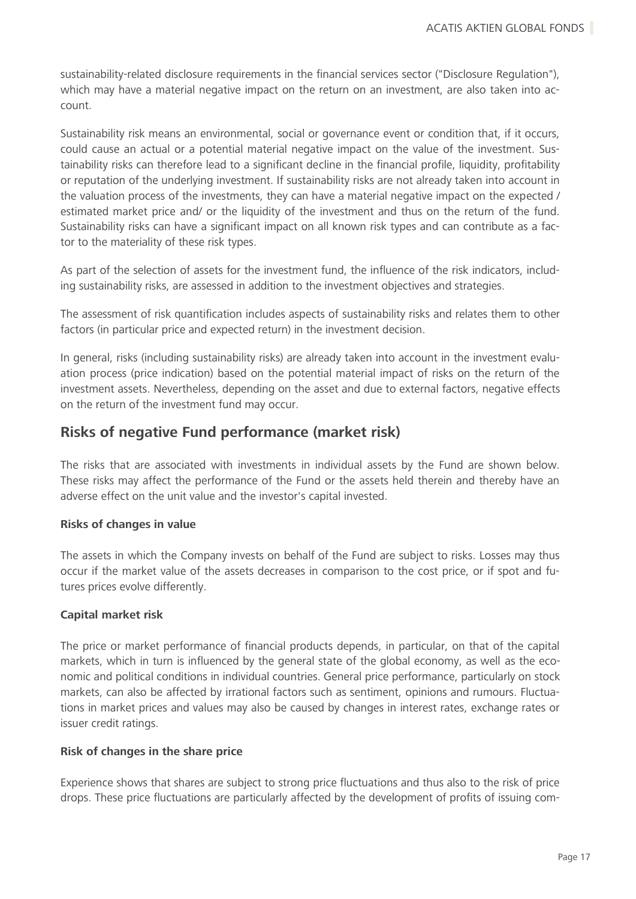sustainability-related disclosure requirements in the financial services sector ("Disclosure Regulation"), which may have a material negative impact on the return on an investment, are also taken into account.

Sustainability risk means an environmental, social or governance event or condition that, if it occurs, could cause an actual or a potential material negative impact on the value of the investment. Sustainability risks can therefore lead to a significant decline in the financial profile, liquidity, profitability or reputation of the underlying investment. If sustainability risks are not already taken into account in the valuation process of the investments, they can have a material negative impact on the expected / estimated market price and/ or the liquidity of the investment and thus on the return of the fund. Sustainability risks can have a significant impact on all known risk types and can contribute as a factor to the materiality of these risk types.

As part of the selection of assets for the investment fund, the influence of the risk indicators, including sustainability risks, are assessed in addition to the investment objectives and strategies.

The assessment of risk quantification includes aspects of sustainability risks and relates them to other factors (in particular price and expected return) in the investment decision.

In general, risks (including sustainability risks) are already taken into account in the investment evaluation process (price indication) based on the potential material impact of risks on the return of the investment assets. Nevertheless, depending on the asset and due to external factors, negative effects on the return of the investment fund may occur.

## Risks of negative Fund performance (market risk)

The risks that are associated with investments in individual assets by the Fund are shown below. These risks may affect the performance of the Fund or the assets held therein and thereby have an adverse effect on the unit value and the investor's capital invested.

**Risks of changes in value**

The assets in which the Company invests on behalf of the Fund are subject to risks. Losses may thus occur if the market value of the assets decreases in comparison to the cost price, or if spot and futures prices evolve differently.

**Capital market risk**

The price or market performance of financial products depends, in particular, on that of the capital markets, which in turn is influenced by the general state of the global economy, as well as the economic and political conditions in individual countries. General price performance, particularly on stock markets, can also be affected by irrational factors such as sentiment, opinions and rumours. Fluctuations in market prices and values may also be caused by changes in interest rates, exchange rates or issuer credit ratings.

**Risk of changes in the share price**

Experience shows that shares are subject to strong price fluctuations and thus also to the risk of price drops. These price fluctuations are particularly affected by the development of profits of issuing com-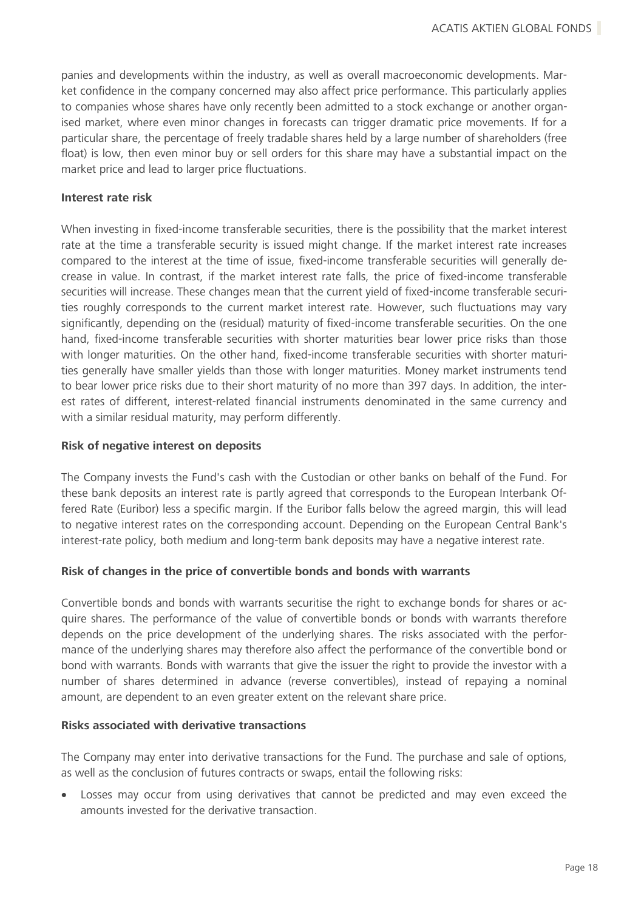panies and developments within the industry, as well as overall macroeconomic developments. Market confidence in the company concerned may also affect price performance. This particularly applies to companies whose shares have only recently been admitted to a stock exchange or another organised market, where even minor changes in forecasts can trigger dramatic price movements. If for a particular share, the percentage of freely tradable shares held by a large number of shareholders (free float) is low, then even minor buy or sell orders for this share may have a substantial impact on the market price and lead to larger price fluctuations.

**Interest rate risk**

When investing in fixed-income transferable securities, there is the possibility that the market interest rate at the time a transferable security is issued might change. If the market interest rate increases compared to the interest at the time of issue, fixed-income transferable securities will generally decrease in value. In contrast, if the market interest rate falls, the price of fixed-income transferable securities will increase. These changes mean that the current yield of fixed-income transferable securities roughly corresponds to the current market interest rate. However, such fluctuations may vary significantly, depending on the (residual) maturity of fixed-income transferable securities. On the one hand, fixed-income transferable securities with shorter maturities bear lower price risks than those with longer maturities. On the other hand, fixed-income transferable securities with shorter maturities generally have smaller yields than those with longer maturities. Money market instruments tend to bear lower price risks due to their short maturity of no more than 397 days. In addition, the interest rates of different, interest-related financial instruments denominated in the same currency and with a similar residual maturity, may perform differently.

**Risk of negative interest on deposits**

The Company invests the Fund's cash with the Custodian or other banks on behalf of the Fund. For these bank deposits an interest rate is partly agreed that corresponds to the European Interbank Offered Rate (Euribor) less a specific margin. If the Euribor falls below the agreed margin, this will lead to negative interest rates on the corresponding account. Depending on the European Central Bank's interest-rate policy, both medium and long-term bank deposits may have a negative interest rate.

**Risk of changes in the price of convertible bonds and bonds with warrants**

Convertible bonds and bonds with warrants securitise the right to exchange bonds for shares or acquire shares. The performance of the value of convertible bonds or bonds with warrants therefore depends on the price development of the underlying shares. The risks associated with the performance of the underlying shares may therefore also affect the performance of the convertible bond or bond with warrants. Bonds with warrants that give the issuer the right to provide the investor with a number of shares determined in advance (reverse convertibles), instead of repaying a nominal amount, are dependent to an even greater extent on the relevant share price.

**Risks associated with derivative transactions**

The Company may enter into derivative transactions for the Fund. The purchase and sale of options, as well as the conclusion of futures contracts or swaps, entail the following risks:

- Losses may occur from using derivatives that cannot be predicted and may even exceed the amounts invested for the derivative transaction.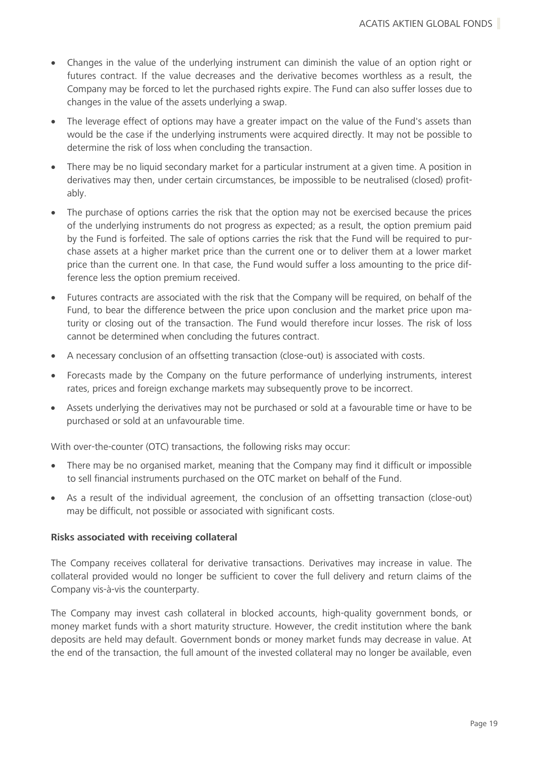- Changes in the value of the underlying instrument can diminish the value of an option right or futures contract. If the value decreases and the derivative becomes worthless as a result, the Company may be forced to let the purchased rights expire. The Fund can also suffer losses due to changes in the value of the assets underlying a swap.
- The leverage effect of options may have a greater impact on the value of the Fund's assets than would be the case if the underlying instruments were acquired directly. It may not be possible to determine the risk of loss when concluding the transaction.
- There may be no liquid secondary market for a particular instrument at a given time. A position in derivatives may then, under certain circumstances, be impossible to be neutralised (closed) profitably.
- The purchase of options carries the risk that the option may not be exercised because the prices of the underlying instruments do not progress as expected; as a result, the option premium paid by the Fund is forfeited. The sale of options carries the risk that the Fund will be required to purchase assets at a higher market price than the current one or to deliver them at a lower market price than the current one. In that case, the Fund would suffer a loss amounting to the price difference less the option premium received.
- Futures contracts are associated with the risk that the Company will be required, on behalf of the Fund, to bear the difference between the price upon conclusion and the market price upon maturity or closing out of the transaction. The Fund would therefore incur losses. The risk of loss cannot be determined when concluding the futures contract.
- A necessary conclusion of an offsetting transaction (close-out) is associated with costs.
- Forecasts made by the Company on the future performance of underlying instruments, interest rates, prices and foreign exchange markets may subsequently prove to be incorrect.
- Assets underlying the derivatives may not be purchased or sold at a favourable time or have to be purchased or sold at an unfavourable time.

With over-the-counter (OTC) transactions, the following risks may occur:

- There may be no organised market, meaning that the Company may find it difficult or impossible to sell financial instruments purchased on the OTC market on behalf of the Fund.
- As a result of the individual agreement, the conclusion of an offsetting transaction (close-out) may be difficult, not possible or associated with significant costs.

**Risks associated with receiving collateral**

The Company receives collateral for derivative transactions. Derivatives may increase in value. The collateral provided would no longer be sufficient to cover the full delivery and return claims of the Company vis-à-vis the counterparty.

The Company may invest cash collateral in blocked accounts, high-quality government bonds, or money market funds with a short maturity structure. However, the credit institution where the bank deposits are held may default. Government bonds or money market funds may decrease in value. At the end of the transaction, the full amount of the invested collateral may no longer be available, even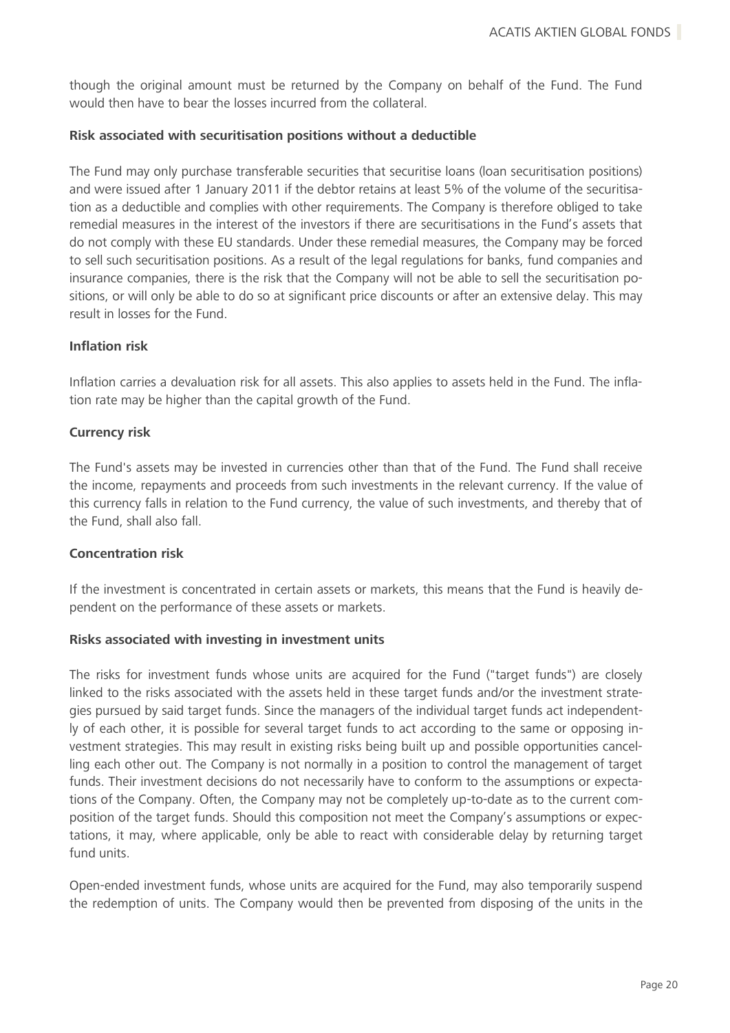though the original amount must be returned by the Company on behalf of the Fund. The Fund would then have to bear the losses incurred from the collateral.

**Risk associated with securitisation positions without a deductible**

The Fund may only purchase transferable securities that securitise loans (loan securitisation positions) and were issued after 1 January 2011 if the debtor retains at least 5% of the volume of the securitisation as a deductible and complies with other requirements. The Company is therefore obliged to take remedial measures in the interest of the investors if there are securitisations in the Fund's assets that do not comply with these EU standards. Under these remedial measures, the Company may be forced to sell such securitisation positions. As a result of the legal regulations for banks, fund companies and insurance companies, there is the risk that the Company will not be able to sell the securitisation positions, or will only be able to do so at significant price discounts or after an extensive delay. This may result in losses for the Fund.

**Inflation risk**

Inflation carries a devaluation risk for all assets. This also applies to assets held in the Fund. The inflation rate may be higher than the capital growth of the Fund.

**Currency risk**

The Fund's assets may be invested in currencies other than that of the Fund. The Fund shall receive the income, repayments and proceeds from such investments in the relevant currency. If the value of this currency falls in relation to the Fund currency, the value of such investments, and thereby that of the Fund, shall also fall.

**Concentration risk**

If the investment is concentrated in certain assets or markets, this means that the Fund is heavily dependent on the performance of these assets or markets.

**Risks associated with investing in investment units**

The risks for investment funds whose units are acquired for the Fund ("target funds") are closely linked to the risks associated with the assets held in these target funds and/or the investment strategies pursued by said target funds. Since the managers of the individual target funds act independently of each other, it is possible for several target funds to act according to the same or opposing investment strategies. This may result in existing risks being built up and possible opportunities cancelling each other out. The Company is not normally in a position to control the management of target funds. Their investment decisions do not necessarily have to conform to the assumptions or expectations of the Company. Often, the Company may not be completely up-to-date as to the current composition of the target funds. Should this composition not meet the Company's assumptions or expectations, it may, where applicable, only be able to react with considerable delay by returning target fund units.

Open-ended investment funds, whose units are acquired for the Fund, may also temporarily suspend the redemption of units. The Company would then be prevented from disposing of the units in the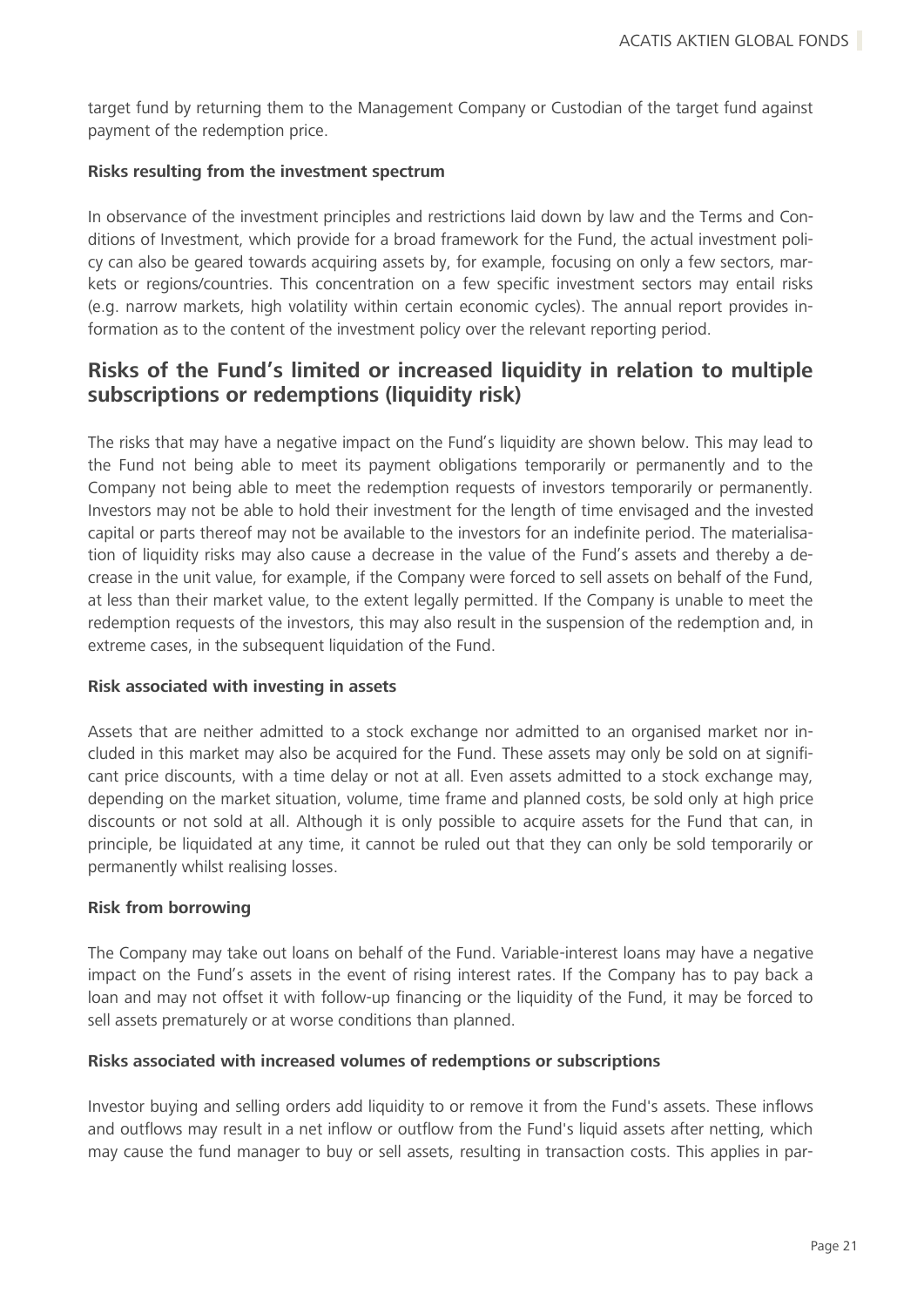target fund by returning them to the Management Company or Custodian of the target fund against payment of the redemption price.

**Risks resulting from the investment spectrum**

In observance of the investment principles and restrictions laid down by law and the Terms and Conditions of Investment, which provide for a broad framework for the Fund, the actual investment policy can also be geared towards acquiring assets by, for example, focusing on only a few sectors, markets or regions/countries. This concentration on a few specific investment sectors may entail risks (e.g. narrow markets, high volatility within certain economic cycles). The annual report provides information as to the content of the investment policy over the relevant reporting period.

## Risks of the Fund's limited or increased liquidity in relation to multiple subscriptions or redemptions (liquidity risk)

The risks that may have a negative impact on the Fund's liquidity are shown below. This may lead to the Fund not being able to meet its payment obligations temporarily or permanently and to the Company not being able to meet the redemption requests of investors temporarily or permanently. Investors may not be able to hold their investment for the length of time envisaged and the invested capital or parts thereof may not be available to the investors for an indefinite period. The materialisation of liquidity risks may also cause a decrease in the value of the Fund's assets and thereby a decrease in the unit value, for example, if the Company were forced to sell assets on behalf of the Fund, at less than their market value, to the extent legally permitted. If the Company is unable to meet the redemption requests of the investors, this may also result in the suspension of the redemption and, in extreme cases, in the subsequent liquidation of the Fund.

**Risk associated with investing in assets**

Assets that are neither admitted to a stock exchange nor admitted to an organised market nor included in this market may also be acquired for the Fund. These assets may only be sold on at significant price discounts, with a time delay or not at all. Even assets admitted to a stock exchange may, depending on the market situation, volume, time frame and planned costs, be sold only at high price discounts or not sold at all. Although it is only possible to acquire assets for the Fund that can, in principle, be liquidated at any time, it cannot be ruled out that they can only be sold temporarily or permanently whilst realising losses.

**Risk from borrowing**

The Company may take out loans on behalf of the Fund. Variable-interest loans may have a negative impact on the Fund's assets in the event of rising interest rates. If the Company has to pay back a loan and may not offset it with follow-up financing or the liquidity of the Fund, it may be forced to sell assets prematurely or at worse conditions than planned.

**Risks associated with increased volumes of redemptions or subscriptions**

Investor buying and selling orders add liquidity to or remove it from the Fund's assets. These inflows and outflows may result in a net inflow or outflow from the Fund's liquid assets after netting, which may cause the fund manager to buy or sell assets, resulting in transaction costs. This applies in par-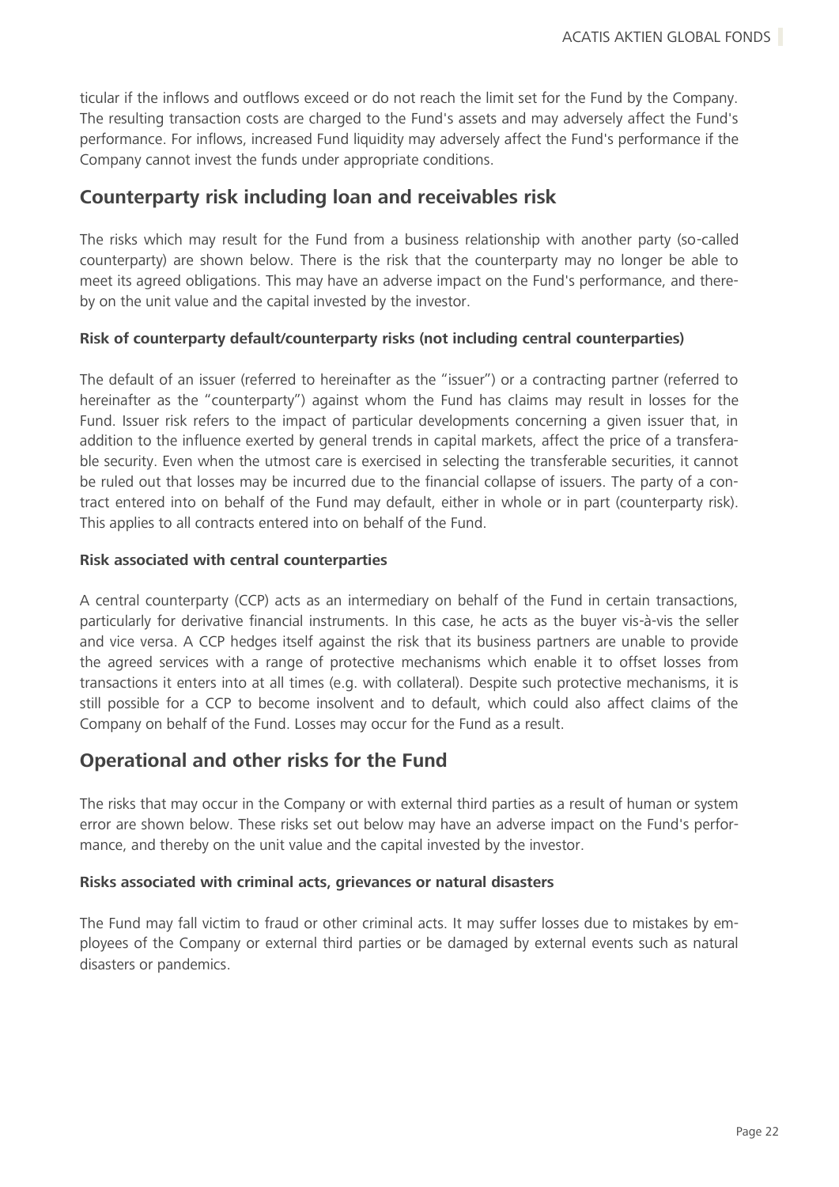ticular if the inflows and outflows exceed or do not reach the limit set for the Fund by the Company. The resulting transaction costs are charged to the Fund's assets and may adversely affect the Fund's performance. For inflows, increased Fund liquidity may adversely affect the Fund's performance if the Company cannot invest the funds under appropriate conditions.

## Counterparty risk including loan and receivables risk

The risks which may result for the Fund from a business relationship with another party (so-called counterparty) are shown below. There is the risk that the counterparty may no longer be able to meet its agreed obligations. This may have an adverse impact on the Fund's performance, and thereby on the unit value and the capital invested by the investor.

**Risk of counterparty default/counterparty risks (not including central counterparties)**

The default of an issuer (referred to hereinafter as the "issuer") or a contracting partner (referred to hereinafter as the "counterparty") against whom the Fund has claims may result in losses for the Fund. Issuer risk refers to the impact of particular developments concerning a given issuer that, in addition to the influence exerted by general trends in capital markets, affect the price of a transferable security. Even when the utmost care is exercised in selecting the transferable securities, it cannot be ruled out that losses may be incurred due to the financial collapse of issuers. The party of a contract entered into on behalf of the Fund may default, either in whole or in part (counterparty risk). This applies to all contracts entered into on behalf of the Fund.

**Risk associated with central counterparties**

A central counterparty (CCP) acts as an intermediary on behalf of the Fund in certain transactions, particularly for derivative financial instruments. In this case, he acts as the buyer vis-à-vis the seller and vice versa. A CCP hedges itself against the risk that its business partners are unable to provide the agreed services with a range of protective mechanisms which enable it to offset losses from transactions it enters into at all times (e.g. with collateral). Despite such protective mechanisms, it is still possible for a CCP to become insolvent and to default, which could also affect claims of the Company on behalf of the Fund. Losses may occur for the Fund as a result.

## Operational and other risks for the Fund

The risks that may occur in the Company or with external third parties as a result of human or system error are shown below. These risks set out below may have an adverse impact on the Fund's performance, and thereby on the unit value and the capital invested by the investor.

**Risks associated with criminal acts, grievances or natural disasters**

The Fund may fall victim to fraud or other criminal acts. It may suffer losses due to mistakes by employees of the Company or external third parties or be damaged by external events such as natural disasters or pandemics.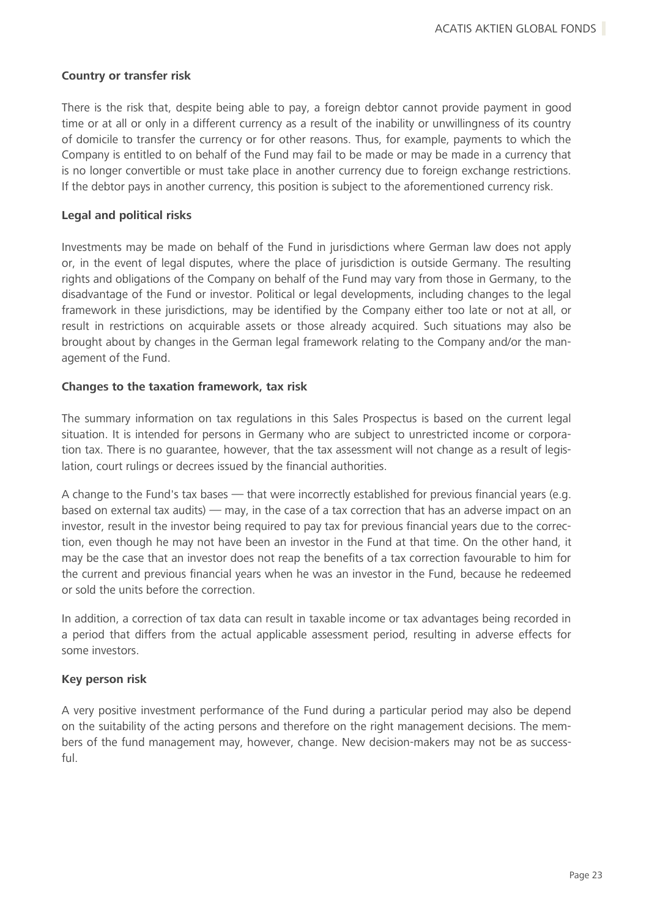**Country or transfer risk**

There is the risk that, despite being able to pay, a foreign debtor cannot provide payment in good time or at all or only in a different currency as a result of the inability or unwillingness of its country of domicile to transfer the currency or for other reasons. Thus, for example, payments to which the Company is entitled to on behalf of the Fund may fail to be made or may be made in a currency that is no longer convertible or must take place in another currency due to foreign exchange restrictions. If the debtor pays in another currency, this position is subject to the aforementioned currency risk.

**Legal and political risks**

Investments may be made on behalf of the Fund in jurisdictions where German law does not apply or, in the event of legal disputes, where the place of jurisdiction is outside Germany. The resulting rights and obligations of the Company on behalf of the Fund may vary from those in Germany, to the disadvantage of the Fund or investor. Political or legal developments, including changes to the legal framework in these jurisdictions, may be identified by the Company either too late or not at all, or result in restrictions on acquirable assets or those already acquired. Such situations may also be brought about by changes in the German legal framework relating to the Company and/or the management of the Fund.

**Changes to the taxation framework, tax risk**

The summary information on tax regulations in this Sales Prospectus is based on the current legal situation. It is intended for persons in Germany who are subject to unrestricted income or corporation tax. There is no guarantee, however, that the tax assessment will not change as a result of legislation, court rulings or decrees issued by the financial authorities.

A change to the Fund's tax bases — that were incorrectly established for previous financial years (e.g. based on external tax audits) — may, in the case of a tax correction that has an adverse impact on an investor, result in the investor being required to pay tax for previous financial years due to the correction, even though he may not have been an investor in the Fund at that time. On the other hand, it may be the case that an investor does not reap the benefits of a tax correction favourable to him for the current and previous financial years when he was an investor in the Fund, because he redeemed or sold the units before the correction.

In addition, a correction of tax data can result in taxable income or tax advantages being recorded in a period that differs from the actual applicable assessment period, resulting in adverse effects for some investors.

**Key person risk**

A very positive investment performance of the Fund during a particular period may also be depend on the suitability of the acting persons and therefore on the right management decisions. The members of the fund management may, however, change. New decision-makers may not be as successful.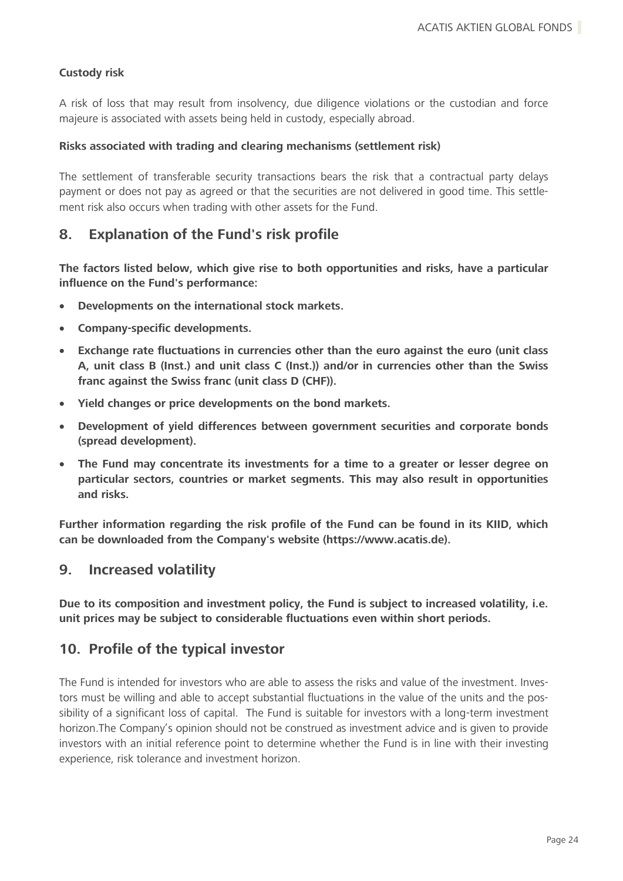**Custody risk**

A risk of loss that may result from insolvency, due diligence violations or the custodian and force majeure is associated with assets being held in custody, especially abroad.

**Risks associated with trading and clearing mechanisms (settlement risk)**

The settlement of transferable security transactions bears the risk that a contractual party delays payment or does not pay as agreed or that the securities are not delivered in good time. This settlement risk also occurs when trading with other assets for the Fund.

## 8. Explanation of the Fund's risk profile

**The factors listed below, which give rise to both opportunities and risks, have a particular influence on the Fund's performance:**

- **Developments on the international stock markets.**
- **Company-specific developments.**
- **Exchange rate fluctuations in currencies other than the euro against the euro (unit class A, unit class B (Inst.) and unit class C (Inst.)) and/or in currencies other than the Swiss franc against the Swiss franc (unit class D (CHF)).**
- **Yield changes or price developments on the bond markets.**
- **Development of yield differences between government securities and corporate bonds (spread development).**
- **The Fund may concentrate its investments for a time to a greater or lesser degree on particular sectors, countries or market segments. This may also result in opportunities and risks.**

**Further information regarding the risk profile of the Fund can be found in its KIID, which can be downloaded from the Company's website (https://www.acatis.de).**

## 9. Increased volatility

**Due to its composition and investment policy, the Fund is subject to increased volatility, i.e. unit prices may be subject to considerable fluctuations even within short periods.**

## 10. Profile of the typical investor

The Fund is intended for investors who are able to assess the risks and value of the investment. Investors must be willing and able to accept substantial fluctuations in the value of the units and the possibility of a significant loss of capital. The Fund is suitable for investors with a long-term investment horizon.The Company's opinion should not be construed as investment advice and is given to provide investors with an initial reference point to determine whether the Fund is in line with their investing experience, risk tolerance and investment horizon.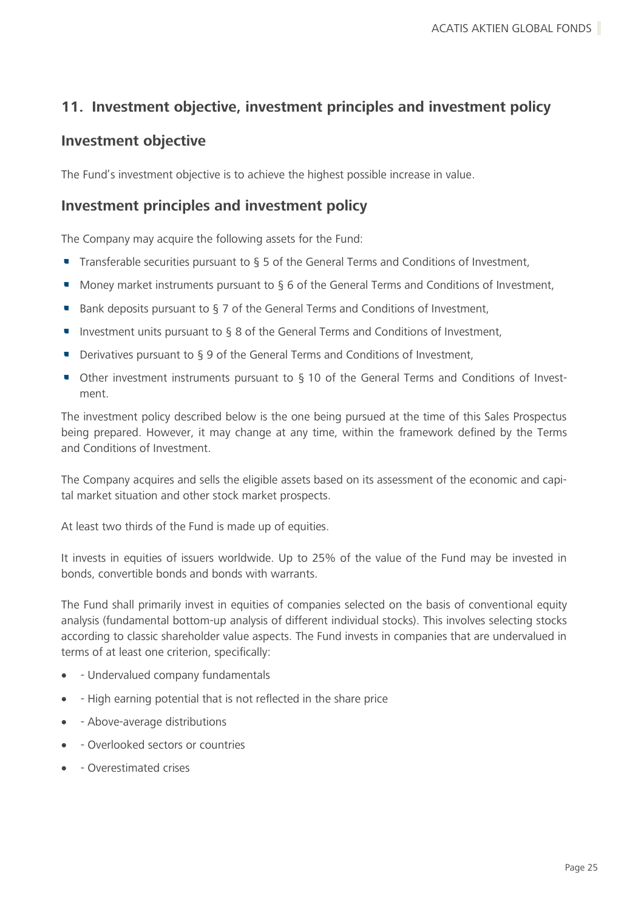## 11. Investment objective, investment principles and investment policy

### Investment objective

The Fund's investment objective is to achieve the highest possible increase in value.

### Investment principles and investment policy

The Company may acquire the following assets for the Fund:

- Transferable securities pursuant to § 5 of the General Terms and Conditions of Investment,
- Money market instruments pursuant to § 6 of the General Terms and Conditions of Investment,
- Bank deposits pursuant to § 7 of the General Terms and Conditions of Investment,
- Investment units pursuant to § 8 of the General Terms and Conditions of Investment,
- Derivatives pursuant to § 9 of the General Terms and Conditions of Investment,
- Other investment instruments pursuant to § 10 of the General Terms and Conditions of Investment.

The investment policy described below is the one being pursued at the time of this Sales Prospectus being prepared. However, it may change at any time, within the framework defined by the Terms and Conditions of Investment.

The Company acquires and sells the eligible assets based on its assessment of the economic and capital market situation and other stock market prospects.

At least two thirds of the Fund is made up of equities.

It invests in equities of issuers worldwide. Up to 25% of the value of the Fund may be invested in bonds, convertible bonds and bonds with warrants.

The Fund shall primarily invest in equities of companies selected on the basis of conventional equity analysis (fundamental bottom-up analysis of different individual stocks). This involves selecting stocks according to classic shareholder value aspects. The Fund invests in companies that are undervalued in terms of at least one criterion, specifically:

- - Undervalued company fundamentals
- - High earning potential that is not reflected in the share price
- - Above-average distributions
- - Overlooked sectors or countries
- - Overestimated crises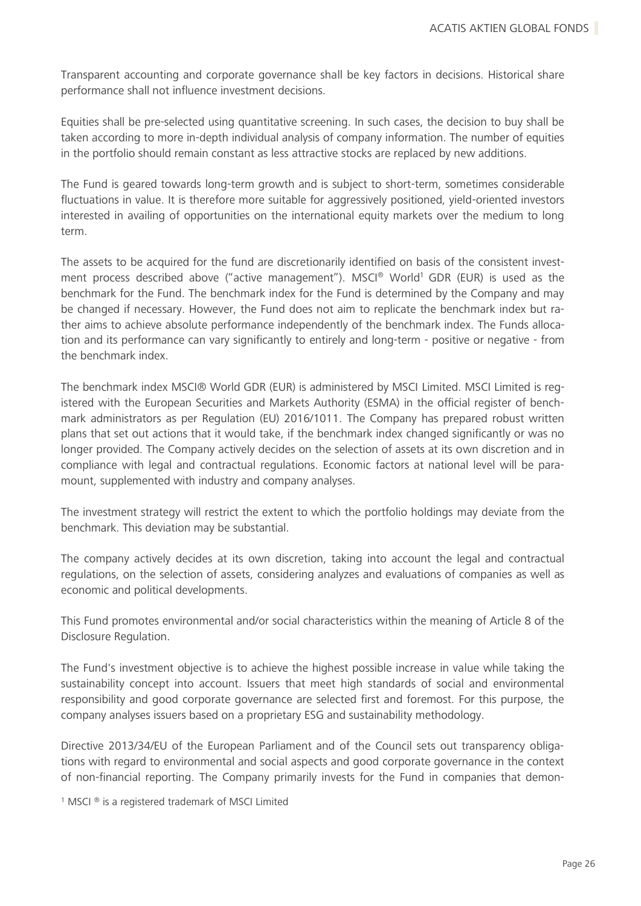Transparent accounting and corporate governance shall be key factors in decisions. Historical share performance shall not influence investment decisions.

Equities shall be pre-selected using quantitative screening. In such cases, the decision to buy shall be taken according to more in-depth individual analysis of company information. The number of equities in the portfolio should remain constant as less attractive stocks are replaced by new additions.

The Fund is geared towards long-term growth and is subject to short-term, sometimes considerable fluctuations in value. It is therefore more suitable for aggressively positioned, yield-oriented investors interested in availing of opportunities on the international equity markets over the medium to long term.

The assets to be acquired for the fund are discretionarily identified on basis of the consistent investment process described above ("active management"). MSCI® World[1] GDR (EUR) is used as the benchmark for the Fund. The benchmark index for the Fund is determined by the Company and may be changed if necessary. However, the Fund does not aim to replicate the benchmark index but rather aims to achieve absolute performance independently of the benchmark index. The Funds allocation and its performance can vary significantly to entirely and long-term - positive or negative - from the benchmark index.

The benchmark index MSCI® World GDR (EUR) is administered by MSCI Limited. MSCI Limited is registered with the European Securities and Markets Authority (ESMA) in the official register of benchmark administrators as per Regulation (EU) 2016/1011. The Company has prepared robust written plans that set out actions that it would take, if the benchmark index changed significantly or was no longer provided. The Company actively decides on the selection of assets at its own discretion and in compliance with legal and contractual regulations. Economic factors at national level will be paramount, supplemented with industry and company analyses.

The investment strategy will restrict the extent to which the portfolio holdings may deviate from the benchmark. This deviation may be substantial.

The company actively decides at its own discretion, taking into account the legal and contractual regulations, on the selection of assets, considering analyzes and evaluations of companies as well as economic and political developments.

This Fund promotes environmental and/or social characteristics within the meaning of Article 8 of the Disclosure Regulation.

The Fund's investment objective is to achieve the highest possible increase in value while taking the sustainability concept into account. Issuers that meet high standards of social and environmental responsibility and good corporate governance are selected first and foremost. For this purpose, the company analyses issuers based on a proprietary ESG and sustainability methodology.

Directive 2013/34/EU of the European Parliament and of the Council sets out transparency obligations with regard to environmental and social aspects and good corporate governance in the context of non-financial reporting. The Company primarily invests for the Fund in companies that demon-

[1] MSCI ® is a registered trademark of MSCI Limited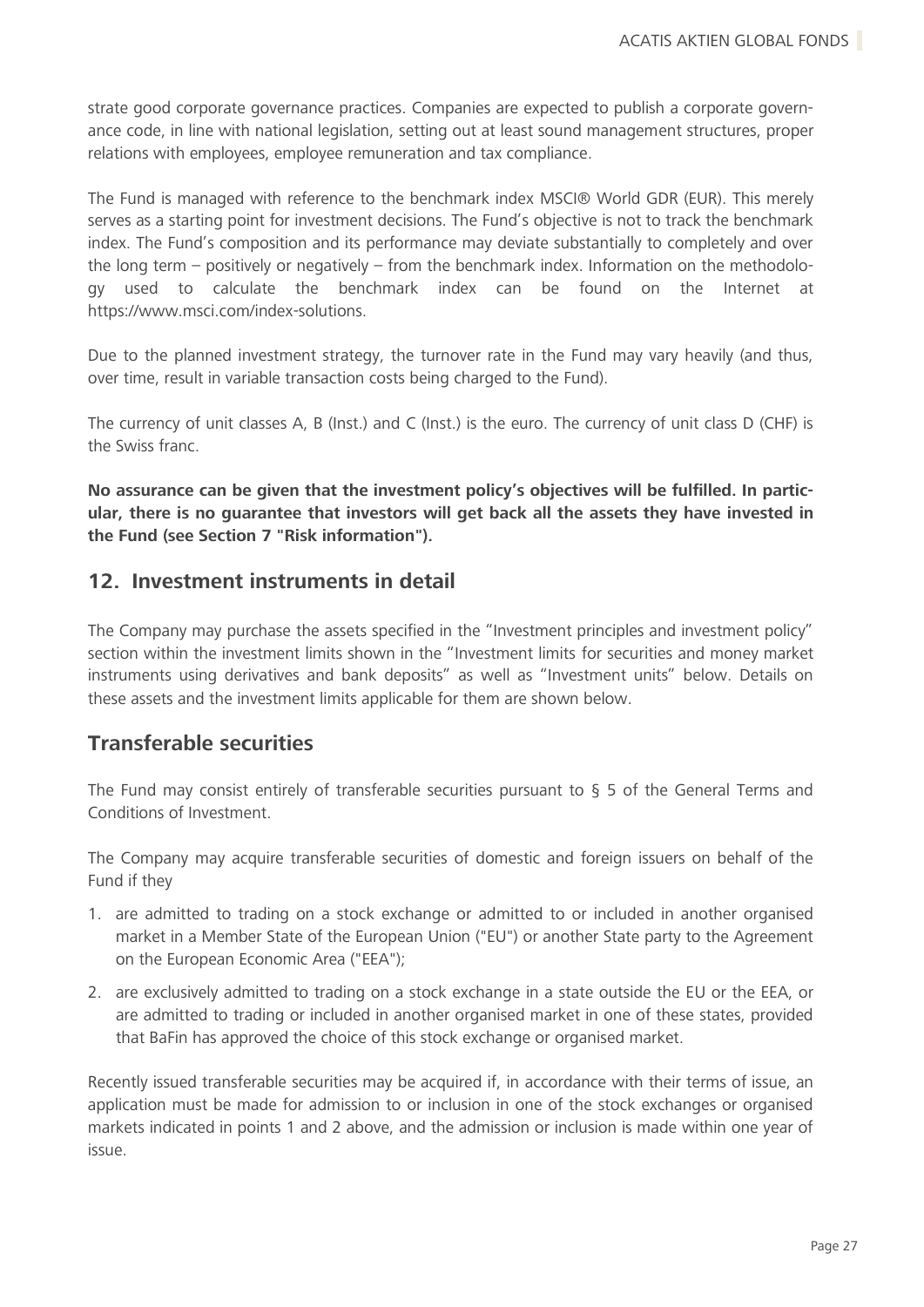strate good corporate governance practices. Companies are expected to publish a corporate governance code, in line with national legislation, setting out at least sound management structures, proper relations with employees, employee remuneration and tax compliance.

The Fund is managed with reference to the benchmark index MSCI® World GDR (EUR). This merely serves as a starting point for investment decisions. The Fund's objective is not to track the benchmark index. The Fund's composition and its performance may deviate substantially to completely and over the long term – positively or negatively – from the benchmark index. Information on the methodology used to calculate the benchmark index can be found on the Internet at https://www.msci.com/index-solutions.

Due to the planned investment strategy, the turnover rate in the Fund may vary heavily (and thus, over time, result in variable transaction costs being charged to the Fund).

The currency of unit classes A, B (Inst.) and C (Inst.) is the euro. The currency of unit class D (CHF) is the Swiss franc.

**No assurance can be given that the investment policy's objectives will be fulfilled. In particular, there is no guarantee that investors will get back all the assets they have invested in the Fund (see Section 7 "Risk information").**

## 12. Investment instruments in detail

The Company may purchase the assets specified in the "Investment principles and investment policy" section within the investment limits shown in the "Investment limits for securities and money market instruments using derivatives and bank deposits" as well as "Investment units" below. Details on these assets and the investment limits applicable for them are shown below.

## Transferable securities

The Fund may consist entirely of transferable securities pursuant to § 5 of the General Terms and Conditions of Investment.

The Company may acquire transferable securities of domestic and foreign issuers on behalf of the Fund if they

1. are admitted to trading on a stock exchange or admitted to or included in another organised market in a Member State of the European Union ("EU") or another State party to the Agreement on the European Economic Area ("EEA");
2. are exclusively admitted to trading on a stock exchange in a state outside the EU or the EEA, or are admitted to trading or included in another organised market in one of these states, provided that BaFin has approved the choice of this stock exchange or organised market.

Recently issued transferable securities may be acquired if, in accordance with their terms of issue, an application must be made for admission to or inclusion in one of the stock exchanges or organised markets indicated in points 1 and 2 above, and the admission or inclusion is made within one year of issue.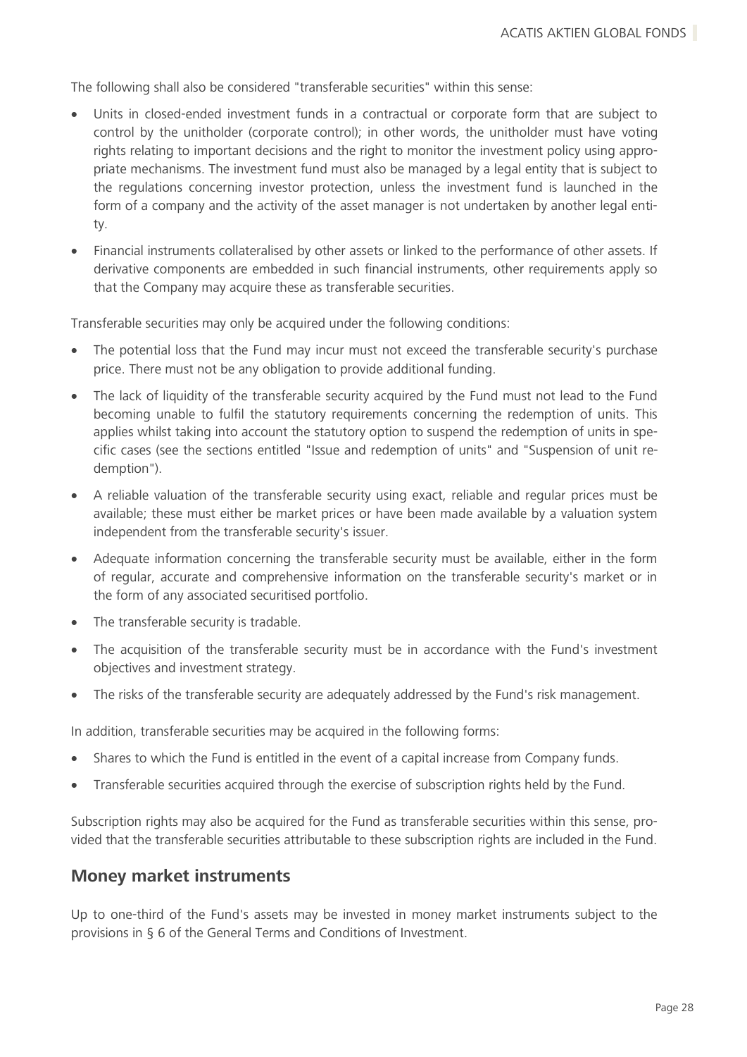The following shall also be considered "transferable securities" within this sense:

- Units in closed-ended investment funds in a contractual or corporate form that are subject to control by the unitholder (corporate control); in other words, the unitholder must have voting rights relating to important decisions and the right to monitor the investment policy using appropriate mechanisms. The investment fund must also be managed by a legal entity that is subject to the regulations concerning investor protection, unless the investment fund is launched in the form of a company and the activity of the asset manager is not undertaken by another legal entity.
- Financial instruments collateralised by other assets or linked to the performance of other assets. If derivative components are embedded in such financial instruments, other requirements apply so that the Company may acquire these as transferable securities.

Transferable securities may only be acquired under the following conditions:

- The potential loss that the Fund may incur must not exceed the transferable security's purchase price. There must not be any obligation to provide additional funding.
- The lack of liquidity of the transferable security acquired by the Fund must not lead to the Fund becoming unable to fulfil the statutory requirements concerning the redemption of units. This applies whilst taking into account the statutory option to suspend the redemption of units in specific cases (see the sections entitled "Issue and redemption of units" and "Suspension of unit redemption").
- A reliable valuation of the transferable security using exact, reliable and regular prices must be available; these must either be market prices or have been made available by a valuation system independent from the transferable security's issuer.
- Adequate information concerning the transferable security must be available, either in the form of regular, accurate and comprehensive information on the transferable security's market or in the form of any associated securitised portfolio.
- The transferable security is tradable.
- The acquisition of the transferable security must be in accordance with the Fund's investment objectives and investment strategy.
- The risks of the transferable security are adequately addressed by the Fund's risk management.

In addition, transferable securities may be acquired in the following forms:

- Shares to which the Fund is entitled in the event of a capital increase from Company funds.
- Transferable securities acquired through the exercise of subscription rights held by the Fund.

Subscription rights may also be acquired for the Fund as transferable securities within this sense, provided that the transferable securities attributable to these subscription rights are included in the Fund.

## Money market instruments

Up to one-third of the Fund's assets may be invested in money market instruments subject to the provisions in § 6 of the General Terms and Conditions of Investment.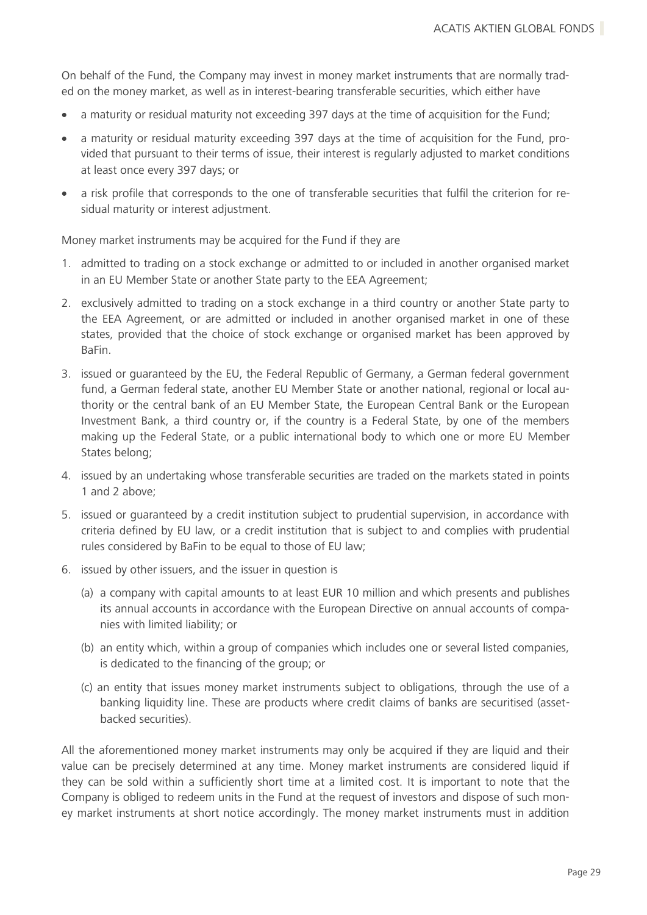On behalf of the Fund, the Company may invest in money market instruments that are normally traded on the money market, as well as in interest-bearing transferable securities, which either have

- a maturity or residual maturity not exceeding 397 days at the time of acquisition for the Fund;
- a maturity or residual maturity exceeding 397 days at the time of acquisition for the Fund, provided that pursuant to their terms of issue, their interest is regularly adjusted to market conditions at least once every 397 days; or
- a risk profile that corresponds to the one of transferable securities that fulfil the criterion for residual maturity or interest adjustment.

Money market instruments may be acquired for the Fund if they are

1. admitted to trading on a stock exchange or admitted to or included in another organised market in an EU Member State or another State party to the EEA Agreement;
2. exclusively admitted to trading on a stock exchange in a third country or another State party to the EEA Agreement, or are admitted or included in another organised market in one of these states, provided that the choice of stock exchange or organised market has been approved by BaFin.
3. issued or guaranteed by the EU, the Federal Republic of Germany, a German federal government fund, a German federal state, another EU Member State or another national, regional or local authority or the central bank of an EU Member State, the European Central Bank or the European Investment Bank, a third country or, if the country is a Federal State, by one of the members making up the Federal State, or a public international body to which one or more EU Member States belong;
4. issued by an undertaking whose transferable securities are traded on the markets stated in points 1 and 2 above;
5. issued or guaranteed by a credit institution subject to prudential supervision, in accordance with criteria defined by EU law, or a credit institution that is subject to and complies with prudential rules considered by BaFin to be equal to those of EU law;
6. issued by other issuers, and the issuer in question is
   (a) a company with capital amounts to at least EUR 10 million and which presents and publishes its annual accounts in accordance with the European Directive on annual accounts of companies with limited liability; or
   (b) an entity which, within a group of companies which includes one or several listed companies, is dedicated to the financing of the group; or
   (c) an entity that issues money market instruments subject to obligations, through the use of a banking liquidity line. These are products where credit claims of banks are securitised (asset-backed securities).

All the aforementioned money market instruments may only be acquired if they are liquid and their value can be precisely determined at any time. Money market instruments are considered liquid if they can be sold within a sufficiently short time at a limited cost. It is important to note that the Company is obliged to redeem units in the Fund at the request of investors and dispose of such money market instruments at short notice accordingly. The money market instruments must in addition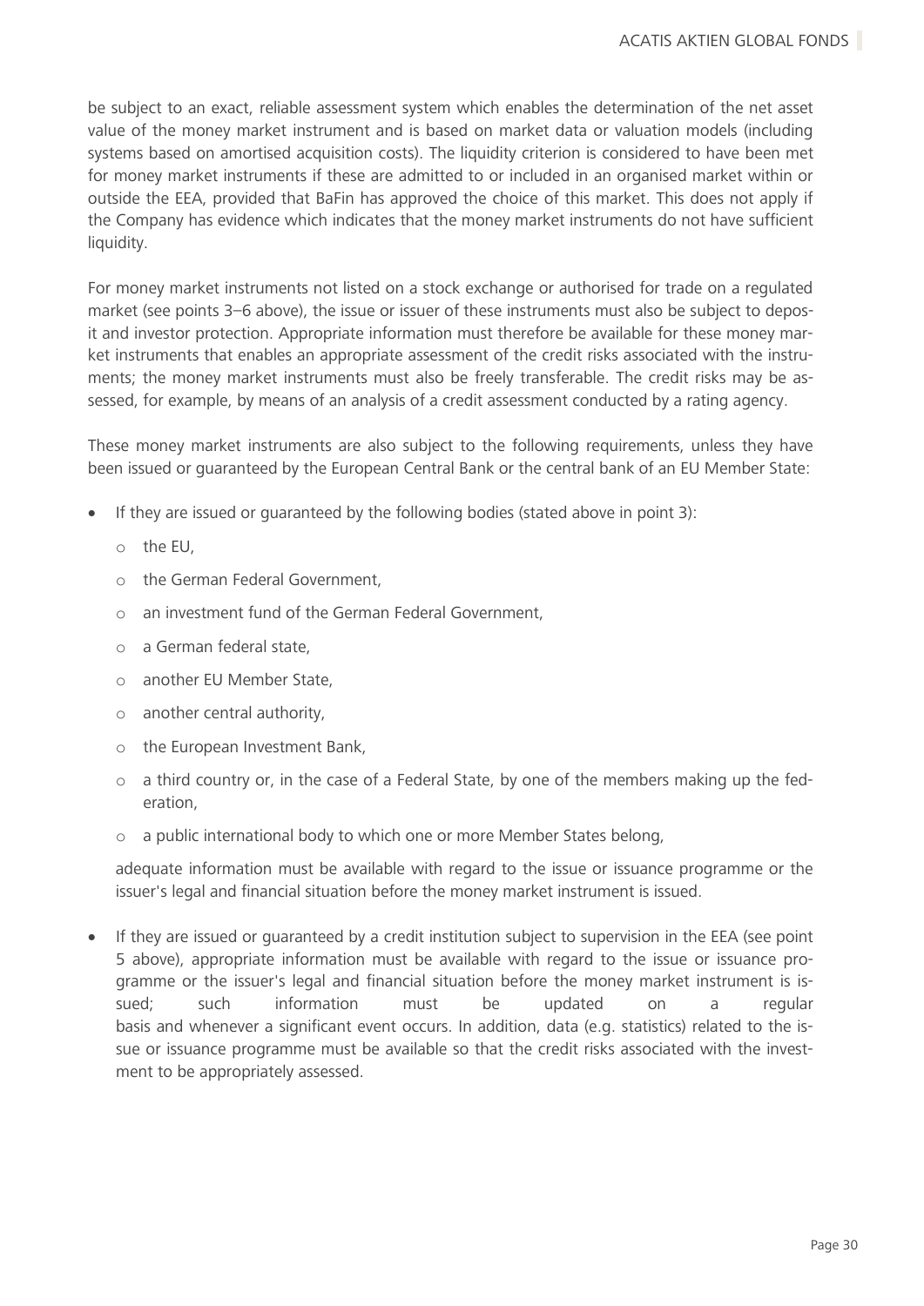be subject to an exact, reliable assessment system which enables the determination of the net asset value of the money market instrument and is based on market data or valuation models (including systems based on amortised acquisition costs). The liquidity criterion is considered to have been met for money market instruments if these are admitted to or included in an organised market within or outside the EEA, provided that BaFin has approved the choice of this market. This does not apply if the Company has evidence which indicates that the money market instruments do not have sufficient liquidity.

For money market instruments not listed on a stock exchange or authorised for trade on a regulated market (see points 3–6 above), the issue or issuer of these instruments must also be subject to deposit and investor protection. Appropriate information must therefore be available for these money market instruments that enables an appropriate assessment of the credit risks associated with the instruments; the money market instruments must also be freely transferable. The credit risks may be assessed, for example, by means of an analysis of a credit assessment conducted by a rating agency.

These money market instruments are also subject to the following requirements, unless they have been issued or guaranteed by the European Central Bank or the central bank of an EU Member State:

- If they are issued or guaranteed by the following bodies (stated above in point 3):
  - the EU,
  - the German Federal Government,
  - an investment fund of the German Federal Government,
  - a German federal state,
  - another EU Member State,
  - another central authority,
  - the European Investment Bank,
  - a third country or, in the case of a Federal State, by one of the members making up the federation,
  - a public international body to which one or more Member States belong,

  adequate information must be available with regard to the issue or issuance programme or the issuer's legal and financial situation before the money market instrument is issued.

- If they are issued or guaranteed by a credit institution subject to supervision in the EEA (see point 5 above), appropriate information must be available with regard to the issue or issuance programme or the issuer's legal and financial situation before the money market instrument is issued; such information must be updated on a regular basis and whenever a significant event occurs. In addition, data (e.g. statistics) related to the issue or issuance programme must be available so that the credit risks associated with the investment to be appropriately assessed.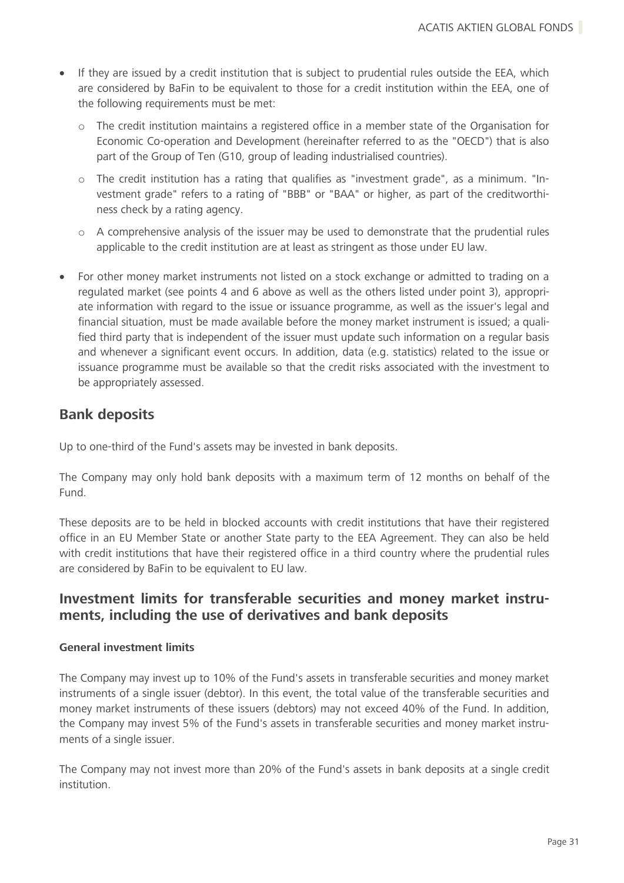- If they are issued by a credit institution that is subject to prudential rules outside the EEA, which are considered by BaFin to be equivalent to those for a credit institution within the EEA, one of the following requirements must be met:
  - The credit institution maintains a registered office in a member state of the Organisation for Economic Co-operation and Development (hereinafter referred to as the "OECD") that is also part of the Group of Ten (G10, group of leading industrialised countries).
  - The credit institution has a rating that qualifies as "investment grade", as a minimum. "Investment grade" refers to a rating of "BBB" or "BAA" or higher, as part of the creditworthiness check by a rating agency.
  - A comprehensive analysis of the issuer may be used to demonstrate that the prudential rules applicable to the credit institution are at least as stringent as those under EU law.
- For other money market instruments not listed on a stock exchange or admitted to trading on a regulated market (see points 4 and 6 above as well as the others listed under point 3), appropriate information with regard to the issue or issuance programme, as well as the issuer's legal and financial situation, must be made available before the money market instrument is issued; a qualified third party that is independent of the issuer must update such information on a regular basis and whenever a significant event occurs. In addition, data (e.g. statistics) related to the issue or issuance programme must be available so that the credit risks associated with the investment to be appropriately assessed.

## Bank deposits

Up to one-third of the Fund's assets may be invested in bank deposits.

The Company may only hold bank deposits with a maximum term of 12 months on behalf of the Fund.

These deposits are to be held in blocked accounts with credit institutions that have their registered office in an EU Member State or another State party to the EEA Agreement. They can also be held with credit institutions that have their registered office in a third country where the prudential rules are considered by BaFin to be equivalent to EU law.

## Investment limits for transferable securities and money market instruments, including the use of derivatives and bank deposits

### General investment limits

The Company may invest up to 10% of the Fund's assets in transferable securities and money market instruments of a single issuer (debtor). In this event, the total value of the transferable securities and money market instruments of these issuers (debtors) may not exceed 40% of the Fund. In addition, the Company may invest 5% of the Fund's assets in transferable securities and money market instruments of a single issuer.

The Company may not invest more than 20% of the Fund's assets in bank deposits at a single credit institution.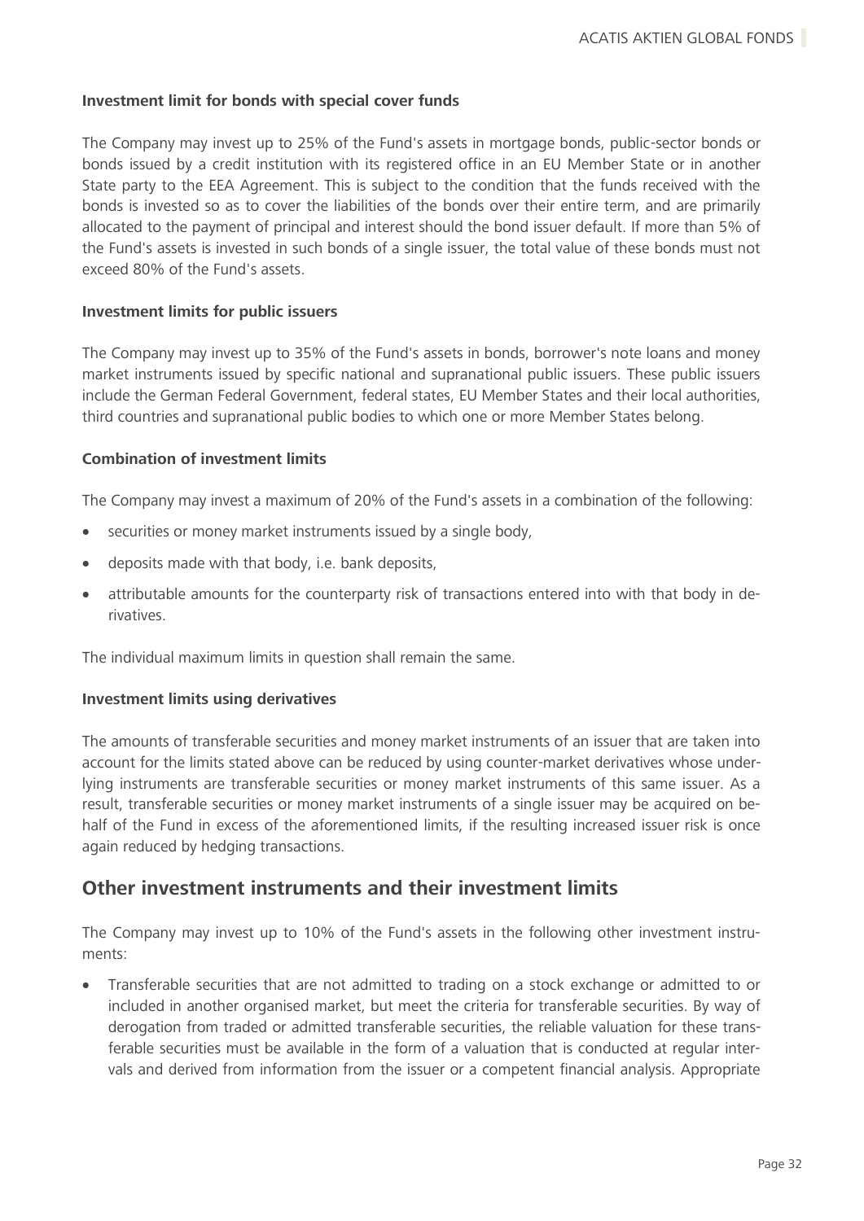### Investment limit for bonds with special cover funds

The Company may invest up to 25% of the Fund's assets in mortgage bonds, public-sector bonds or bonds issued by a credit institution with its registered office in an EU Member State or in another State party to the EEA Agreement. This is subject to the condition that the funds received with the bonds is invested so as to cover the liabilities of the bonds over their entire term, and are primarily allocated to the payment of principal and interest should the bond issuer default. If more than 5% of the Fund's assets is invested in such bonds of a single issuer, the total value of these bonds must not exceed 80% of the Fund's assets.

### Investment limits for public issuers

The Company may invest up to 35% of the Fund's assets in bonds, borrower's note loans and money market instruments issued by specific national and supranational public issuers. These public issuers include the German Federal Government, federal states, EU Member States and their local authorities, third countries and supranational public bodies to which one or more Member States belong.

### Combination of investment limits

The Company may invest a maximum of 20% of the Fund's assets in a combination of the following:

- securities or money market instruments issued by a single body,
- deposits made with that body, i.e. bank deposits,
- attributable amounts for the counterparty risk of transactions entered into with that body in derivatives.

The individual maximum limits in question shall remain the same.

### Investment limits using derivatives

The amounts of transferable securities and money market instruments of an issuer that are taken into account for the limits stated above can be reduced by using counter-market derivatives whose underlying instruments are transferable securities or money market instruments of this same issuer. As a result, transferable securities or money market instruments of a single issuer may be acquired on behalf of the Fund in excess of the aforementioned limits, if the resulting increased issuer risk is once again reduced by hedging transactions.

## Other investment instruments and their investment limits

The Company may invest up to 10% of the Fund's assets in the following other investment instruments:

- Transferable securities that are not admitted to trading on a stock exchange or admitted to or included in another organised market, but meet the criteria for transferable securities. By way of derogation from traded or admitted transferable securities, the reliable valuation for these transferable securities must be available in the form of a valuation that is conducted at regular intervals and derived from information from the issuer or a competent financial analysis. Appropriate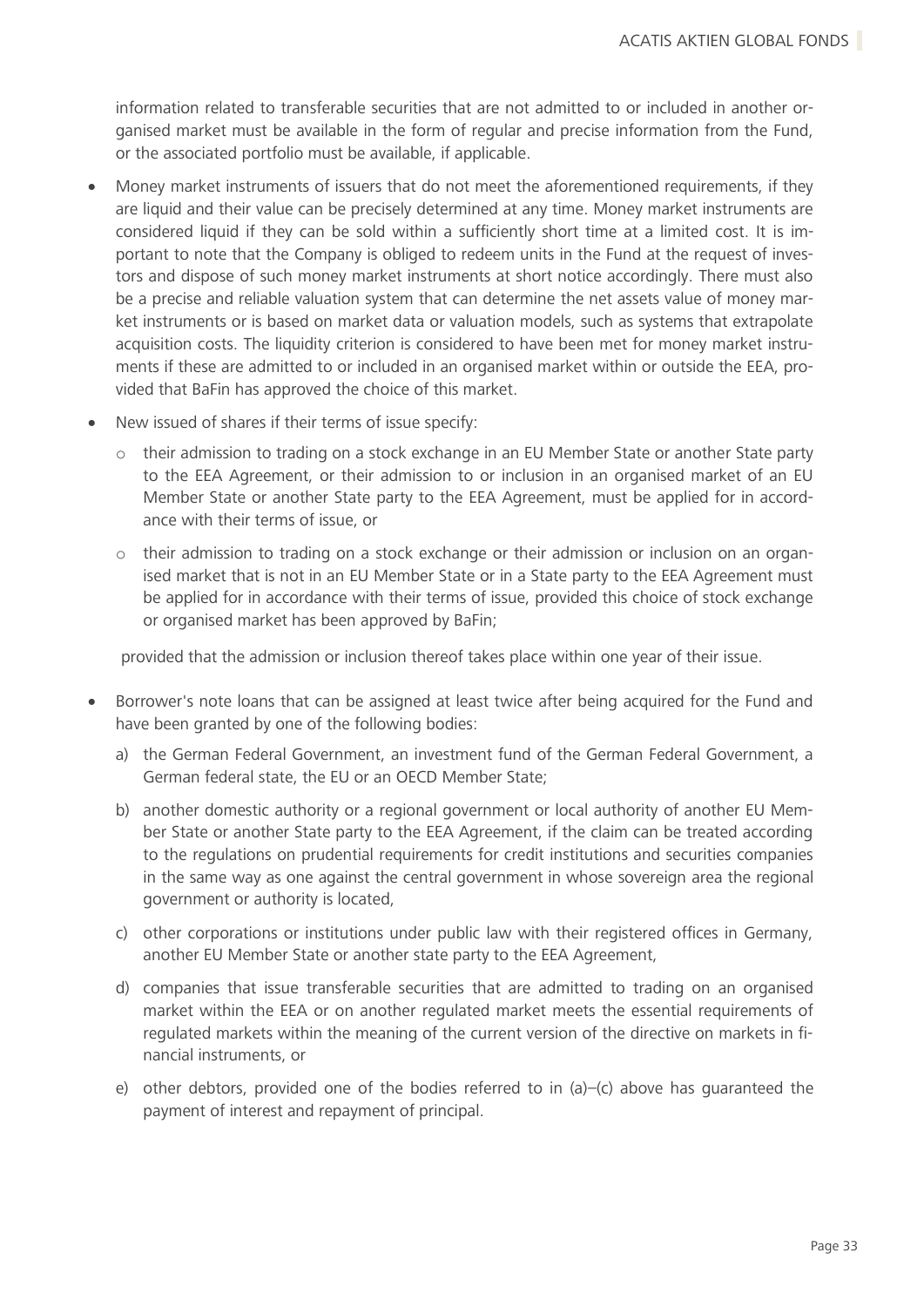information related to transferable securities that are not admitted to or included in another organised market must be available in the form of regular and precise information from the Fund, or the associated portfolio must be available, if applicable.

- Money market instruments of issuers that do not meet the aforementioned requirements, if they are liquid and their value can be precisely determined at any time. Money market instruments are considered liquid if they can be sold within a sufficiently short time at a limited cost. It is important to note that the Company is obliged to redeem units in the Fund at the request of investors and dispose of such money market instruments at short notice accordingly. There must also be a precise and reliable valuation system that can determine the net assets value of money market instruments or is based on market data or valuation models, such as systems that extrapolate acquisition costs. The liquidity criterion is considered to have been met for money market instruments if these are admitted to or included in an organised market within or outside the EEA, provided that BaFin has approved the choice of this market.
- New issued of shares if their terms of issue specify:
  - their admission to trading on a stock exchange in an EU Member State or another State party to the EEA Agreement, or their admission to or inclusion in an organised market of an EU Member State or another State party to the EEA Agreement, must be applied for in accordance with their terms of issue, or
  - their admission to trading on a stock exchange or their admission or inclusion on an organised market that is not in an EU Member State or in a State party to the EEA Agreement must be applied for in accordance with their terms of issue, provided this choice of stock exchange or organised market has been approved by BaFin;

  provided that the admission or inclusion thereof takes place within one year of their issue.
- Borrower's note loans that can be assigned at least twice after being acquired for the Fund and have been granted by one of the following bodies:
  a) the German Federal Government, an investment fund of the German Federal Government, a German federal state, the EU or an OECD Member State;
  b) another domestic authority or a regional government or local authority of another EU Member State or another State party to the EEA Agreement, if the claim can be treated according to the regulations on prudential requirements for credit institutions and securities companies in the same way as one against the central government in whose sovereign area the regional government or authority is located,
  c) other corporations or institutions under public law with their registered offices in Germany, another EU Member State or another state party to the EEA Agreement,
  d) companies that issue transferable securities that are admitted to trading on an organised market within the EEA or on another regulated market meets the essential requirements of regulated markets within the meaning of the current version of the directive on markets in financial instruments, or
  e) other debtors, provided one of the bodies referred to in (a)–(c) above has guaranteed the payment of interest and repayment of principal.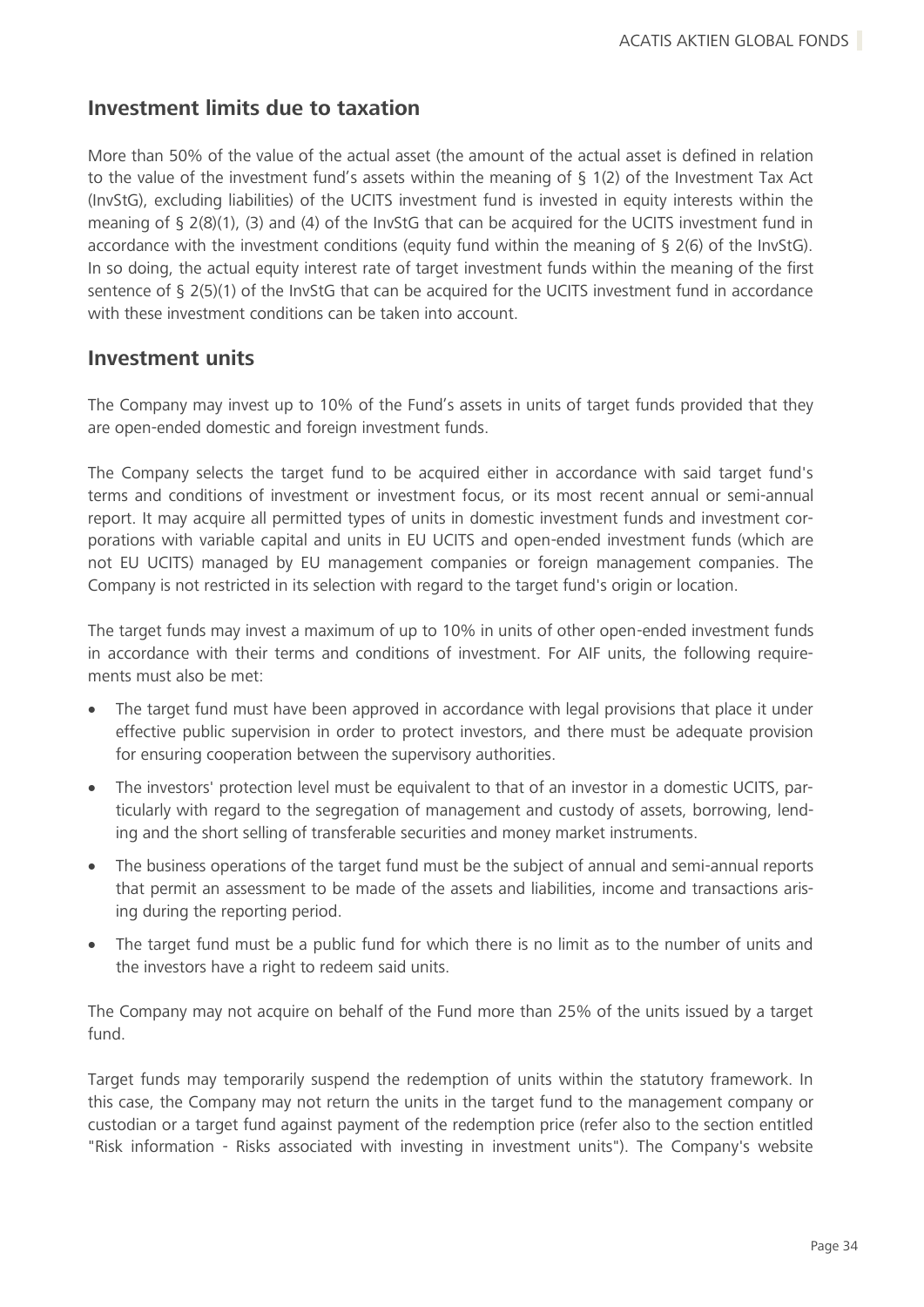## Investment limits due to taxation

More than 50% of the value of the actual asset (the amount of the actual asset is defined in relation to the value of the investment fund's assets within the meaning of § 1(2) of the Investment Tax Act (InvStG), excluding liabilities) of the UCITS investment fund is invested in equity interests within the meaning of § 2(8)(1), (3) and (4) of the InvStG that can be acquired for the UCITS investment fund in accordance with the investment conditions (equity fund within the meaning of § 2(6) of the InvStG). In so doing, the actual equity interest rate of target investment funds within the meaning of the first sentence of § 2(5)(1) of the InvStG that can be acquired for the UCITS investment fund in accordance with these investment conditions can be taken into account.

## Investment units

The Company may invest up to 10% of the Fund's assets in units of target funds provided that they are open-ended domestic and foreign investment funds.

The Company selects the target fund to be acquired either in accordance with said target fund's terms and conditions of investment or investment focus, or its most recent annual or semi-annual report. It may acquire all permitted types of units in domestic investment funds and investment corporations with variable capital and units in EU UCITS and open-ended investment funds (which are not EU UCITS) managed by EU management companies or foreign management companies. The Company is not restricted in its selection with regard to the target fund's origin or location.

The target funds may invest a maximum of up to 10% in units of other open-ended investment funds in accordance with their terms and conditions of investment. For AIF units, the following requirements must also be met:

- The target fund must have been approved in accordance with legal provisions that place it under effective public supervision in order to protect investors, and there must be adequate provision for ensuring cooperation between the supervisory authorities.
- The investors' protection level must be equivalent to that of an investor in a domestic UCITS, particularly with regard to the segregation of management and custody of assets, borrowing, lending and the short selling of transferable securities and money market instruments.
- The business operations of the target fund must be the subject of annual and semi-annual reports that permit an assessment to be made of the assets and liabilities, income and transactions arising during the reporting period.
- The target fund must be a public fund for which there is no limit as to the number of units and the investors have a right to redeem said units.

The Company may not acquire on behalf of the Fund more than 25% of the units issued by a target fund.

Target funds may temporarily suspend the redemption of units within the statutory framework. In this case, the Company may not return the units in the target fund to the management company or custodian or a target fund against payment of the redemption price (refer also to the section entitled "Risk information - Risks associated with investing in investment units"). The Company's website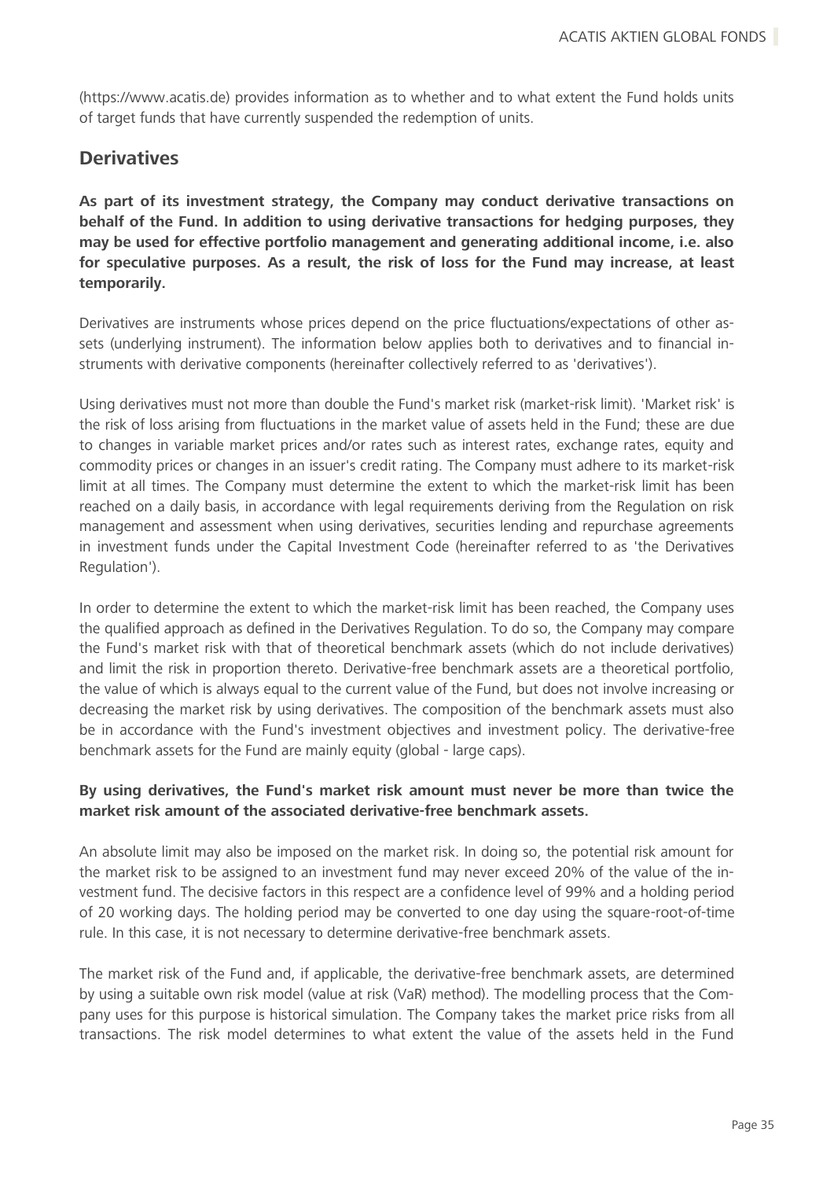(https://www.acatis.de) provides information as to whether and to what extent the Fund holds units of target funds that have currently suspended the redemption of units.

## Derivatives

**As part of its investment strategy, the Company may conduct derivative transactions on behalf of the Fund. In addition to using derivative transactions for hedging purposes, they may be used for effective portfolio management and generating additional income, i.e. also for speculative purposes. As a result, the risk of loss for the Fund may increase, at least temporarily.**

Derivatives are instruments whose prices depend on the price fluctuations/expectations of other assets (underlying instrument). The information below applies both to derivatives and to financial instruments with derivative components (hereinafter collectively referred to as 'derivatives').

Using derivatives must not more than double the Fund's market risk (market-risk limit). 'Market risk' is the risk of loss arising from fluctuations in the market value of assets held in the Fund; these are due to changes in variable market prices and/or rates such as interest rates, exchange rates, equity and commodity prices or changes in an issuer's credit rating. The Company must adhere to its market-risk limit at all times. The Company must determine the extent to which the market-risk limit has been reached on a daily basis, in accordance with legal requirements deriving from the Regulation on risk management and assessment when using derivatives, securities lending and repurchase agreements in investment funds under the Capital Investment Code (hereinafter referred to as 'the Derivatives Regulation').

In order to determine the extent to which the market-risk limit has been reached, the Company uses the qualified approach as defined in the Derivatives Regulation. To do so, the Company may compare the Fund's market risk with that of theoretical benchmark assets (which do not include derivatives) and limit the risk in proportion thereto. Derivative-free benchmark assets are a theoretical portfolio, the value of which is always equal to the current value of the Fund, but does not involve increasing or decreasing the market risk by using derivatives. The composition of the benchmark assets must also be in accordance with the Fund's investment objectives and investment policy. The derivative-free benchmark assets for the Fund are mainly equity (global - large caps).

**By using derivatives, the Fund's market risk amount must never be more than twice the market risk amount of the associated derivative-free benchmark assets.**

An absolute limit may also be imposed on the market risk. In doing so, the potential risk amount for the market risk to be assigned to an investment fund may never exceed 20% of the value of the investment fund. The decisive factors in this respect are a confidence level of 99% and a holding period of 20 working days. The holding period may be converted to one day using the square-root-of-time rule. In this case, it is not necessary to determine derivative-free benchmark assets.

The market risk of the Fund and, if applicable, the derivative-free benchmark assets, are determined by using a suitable own risk model (value at risk (VaR) method). The modelling process that the Company uses for this purpose is historical simulation. The Company takes the market price risks from all transactions. The risk model determines to what extent the value of the assets held in the Fund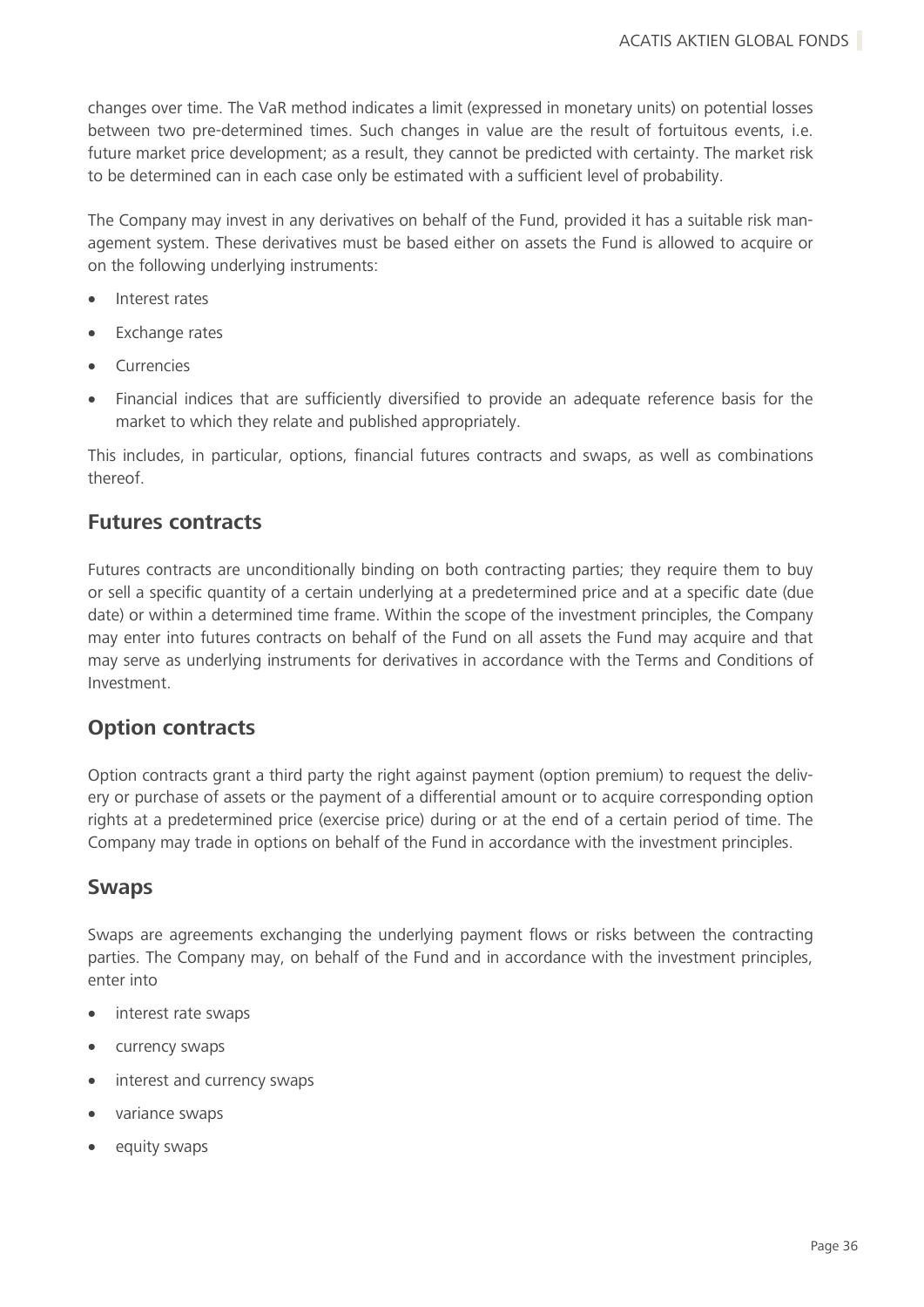changes over time. The VaR method indicates a limit (expressed in monetary units) on potential losses between two pre-determined times. Such changes in value are the result of fortuitous events, i.e. future market price development; as a result, they cannot be predicted with certainty. The market risk to be determined can in each case only be estimated with a sufficient level of probability.

The Company may invest in any derivatives on behalf of the Fund, provided it has a suitable risk management system. These derivatives must be based either on assets the Fund is allowed to acquire or on the following underlying instruments:

- Interest rates
- Exchange rates
- Currencies
- Financial indices that are sufficiently diversified to provide an adequate reference basis for the market to which they relate and published appropriately.

This includes, in particular, options, financial futures contracts and swaps, as well as combinations thereof.

## Futures contracts

Futures contracts are unconditionally binding on both contracting parties; they require them to buy or sell a specific quantity of a certain underlying at a predetermined price and at a specific date (due date) or within a determined time frame. Within the scope of the investment principles, the Company may enter into futures contracts on behalf of the Fund on all assets the Fund may acquire and that may serve as underlying instruments for derivatives in accordance with the Terms and Conditions of Investment.

## Option contracts

Option contracts grant a third party the right against payment (option premium) to request the delivery or purchase of assets or the payment of a differential amount or to acquire corresponding option rights at a predetermined price (exercise price) during or at the end of a certain period of time. The Company may trade in options on behalf of the Fund in accordance with the investment principles.

## Swaps

Swaps are agreements exchanging the underlying payment flows or risks between the contracting parties. The Company may, on behalf of the Fund and in accordance with the investment principles, enter into

- interest rate swaps
- currency swaps
- interest and currency swaps
- variance swaps
- equity swaps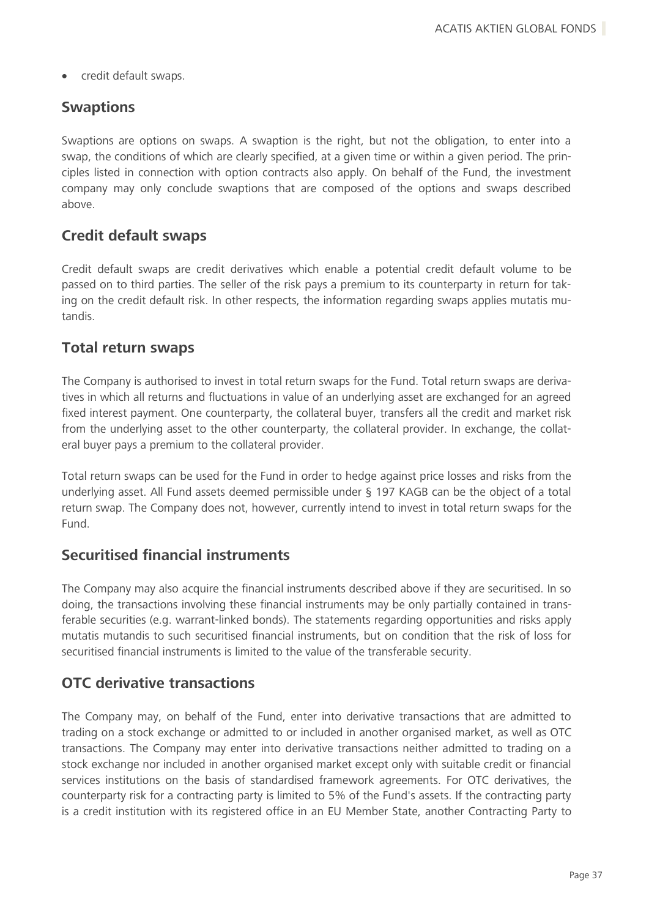- credit default swaps.

## Swaptions

Swaptions are options on swaps. A swaption is the right, but not the obligation, to enter into a swap, the conditions of which are clearly specified, at a given time or within a given period. The principles listed in connection with option contracts also apply. On behalf of the Fund, the investment company may only conclude swaptions that are composed of the options and swaps described above.

## Credit default swaps

Credit default swaps are credit derivatives which enable a potential credit default volume to be passed on to third parties. The seller of the risk pays a premium to its counterparty in return for taking on the credit default risk. In other respects, the information regarding swaps applies mutatis mutandis.

## Total return swaps

The Company is authorised to invest in total return swaps for the Fund. Total return swaps are derivatives in which all returns and fluctuations in value of an underlying asset are exchanged for an agreed fixed interest payment. One counterparty, the collateral buyer, transfers all the credit and market risk from the underlying asset to the other counterparty, the collateral provider. In exchange, the collateral buyer pays a premium to the collateral provider.

Total return swaps can be used for the Fund in order to hedge against price losses and risks from the underlying asset. All Fund assets deemed permissible under § 197 KAGB can be the object of a total return swap. The Company does not, however, currently intend to invest in total return swaps for the Fund.

## Securitised financial instruments

The Company may also acquire the financial instruments described above if they are securitised. In so doing, the transactions involving these financial instruments may be only partially contained in transferable securities (e.g. warrant-linked bonds). The statements regarding opportunities and risks apply mutatis mutandis to such securitised financial instruments, but on condition that the risk of loss for securitised financial instruments is limited to the value of the transferable security.

## OTC derivative transactions

The Company may, on behalf of the Fund, enter into derivative transactions that are admitted to trading on a stock exchange or admitted to or included in another organised market, as well as OTC transactions. The Company may enter into derivative transactions neither admitted to trading on a stock exchange nor included in another organised market except only with suitable credit or financial services institutions on the basis of standardised framework agreements. For OTC derivatives, the counterparty risk for a contracting party is limited to 5% of the Fund's assets. If the contracting party is a credit institution with its registered office in an EU Member State, another Contracting Party to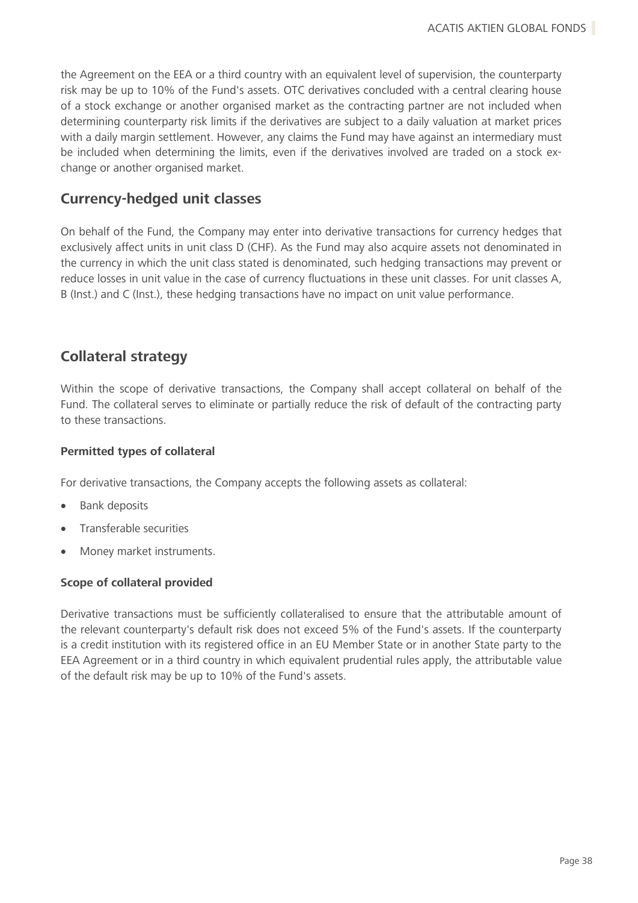the Agreement on the EEA or a third country with an equivalent level of supervision, the counterparty risk may be up to 10% of the Fund's assets. OTC derivatives concluded with a central clearing house of a stock exchange or another organised market as the contracting partner are not included when determining counterparty risk limits if the derivatives are subject to a daily valuation at market prices with a daily margin settlement. However, any claims the Fund may have against an intermediary must be included when determining the limits, even if the derivatives involved are traded on a stock exchange or another organised market.

## Currency-hedged unit classes

On behalf of the Fund, the Company may enter into derivative transactions for currency hedges that exclusively affect units in unit class D (CHF). As the Fund may also acquire assets not denominated in the currency in which the unit class stated is denominated, such hedging transactions may prevent or reduce losses in unit value in the case of currency fluctuations in these unit classes. For unit classes A, B (Inst.) and C (Inst.), these hedging transactions have no impact on unit value performance.

## Collateral strategy

Within the scope of derivative transactions, the Company shall accept collateral on behalf of the Fund. The collateral serves to eliminate or partially reduce the risk of default of the contracting party to these transactions.

### Permitted types of collateral

For derivative transactions, the Company accepts the following assets as collateral:

- Bank deposits
- Transferable securities
- Money market instruments.

### Scope of collateral provided

Derivative transactions must be sufficiently collateralised to ensure that the attributable amount of the relevant counterparty's default risk does not exceed 5% of the Fund's assets. If the counterparty is a credit institution with its registered office in an EU Member State or in another State party to the EEA Agreement or in a third country in which equivalent prudential rules apply, the attributable value of the default risk may be up to 10% of the Fund's assets.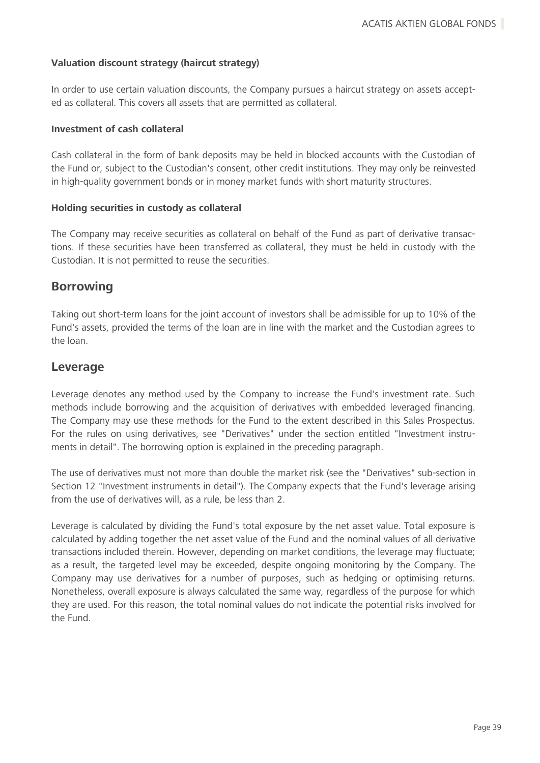**Valuation discount strategy (haircut strategy)**

In order to use certain valuation discounts, the Company pursues a haircut strategy on assets accepted as collateral. This covers all assets that are permitted as collateral.

**Investment of cash collateral**

Cash collateral in the form of bank deposits may be held in blocked accounts with the Custodian of the Fund or, subject to the Custodian's consent, other credit institutions. They may only be reinvested in high-quality government bonds or in money market funds with short maturity structures.

**Holding securities in custody as collateral**

The Company may receive securities as collateral on behalf of the Fund as part of derivative transactions. If these securities have been transferred as collateral, they must be held in custody with the Custodian. It is not permitted to reuse the securities.

## Borrowing

Taking out short-term loans for the joint account of investors shall be admissible for up to 10% of the Fund's assets, provided the terms of the loan are in line with the market and the Custodian agrees to the loan.

## Leverage

Leverage denotes any method used by the Company to increase the Fund's investment rate. Such methods include borrowing and the acquisition of derivatives with embedded leveraged financing. The Company may use these methods for the Fund to the extent described in this Sales Prospectus. For the rules on using derivatives, see "Derivatives" under the section entitled "Investment instruments in detail". The borrowing option is explained in the preceding paragraph.

The use of derivatives must not more than double the market risk (see the "Derivatives" sub-section in Section 12 "Investment instruments in detail"). The Company expects that the Fund's leverage arising from the use of derivatives will, as a rule, be less than 2.

Leverage is calculated by dividing the Fund's total exposure by the net asset value. Total exposure is calculated by adding together the net asset value of the Fund and the nominal values of all derivative transactions included therein. However, depending on market conditions, the leverage may fluctuate; as a result, the targeted level may be exceeded, despite ongoing monitoring by the Company. The Company may use derivatives for a number of purposes, such as hedging or optimising returns. Nonetheless, overall exposure is always calculated the same way, regardless of the purpose for which they are used. For this reason, the total nominal values do not indicate the potential risks involved for the Fund.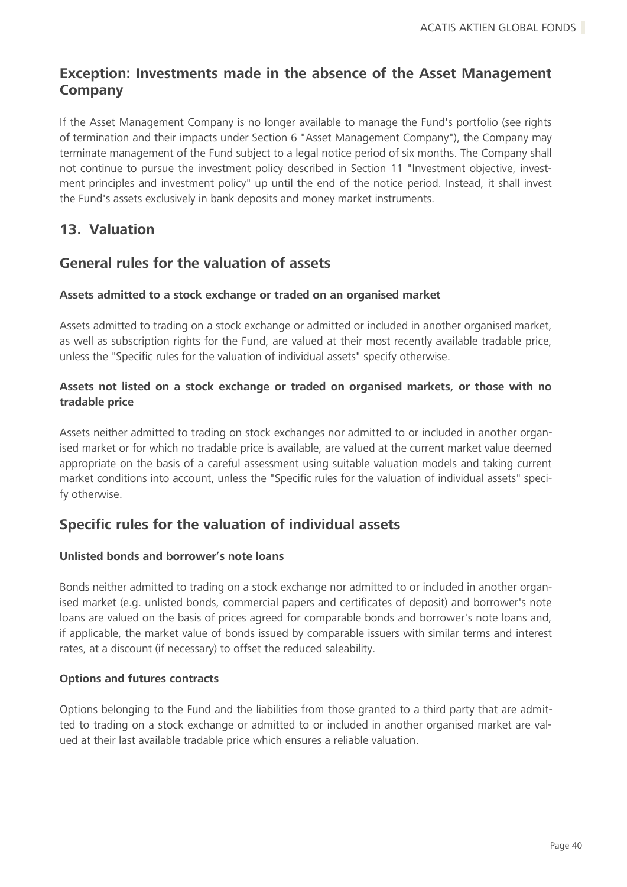## Exception: Investments made in the absence of the Asset Management Company

If the Asset Management Company is no longer available to manage the Fund's portfolio (see rights of termination and their impacts under Section 6 "Asset Management Company"), the Company may terminate management of the Fund subject to a legal notice period of six months. The Company shall not continue to pursue the investment policy described in Section 11 "Investment objective, investment principles and investment policy" up until the end of the notice period. Instead, it shall invest the Fund's assets exclusively in bank deposits and money market instruments.

# 13. Valuation

## General rules for the valuation of assets

**Assets admitted to a stock exchange or traded on an organised market**

Assets admitted to trading on a stock exchange or admitted or included in another organised market, as well as subscription rights for the Fund, are valued at their most recently available tradable price, unless the "Specific rules for the valuation of individual assets" specify otherwise.

**Assets not listed on a stock exchange or traded on organised markets, or those with no tradable price**

Assets neither admitted to trading on stock exchanges nor admitted to or included in another organised market or for which no tradable price is available, are valued at the current market value deemed appropriate on the basis of a careful assessment using suitable valuation models and taking current market conditions into account, unless the "Specific rules for the valuation of individual assets" specify otherwise.

## Specific rules for the valuation of individual assets

**Unlisted bonds and borrower's note loans**

Bonds neither admitted to trading on a stock exchange nor admitted to or included in another organised market (e.g. unlisted bonds, commercial papers and certificates of deposit) and borrower's note loans are valued on the basis of prices agreed for comparable bonds and borrower's note loans and, if applicable, the market value of bonds issued by comparable issuers with similar terms and interest rates, at a discount (if necessary) to offset the reduced saleability.

**Options and futures contracts**

Options belonging to the Fund and the liabilities from those granted to a third party that are admitted to trading on a stock exchange or admitted to or included in another organised market are valued at their last available tradable price which ensures a reliable valuation.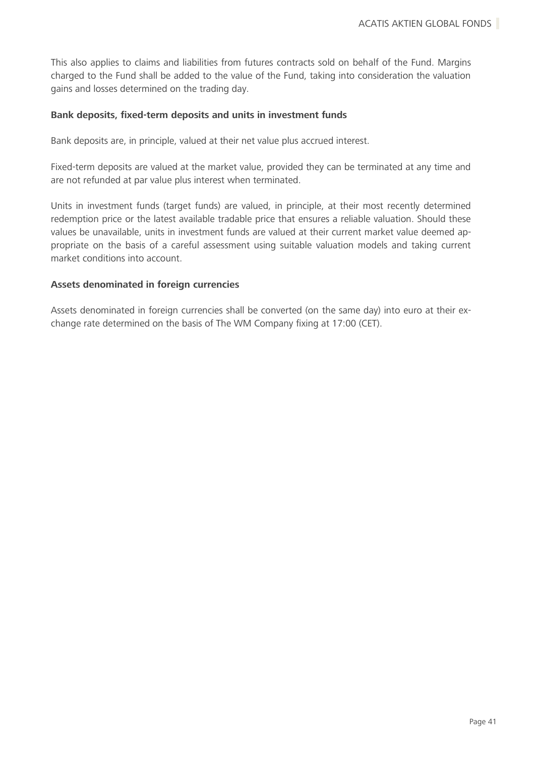This also applies to claims and liabilities from futures contracts sold on behalf of the Fund. Margins charged to the Fund shall be added to the value of the Fund, taking into consideration the valuation gains and losses determined on the trading day.

**Bank deposits, fixed-term deposits and units in investment funds**

Bank deposits are, in principle, valued at their net value plus accrued interest.

Fixed-term deposits are valued at the market value, provided they can be terminated at any time and are not refunded at par value plus interest when terminated.

Units in investment funds (target funds) are valued, in principle, at their most recently determined redemption price or the latest available tradable price that ensures a reliable valuation. Should these values be unavailable, units in investment funds are valued at their current market value deemed appropriate on the basis of a careful assessment using suitable valuation models and taking current market conditions into account.

**Assets denominated in foreign currencies**

Assets denominated in foreign currencies shall be converted (on the same day) into euro at their exchange rate determined on the basis of The WM Company fixing at 17:00 (CET).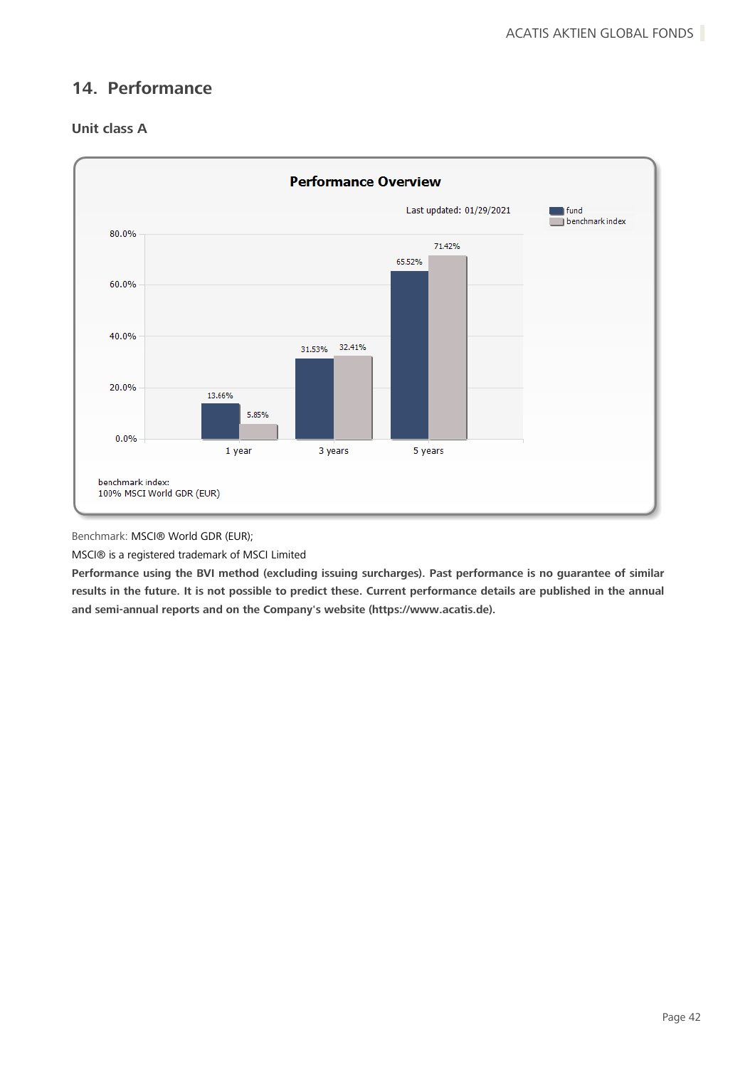## 14. Performance

### Unit class A

**Performance Overview**

Last updated: 01/29/2021

| | fund | benchmark index |
|---|---|---|
| 1 year | 13.66% | 5.85% |
| 3 years | 31.53% | 32.41% |
| 5 years | 65.52% | 71.42% |

benchmark index:
100% MSCI World GDR (EUR)

Benchmark: MSCI® World GDR (EUR);

MSCI® is a registered trademark of MSCI Limited

**Performance using the BVI method (excluding issuing surcharges). Past performance is no guarantee of similar results in the future. It is not possible to predict these. Current performance details are published in the annual and semi-annual reports and on the Company's website (https://www.acatis.de).**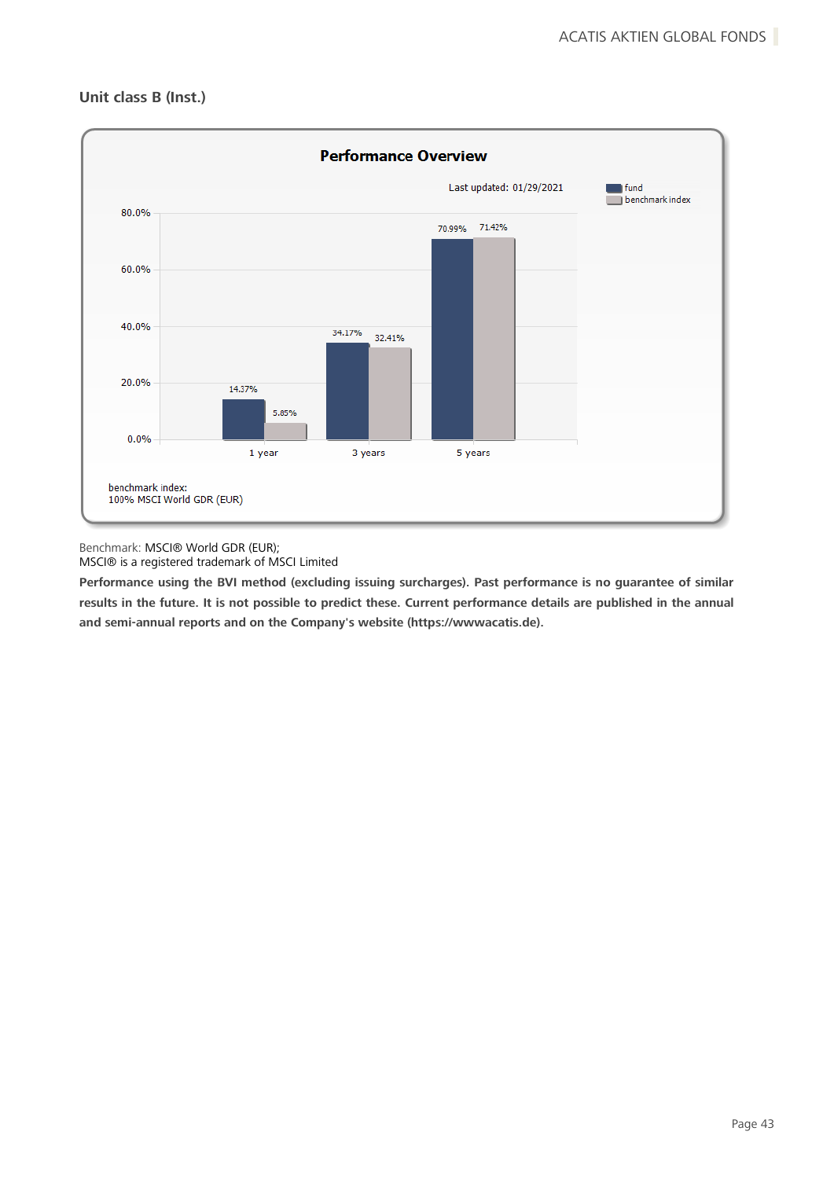### Unit class B (Inst.)

**Performance Overview**

Last updated: 01/29/2021

| | fund | benchmark index |
|---|---|---|
| 1 year | 14.37% | 5.85% |
| 3 years | 34.17% | 32.41% |
| 5 years | 70.99% | 71.42% |

benchmark index:
100% MSCI World GDR (EUR)

Benchmark: MSCI® World GDR (EUR);
MSCI® is a registered trademark of MSCI Limited

**Performance using the BVI method (excluding issuing surcharges). Past performance is no guarantee of similar results in the future. It is not possible to predict these. Current performance details are published in the annual and semi-annual reports and on the Company's website (https://wwwacatis.de).**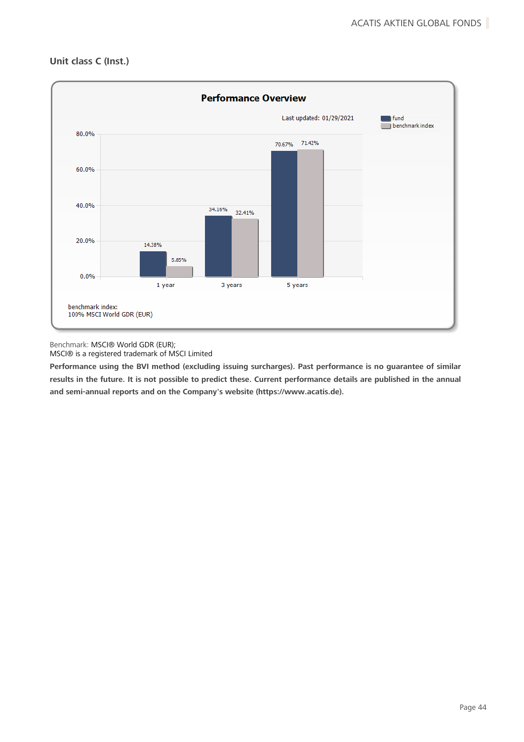## Unit class C (Inst.)

**Performance Overview**

Last updated: 01/29/2021

| | fund | benchmark index |
|---|---|---|
| 1 year | 14.38% | 5.85% |
| 3 years | 34.16% | 32.41% |
| 5 years | 70.67% | 71.42% |

benchmark index:
100% MSCI World GDR (EUR)

Benchmark: MSCI® World GDR (EUR);
MSCI® is a registered trademark of MSCI Limited

**Performance using the BVI method (excluding issuing surcharges). Past performance is no guarantee of similar results in the future. It is not possible to predict these. Current performance details are published in the annual and semi-annual reports and on the Company's website (https://www.acatis.de).**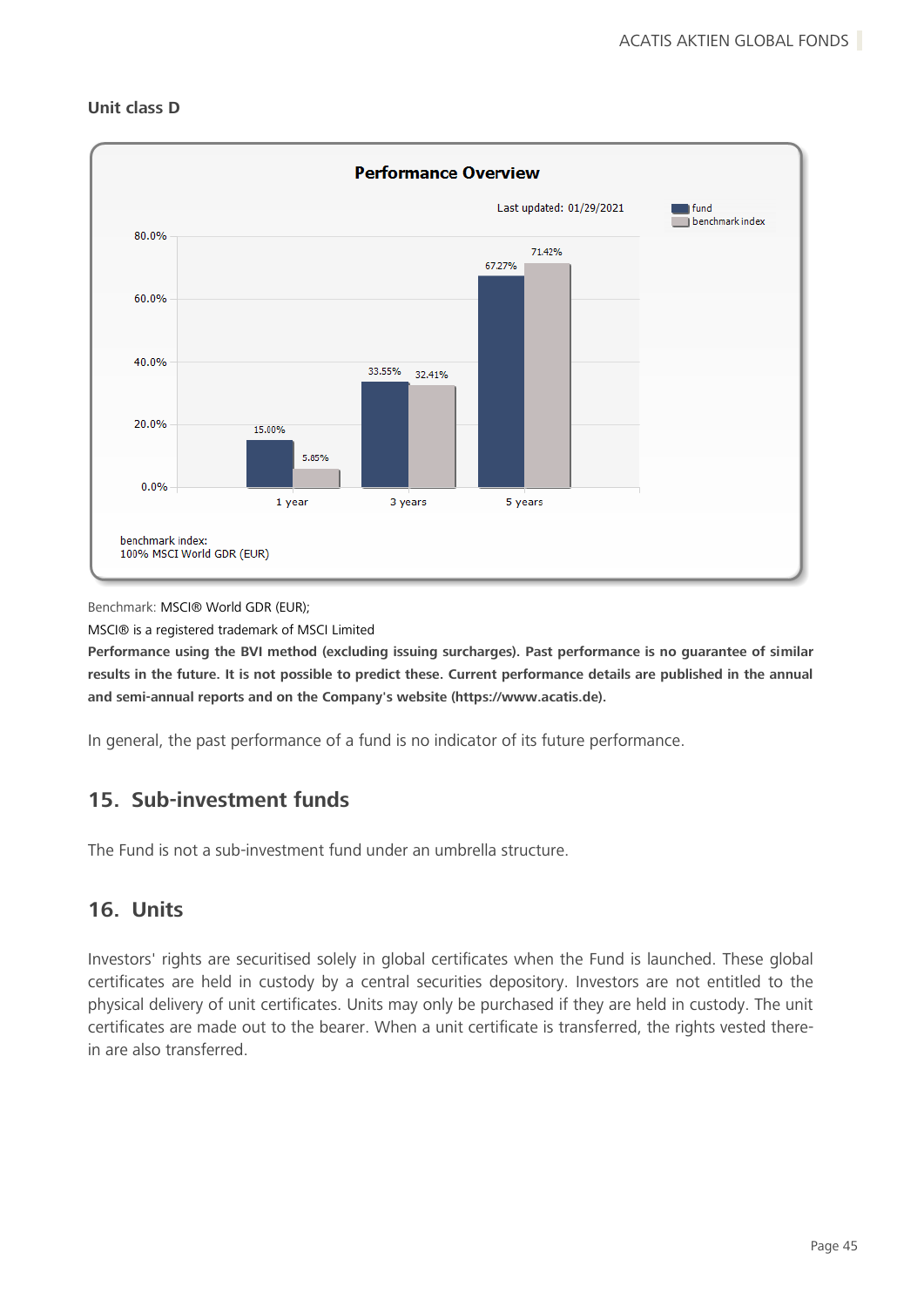**Unit class D**

**Performance Overview**

Last updated: 01/29/2021

| | fund | benchmark index |
|---|---|---|
| 1 year | 15.00% | 5.85% |
| 3 years | 33.55% | 32.41% |
| 5 years | 67.27% | 71.42% |

benchmark index:
100% MSCI World GDR (EUR)

Benchmark: MSCI® World GDR (EUR);

MSCI® is a registered trademark of MSCI Limited

**Performance using the BVI method (excluding issuing surcharges). Past performance is no guarantee of similar results in the future. It is not possible to predict these. Current performance details are published in the annual and semi-annual reports and on the Company's website (https://www.acatis.de).**

In general, the past performance of a fund is no indicator of its future performance.

## 15. Sub-investment funds

The Fund is not a sub-investment fund under an umbrella structure.

## 16. Units

Investors' rights are securitised solely in global certificates when the Fund is launched. These global certificates are held in custody by a central securities depository. Investors are not entitled to the physical delivery of unit certificates. Units may only be purchased if they are held in custody. The unit certificates are made out to the bearer. When a unit certificate is transferred, the rights vested therein are also transferred.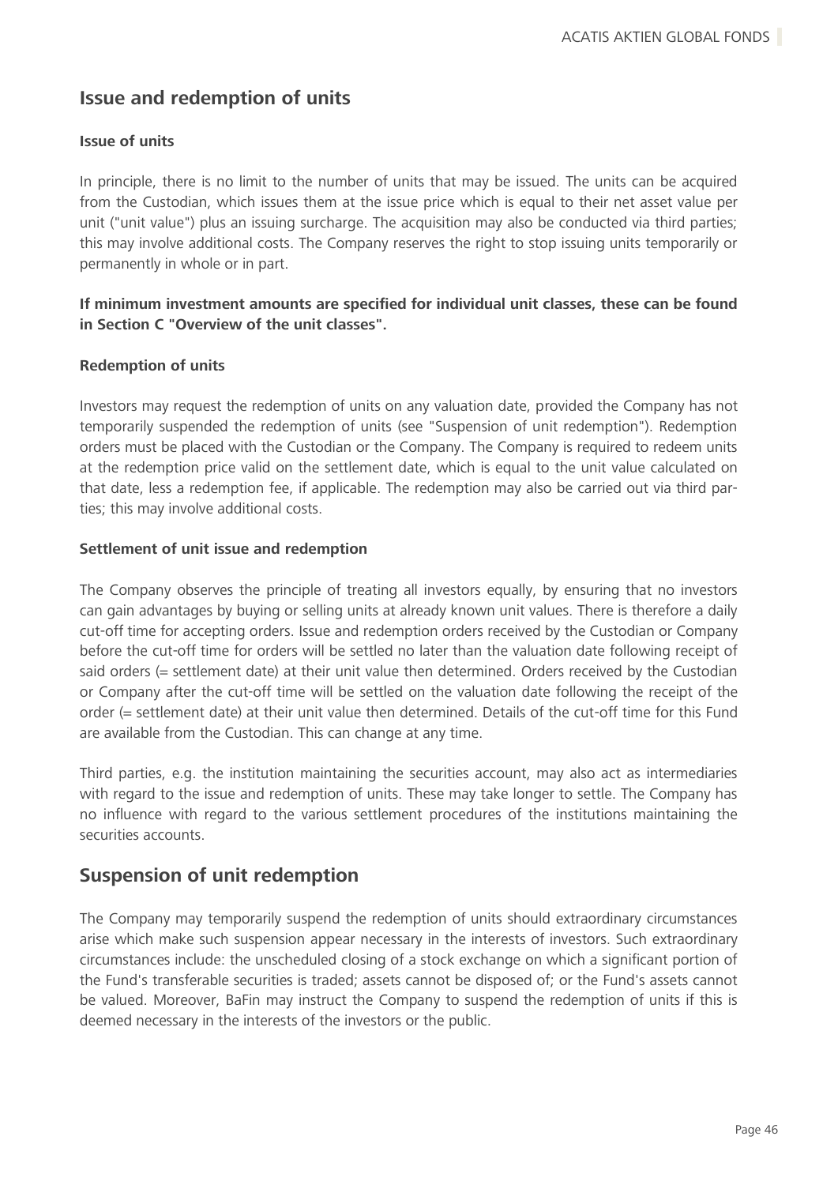## Issue and redemption of units

### Issue of units

In principle, there is no limit to the number of units that may be issued. The units can be acquired from the Custodian, which issues them at the issue price which is equal to their net asset value per unit ("unit value") plus an issuing surcharge. The acquisition may also be conducted via third parties; this may involve additional costs. The Company reserves the right to stop issuing units temporarily or permanently in whole or in part.

**If minimum investment amounts are specified for individual unit classes, these can be found in Section C "Overview of the unit classes".**

### Redemption of units

Investors may request the redemption of units on any valuation date, provided the Company has not temporarily suspended the redemption of units (see "Suspension of unit redemption"). Redemption orders must be placed with the Custodian or the Company. The Company is required to redeem units at the redemption price valid on the settlement date, which is equal to the unit value calculated on that date, less a redemption fee, if applicable. The redemption may also be carried out via third parties; this may involve additional costs.

### Settlement of unit issue and redemption

The Company observes the principle of treating all investors equally, by ensuring that no investors can gain advantages by buying or selling units at already known unit values. There is therefore a daily cut-off time for accepting orders. Issue and redemption orders received by the Custodian or Company before the cut-off time for orders will be settled no later than the valuation date following receipt of said orders (= settlement date) at their unit value then determined. Orders received by the Custodian or Company after the cut-off time will be settled on the valuation date following the receipt of the order (= settlement date) at their unit value then determined. Details of the cut-off time for this Fund are available from the Custodian. This can change at any time.

Third parties, e.g. the institution maintaining the securities account, may also act as intermediaries with regard to the issue and redemption of units. These may take longer to settle. The Company has no influence with regard to the various settlement procedures of the institutions maintaining the securities accounts.

## Suspension of unit redemption

The Company may temporarily suspend the redemption of units should extraordinary circumstances arise which make such suspension appear necessary in the interests of investors. Such extraordinary circumstances include: the unscheduled closing of a stock exchange on which a significant portion of the Fund's transferable securities is traded; assets cannot be disposed of; or the Fund's assets cannot be valued. Moreover, BaFin may instruct the Company to suspend the redemption of units if this is deemed necessary in the interests of the investors or the public.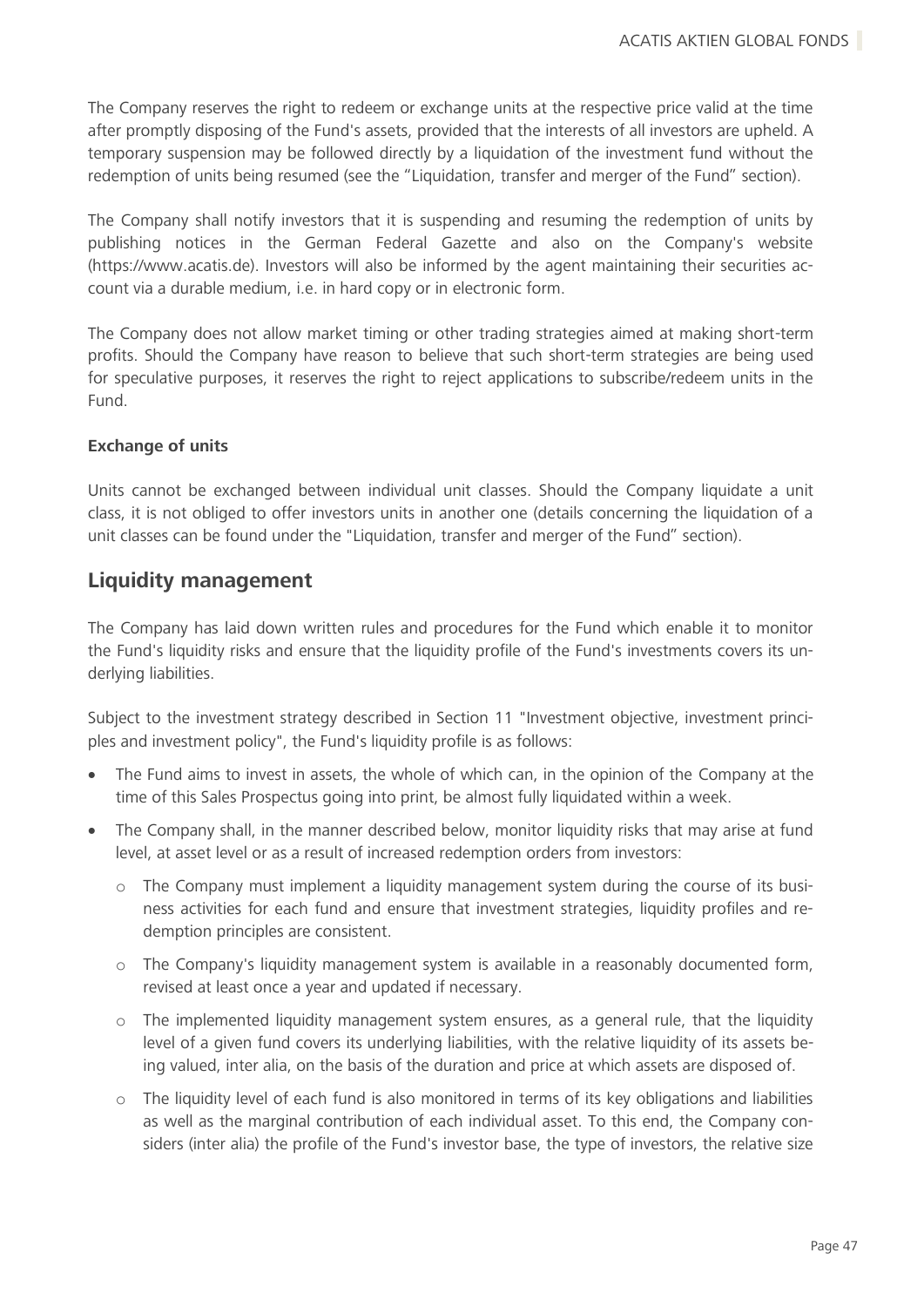The Company reserves the right to redeem or exchange units at the respective price valid at the time after promptly disposing of the Fund's assets, provided that the interests of all investors are upheld. A temporary suspension may be followed directly by a liquidation of the investment fund without the redemption of units being resumed (see the "Liquidation, transfer and merger of the Fund" section).

The Company shall notify investors that it is suspending and resuming the redemption of units by publishing notices in the German Federal Gazette and also on the Company's website (https://www.acatis.de). Investors will also be informed by the agent maintaining their securities account via a durable medium, i.e. in hard copy or in electronic form.

The Company does not allow market timing or other trading strategies aimed at making short-term profits. Should the Company have reason to believe that such short-term strategies are being used for speculative purposes, it reserves the right to reject applications to subscribe/redeem units in the Fund.

**Exchange of units**

Units cannot be exchanged between individual unit classes. Should the Company liquidate a unit class, it is not obliged to offer investors units in another one (details concerning the liquidation of a unit classes can be found under the "Liquidation, transfer and merger of the Fund" section).

## Liquidity management

The Company has laid down written rules and procedures for the Fund which enable it to monitor the Fund's liquidity risks and ensure that the liquidity profile of the Fund's investments covers its underlying liabilities.

Subject to the investment strategy described in Section 11 "Investment objective, investment principles and investment policy", the Fund's liquidity profile is as follows:

- The Fund aims to invest in assets, the whole of which can, in the opinion of the Company at the time of this Sales Prospectus going into print, be almost fully liquidated within a week.
- The Company shall, in the manner described below, monitor liquidity risks that may arise at fund level, at asset level or as a result of increased redemption orders from investors:
  - The Company must implement a liquidity management system during the course of its business activities for each fund and ensure that investment strategies, liquidity profiles and redemption principles are consistent.
  - The Company's liquidity management system is available in a reasonably documented form, revised at least once a year and updated if necessary.
  - The implemented liquidity management system ensures, as a general rule, that the liquidity level of a given fund covers its underlying liabilities, with the relative liquidity of its assets being valued, inter alia, on the basis of the duration and price at which assets are disposed of.
  - The liquidity level of each fund is also monitored in terms of its key obligations and liabilities as well as the marginal contribution of each individual asset. To this end, the Company considers (inter alia) the profile of the Fund's investor base, the type of investors, the relative size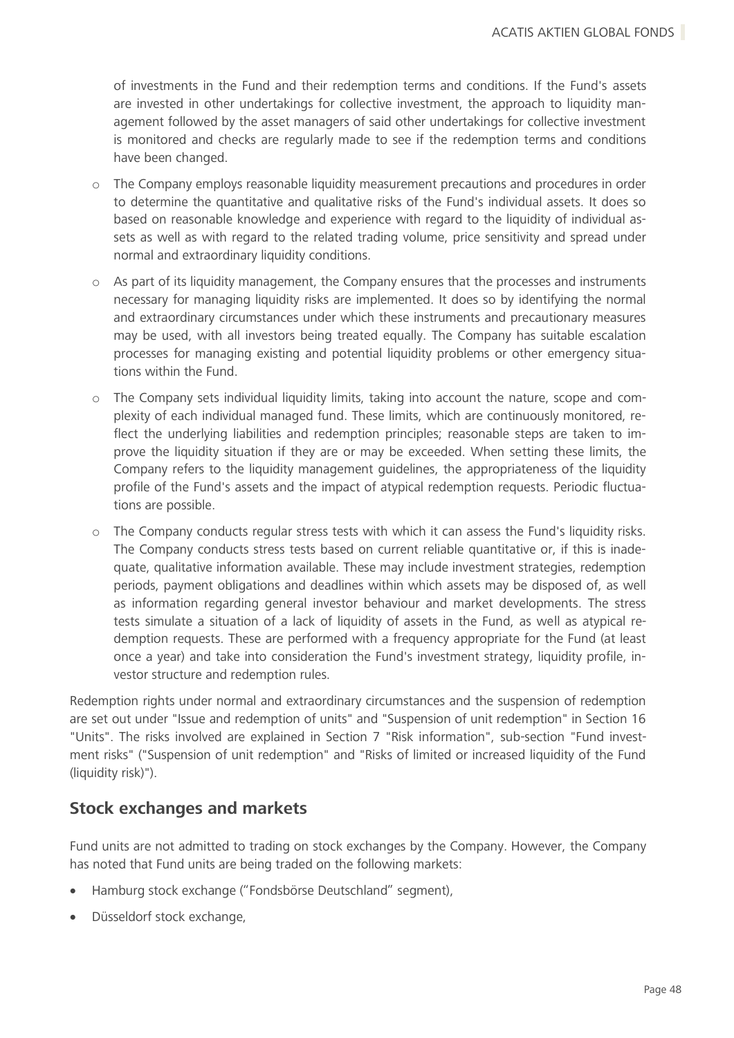of investments in the Fund and their redemption terms and conditions. If the Fund's assets are invested in other undertakings for collective investment, the approach to liquidity management followed by the asset managers of said other undertakings for collective investment is monitored and checks are regularly made to see if the redemption terms and conditions have been changed.

- The Company employs reasonable liquidity measurement precautions and procedures in order to determine the quantitative and qualitative risks of the Fund's individual assets. It does so based on reasonable knowledge and experience with regard to the liquidity of individual assets as well as with regard to the related trading volume, price sensitivity and spread under normal and extraordinary liquidity conditions.
- As part of its liquidity management, the Company ensures that the processes and instruments necessary for managing liquidity risks are implemented. It does so by identifying the normal and extraordinary circumstances under which these instruments and precautionary measures may be used, with all investors being treated equally. The Company has suitable escalation processes for managing existing and potential liquidity problems or other emergency situations within the Fund.
- The Company sets individual liquidity limits, taking into account the nature, scope and complexity of each individual managed fund. These limits, which are continuously monitored, reflect the underlying liabilities and redemption principles; reasonable steps are taken to improve the liquidity situation if they are or may be exceeded. When setting these limits, the Company refers to the liquidity management guidelines, the appropriateness of the liquidity profile of the Fund's assets and the impact of atypical redemption requests. Periodic fluctuations are possible.
- The Company conducts regular stress tests with which it can assess the Fund's liquidity risks. The Company conducts stress tests based on current reliable quantitative or, if this is inadequate, qualitative information available. These may include investment strategies, redemption periods, payment obligations and deadlines within which assets may be disposed of, as well as information regarding general investor behaviour and market developments. The stress tests simulate a situation of a lack of liquidity of assets in the Fund, as well as atypical redemption requests. These are performed with a frequency appropriate for the Fund (at least once a year) and take into consideration the Fund's investment strategy, liquidity profile, investor structure and redemption rules.

Redemption rights under normal and extraordinary circumstances and the suspension of redemption are set out under "Issue and redemption of units" and "Suspension of unit redemption" in Section 16 "Units". The risks involved are explained in Section 7 "Risk information", sub-section "Fund investment risks" ("Suspension of unit redemption" and "Risks of limited or increased liquidity of the Fund (liquidity risk)").

## Stock exchanges and markets

Fund units are not admitted to trading on stock exchanges by the Company. However, the Company has noted that Fund units are being traded on the following markets:

- Hamburg stock exchange ("Fondsbörse Deutschland" segment),
- Düsseldorf stock exchange,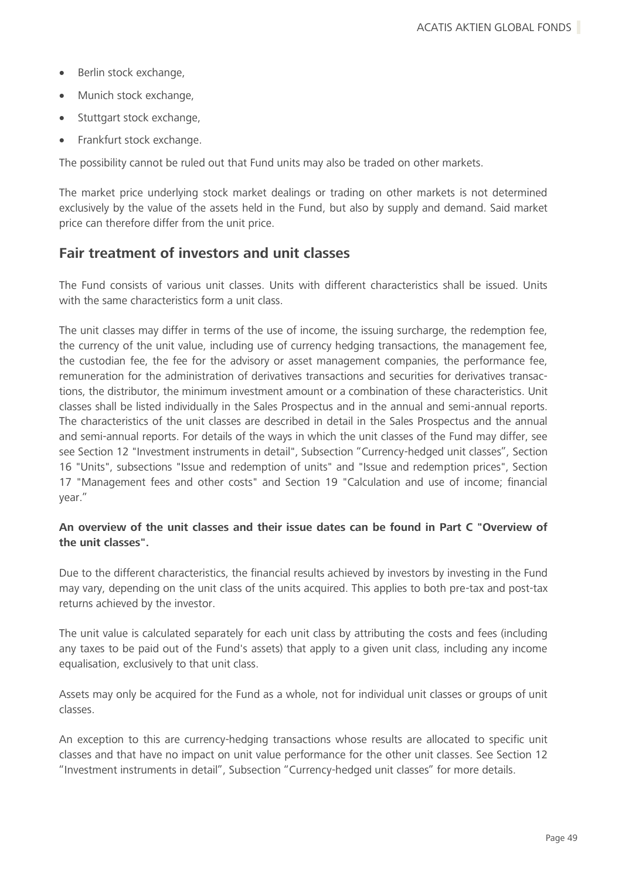- Berlin stock exchange,
- Munich stock exchange,
- Stuttgart stock exchange,
- Frankfurt stock exchange.

The possibility cannot be ruled out that Fund units may also be traded on other markets.

The market price underlying stock market dealings or trading on other markets is not determined exclusively by the value of the assets held in the Fund, but also by supply and demand. Said market price can therefore differ from the unit price.

## Fair treatment of investors and unit classes

The Fund consists of various unit classes. Units with different characteristics shall be issued. Units with the same characteristics form a unit class.

The unit classes may differ in terms of the use of income, the issuing surcharge, the redemption fee, the currency of the unit value, including use of currency hedging transactions, the management fee, the custodian fee, the fee for the advisory or asset management companies, the performance fee, remuneration for the administration of derivatives transactions and securities for derivatives transactions, the distributor, the minimum investment amount or a combination of these characteristics. Unit classes shall be listed individually in the Sales Prospectus and in the annual and semi-annual reports. The characteristics of the unit classes are described in detail in the Sales Prospectus and the annual and semi-annual reports. For details of the ways in which the unit classes of the Fund may differ, see see Section 12 "Investment instruments in detail", Subsection "Currency-hedged unit classes", Section 16 "Units", subsections "Issue and redemption of units" and "Issue and redemption prices", Section 17 "Management fees and other costs" and Section 19 "Calculation and use of income; financial year."

**An overview of the unit classes and their issue dates can be found in Part C "Overview of the unit classes".**

Due to the different characteristics, the financial results achieved by investors by investing in the Fund may vary, depending on the unit class of the units acquired. This applies to both pre-tax and post-tax returns achieved by the investor.

The unit value is calculated separately for each unit class by attributing the costs and fees (including any taxes to be paid out of the Fund's assets) that apply to a given unit class, including any income equalisation, exclusively to that unit class.

Assets may only be acquired for the Fund as a whole, not for individual unit classes or groups of unit classes.

An exception to this are currency-hedging transactions whose results are allocated to specific unit classes and that have no impact on unit value performance for the other unit classes. See Section 12 "Investment instruments in detail", Subsection "Currency-hedged unit classes" for more details.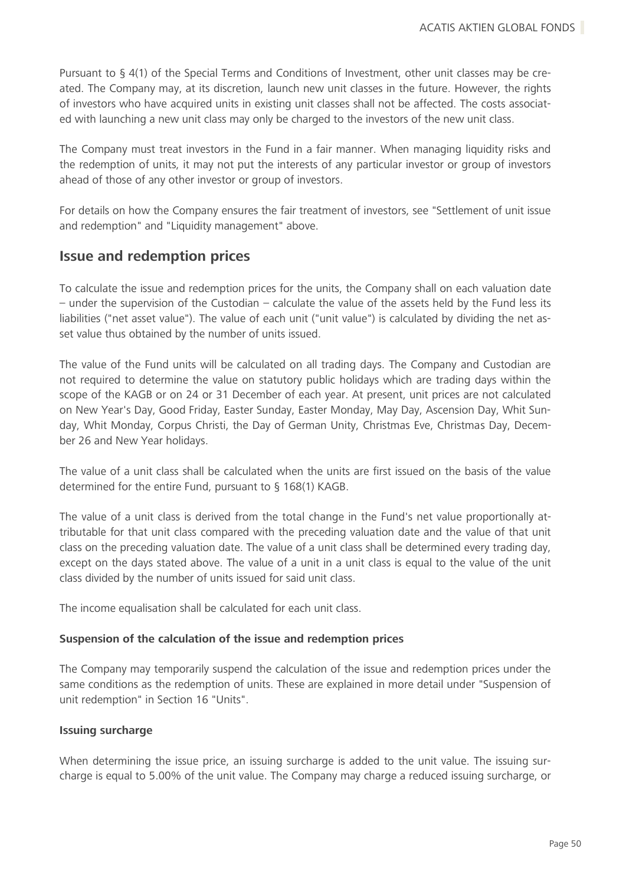Pursuant to § 4(1) of the Special Terms and Conditions of Investment, other unit classes may be created. The Company may, at its discretion, launch new unit classes in the future. However, the rights of investors who have acquired units in existing unit classes shall not be affected. The costs associated with launching a new unit class may only be charged to the investors of the new unit class.

The Company must treat investors in the Fund in a fair manner. When managing liquidity risks and the redemption of units, it may not put the interests of any particular investor or group of investors ahead of those of any other investor or group of investors.

For details on how the Company ensures the fair treatment of investors, see "Settlement of unit issue and redemption" and "Liquidity management" above.

## Issue and redemption prices

To calculate the issue and redemption prices for the units, the Company shall on each valuation date – under the supervision of the Custodian – calculate the value of the assets held by the Fund less its liabilities ("net asset value"). The value of each unit ("unit value") is calculated by dividing the net asset value thus obtained by the number of units issued.

The value of the Fund units will be calculated on all trading days. The Company and Custodian are not required to determine the value on statutory public holidays which are trading days within the scope of the KAGB or on 24 or 31 December of each year. At present, unit prices are not calculated on New Year's Day, Good Friday, Easter Sunday, Easter Monday, May Day, Ascension Day, Whit Sunday, Whit Monday, Corpus Christi, the Day of German Unity, Christmas Eve, Christmas Day, December 26 and New Year holidays.

The value of a unit class shall be calculated when the units are first issued on the basis of the value determined for the entire Fund, pursuant to § 168(1) KAGB.

The value of a unit class is derived from the total change in the Fund's net value proportionally attributable for that unit class compared with the preceding valuation date and the value of that unit class on the preceding valuation date. The value of a unit class shall be determined every trading day, except on the days stated above. The value of a unit in a unit class is equal to the value of the unit class divided by the number of units issued for said unit class.

The income equalisation shall be calculated for each unit class.

**Suspension of the calculation of the issue and redemption prices**

The Company may temporarily suspend the calculation of the issue and redemption prices under the same conditions as the redemption of units. These are explained in more detail under "Suspension of unit redemption" in Section 16 "Units".

**Issuing surcharge**

When determining the issue price, an issuing surcharge is added to the unit value. The issuing surcharge is equal to 5.00% of the unit value. The Company may charge a reduced issuing surcharge, or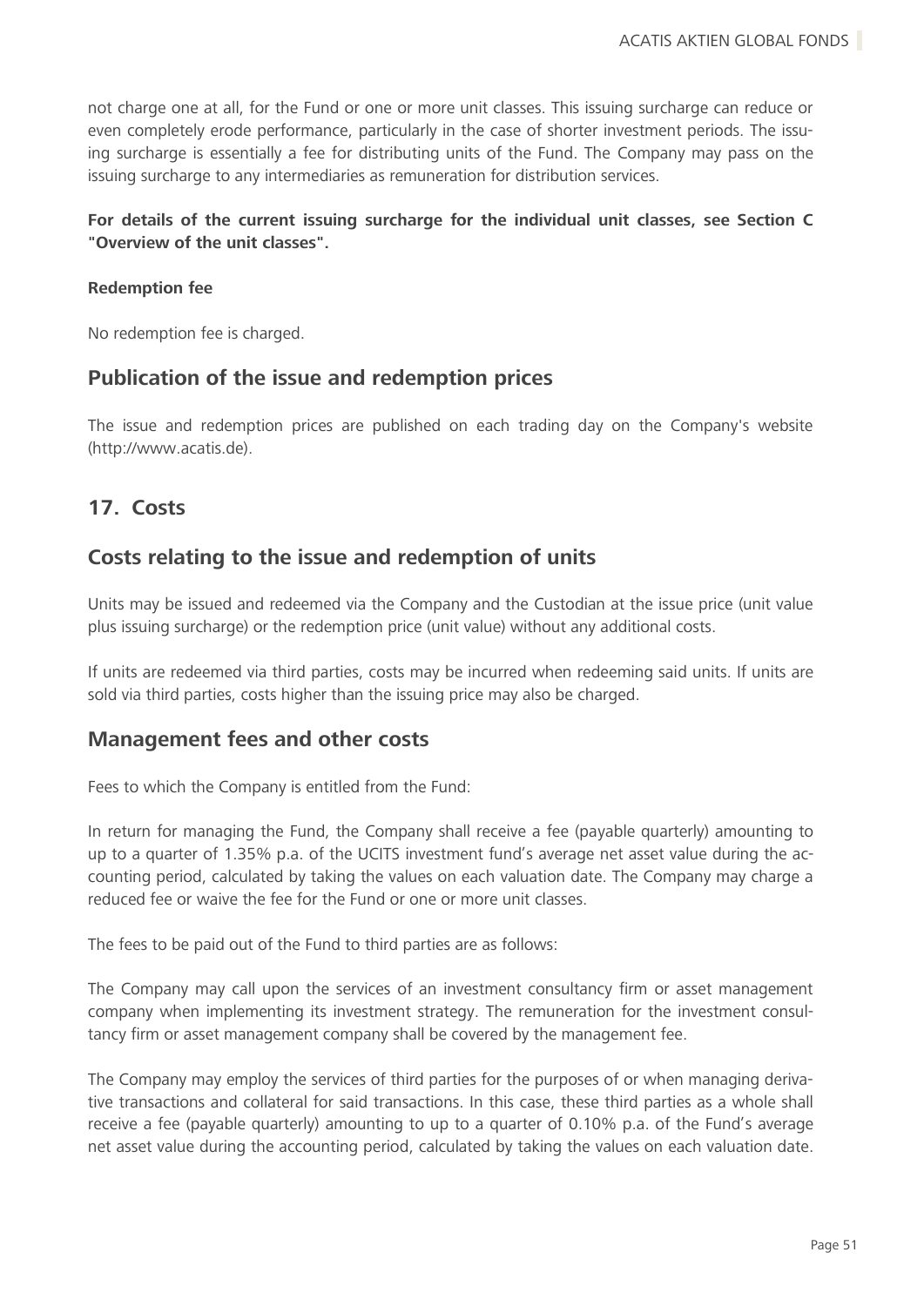not charge one at all, for the Fund or one or more unit classes. This issuing surcharge can reduce or even completely erode performance, particularly in the case of shorter investment periods. The issuing surcharge is essentially a fee for distributing units of the Fund. The Company may pass on the issuing surcharge to any intermediaries as remuneration for distribution services.

**For details of the current issuing surcharge for the individual unit classes, see Section C "Overview of the unit classes".**

**Redemption fee**

No redemption fee is charged.

## Publication of the issue and redemption prices

The issue and redemption prices are published on each trading day on the Company's website (http://www.acatis.de).

## 17. Costs

## Costs relating to the issue and redemption of units

Units may be issued and redeemed via the Company and the Custodian at the issue price (unit value plus issuing surcharge) or the redemption price (unit value) without any additional costs.

If units are redeemed via third parties, costs may be incurred when redeeming said units. If units are sold via third parties, costs higher than the issuing price may also be charged.

## Management fees and other costs

Fees to which the Company is entitled from the Fund:

In return for managing the Fund, the Company shall receive a fee (payable quarterly) amounting to up to a quarter of 1.35% p.a. of the UCITS investment fund's average net asset value during the accounting period, calculated by taking the values on each valuation date. The Company may charge a reduced fee or waive the fee for the Fund or one or more unit classes.

The fees to be paid out of the Fund to third parties are as follows:

The Company may call upon the services of an investment consultancy firm or asset management company when implementing its investment strategy. The remuneration for the investment consultancy firm or asset management company shall be covered by the management fee.

The Company may employ the services of third parties for the purposes of or when managing derivative transactions and collateral for said transactions. In this case, these third parties as a whole shall receive a fee (payable quarterly) amounting to up to a quarter of 0.10% p.a. of the Fund's average net asset value during the accounting period, calculated by taking the values on each valuation date.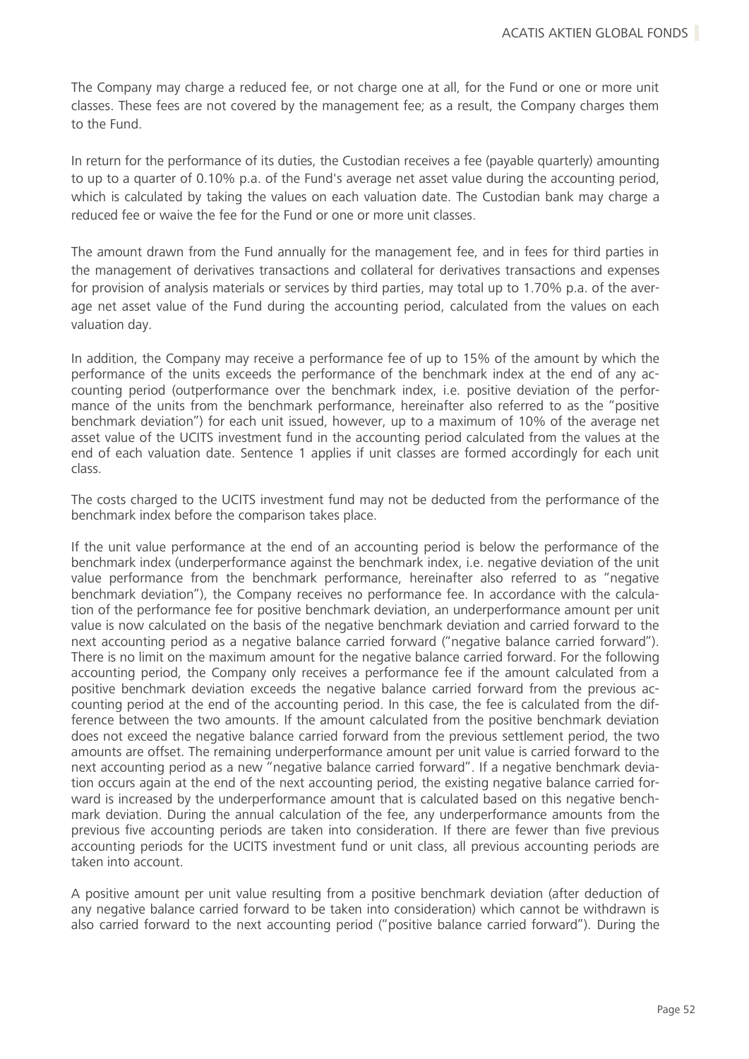The Company may charge a reduced fee, or not charge one at all, for the Fund or one or more unit classes. These fees are not covered by the management fee; as a result, the Company charges them to the Fund.

In return for the performance of its duties, the Custodian receives a fee (payable quarterly) amounting to up to a quarter of 0.10% p.a. of the Fund's average net asset value during the accounting period, which is calculated by taking the values on each valuation date. The Custodian bank may charge a reduced fee or waive the fee for the Fund or one or more unit classes.

The amount drawn from the Fund annually for the management fee, and in fees for third parties in the management of derivatives transactions and collateral for derivatives transactions and expenses for provision of analysis materials or services by third parties, may total up to 1.70% p.a. of the average net asset value of the Fund during the accounting period, calculated from the values on each valuation day.

In addition, the Company may receive a performance fee of up to 15% of the amount by which the performance of the units exceeds the performance of the benchmark index at the end of any accounting period (outperformance over the benchmark index, i.e. positive deviation of the performance of the units from the benchmark performance, hereinafter also referred to as the "positive benchmark deviation") for each unit issued, however, up to a maximum of 10% of the average net asset value of the UCITS investment fund in the accounting period calculated from the values at the end of each valuation date. Sentence 1 applies if unit classes are formed accordingly for each unit class.

The costs charged to the UCITS investment fund may not be deducted from the performance of the benchmark index before the comparison takes place.

If the unit value performance at the end of an accounting period is below the performance of the benchmark index (underperformance against the benchmark index, i.e. negative deviation of the unit value performance from the benchmark performance, hereinafter also referred to as "negative benchmark deviation"), the Company receives no performance fee. In accordance with the calculation of the performance fee for positive benchmark deviation, an underperformance amount per unit value is now calculated on the basis of the negative benchmark deviation and carried forward to the next accounting period as a negative balance carried forward ("negative balance carried forward"). There is no limit on the maximum amount for the negative balance carried forward. For the following accounting period, the Company only receives a performance fee if the amount calculated from a positive benchmark deviation exceeds the negative balance carried forward from the previous accounting period at the end of the accounting period. In this case, the fee is calculated from the difference between the two amounts. If the amount calculated from the positive benchmark deviation does not exceed the negative balance carried forward from the previous settlement period, the two amounts are offset. The remaining underperformance amount per unit value is carried forward to the next accounting period as a new "negative balance carried forward". If a negative benchmark deviation occurs again at the end of the next accounting period, the existing negative balance carried forward is increased by the underperformance amount that is calculated based on this negative benchmark deviation. During the annual calculation of the fee, any underperformance amounts from the previous five accounting periods are taken into consideration. If there are fewer than five previous accounting periods for the UCITS investment fund or unit class, all previous accounting periods are taken into account.

A positive amount per unit value resulting from a positive benchmark deviation (after deduction of any negative balance carried forward to be taken into consideration) which cannot be withdrawn is also carried forward to the next accounting period ("positive balance carried forward"). During the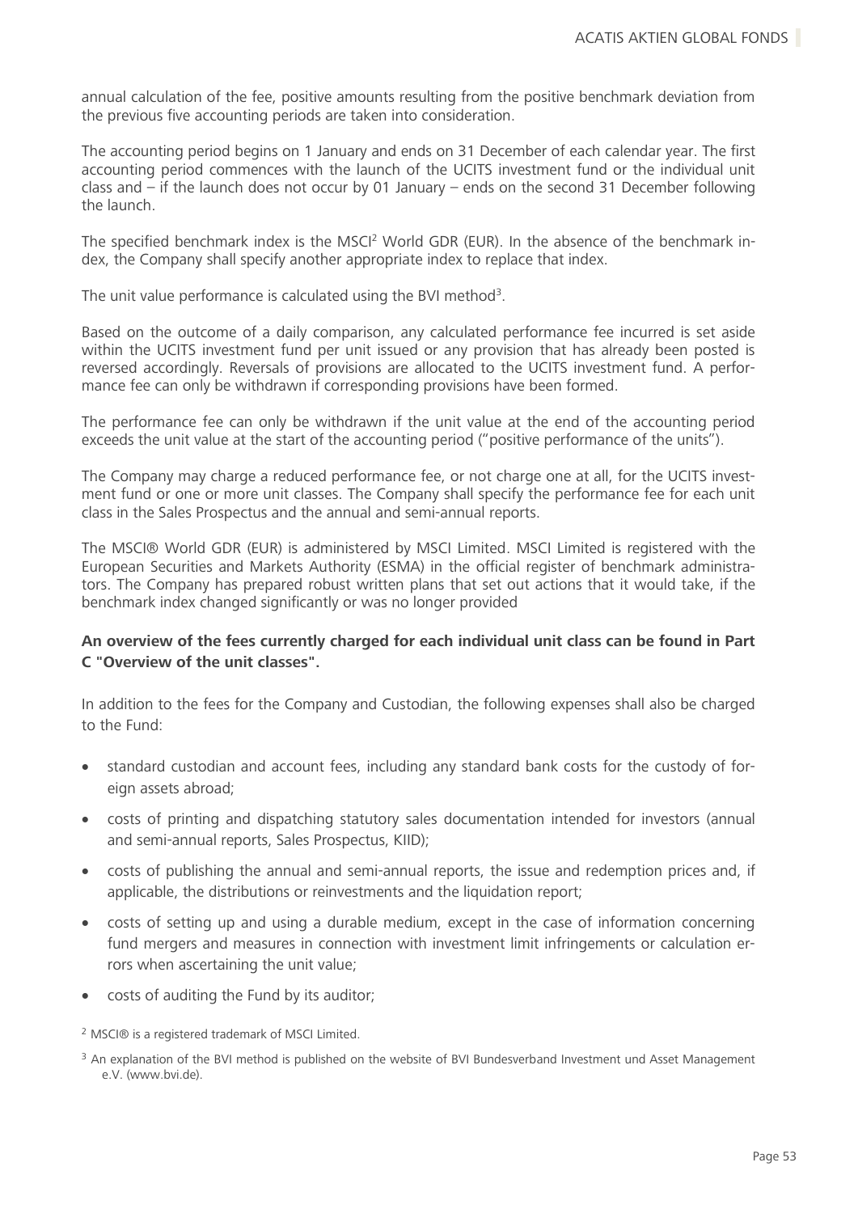annual calculation of the fee, positive amounts resulting from the positive benchmark deviation from the previous five accounting periods are taken into consideration.

The accounting period begins on 1 January and ends on 31 December of each calendar year. The first accounting period commences with the launch of the UCITS investment fund or the individual unit class and – if the launch does not occur by 01 January – ends on the second 31 December following the launch.

The specified benchmark index is the MSCI[2] World GDR (EUR). In the absence of the benchmark index, the Company shall specify another appropriate index to replace that index.

The unit value performance is calculated using the BVI method[3].

Based on the outcome of a daily comparison, any calculated performance fee incurred is set aside within the UCITS investment fund per unit issued or any provision that has already been posted is reversed accordingly. Reversals of provisions are allocated to the UCITS investment fund. A performance fee can only be withdrawn if corresponding provisions have been formed.

The performance fee can only be withdrawn if the unit value at the end of the accounting period exceeds the unit value at the start of the accounting period ("positive performance of the units").

The Company may charge a reduced performance fee, or not charge one at all, for the UCITS investment fund or one or more unit classes. The Company shall specify the performance fee for each unit class in the Sales Prospectus and the annual and semi-annual reports.

The MSCI® World GDR (EUR) is administered by MSCI Limited. MSCI Limited is registered with the European Securities and Markets Authority (ESMA) in the official register of benchmark administrators. The Company has prepared robust written plans that set out actions that it would take, if the benchmark index changed significantly or was no longer provided

**An overview of the fees currently charged for each individual unit class can be found in Part C "Overview of the unit classes".**

In addition to the fees for the Company and Custodian, the following expenses shall also be charged to the Fund:

- standard custodian and account fees, including any standard bank costs for the custody of foreign assets abroad;
- costs of printing and dispatching statutory sales documentation intended for investors (annual and semi-annual reports, Sales Prospectus, KIID);
- costs of publishing the annual and semi-annual reports, the issue and redemption prices and, if applicable, the distributions or reinvestments and the liquidation report;
- costs of setting up and using a durable medium, except in the case of information concerning fund mergers and measures in connection with investment limit infringements or calculation errors when ascertaining the unit value;
- costs of auditing the Fund by its auditor;

[2] MSCI® is a registered trademark of MSCI Limited.

[3] An explanation of the BVI method is published on the website of BVI Bundesverband Investment und Asset Management e.V. (www.bvi.de).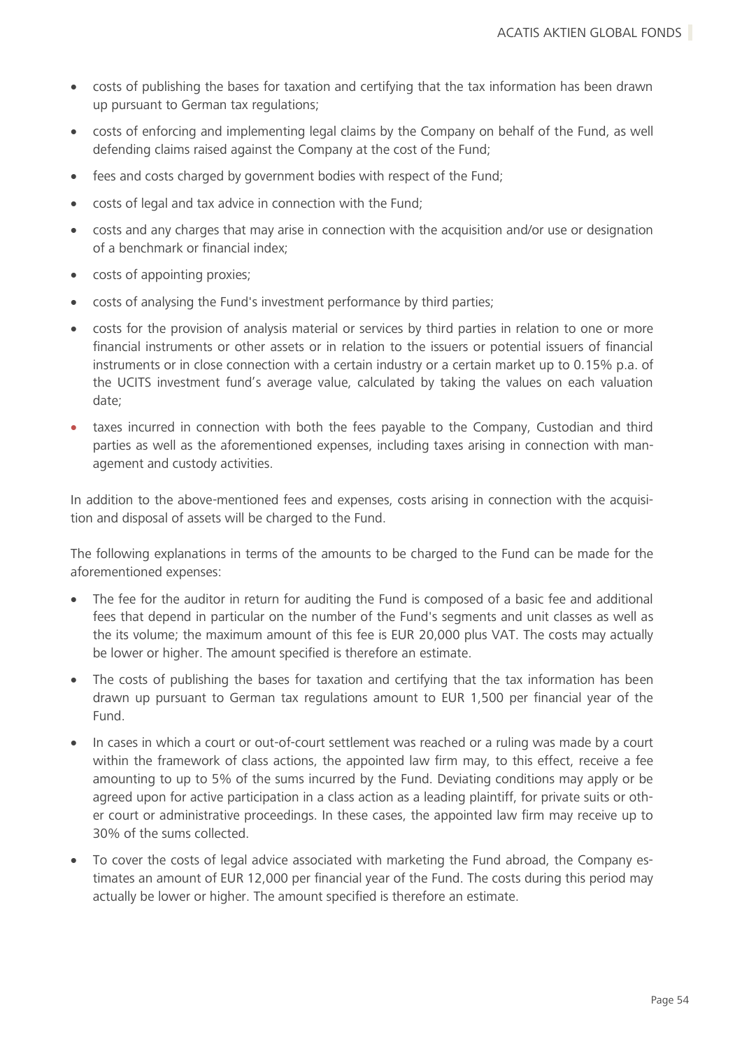- costs of publishing the bases for taxation and certifying that the tax information has been drawn up pursuant to German tax regulations;
- costs of enforcing and implementing legal claims by the Company on behalf of the Fund, as well defending claims raised against the Company at the cost of the Fund;
- fees and costs charged by government bodies with respect of the Fund;
- costs of legal and tax advice in connection with the Fund;
- costs and any charges that may arise in connection with the acquisition and/or use or designation of a benchmark or financial index;
- costs of appointing proxies;
- costs of analysing the Fund's investment performance by third parties;
- costs for the provision of analysis material or services by third parties in relation to one or more financial instruments or other assets or in relation to the issuers or potential issuers of financial instruments or in close connection with a certain industry or a certain market up to 0.15% p.a. of the UCITS investment fund's average value, calculated by taking the values on each valuation date;
- taxes incurred in connection with both the fees payable to the Company, Custodian and third parties as well as the aforementioned expenses, including taxes arising in connection with management and custody activities.

In addition to the above-mentioned fees and expenses, costs arising in connection with the acquisition and disposal of assets will be charged to the Fund.

The following explanations in terms of the amounts to be charged to the Fund can be made for the aforementioned expenses:

- The fee for the auditor in return for auditing the Fund is composed of a basic fee and additional fees that depend in particular on the number of the Fund's segments and unit classes as well as the its volume; the maximum amount of this fee is EUR 20,000 plus VAT. The costs may actually be lower or higher. The amount specified is therefore an estimate.
- The costs of publishing the bases for taxation and certifying that the tax information has been drawn up pursuant to German tax regulations amount to EUR 1,500 per financial year of the Fund.
- In cases in which a court or out-of-court settlement was reached or a ruling was made by a court within the framework of class actions, the appointed law firm may, to this effect, receive a fee amounting to up to 5% of the sums incurred by the Fund. Deviating conditions may apply or be agreed upon for active participation in a class action as a leading plaintiff, for private suits or other court or administrative proceedings. In these cases, the appointed law firm may receive up to 30% of the sums collected.
- To cover the costs of legal advice associated with marketing the Fund abroad, the Company estimates an amount of EUR 12,000 per financial year of the Fund. The costs during this period may actually be lower or higher. The amount specified is therefore an estimate.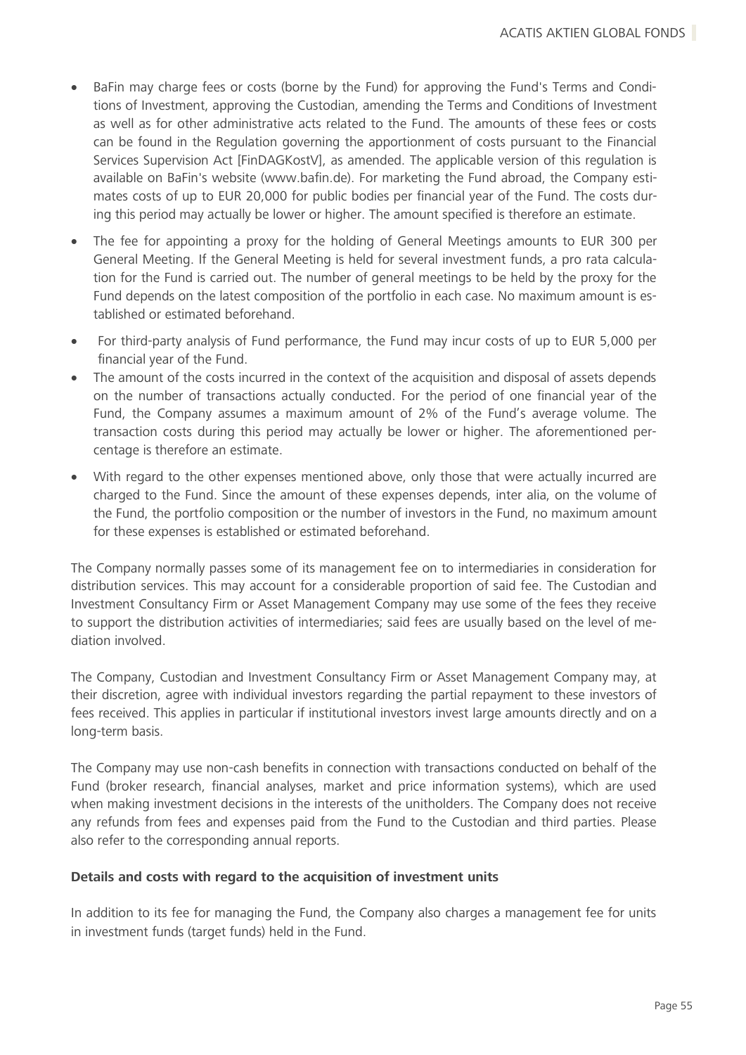- BaFin may charge fees or costs (borne by the Fund) for approving the Fund's Terms and Conditions of Investment, approving the Custodian, amending the Terms and Conditions of Investment as well as for other administrative acts related to the Fund. The amounts of these fees or costs can be found in the Regulation governing the apportionment of costs pursuant to the Financial Services Supervision Act [FinDAGKostV], as amended. The applicable version of this regulation is available on BaFin's website (www.bafin.de). For marketing the Fund abroad, the Company estimates costs of up to EUR 20,000 for public bodies per financial year of the Fund. The costs during this period may actually be lower or higher. The amount specified is therefore an estimate.
- The fee for appointing a proxy for the holding of General Meetings amounts to EUR 300 per General Meeting. If the General Meeting is held for several investment funds, a pro rata calculation for the Fund is carried out. The number of general meetings to be held by the proxy for the Fund depends on the latest composition of the portfolio in each case. No maximum amount is established or estimated beforehand.
- For third-party analysis of Fund performance, the Fund may incur costs of up to EUR 5,000 per financial year of the Fund.
- The amount of the costs incurred in the context of the acquisition and disposal of assets depends on the number of transactions actually conducted. For the period of one financial year of the Fund, the Company assumes a maximum amount of 2% of the Fund's average volume. The transaction costs during this period may actually be lower or higher. The aforementioned percentage is therefore an estimate.
- With regard to the other expenses mentioned above, only those that were actually incurred are charged to the Fund. Since the amount of these expenses depends, inter alia, on the volume of the Fund, the portfolio composition or the number of investors in the Fund, no maximum amount for these expenses is established or estimated beforehand.

The Company normally passes some of its management fee on to intermediaries in consideration for distribution services. This may account for a considerable proportion of said fee. The Custodian and Investment Consultancy Firm or Asset Management Company may use some of the fees they receive to support the distribution activities of intermediaries; said fees are usually based on the level of mediation involved.

The Company, Custodian and Investment Consultancy Firm or Asset Management Company may, at their discretion, agree with individual investors regarding the partial repayment to these investors of fees received. This applies in particular if institutional investors invest large amounts directly and on a long-term basis.

The Company may use non-cash benefits in connection with transactions conducted on behalf of the Fund (broker research, financial analyses, market and price information systems), which are used when making investment decisions in the interests of the unitholders. The Company does not receive any refunds from fees and expenses paid from the Fund to the Custodian and third parties. Please also refer to the corresponding annual reports.

**Details and costs with regard to the acquisition of investment units**

In addition to its fee for managing the Fund, the Company also charges a management fee for units in investment funds (target funds) held in the Fund.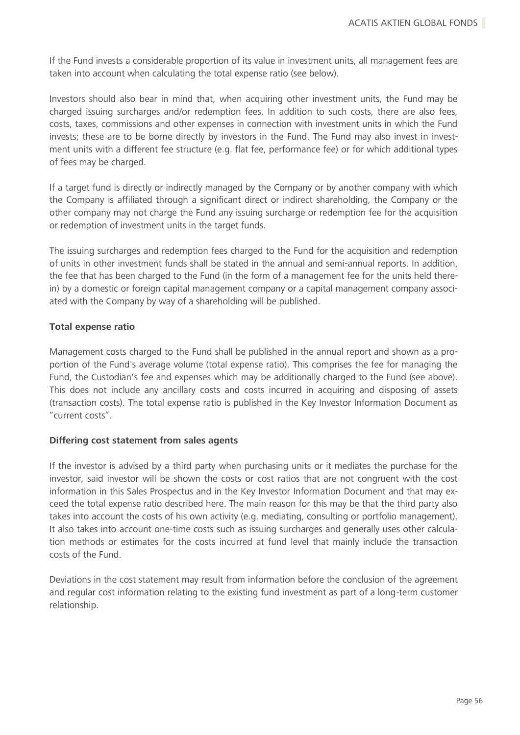If the Fund invests a considerable proportion of its value in investment units, all management fees are taken into account when calculating the total expense ratio (see below).

Investors should also bear in mind that, when acquiring other investment units, the Fund may be charged issuing surcharges and/or redemption fees. In addition to such costs, there are also fees, costs, taxes, commissions and other expenses in connection with investment units in which the Fund invests; these are to be borne directly by investors in the Fund. The Fund may also invest in investment units with a different fee structure (e.g. flat fee, performance fee) or for which additional types of fees may be charged.

If a target fund is directly or indirectly managed by the Company or by another company with which the Company is affiliated through a significant direct or indirect shareholding, the Company or the other company may not charge the Fund any issuing surcharge or redemption fee for the acquisition or redemption of investment units in the target funds.

The issuing surcharges and redemption fees charged to the Fund for the acquisition and redemption of units in other investment funds shall be stated in the annual and semi-annual reports. In addition, the fee that has been charged to the Fund (in the form of a management fee for the units held therein) by a domestic or foreign capital management company or a capital management company associated with the Company by way of a shareholding will be published.

**Total expense ratio**

Management costs charged to the Fund shall be published in the annual report and shown as a proportion of the Fund's average volume (total expense ratio). This comprises the fee for managing the Fund, the Custodian's fee and expenses which may be additionally charged to the Fund (see above). This does not include any ancillary costs and costs incurred in acquiring and disposing of assets (transaction costs). The total expense ratio is published in the Key Investor Information Document as "current costs".

**Differing cost statement from sales agents**

If the investor is advised by a third party when purchasing units or it mediates the purchase for the investor, said investor will be shown the costs or cost ratios that are not congruent with the cost information in this Sales Prospectus and in the Key Investor Information Document and that may exceed the total expense ratio described here. The main reason for this may be that the third party also takes into account the costs of his own activity (e.g. mediating, consulting or portfolio management). It also takes into account one-time costs such as issuing surcharges and generally uses other calculation methods or estimates for the costs incurred at fund level that mainly include the transaction costs of the Fund.

Deviations in the cost statement may result from information before the conclusion of the agreement and regular cost information relating to the existing fund investment as part of a long-term customer relationship.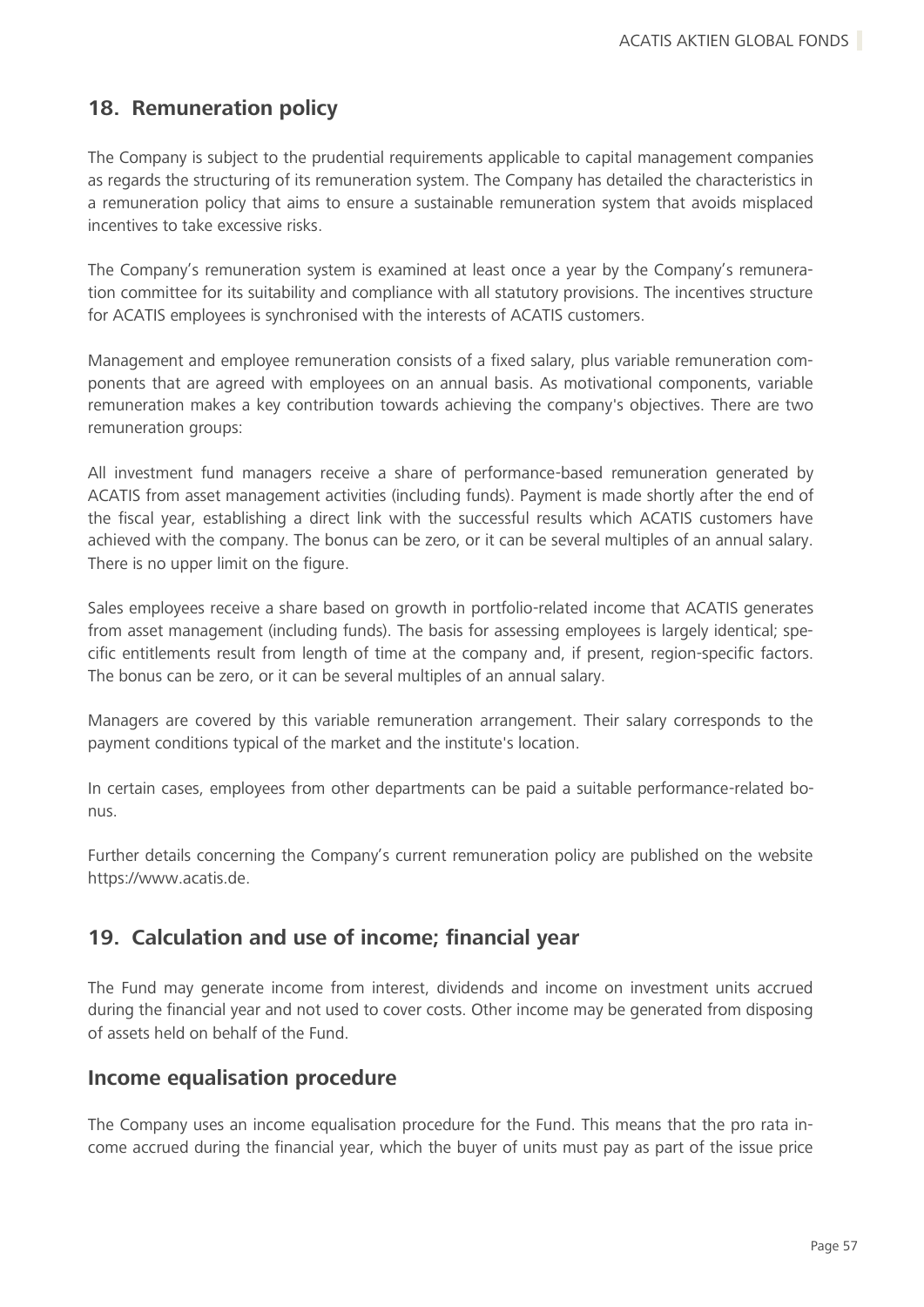## 18. Remuneration policy

The Company is subject to the prudential requirements applicable to capital management companies as regards the structuring of its remuneration system. The Company has detailed the characteristics in a remuneration policy that aims to ensure a sustainable remuneration system that avoids misplaced incentives to take excessive risks.

The Company's remuneration system is examined at least once a year by the Company's remuneration committee for its suitability and compliance with all statutory provisions. The incentives structure for ACATIS employees is synchronised with the interests of ACATIS customers.

Management and employee remuneration consists of a fixed salary, plus variable remuneration components that are agreed with employees on an annual basis. As motivational components, variable remuneration makes a key contribution towards achieving the company's objectives. There are two remuneration groups:

All investment fund managers receive a share of performance-based remuneration generated by ACATIS from asset management activities (including funds). Payment is made shortly after the end of the fiscal year, establishing a direct link with the successful results which ACATIS customers have achieved with the company. The bonus can be zero, or it can be several multiples of an annual salary. There is no upper limit on the figure.

Sales employees receive a share based on growth in portfolio-related income that ACATIS generates from asset management (including funds). The basis for assessing employees is largely identical; specific entitlements result from length of time at the company and, if present, region-specific factors. The bonus can be zero, or it can be several multiples of an annual salary.

Managers are covered by this variable remuneration arrangement. Their salary corresponds to the payment conditions typical of the market and the institute's location.

In certain cases, employees from other departments can be paid a suitable performance-related bonus.

Further details concerning the Company's current remuneration policy are published on the website https://www.acatis.de.

## 19. Calculation and use of income; financial year

The Fund may generate income from interest, dividends and income on investment units accrued during the financial year and not used to cover costs. Other income may be generated from disposing of assets held on behalf of the Fund.

### Income equalisation procedure

The Company uses an income equalisation procedure for the Fund. This means that the pro rata income accrued during the financial year, which the buyer of units must pay as part of the issue price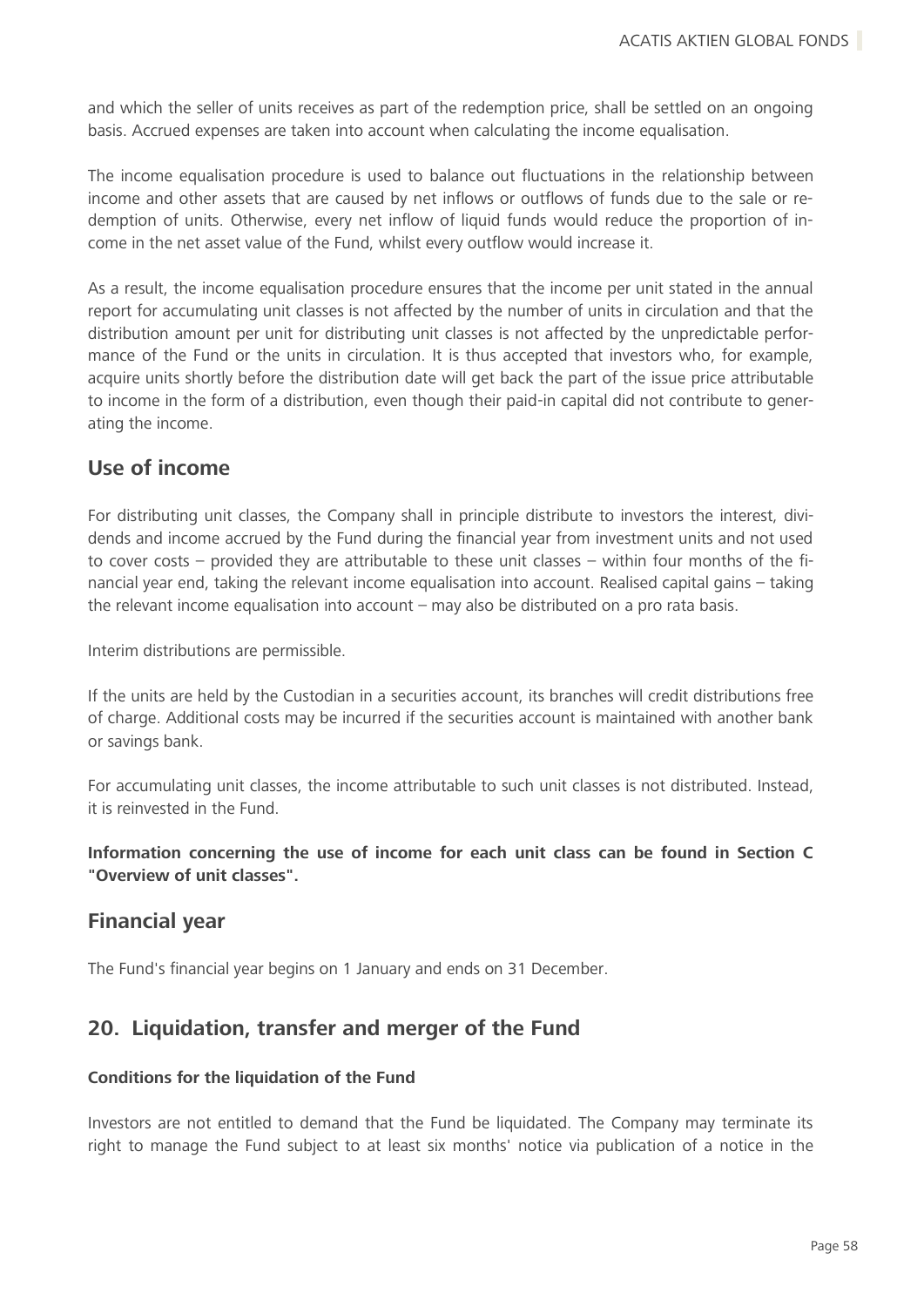and which the seller of units receives as part of the redemption price, shall be settled on an ongoing basis. Accrued expenses are taken into account when calculating the income equalisation.

The income equalisation procedure is used to balance out fluctuations in the relationship between income and other assets that are caused by net inflows or outflows of funds due to the sale or redemption of units. Otherwise, every net inflow of liquid funds would reduce the proportion of income in the net asset value of the Fund, whilst every outflow would increase it.

As a result, the income equalisation procedure ensures that the income per unit stated in the annual report for accumulating unit classes is not affected by the number of units in circulation and that the distribution amount per unit for distributing unit classes is not affected by the unpredictable performance of the Fund or the units in circulation. It is thus accepted that investors who, for example, acquire units shortly before the distribution date will get back the part of the issue price attributable to income in the form of a distribution, even though their paid-in capital did not contribute to generating the income.

## Use of income

For distributing unit classes, the Company shall in principle distribute to investors the interest, dividends and income accrued by the Fund during the financial year from investment units and not used to cover costs – provided they are attributable to these unit classes – within four months of the financial year end, taking the relevant income equalisation into account. Realised capital gains – taking the relevant income equalisation into account – may also be distributed on a pro rata basis.

Interim distributions are permissible.

If the units are held by the Custodian in a securities account, its branches will credit distributions free of charge. Additional costs may be incurred if the securities account is maintained with another bank or savings bank.

For accumulating unit classes, the income attributable to such unit classes is not distributed. Instead, it is reinvested in the Fund.

**Information concerning the use of income for each unit class can be found in Section C "Overview of unit classes".**

## Financial year

The Fund's financial year begins on 1 January and ends on 31 December.

## 20. Liquidation, transfer and merger of the Fund

**Conditions for the liquidation of the Fund**

Investors are not entitled to demand that the Fund be liquidated. The Company may terminate its right to manage the Fund subject to at least six months' notice via publication of a notice in the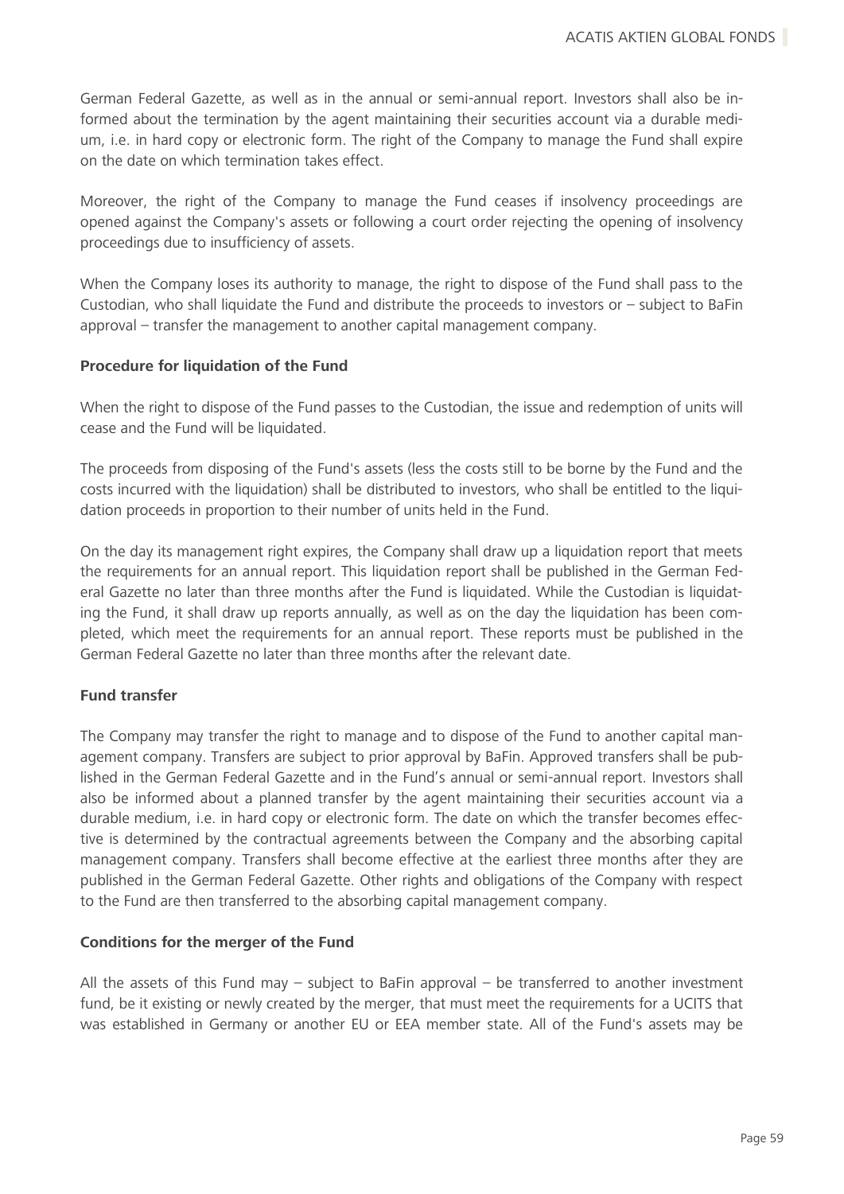German Federal Gazette, as well as in the annual or semi-annual report. Investors shall also be informed about the termination by the agent maintaining their securities account via a durable medium, i.e. in hard copy or electronic form. The right of the Company to manage the Fund shall expire on the date on which termination takes effect.

Moreover, the right of the Company to manage the Fund ceases if insolvency proceedings are opened against the Company's assets or following a court order rejecting the opening of insolvency proceedings due to insufficiency of assets.

When the Company loses its authority to manage, the right to dispose of the Fund shall pass to the Custodian, who shall liquidate the Fund and distribute the proceeds to investors or – subject to BaFin approval – transfer the management to another capital management company.

**Procedure for liquidation of the Fund**

When the right to dispose of the Fund passes to the Custodian, the issue and redemption of units will cease and the Fund will be liquidated.

The proceeds from disposing of the Fund's assets (less the costs still to be borne by the Fund and the costs incurred with the liquidation) shall be distributed to investors, who shall be entitled to the liquidation proceeds in proportion to their number of units held in the Fund.

On the day its management right expires, the Company shall draw up a liquidation report that meets the requirements for an annual report. This liquidation report shall be published in the German Federal Gazette no later than three months after the Fund is liquidated. While the Custodian is liquidating the Fund, it shall draw up reports annually, as well as on the day the liquidation has been completed, which meet the requirements for an annual report. These reports must be published in the German Federal Gazette no later than three months after the relevant date.

**Fund transfer**

The Company may transfer the right to manage and to dispose of the Fund to another capital management company. Transfers are subject to prior approval by BaFin. Approved transfers shall be published in the German Federal Gazette and in the Fund's annual or semi-annual report. Investors shall also be informed about a planned transfer by the agent maintaining their securities account via a durable medium, i.e. in hard copy or electronic form. The date on which the transfer becomes effective is determined by the contractual agreements between the Company and the absorbing capital management company. Transfers shall become effective at the earliest three months after they are published in the German Federal Gazette. Other rights and obligations of the Company with respect to the Fund are then transferred to the absorbing capital management company.

**Conditions for the merger of the Fund**

All the assets of this Fund may – subject to BaFin approval – be transferred to another investment fund, be it existing or newly created by the merger, that must meet the requirements for a UCITS that was established in Germany or another EU or EEA member state. All of the Fund's assets may be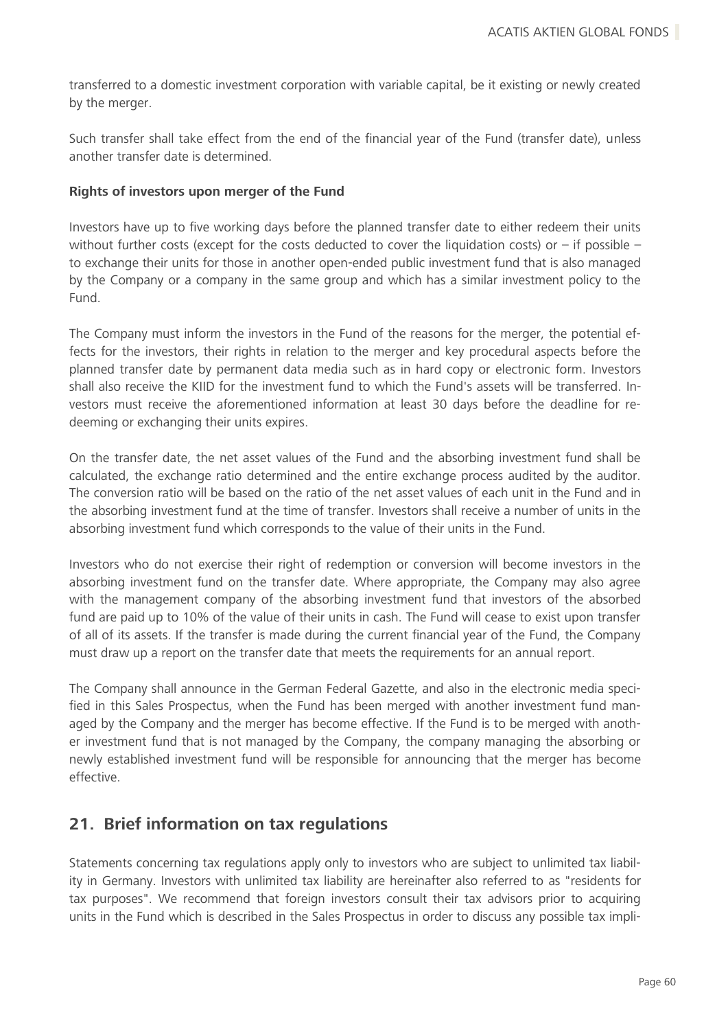transferred to a domestic investment corporation with variable capital, be it existing or newly created by the merger.

Such transfer shall take effect from the end of the financial year of the Fund (transfer date), unless another transfer date is determined.

**Rights of investors upon merger of the Fund**

Investors have up to five working days before the planned transfer date to either redeem their units without further costs (except for the costs deducted to cover the liquidation costs) or – if possible – to exchange their units for those in another open-ended public investment fund that is also managed by the Company or a company in the same group and which has a similar investment policy to the Fund.

The Company must inform the investors in the Fund of the reasons for the merger, the potential effects for the investors, their rights in relation to the merger and key procedural aspects before the planned transfer date by permanent data media such as in hard copy or electronic form. Investors shall also receive the KIID for the investment fund to which the Fund's assets will be transferred. Investors must receive the aforementioned information at least 30 days before the deadline for redeeming or exchanging their units expires.

On the transfer date, the net asset values of the Fund and the absorbing investment fund shall be calculated, the exchange ratio determined and the entire exchange process audited by the auditor. The conversion ratio will be based on the ratio of the net asset values of each unit in the Fund and in the absorbing investment fund at the time of transfer. Investors shall receive a number of units in the absorbing investment fund which corresponds to the value of their units in the Fund.

Investors who do not exercise their right of redemption or conversion will become investors in the absorbing investment fund on the transfer date. Where appropriate, the Company may also agree with the management company of the absorbing investment fund that investors of the absorbed fund are paid up to 10% of the value of their units in cash. The Fund will cease to exist upon transfer of all of its assets. If the transfer is made during the current financial year of the Fund, the Company must draw up a report on the transfer date that meets the requirements for an annual report.

The Company shall announce in the German Federal Gazette, and also in the electronic media specified in this Sales Prospectus, when the Fund has been merged with another investment fund managed by the Company and the merger has become effective. If the Fund is to be merged with another investment fund that is not managed by the Company, the company managing the absorbing or newly established investment fund will be responsible for announcing that the merger has become effective.

## 21. Brief information on tax regulations

Statements concerning tax regulations apply only to investors who are subject to unlimited tax liability in Germany. Investors with unlimited tax liability are hereinafter also referred to as "residents for tax purposes". We recommend that foreign investors consult their tax advisors prior to acquiring units in the Fund which is described in the Sales Prospectus in order to discuss any possible tax impli-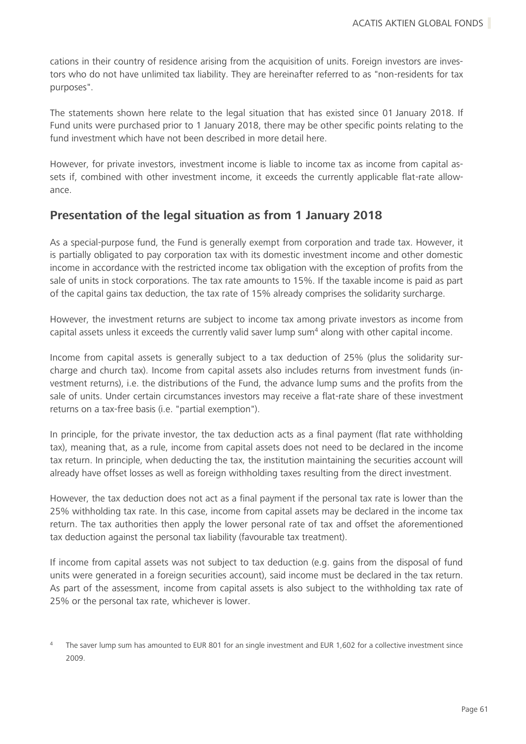cations in their country of residence arising from the acquisition of units. Foreign investors are investors who do not have unlimited tax liability. They are hereinafter referred to as "non-residents for tax purposes".

The statements shown here relate to the legal situation that has existed since 01 January 2018. If Fund units were purchased prior to 1 January 2018, there may be other specific points relating to the fund investment which have not been described in more detail here.

However, for private investors, investment income is liable to income tax as income from capital assets if, combined with other investment income, it exceeds the currently applicable flat-rate allowance.

## Presentation of the legal situation as from 1 January 2018

As a special-purpose fund, the Fund is generally exempt from corporation and trade tax. However, it is partially obligated to pay corporation tax with its domestic investment income and other domestic income in accordance with the restricted income tax obligation with the exception of profits from the sale of units in stock corporations. The tax rate amounts to 15%. If the taxable income is paid as part of the capital gains tax deduction, the tax rate of 15% already comprises the solidarity surcharge.

However, the investment returns are subject to income tax among private investors as income from capital assets unless it exceeds the currently valid saver lump sum[4] along with other capital income.

Income from capital assets is generally subject to a tax deduction of 25% (plus the solidarity surcharge and church tax). Income from capital assets also includes returns from investment funds (investment returns), i.e. the distributions of the Fund, the advance lump sums and the profits from the sale of units. Under certain circumstances investors may receive a flat-rate share of these investment returns on a tax-free basis (i.e. "partial exemption").

In principle, for the private investor, the tax deduction acts as a final payment (flat rate withholding tax), meaning that, as a rule, income from capital assets does not need to be declared in the income tax return. In principle, when deducting the tax, the institution maintaining the securities account will already have offset losses as well as foreign withholding taxes resulting from the direct investment.

However, the tax deduction does not act as a final payment if the personal tax rate is lower than the 25% withholding tax rate. In this case, income from capital assets may be declared in the income tax return. The tax authorities then apply the lower personal rate of tax and offset the aforementioned tax deduction against the personal tax liability (favourable tax treatment).

If income from capital assets was not subject to tax deduction (e.g. gains from the disposal of fund units were generated in a foreign securities account), said income must be declared in the tax return. As part of the assessment, income from capital assets is also subject to the withholding tax rate of 25% or the personal tax rate, whichever is lower.

[4] The saver lump sum has amounted to EUR 801 for an single investment and EUR 1,602 for a collective investment since 2009.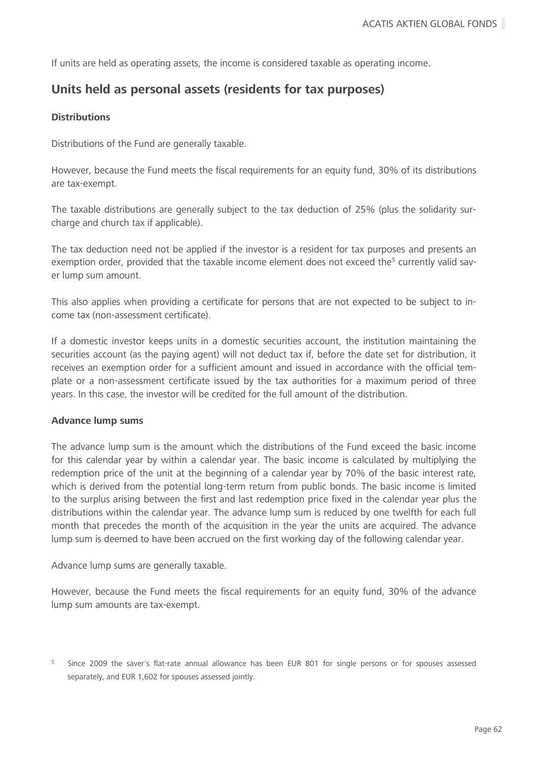If units are held as operating assets, the income is considered taxable as operating income.

## Units held as personal assets (residents for tax purposes)

**Distributions**

Distributions of the Fund are generally taxable.

However, because the Fund meets the fiscal requirements for an equity fund, 30% of its distributions are tax-exempt.

The taxable distributions are generally subject to the tax deduction of 25% (plus the solidarity surcharge and church tax if applicable).

The tax deduction need not be applied if the investor is a resident for tax purposes and presents an exemption order, provided that the taxable income element does not exceed the[5] currently valid saver lump sum amount.

This also applies when providing a certificate for persons that are not expected to be subject to income tax (non-assessment certificate).

If a domestic investor keeps units in a domestic securities account, the institution maintaining the securities account (as the paying agent) will not deduct tax if, before the date set for distribution, it receives an exemption order for a sufficient amount and issued in accordance with the official template or a non-assessment certificate issued by the tax authorities for a maximum period of three years. In this case, the investor will be credited for the full amount of the distribution.

**Advance lump sums**

The advance lump sum is the amount which the distributions of the Fund exceed the basic income for this calendar year by within a calendar year. The basic income is calculated by multiplying the redemption price of the unit at the beginning of a calendar year by 70% of the basic interest rate, which is derived from the potential long-term return from public bonds. The basic income is limited to the surplus arising between the first and last redemption price fixed in the calendar year plus the distributions within the calendar year. The advance lump sum is reduced by one twelfth for each full month that precedes the month of the acquisition in the year the units are acquired. The advance lump sum is deemed to have been accrued on the first working day of the following calendar year.

Advance lump sums are generally taxable.

However, because the Fund meets the fiscal requirements for an equity fund, 30% of the advance lump sum amounts are tax-exempt.

[5] Since 2009 the saver's flat-rate annual allowance has been EUR 801 for single persons or for spouses assessed separately, and EUR 1,602 for spouses assessed jointly.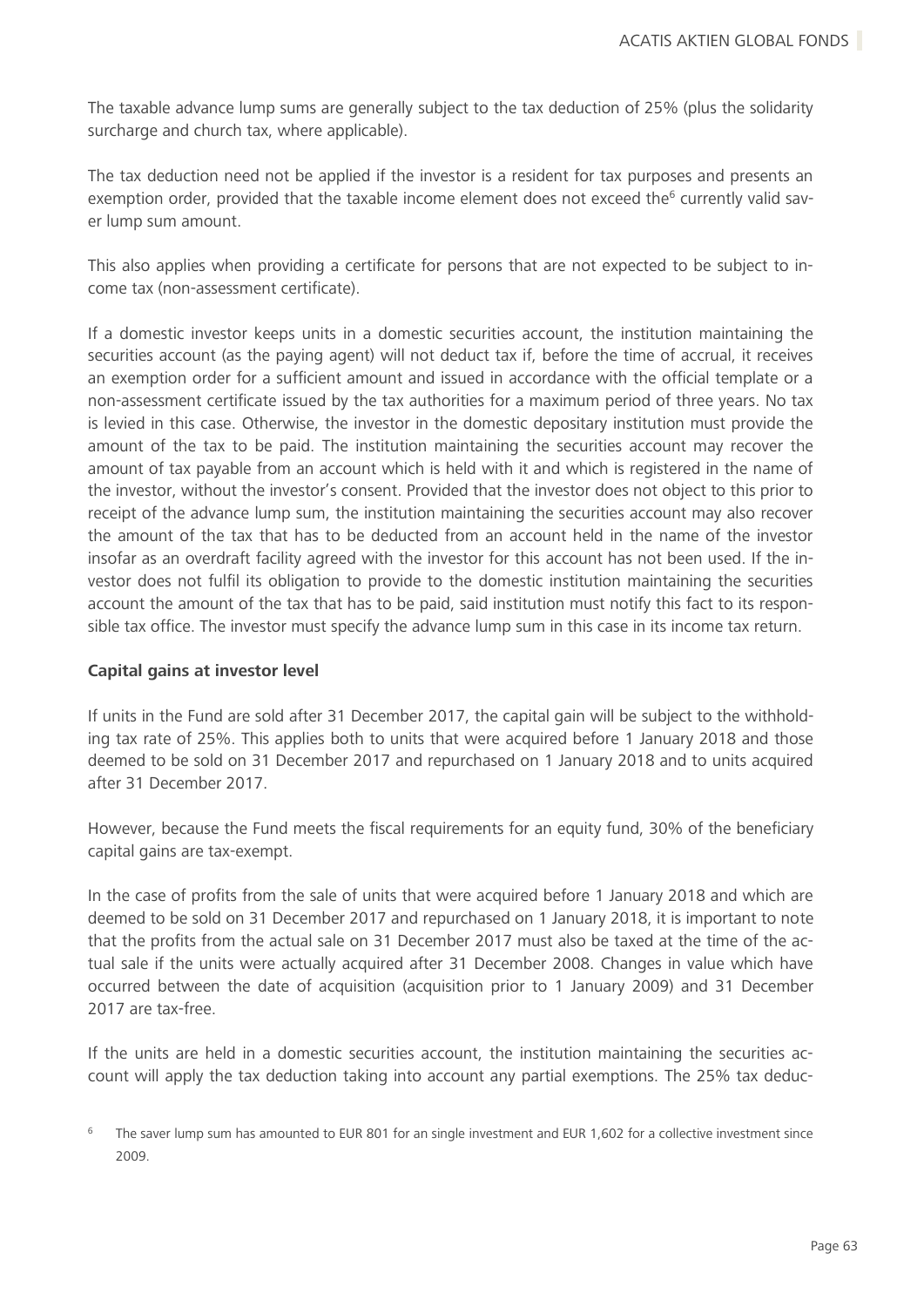The taxable advance lump sums are generally subject to the tax deduction of 25% (plus the solidarity surcharge and church tax, where applicable).

The tax deduction need not be applied if the investor is a resident for tax purposes and presents an exemption order, provided that the taxable income element does not exceed the[6] currently valid saver lump sum amount.

This also applies when providing a certificate for persons that are not expected to be subject to income tax (non-assessment certificate).

If a domestic investor keeps units in a domestic securities account, the institution maintaining the securities account (as the paying agent) will not deduct tax if, before the time of accrual, it receives an exemption order for a sufficient amount and issued in accordance with the official template or a non-assessment certificate issued by the tax authorities for a maximum period of three years. No tax is levied in this case. Otherwise, the investor in the domestic depositary institution must provide the amount of the tax to be paid. The institution maintaining the securities account may recover the amount of tax payable from an account which is held with it and which is registered in the name of the investor, without the investor's consent. Provided that the investor does not object to this prior to receipt of the advance lump sum, the institution maintaining the securities account may also recover the amount of the tax that has to be deducted from an account held in the name of the investor insofar as an overdraft facility agreed with the investor for this account has not been used. If the investor does not fulfil its obligation to provide to the domestic institution maintaining the securities account the amount of the tax that has to be paid, said institution must notify this fact to its responsible tax office. The investor must specify the advance lump sum in this case in its income tax return.

**Capital gains at investor level**

If units in the Fund are sold after 31 December 2017, the capital gain will be subject to the withholding tax rate of 25%. This applies both to units that were acquired before 1 January 2018 and those deemed to be sold on 31 December 2017 and repurchased on 1 January 2018 and to units acquired after 31 December 2017.

However, because the Fund meets the fiscal requirements for an equity fund, 30% of the beneficiary capital gains are tax-exempt.

In the case of profits from the sale of units that were acquired before 1 January 2018 and which are deemed to be sold on 31 December 2017 and repurchased on 1 January 2018, it is important to note that the profits from the actual sale on 31 December 2017 must also be taxed at the time of the actual sale if the units were actually acquired after 31 December 2008. Changes in value which have occurred between the date of acquisition (acquisition prior to 1 January 2009) and 31 December 2017 are tax-free.

If the units are held in a domestic securities account, the institution maintaining the securities account will apply the tax deduction taking into account any partial exemptions. The 25% tax deduc-

[6] The saver lump sum has amounted to EUR 801 for an single investment and EUR 1,602 for a collective investment since 2009.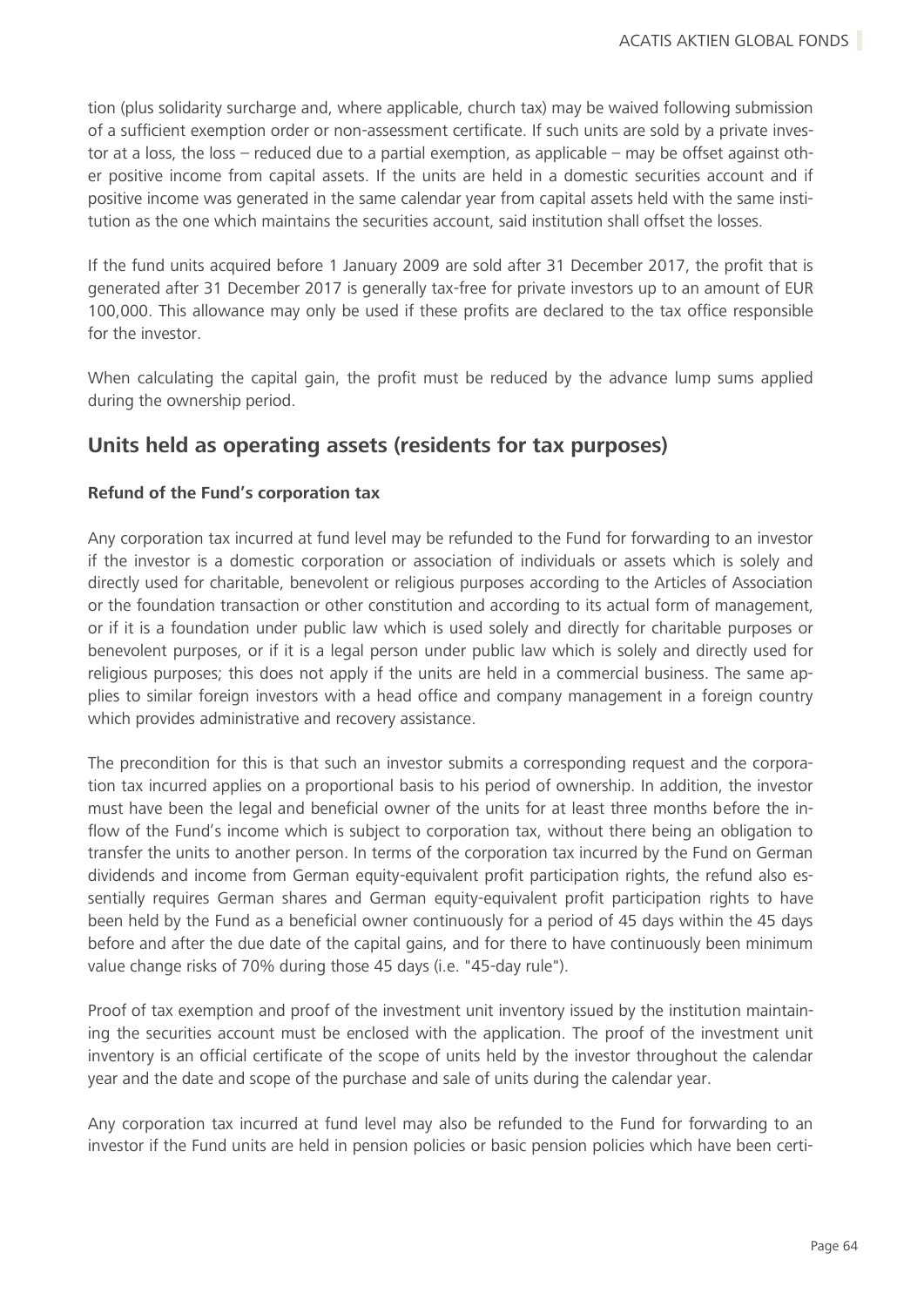tion (plus solidarity surcharge and, where applicable, church tax) may be waived following submission of a sufficient exemption order or non-assessment certificate. If such units are sold by a private investor at a loss, the loss – reduced due to a partial exemption, as applicable – may be offset against other positive income from capital assets. If the units are held in a domestic securities account and if positive income was generated in the same calendar year from capital assets held with the same institution as the one which maintains the securities account, said institution shall offset the losses.

If the fund units acquired before 1 January 2009 are sold after 31 December 2017, the profit that is generated after 31 December 2017 is generally tax-free for private investors up to an amount of EUR 100,000. This allowance may only be used if these profits are declared to the tax office responsible for the investor.

When calculating the capital gain, the profit must be reduced by the advance lump sums applied during the ownership period.

## Units held as operating assets (residents for tax purposes)

### Refund of the Fund's corporation tax

Any corporation tax incurred at fund level may be refunded to the Fund for forwarding to an investor if the investor is a domestic corporation or association of individuals or assets which is solely and directly used for charitable, benevolent or religious purposes according to the Articles of Association or the foundation transaction or other constitution and according to its actual form of management, or if it is a foundation under public law which is used solely and directly for charitable purposes or benevolent purposes, or if it is a legal person under public law which is solely and directly used for religious purposes; this does not apply if the units are held in a commercial business. The same applies to similar foreign investors with a head office and company management in a foreign country which provides administrative and recovery assistance.

The precondition for this is that such an investor submits a corresponding request and the corporation tax incurred applies on a proportional basis to his period of ownership. In addition, the investor must have been the legal and beneficial owner of the units for at least three months before the inflow of the Fund's income which is subject to corporation tax, without there being an obligation to transfer the units to another person. In terms of the corporation tax incurred by the Fund on German dividends and income from German equity-equivalent profit participation rights, the refund also essentially requires German shares and German equity-equivalent profit participation rights to have been held by the Fund as a beneficial owner continuously for a period of 45 days within the 45 days before and after the due date of the capital gains, and for there to have continuously been minimum value change risks of 70% during those 45 days (i.e. "45-day rule").

Proof of tax exemption and proof of the investment unit inventory issued by the institution maintaining the securities account must be enclosed with the application. The proof of the investment unit inventory is an official certificate of the scope of units held by the investor throughout the calendar year and the date and scope of the purchase and sale of units during the calendar year.

Any corporation tax incurred at fund level may also be refunded to the Fund for forwarding to an investor if the Fund units are held in pension policies or basic pension policies which have been certi-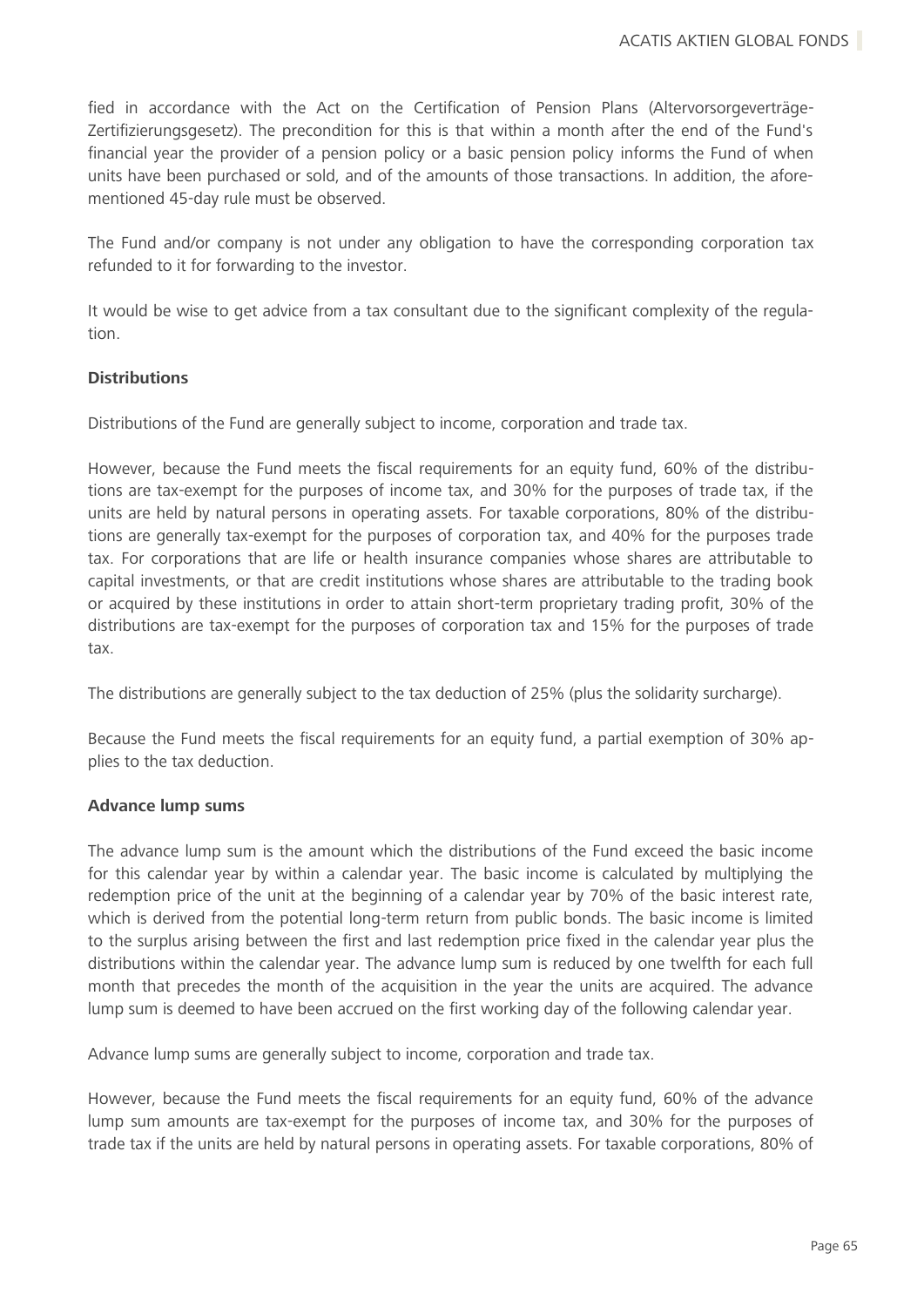fied in accordance with the Act on the Certification of Pension Plans (Altervorsorgeverträge-Zertifizierungsgesetz). The precondition for this is that within a month after the end of the Fund's financial year the provider of a pension policy or a basic pension policy informs the Fund of when units have been purchased or sold, and of the amounts of those transactions. In addition, the aforementioned 45-day rule must be observed.

The Fund and/or company is not under any obligation to have the corresponding corporation tax refunded to it for forwarding to the investor.

It would be wise to get advice from a tax consultant due to the significant complexity of the regulation.

**Distributions**

Distributions of the Fund are generally subject to income, corporation and trade tax.

However, because the Fund meets the fiscal requirements for an equity fund, 60% of the distributions are tax-exempt for the purposes of income tax, and 30% for the purposes of trade tax, if the units are held by natural persons in operating assets. For taxable corporations, 80% of the distributions are generally tax-exempt for the purposes of corporation tax, and 40% for the purposes trade tax. For corporations that are life or health insurance companies whose shares are attributable to capital investments, or that are credit institutions whose shares are attributable to the trading book or acquired by these institutions in order to attain short-term proprietary trading profit, 30% of the distributions are tax-exempt for the purposes of corporation tax and 15% for the purposes of trade tax.

The distributions are generally subject to the tax deduction of 25% (plus the solidarity surcharge).

Because the Fund meets the fiscal requirements for an equity fund, a partial exemption of 30% applies to the tax deduction.

**Advance lump sums**

The advance lump sum is the amount which the distributions of the Fund exceed the basic income for this calendar year by within a calendar year. The basic income is calculated by multiplying the redemption price of the unit at the beginning of a calendar year by 70% of the basic interest rate, which is derived from the potential long-term return from public bonds. The basic income is limited to the surplus arising between the first and last redemption price fixed in the calendar year plus the distributions within the calendar year. The advance lump sum is reduced by one twelfth for each full month that precedes the month of the acquisition in the year the units are acquired. The advance lump sum is deemed to have been accrued on the first working day of the following calendar year.

Advance lump sums are generally subject to income, corporation and trade tax.

However, because the Fund meets the fiscal requirements for an equity fund, 60% of the advance lump sum amounts are tax-exempt for the purposes of income tax, and 30% for the purposes of trade tax if the units are held by natural persons in operating assets. For taxable corporations, 80% of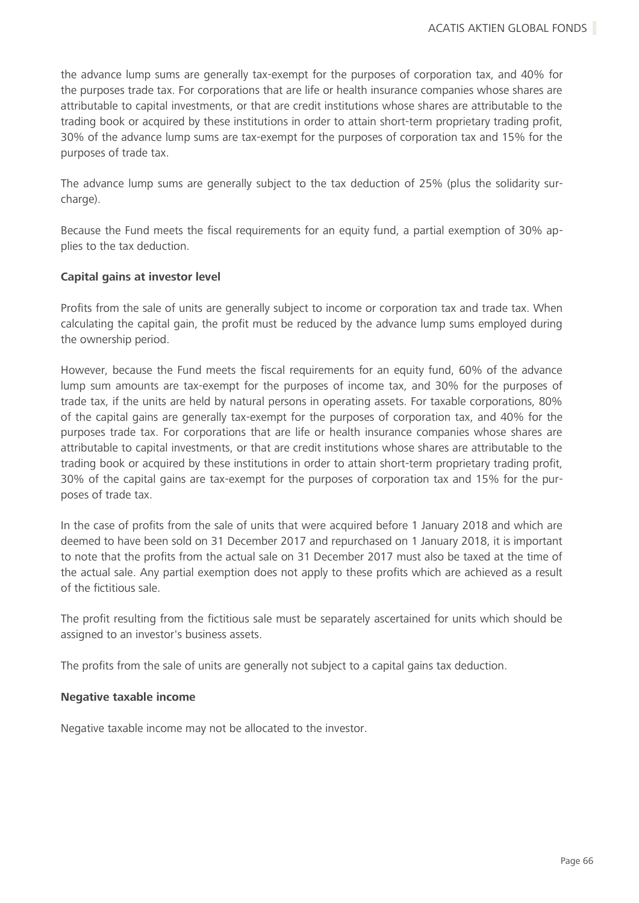the advance lump sums are generally tax-exempt for the purposes of corporation tax, and 40% for the purposes trade tax. For corporations that are life or health insurance companies whose shares are attributable to capital investments, or that are credit institutions whose shares are attributable to the trading book or acquired by these institutions in order to attain short-term proprietary trading profit, 30% of the advance lump sums are tax-exempt for the purposes of corporation tax and 15% for the purposes of trade tax.

The advance lump sums are generally subject to the tax deduction of 25% (plus the solidarity surcharge).

Because the Fund meets the fiscal requirements for an equity fund, a partial exemption of 30% applies to the tax deduction.

**Capital gains at investor level**

Profits from the sale of units are generally subject to income or corporation tax and trade tax. When calculating the capital gain, the profit must be reduced by the advance lump sums employed during the ownership period.

However, because the Fund meets the fiscal requirements for an equity fund, 60% of the advance lump sum amounts are tax-exempt for the purposes of income tax, and 30% for the purposes of trade tax, if the units are held by natural persons in operating assets. For taxable corporations, 80% of the capital gains are generally tax-exempt for the purposes of corporation tax, and 40% for the purposes trade tax. For corporations that are life or health insurance companies whose shares are attributable to capital investments, or that are credit institutions whose shares are attributable to the trading book or acquired by these institutions in order to attain short-term proprietary trading profit, 30% of the capital gains are tax-exempt for the purposes of corporation tax and 15% for the purposes of trade tax.

In the case of profits from the sale of units that were acquired before 1 January 2018 and which are deemed to have been sold on 31 December 2017 and repurchased on 1 January 2018, it is important to note that the profits from the actual sale on 31 December 2017 must also be taxed at the time of the actual sale. Any partial exemption does not apply to these profits which are achieved as a result of the fictitious sale.

The profit resulting from the fictitious sale must be separately ascertained for units which should be assigned to an investor's business assets.

The profits from the sale of units are generally not subject to a capital gains tax deduction.

**Negative taxable income**

Negative taxable income may not be allocated to the investor.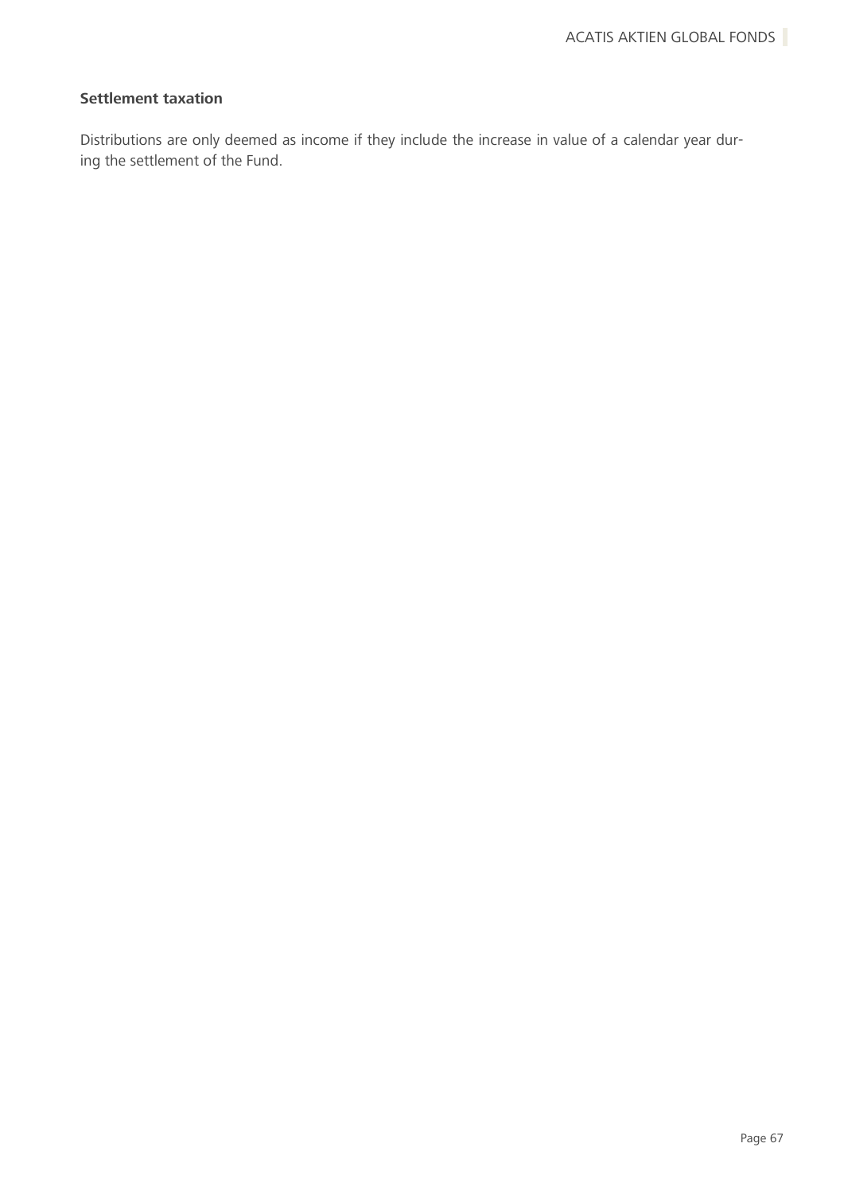**Settlement taxation**

Distributions are only deemed as income if they include the increase in value of a calendar year during the settlement of the Fund.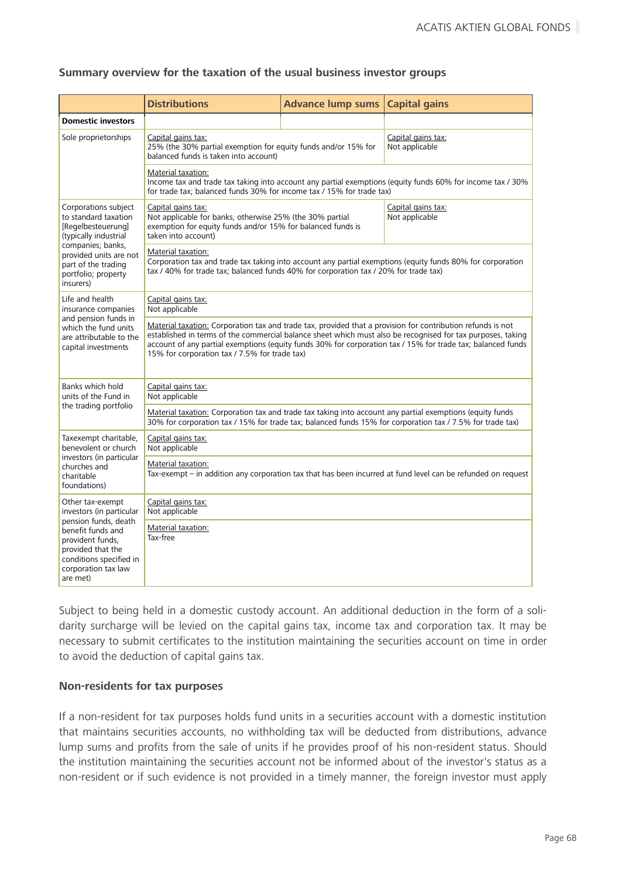**Summary overview for the taxation of the usual business investor groups**

| | Distributions | Advance lump sums | Capital gains |
|---|---|---|---|
| **Domestic investors** | | | |
| Sole proprietorships | Capital gains tax:<br>25% (the 30% partial exemption for equity funds and/or 15% for balanced funds is taken into account) | | Capital gains tax:<br>Not applicable |
| | Material taxation:<br>Income tax and trade tax taking into account any partial exemptions (equity funds 60% for income tax / 30% for trade tax; balanced funds 30% for income tax / 15% for trade tax) | | |
| Corporations subject to standard taxation [Regelbesteuerung] (typically industrial companies; banks, provided units are not part of the trading portfolio; property insurers) | Capital gains tax:<br>Not applicable for banks, otherwise 25% (the 30% partial exemption for equity funds and/or 15% for balanced funds is taken into account) | | Capital gains tax:<br>Not applicable |
| | Material taxation:<br>Corporation tax and trade tax taking into account any partial exemptions (equity funds 80% for corporation tax / 40% for trade tax; balanced funds 40% for corporation tax / 20% for trade tax) | | |
| Life and health insurance companies and pension funds in which the fund units are attributable to the capital investments | Capital gains tax:<br>Not applicable | | |
| | Material taxation: Corporation tax and trade tax, provided that a provision for contribution refunds is not established in terms of the commercial balance sheet which must also be recognised for tax purposes, taking account of any partial exemptions (equity funds 30% for corporation tax / 15% for trade tax; balanced funds 15% for corporation tax / 7.5% for trade tax) | | |
| Banks which hold units of the Fund in the trading portfolio | Capital gains tax:<br>Not applicable | | |
| | Material taxation: Corporation tax and trade tax taking into account any partial exemptions (equity funds 30% for corporation tax / 15% for trade tax; balanced funds 15% for corporation tax / 7.5% for trade tax) | | |
| Taxexempt charitable, benevolent or church investors (in particular churches and charitable foundations) | Capital gains tax:<br>Not applicable | | |
| | Material taxation:<br>Tax-exempt – in addition any corporation tax that has been incurred at fund level can be refunded on request | | |
| Other tax-exempt investors (in particular pension funds, death benefit funds and provident funds, provided that the conditions specified in corporation tax law are met) | Capital gains tax:<br>Not applicable | | |
| | Material taxation:<br>Tax-free | | |

Subject to being held in a domestic custody account. An additional deduction in the form of a solidarity surcharge will be levied on the capital gains tax, income tax and corporation tax. It may be necessary to submit certificates to the institution maintaining the securities account on time in order to avoid the deduction of capital gains tax.

**Non-residents for tax purposes**

If a non-resident for tax purposes holds fund units in a securities account with a domestic institution that maintains securities accounts, no withholding tax will be deducted from distributions, advance lump sums and profits from the sale of units if he provides proof of his non-resident status. Should the institution maintaining the securities account not be informed about of the investor's status as a non-resident or if such evidence is not provided in a timely manner, the foreign investor must apply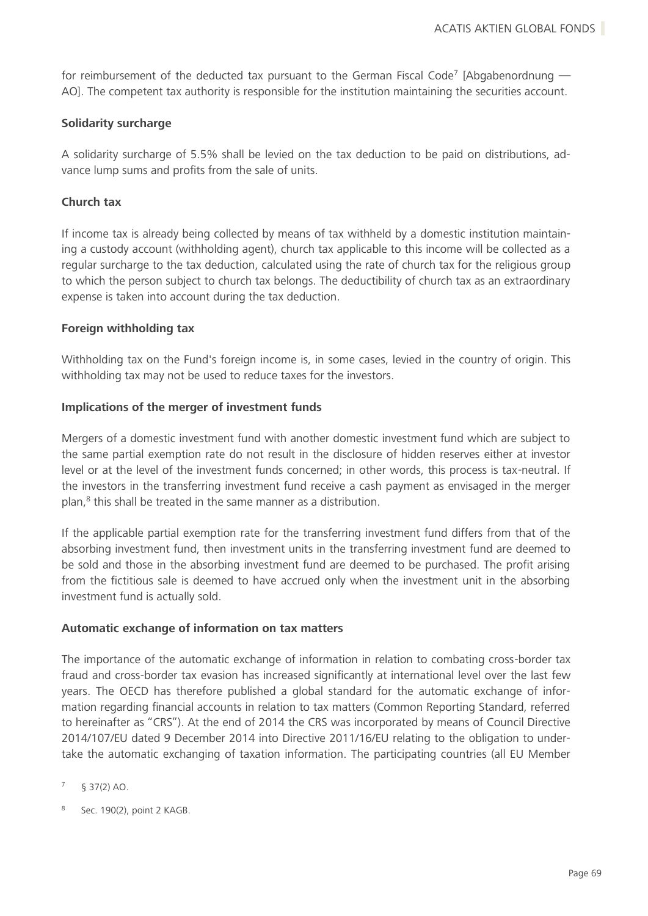for reimbursement of the deducted tax pursuant to the German Fiscal Code[7] [Abgabenordnung — AO]. The competent tax authority is responsible for the institution maintaining the securities account.

**Solidarity surcharge**

A solidarity surcharge of 5.5% shall be levied on the tax deduction to be paid on distributions, advance lump sums and profits from the sale of units.

**Church tax**

If income tax is already being collected by means of tax withheld by a domestic institution maintaining a custody account (withholding agent), church tax applicable to this income will be collected as a regular surcharge to the tax deduction, calculated using the rate of church tax for the religious group to which the person subject to church tax belongs. The deductibility of church tax as an extraordinary expense is taken into account during the tax deduction.

**Foreign withholding tax**

Withholding tax on the Fund's foreign income is, in some cases, levied in the country of origin. This withholding tax may not be used to reduce taxes for the investors.

**Implications of the merger of investment funds**

Mergers of a domestic investment fund with another domestic investment fund which are subject to the same partial exemption rate do not result in the disclosure of hidden reserves either at investor level or at the level of the investment funds concerned; in other words, this process is tax-neutral. If the investors in the transferring investment fund receive a cash payment as envisaged in the merger plan,[8] this shall be treated in the same manner as a distribution.

If the applicable partial exemption rate for the transferring investment fund differs from that of the absorbing investment fund, then investment units in the transferring investment fund are deemed to be sold and those in the absorbing investment fund are deemed to be purchased. The profit arising from the fictitious sale is deemed to have accrued only when the investment unit in the absorbing investment fund is actually sold.

**Automatic exchange of information on tax matters**

The importance of the automatic exchange of information in relation to combating cross-border tax fraud and cross-border tax evasion has increased significantly at international level over the last few years. The OECD has therefore published a global standard for the automatic exchange of information regarding financial accounts in relation to tax matters (Common Reporting Standard, referred to hereinafter as "CRS"). At the end of 2014 the CRS was incorporated by means of Council Directive 2014/107/EU dated 9 December 2014 into Directive 2011/16/EU relating to the obligation to undertake the automatic exchanging of taxation information. The participating countries (all EU Member

[7] § 37(2) AO.

[8] Sec. 190(2), point 2 KAGB.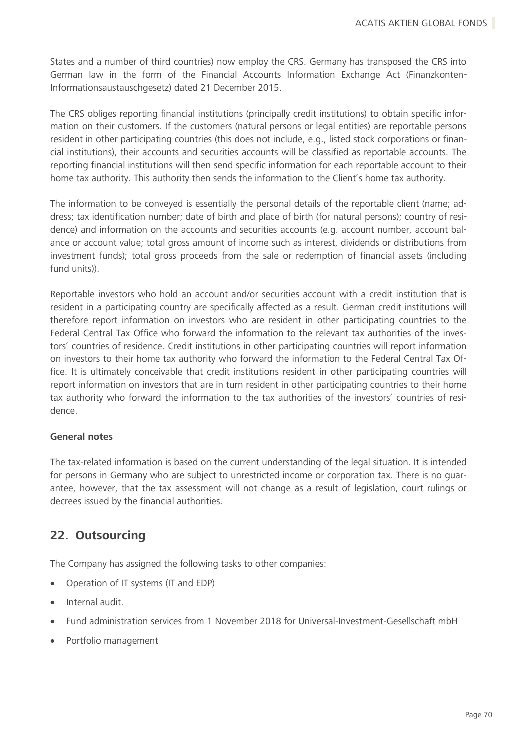States and a number of third countries) now employ the CRS. Germany has transposed the CRS into German law in the form of the Financial Accounts Information Exchange Act (Finanzkonten-Informationsaustauschgesetz) dated 21 December 2015.

The CRS obliges reporting financial institutions (principally credit institutions) to obtain specific information on their customers. If the customers (natural persons or legal entities) are reportable persons resident in other participating countries (this does not include, e.g., listed stock corporations or financial institutions), their accounts and securities accounts will be classified as reportable accounts. The reporting financial institutions will then send specific information for each reportable account to their home tax authority. This authority then sends the information to the Client's home tax authority.

The information to be conveyed is essentially the personal details of the reportable client (name; address; tax identification number; date of birth and place of birth (for natural persons); country of residence) and information on the accounts and securities accounts (e.g. account number, account balance or account value; total gross amount of income such as interest, dividends or distributions from investment funds); total gross proceeds from the sale or redemption of financial assets (including fund units)).

Reportable investors who hold an account and/or securities account with a credit institution that is resident in a participating country are specifically affected as a result. German credit institutions will therefore report information on investors who are resident in other participating countries to the Federal Central Tax Office who forward the information to the relevant tax authorities of the investors' countries of residence. Credit institutions in other participating countries will report information on investors to their home tax authority who forward the information to the Federal Central Tax Office. It is ultimately conceivable that credit institutions resident in other participating countries will report information on investors that are in turn resident in other participating countries to their home tax authority who forward the information to the tax authorities of the investors' countries of residence.

**General notes**

The tax-related information is based on the current understanding of the legal situation. It is intended for persons in Germany who are subject to unrestricted income or corporation tax. There is no guarantee, however, that the tax assessment will not change as a result of legislation, court rulings or decrees issued by the financial authorities.

## 22. Outsourcing

The Company has assigned the following tasks to other companies:

- Operation of IT systems (IT and EDP)
- Internal audit.
- Fund administration services from 1 November 2018 for Universal-Investment-Gesellschaft mbH
- Portfolio management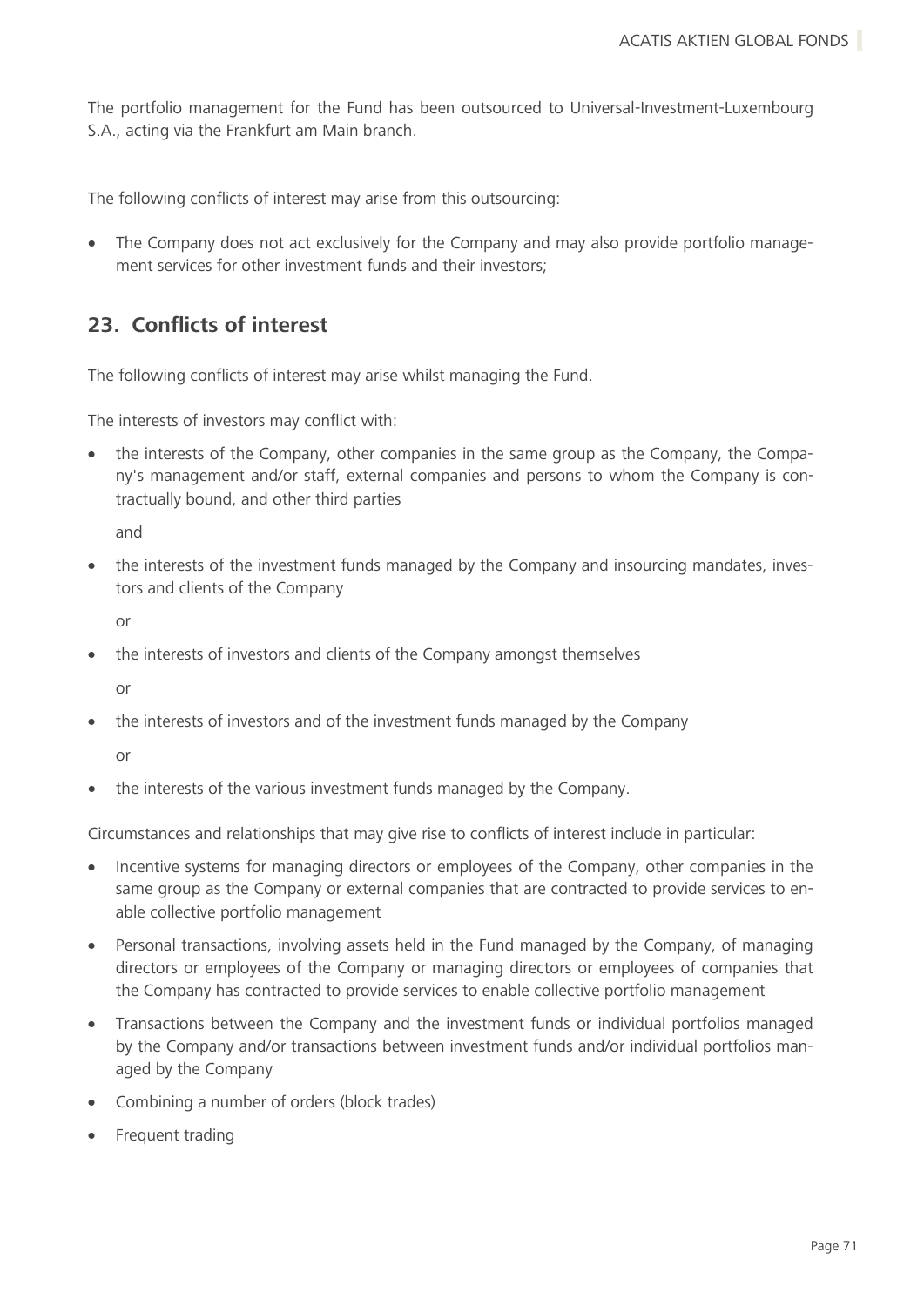The portfolio management for the Fund has been outsourced to Universal-Investment-Luxembourg S.A., acting via the Frankfurt am Main branch.

The following conflicts of interest may arise from this outsourcing:

- The Company does not act exclusively for the Company and may also provide portfolio management services for other investment funds and their investors;

## 23. Conflicts of interest

The following conflicts of interest may arise whilst managing the Fund.

The interests of investors may conflict with:

- the interests of the Company, other companies in the same group as the Company, the Company's management and/or staff, external companies and persons to whom the Company is contractually bound, and other third parties

  and

- the interests of the investment funds managed by the Company and insourcing mandates, investors and clients of the Company

  or

- the interests of investors and clients of the Company amongst themselves

  or

- the interests of investors and of the investment funds managed by the Company

  or

- the interests of the various investment funds managed by the Company.

Circumstances and relationships that may give rise to conflicts of interest include in particular:

- Incentive systems for managing directors or employees of the Company, other companies in the same group as the Company or external companies that are contracted to provide services to enable collective portfolio management
- Personal transactions, involving assets held in the Fund managed by the Company, of managing directors or employees of the Company or managing directors or employees of companies that the Company has contracted to provide services to enable collective portfolio management
- Transactions between the Company and the investment funds or individual portfolios managed by the Company and/or transactions between investment funds and/or individual portfolios managed by the Company
- Combining a number of orders (block trades)
- Frequent trading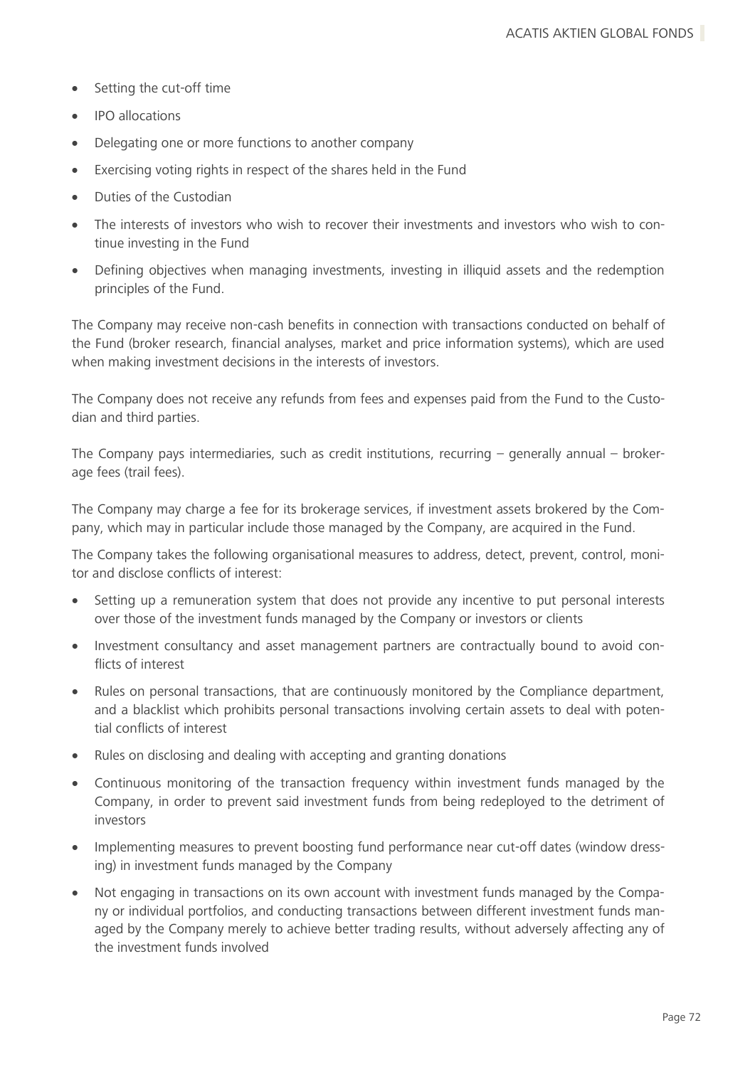- Setting the cut-off time
- IPO allocations
- Delegating one or more functions to another company
- Exercising voting rights in respect of the shares held in the Fund
- Duties of the Custodian
- The interests of investors who wish to recover their investments and investors who wish to continue investing in the Fund
- Defining objectives when managing investments, investing in illiquid assets and the redemption principles of the Fund.

The Company may receive non-cash benefits in connection with transactions conducted on behalf of the Fund (broker research, financial analyses, market and price information systems), which are used when making investment decisions in the interests of investors.

The Company does not receive any refunds from fees and expenses paid from the Fund to the Custodian and third parties.

The Company pays intermediaries, such as credit institutions, recurring – generally annual – brokerage fees (trail fees).

The Company may charge a fee for its brokerage services, if investment assets brokered by the Company, which may in particular include those managed by the Company, are acquired in the Fund.

The Company takes the following organisational measures to address, detect, prevent, control, monitor and disclose conflicts of interest:

- Setting up a remuneration system that does not provide any incentive to put personal interests over those of the investment funds managed by the Company or investors or clients
- Investment consultancy and asset management partners are contractually bound to avoid conflicts of interest
- Rules on personal transactions, that are continuously monitored by the Compliance department, and a blacklist which prohibits personal transactions involving certain assets to deal with potential conflicts of interest
- Rules on disclosing and dealing with accepting and granting donations
- Continuous monitoring of the transaction frequency within investment funds managed by the Company, in order to prevent said investment funds from being redeployed to the detriment of investors
- Implementing measures to prevent boosting fund performance near cut-off dates (window dressing) in investment funds managed by the Company
- Not engaging in transactions on its own account with investment funds managed by the Company or individual portfolios, and conducting transactions between different investment funds managed by the Company merely to achieve better trading results, without adversely affecting any of the investment funds involved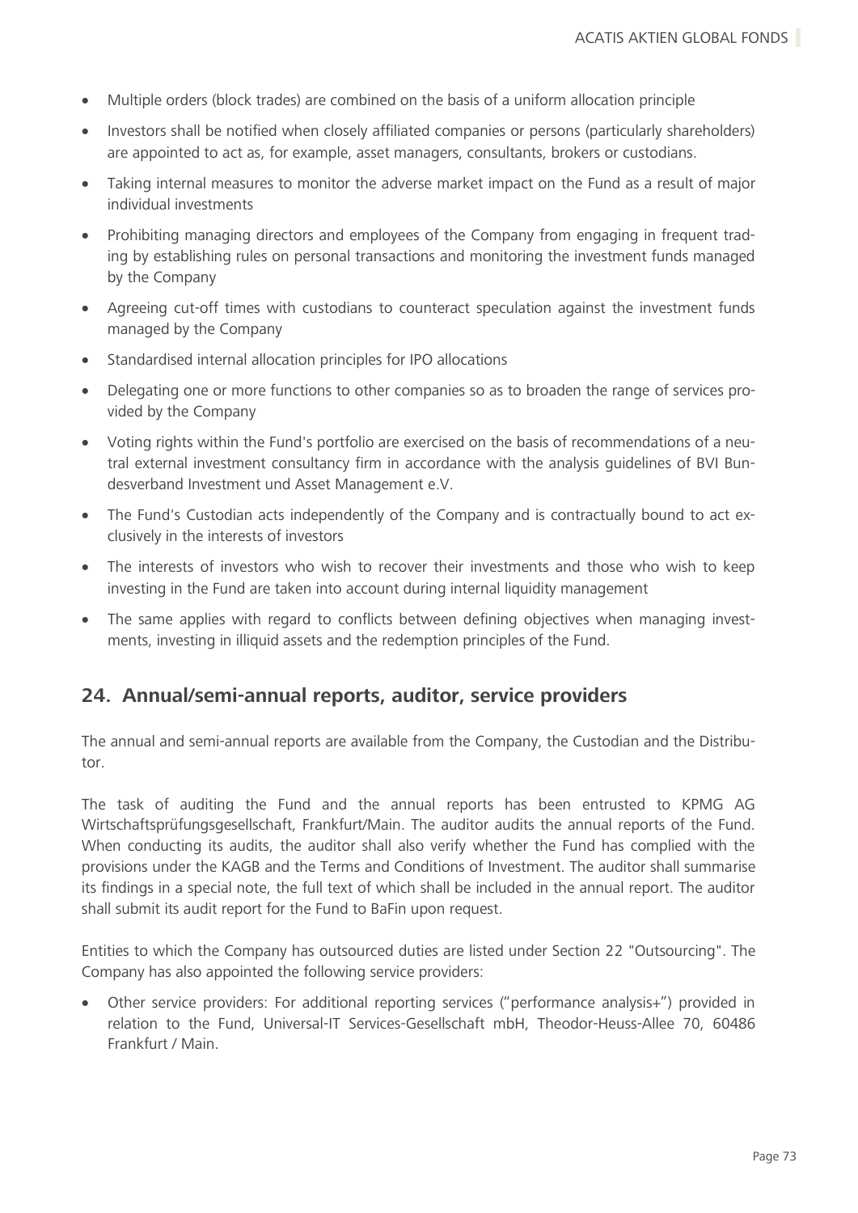- Multiple orders (block trades) are combined on the basis of a uniform allocation principle
- Investors shall be notified when closely affiliated companies or persons (particularly shareholders) are appointed to act as, for example, asset managers, consultants, brokers or custodians.
- Taking internal measures to monitor the adverse market impact on the Fund as a result of major individual investments
- Prohibiting managing directors and employees of the Company from engaging in frequent trading by establishing rules on personal transactions and monitoring the investment funds managed by the Company
- Agreeing cut-off times with custodians to counteract speculation against the investment funds managed by the Company
- Standardised internal allocation principles for IPO allocations
- Delegating one or more functions to other companies so as to broaden the range of services provided by the Company
- Voting rights within the Fund's portfolio are exercised on the basis of recommendations of a neutral external investment consultancy firm in accordance with the analysis guidelines of BVI Bundesverband Investment und Asset Management e.V.
- The Fund's Custodian acts independently of the Company and is contractually bound to act exclusively in the interests of investors
- The interests of investors who wish to recover their investments and those who wish to keep investing in the Fund are taken into account during internal liquidity management
- The same applies with regard to conflicts between defining objectives when managing investments, investing in illiquid assets and the redemption principles of the Fund.

## 24. Annual/semi-annual reports, auditor, service providers

The annual and semi-annual reports are available from the Company, the Custodian and the Distributor.

The task of auditing the Fund and the annual reports has been entrusted to KPMG AG Wirtschaftsprüfungsgesellschaft, Frankfurt/Main. The auditor audits the annual reports of the Fund. When conducting its audits, the auditor shall also verify whether the Fund has complied with the provisions under the KAGB and the Terms and Conditions of Investment. The auditor shall summarise its findings in a special note, the full text of which shall be included in the annual report. The auditor shall submit its audit report for the Fund to BaFin upon request.

Entities to which the Company has outsourced duties are listed under Section 22 "Outsourcing". The Company has also appointed the following service providers:

- Other service providers: For additional reporting services ("performance analysis+") provided in relation to the Fund, Universal-IT Services-Gesellschaft mbH, Theodor-Heuss-Allee 70, 60486 Frankfurt / Main.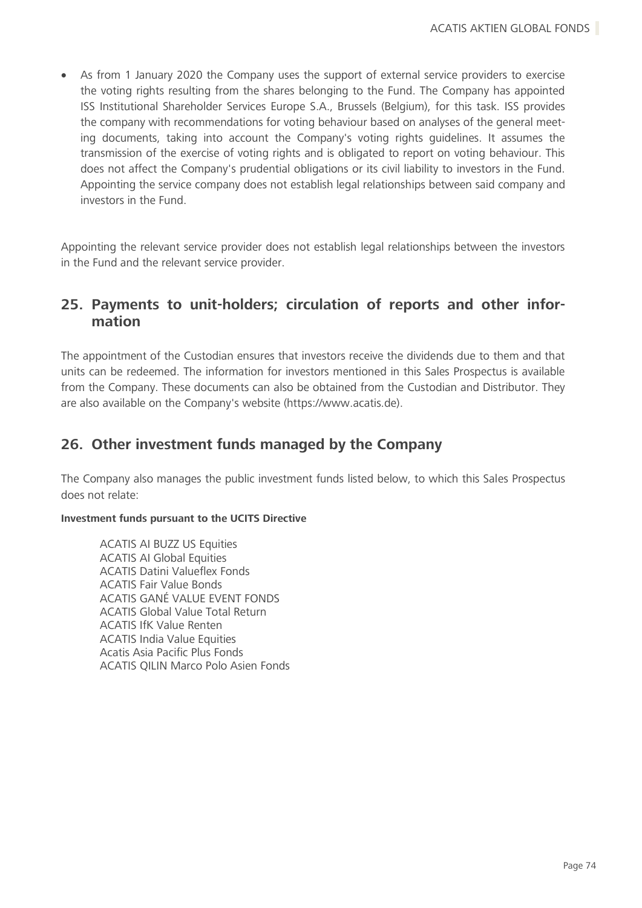- As from 1 January 2020 the Company uses the support of external service providers to exercise the voting rights resulting from the shares belonging to the Fund. The Company has appointed ISS Institutional Shareholder Services Europe S.A., Brussels (Belgium), for this task. ISS provides the company with recommendations for voting behaviour based on analyses of the general meeting documents, taking into account the Company's voting rights guidelines. It assumes the transmission of the exercise of voting rights and is obligated to report on voting behaviour. This does not affect the Company's prudential obligations or its civil liability to investors in the Fund. Appointing the service company does not establish legal relationships between said company and investors in the Fund.

Appointing the relevant service provider does not establish legal relationships between the investors in the Fund and the relevant service provider.

## 25. Payments to unit-holders; circulation of reports and other information

The appointment of the Custodian ensures that investors receive the dividends due to them and that units can be redeemed. The information for investors mentioned in this Sales Prospectus is available from the Company. These documents can also be obtained from the Custodian and Distributor. They are also available on the Company's website (https://www.acatis.de).

## 26. Other investment funds managed by the Company

The Company also manages the public investment funds listed below, to which this Sales Prospectus does not relate:

**Investment funds pursuant to the UCITS Directive**

ACATIS AI BUZZ US Equities
ACATIS AI Global Equities
ACATIS Datini Valueflex Fonds
ACATIS Fair Value Bonds
ACATIS GANÉ VALUE EVENT FONDS
ACATIS Global Value Total Return
ACATIS IfK Value Renten
ACATIS India Value Equities
Acatis Asia Pacific Plus Fonds
ACATIS QILIN Marco Polo Asien Fonds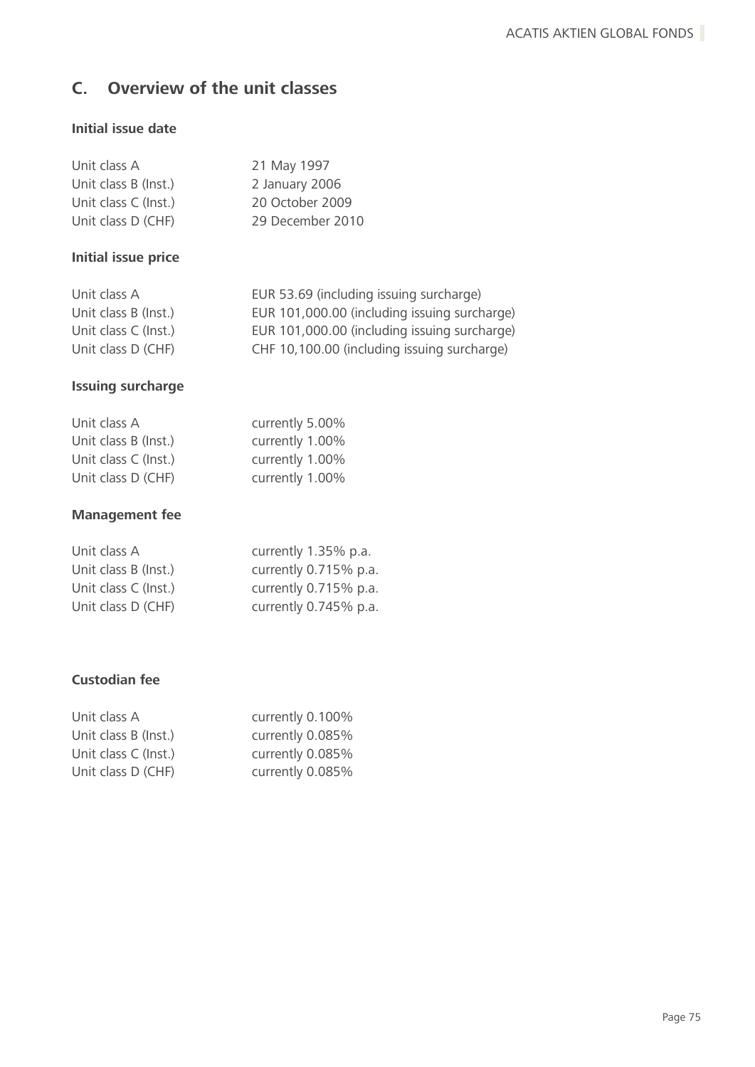## C. Overview of the unit classes

### Initial issue date

| | |
|---|---|
| Unit class A | 21 May 1997 |
| Unit class B (Inst.) | 2 January 2006 |
| Unit class C (Inst.) | 20 October 2009 |
| Unit class D (CHF) | 29 December 2010 |

### Initial issue price

| | |
|---|---|
| Unit class A | EUR 53.69 (including issuing surcharge) |
| Unit class B (Inst.) | EUR 101,000.00 (including issuing surcharge) |
| Unit class C (Inst.) | EUR 101,000.00 (including issuing surcharge) |
| Unit class D (CHF) | CHF 10,100.00 (including issuing surcharge) |

### Issuing surcharge

| | |
|---|---|
| Unit class A | currently 5.00% |
| Unit class B (Inst.) | currently 1.00% |
| Unit class C (Inst.) | currently 1.00% |
| Unit class D (CHF) | currently 1.00% |

### Management fee

| | |
|---|---|
| Unit class A | currently 1.35% p.a. |
| Unit class B (Inst.) | currently 0.715% p.a. |
| Unit class C (Inst.) | currently 0.715% p.a. |
| Unit class D (CHF) | currently 0.745% p.a. |

### Custodian fee

| | |
|---|---|
| Unit class A | currently 0.100% |
| Unit class B (Inst.) | currently 0.085% |
| Unit class C (Inst.) | currently 0.085% |
| Unit class D (CHF) | currently 0.085% |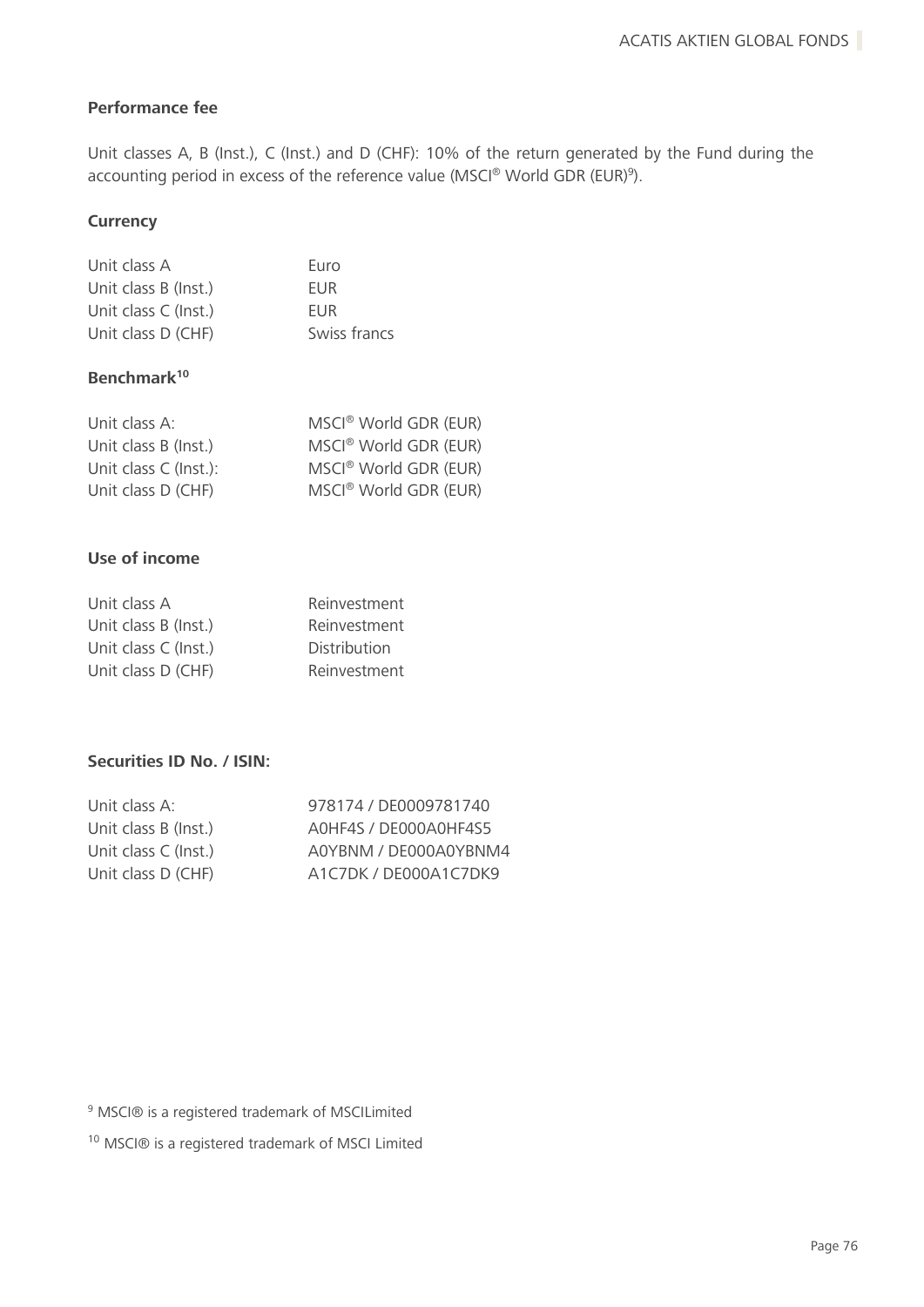### Performance fee

Unit classes A, B (Inst.), C (Inst.) and D (CHF): 10% of the return generated by the Fund during the accounting period in excess of the reference value (MSCI® World GDR (EUR)[9]).

### Currency

| | |
|---|---|
| Unit class A | Euro |
| Unit class B (Inst.) | EUR |
| Unit class C (Inst.) | EUR |
| Unit class D (CHF) | Swiss francs |

### Benchmark[10]

| | |
|---|---|
| Unit class A: | MSCI® World GDR (EUR) |
| Unit class B (Inst.) | MSCI® World GDR (EUR) |
| Unit class C (Inst.): | MSCI® World GDR (EUR) |
| Unit class D (CHF) | MSCI® World GDR (EUR) |

### Use of income

| | |
|---|---|
| Unit class A | Reinvestment |
| Unit class B (Inst.) | Reinvestment |
| Unit class C (Inst.) | Distribution |
| Unit class D (CHF) | Reinvestment |

### Securities ID No. / ISIN:

| | |
|---|---|
| Unit class A: | 978174 / DE0009781740 |
| Unit class B (Inst.) | A0HF4S / DE000A0HF4S5 |
| Unit class C (Inst.) | A0YBNM / DE000A0YBNM4 |
| Unit class D (CHF) | A1C7DK / DE000A1C7DK9 |

[9] MSCI® is a registered trademark of MSCILimited

[10] MSCI® is a registered trademark of MSCI Limited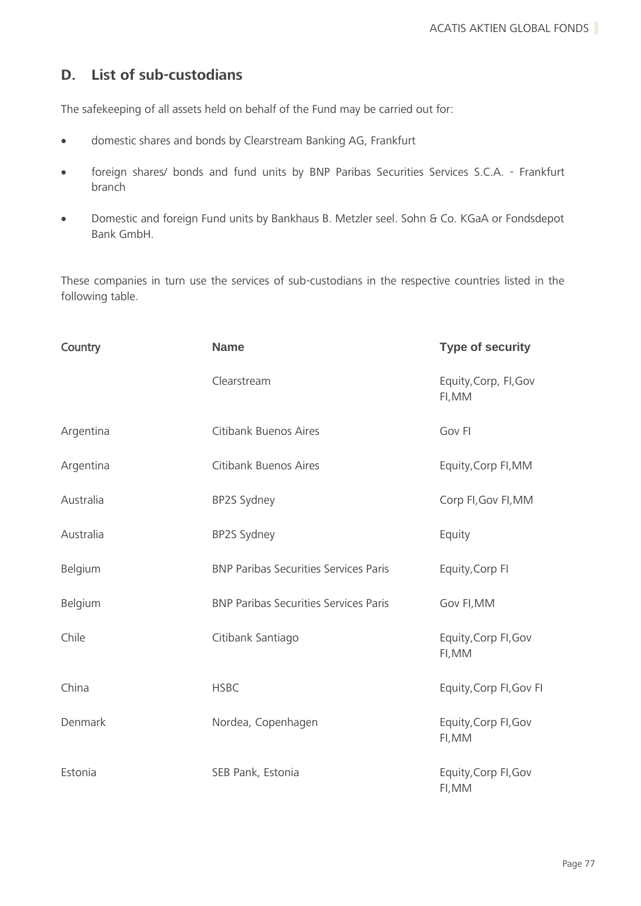## D. List of sub-custodians

The safekeeping of all assets held on behalf of the Fund may be carried out for:

- domestic shares and bonds by Clearstream Banking AG, Frankfurt
- foreign shares/ bonds and fund units by BNP Paribas Securities Services S.C.A. - Frankfurt branch
- Domestic and foreign Fund units by Bankhaus B. Metzler seel. Sohn & Co. KGaA or Fondsdepot Bank GmbH.

These companies in turn use the services of sub-custodians in the respective countries listed in the following table.

| Country | Name | Type of security |
|---|---|---|
| | Clearstream | Equity,Corp, FI,Gov FI,MM |
| Argentina | Citibank Buenos Aires | Gov FI |
| Argentina | Citibank Buenos Aires | Equity,Corp FI,MM |
| Australia | BP2S Sydney | Corp FI,Gov FI,MM |
| Australia | BP2S Sydney | Equity |
| Belgium | BNP Paribas Securities Services Paris | Equity,Corp FI |
| Belgium | BNP Paribas Securities Services Paris | Gov FI,MM |
| Chile | Citibank Santiago | Equity,Corp FI,Gov FI,MM |
| China | HSBC | Equity,Corp FI,Gov FI |
| Denmark | Nordea, Copenhagen | Equity,Corp FI,Gov FI,MM |
| Estonia | SEB Pank, Estonia | Equity,Corp FI,Gov FI,MM |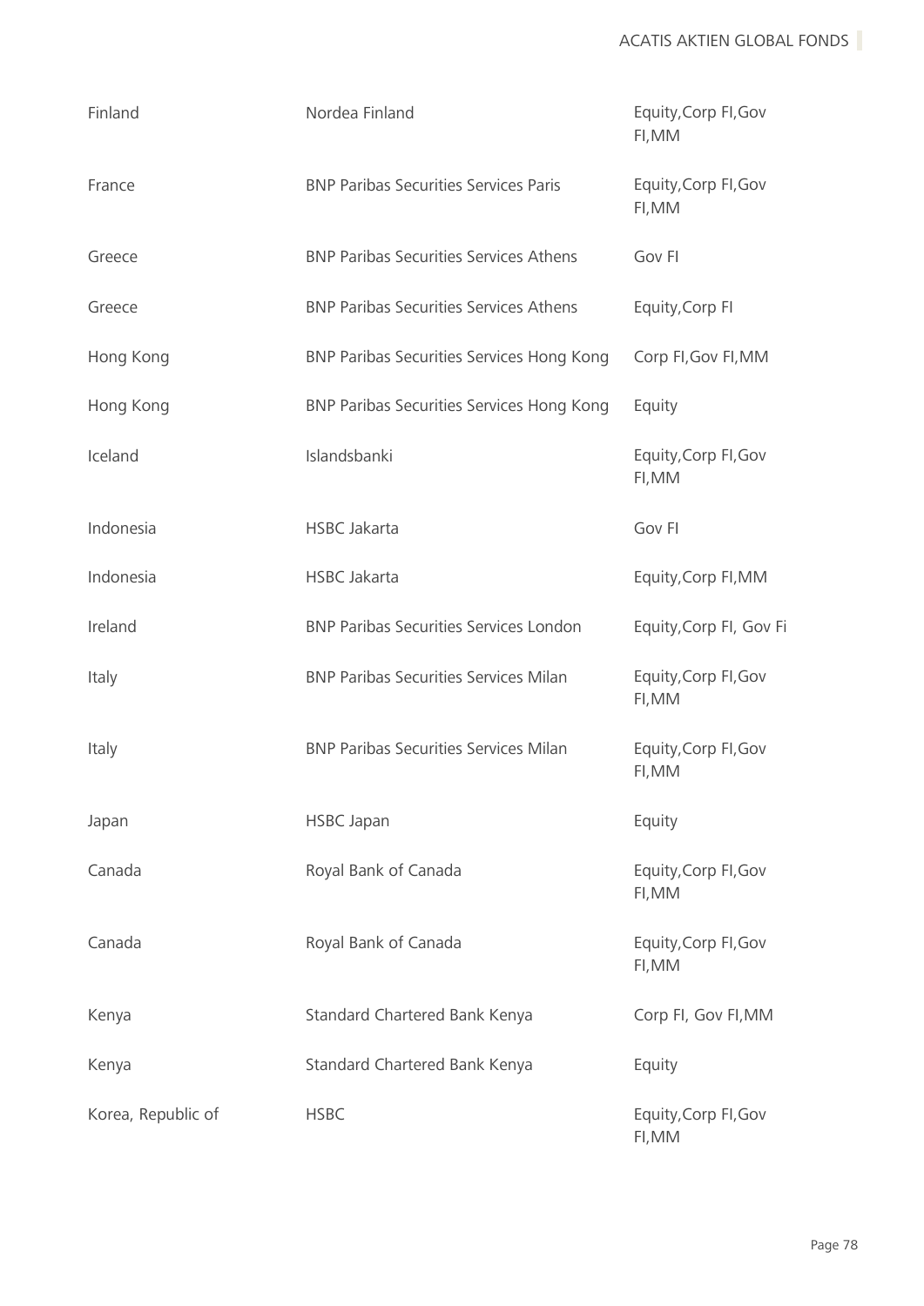| | | |
|---|---|---|
| Finland | Nordea Finland | Equity,Corp FI,Gov FI,MM |
| France | BNP Paribas Securities Services Paris | Equity,Corp FI,Gov FI,MM |
| Greece | BNP Paribas Securities Services Athens | Gov FI |
| Greece | BNP Paribas Securities Services Athens | Equity,Corp FI |
| Hong Kong | BNP Paribas Securities Services Hong Kong | Corp FI,Gov FI,MM |
| Hong Kong | BNP Paribas Securities Services Hong Kong | Equity |
| Iceland | Islandsbanki | Equity,Corp FI,Gov FI,MM |
| Indonesia | HSBC Jakarta | Gov FI |
| Indonesia | HSBC Jakarta | Equity,Corp FI,MM |
| Ireland | BNP Paribas Securities Services London | Equity,Corp FI, Gov Fi |
| Italy | BNP Paribas Securities Services Milan | Equity,Corp FI,Gov FI,MM |
| Italy | BNP Paribas Securities Services Milan | Equity,Corp FI,Gov FI,MM |
| Japan | HSBC Japan | Equity |
| Canada | Royal Bank of Canada | Equity,Corp FI,Gov FI,MM |
| Canada | Royal Bank of Canada | Equity,Corp FI,Gov FI,MM |
| Kenya | Standard Chartered Bank Kenya | Corp FI, Gov FI,MM |
| Kenya | Standard Chartered Bank Kenya | Equity |
| Korea, Republic of | HSBC | Equity,Corp FI,Gov FI,MM |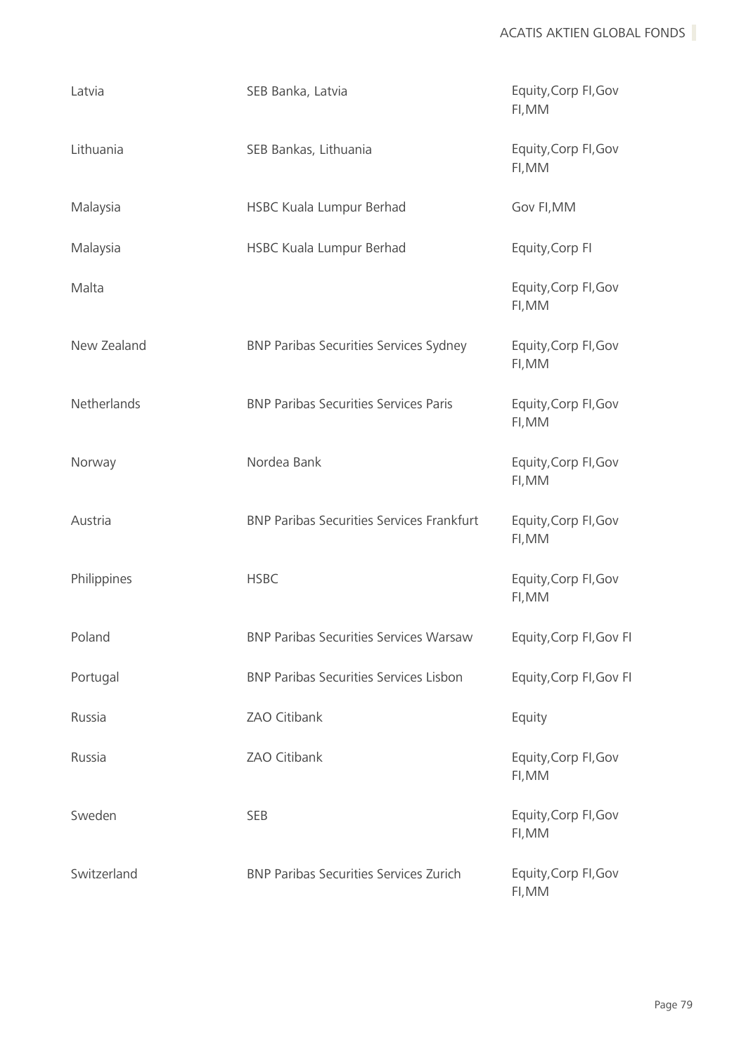| | | |
|---|---|---|
| Latvia | SEB Banka, Latvia | Equity,Corp FI,Gov FI,MM |
| Lithuania | SEB Bankas, Lithuania | Equity,Corp FI,Gov FI,MM |
| Malaysia | HSBC Kuala Lumpur Berhad | Gov FI,MM |
| Malaysia | HSBC Kuala Lumpur Berhad | Equity,Corp FI |
| Malta | | Equity,Corp FI,Gov FI,MM |
| New Zealand | BNP Paribas Securities Services Sydney | Equity,Corp FI,Gov FI,MM |
| Netherlands | BNP Paribas Securities Services Paris | Equity,Corp FI,Gov FI,MM |
| Norway | Nordea Bank | Equity,Corp FI,Gov FI,MM |
| Austria | BNP Paribas Securities Services Frankfurt | Equity,Corp FI,Gov FI,MM |
| Philippines | HSBC | Equity,Corp FI,Gov FI,MM |
| Poland | BNP Paribas Securities Services Warsaw | Equity,Corp FI,Gov FI |
| Portugal | BNP Paribas Securities Services Lisbon | Equity,Corp FI,Gov FI |
| Russia | ZAO Citibank | Equity |
| Russia | ZAO Citibank | Equity,Corp FI,Gov FI,MM |
| Sweden | SEB | Equity,Corp FI,Gov FI,MM |
| Switzerland | BNP Paribas Securities Services Zurich | Equity,Corp FI,Gov FI,MM |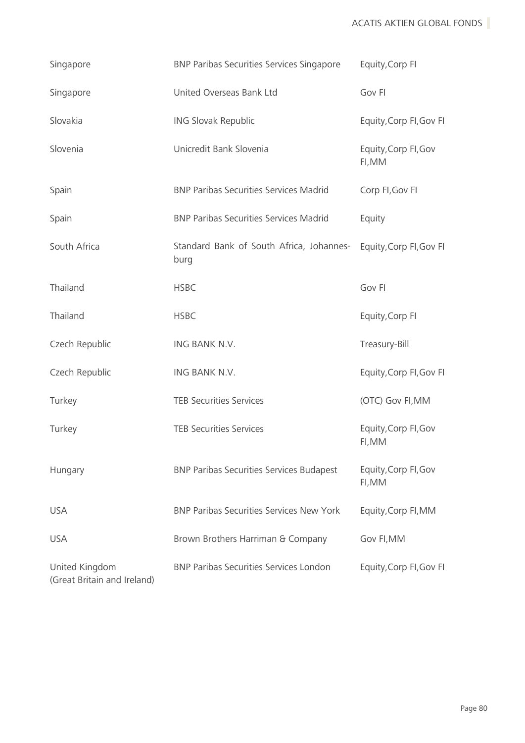| | | |
|---|---|---|
| Singapore | BNP Paribas Securities Services Singapore | Equity,Corp FI |
| Singapore | United Overseas Bank Ltd | Gov FI |
| Slovakia | ING Slovak Republic | Equity,Corp FI,Gov FI |
| Slovenia | Unicredit Bank Slovenia | Equity,Corp FI,Gov FI,MM |
| Spain | BNP Paribas Securities Services Madrid | Corp FI,Gov FI |
| Spain | BNP Paribas Securities Services Madrid | Equity |
| South Africa | Standard Bank of South Africa, Johannesburg | Equity,Corp FI,Gov FI |
| Thailand | HSBC | Gov FI |
| Thailand | HSBC | Equity,Corp FI |
| Czech Republic | ING BANK N.V. | Treasury-Bill |
| Czech Republic | ING BANK N.V. | Equity,Corp FI,Gov FI |
| Turkey | TEB Securities Services | (OTC) Gov FI,MM |
| Turkey | TEB Securities Services | Equity,Corp FI,Gov FI,MM |
| Hungary | BNP Paribas Securities Services Budapest | Equity,Corp FI,Gov FI,MM |
| USA | BNP Paribas Securities Services New York | Equity,Corp FI,MM |
| USA | Brown Brothers Harriman & Company | Gov FI,MM |
| United Kingdom (Great Britain and Ireland) | BNP Paribas Securities Services London | Equity,Corp FI,Gov FI |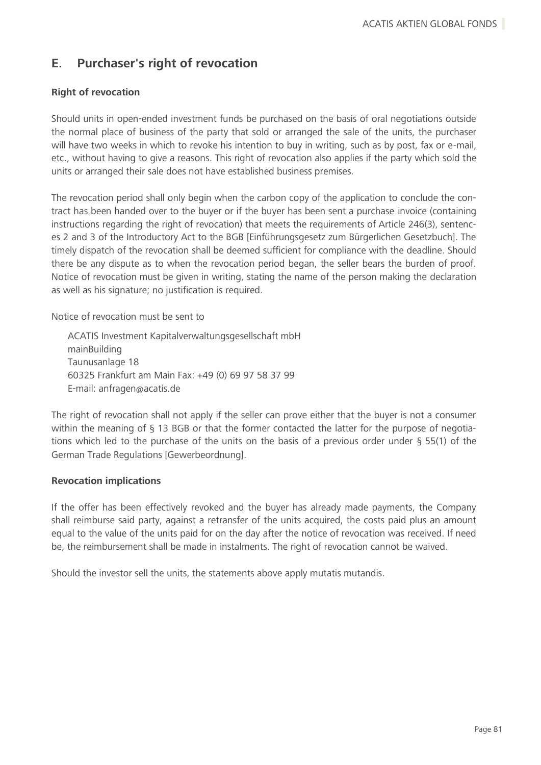## E. Purchaser's right of revocation

**Right of revocation**

Should units in open-ended investment funds be purchased on the basis of oral negotiations outside the normal place of business of the party that sold or arranged the sale of the units, the purchaser will have two weeks in which to revoke his intention to buy in writing, such as by post, fax or e-mail, etc., without having to give a reasons. This right of revocation also applies if the party which sold the units or arranged their sale does not have established business premises.

The revocation period shall only begin when the carbon copy of the application to conclude the contract has been handed over to the buyer or if the buyer has been sent a purchase invoice (containing instructions regarding the right of revocation) that meets the requirements of Article 246(3), sentences 2 and 3 of the Introductory Act to the BGB [Einführungsgesetz zum Bürgerlichen Gesetzbuch]. The timely dispatch of the revocation shall be deemed sufficient for compliance with the deadline. Should there be any dispute as to when the revocation period began, the seller bears the burden of proof. Notice of revocation must be given in writing, stating the name of the person making the declaration as well as his signature; no justification is required.

Notice of revocation must be sent to

ACATIS Investment Kapitalverwaltungsgesellschaft mbH
mainBuilding
Taunusanlage 18
60325 Frankfurt am Main Fax: +49 (0) 69 97 58 37 99
E-mail: anfragen@acatis.de

The right of revocation shall not apply if the seller can prove either that the buyer is not a consumer within the meaning of § 13 BGB or that the former contacted the latter for the purpose of negotiations which led to the purchase of the units on the basis of a previous order under § 55(1) of the German Trade Regulations [Gewerbeordnung].

**Revocation implications**

If the offer has been effectively revoked and the buyer has already made payments, the Company shall reimburse said party, against a retransfer of the units acquired, the costs paid plus an amount equal to the value of the units paid for on the day after the notice of revocation was received. If need be, the reimbursement shall be made in instalments. The right of revocation cannot be waived.

Should the investor sell the units, the statements above apply mutatis mutandis.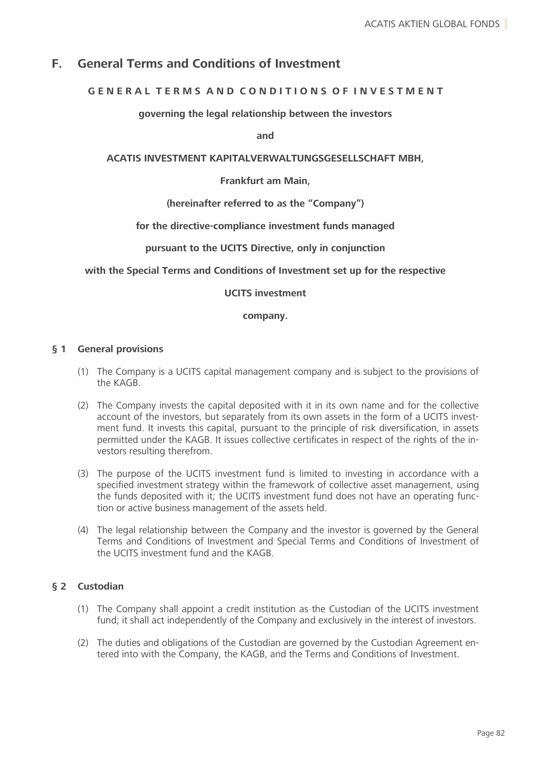## F. General Terms and Conditions of Investment

**G E N E R A L T E R M S A N D C O N D I T I O N S O F I N V E S T M E N T**

**governing the legal relationship between the investors**

**and**

**ACATIS INVESTMENT KAPITALVERWALTUNGSGESELLSCHAFT MBH,**

**Frankfurt am Main,**

**(hereinafter referred to as the "Company")**

**for the directive-compliance investment funds managed**

**pursuant to the UCITS Directive, only in conjunction**

**with the Special Terms and Conditions of Investment set up for the respective**

**UCITS investment**

**company.**

### § 1 General provisions

(1) The Company is a UCITS capital management company and is subject to the provisions of the KAGB.

(2) The Company invests the capital deposited with it in its own name and for the collective account of the investors, but separately from its own assets in the form of a UCITS investment fund. It invests this capital, pursuant to the principle of risk diversification, in assets permitted under the KAGB. It issues collective certificates in respect of the rights of the investors resulting therefrom.

(3) The purpose of the UCITS investment fund is limited to investing in accordance with a specified investment strategy within the framework of collective asset management, using the funds deposited with it; the UCITS investment fund does not have an operating function or active business management of the assets held.

(4) The legal relationship between the Company and the investor is governed by the General Terms and Conditions of Investment and Special Terms and Conditions of Investment of the UCITS investment fund and the KAGB.

### § 2 Custodian

(1) The Company shall appoint a credit institution as the Custodian of the UCITS investment fund; it shall act independently of the Company and exclusively in the interest of investors.

(2) The duties and obligations of the Custodian are governed by the Custodian Agreement entered into with the Company, the KAGB, and the Terms and Conditions of Investment.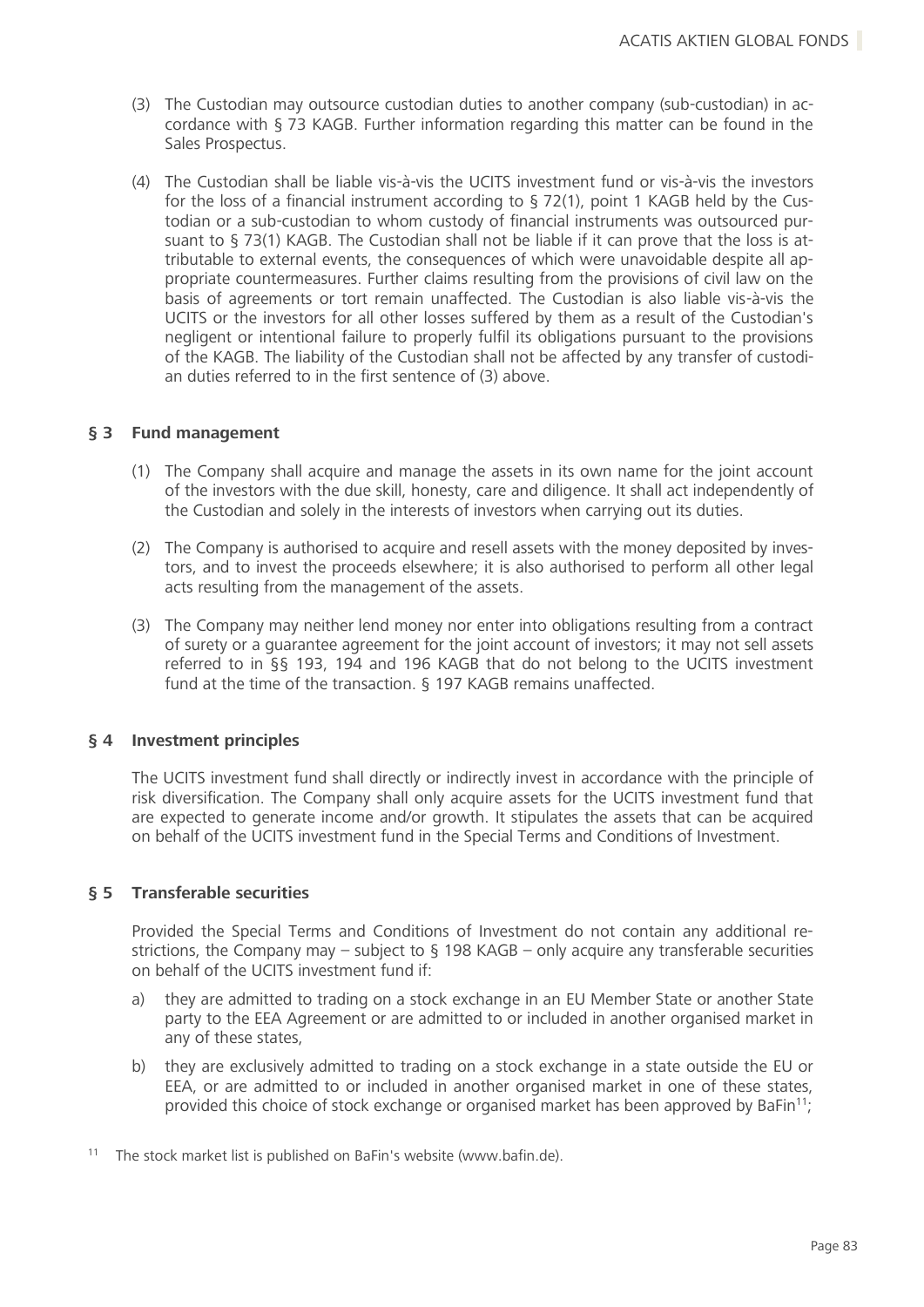(3) The Custodian may outsource custodian duties to another company (sub-custodian) in accordance with § 73 KAGB. Further information regarding this matter can be found in the Sales Prospectus.

(4) The Custodian shall be liable vis-à-vis the UCITS investment fund or vis-à-vis the investors for the loss of a financial instrument according to § 72(1), point 1 KAGB held by the Custodian or a sub-custodian to whom custody of financial instruments was outsourced pursuant to § 73(1) KAGB. The Custodian shall not be liable if it can prove that the loss is attributable to external events, the consequences of which were unavoidable despite all appropriate countermeasures. Further claims resulting from the provisions of civil law on the basis of agreements or tort remain unaffected. The Custodian is also liable vis-à-vis the UCITS or the investors for all other losses suffered by them as a result of the Custodian's negligent or intentional failure to properly fulfil its obligations pursuant to the provisions of the KAGB. The liability of the Custodian shall not be affected by any transfer of custodian duties referred to in the first sentence of (3) above.

### § 3 Fund management

(1) The Company shall acquire and manage the assets in its own name for the joint account of the investors with the due skill, honesty, care and diligence. It shall act independently of the Custodian and solely in the interests of investors when carrying out its duties.

(2) The Company is authorised to acquire and resell assets with the money deposited by investors, and to invest the proceeds elsewhere; it is also authorised to perform all other legal acts resulting from the management of the assets.

(3) The Company may neither lend money nor enter into obligations resulting from a contract of surety or a guarantee agreement for the joint account of investors; it may not sell assets referred to in §§ 193, 194 and 196 KAGB that do not belong to the UCITS investment fund at the time of the transaction. § 197 KAGB remains unaffected.

### § 4 Investment principles

The UCITS investment fund shall directly or indirectly invest in accordance with the principle of risk diversification. The Company shall only acquire assets for the UCITS investment fund that are expected to generate income and/or growth. It stipulates the assets that can be acquired on behalf of the UCITS investment fund in the Special Terms and Conditions of Investment.

### § 5 Transferable securities

Provided the Special Terms and Conditions of Investment do not contain any additional restrictions, the Company may – subject to § 198 KAGB – only acquire any transferable securities on behalf of the UCITS investment fund if:

a) they are admitted to trading on a stock exchange in an EU Member State or another State party to the EEA Agreement or are admitted to or included in another organised market in any of these states,

b) they are exclusively admitted to trading on a stock exchange in a state outside the EU or EEA, or are admitted to or included in another organised market in one of these states, provided this choice of stock exchange or organised market has been approved by BaFin[11];

[11] The stock market list is published on BaFin's website (www.bafin.de).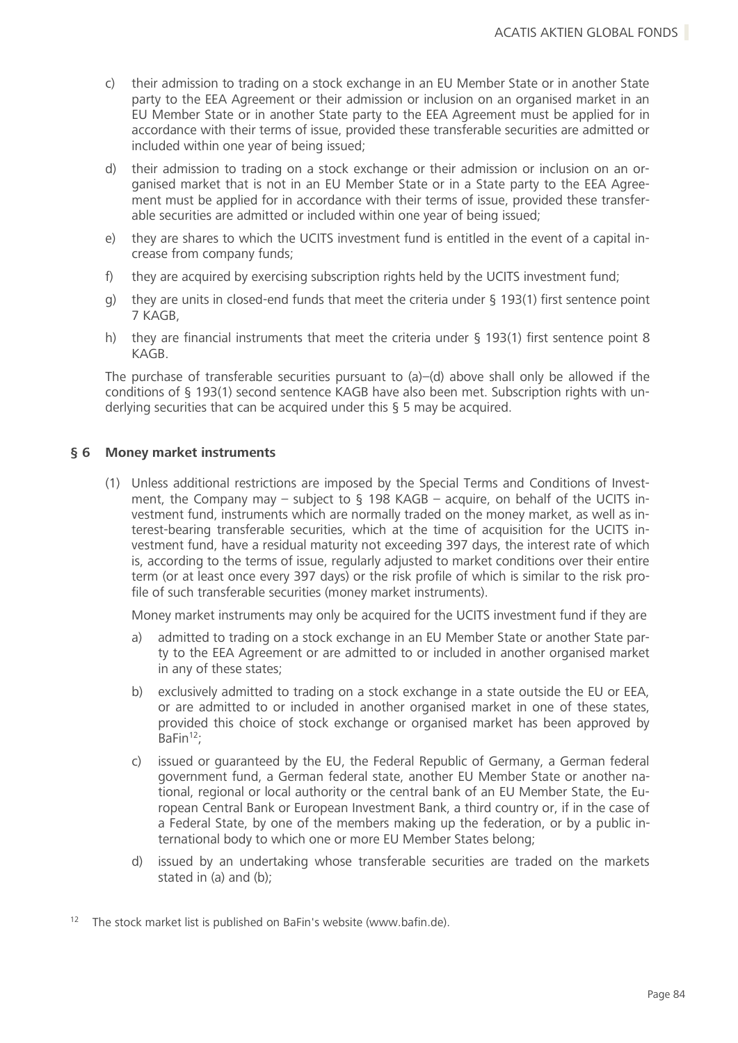c) their admission to trading on a stock exchange in an EU Member State or in another State party to the EEA Agreement or their admission or inclusion on an organised market in an EU Member State or in another State party to the EEA Agreement must be applied for in accordance with their terms of issue, provided these transferable securities are admitted or included within one year of being issued;

d) their admission to trading on a stock exchange or their admission or inclusion on an organised market that is not in an EU Member State or in a State party to the EEA Agreement must be applied for in accordance with their terms of issue, provided these transferable securities are admitted or included within one year of being issued;

e) they are shares to which the UCITS investment fund is entitled in the event of a capital increase from company funds;

f) they are acquired by exercising subscription rights held by the UCITS investment fund;

g) they are units in closed-end funds that meet the criteria under § 193(1) first sentence point 7 KAGB,

h) they are financial instruments that meet the criteria under § 193(1) first sentence point 8 KAGB.

The purchase of transferable securities pursuant to (a)–(d) above shall only be allowed if the conditions of § 193(1) second sentence KAGB have also been met. Subscription rights with underlying securities that can be acquired under this § 5 may be acquired.

## § 6 Money market instruments

(1) Unless additional restrictions are imposed by the Special Terms and Conditions of Investment, the Company may – subject to § 198 KAGB – acquire, on behalf of the UCITS investment fund, instruments which are normally traded on the money market, as well as interest-bearing transferable securities, which at the time of acquisition for the UCITS investment fund, have a residual maturity not exceeding 397 days, the interest rate of which is, according to the terms of issue, regularly adjusted to market conditions over their entire term (or at least once every 397 days) or the risk profile of which is similar to the risk profile of such transferable securities (money market instruments).

Money market instruments may only be acquired for the UCITS investment fund if they are

a) admitted to trading on a stock exchange in an EU Member State or another State party to the EEA Agreement or are admitted to or included in another organised market in any of these states;

b) exclusively admitted to trading on a stock exchange in a state outside the EU or EEA, or are admitted to or included in another organised market in one of these states, provided this choice of stock exchange or organised market has been approved by BaFin[12];

c) issued or guaranteed by the EU, the Federal Republic of Germany, a German federal government fund, a German federal state, another EU Member State or another national, regional or local authority or the central bank of an EU Member State, the European Central Bank or European Investment Bank, a third country or, if in the case of a Federal State, by one of the members making up the federation, or by a public international body to which one or more EU Member States belong;

d) issued by an undertaking whose transferable securities are traded on the markets stated in (a) and (b);

[12] The stock market list is published on BaFin's website (www.bafin.de).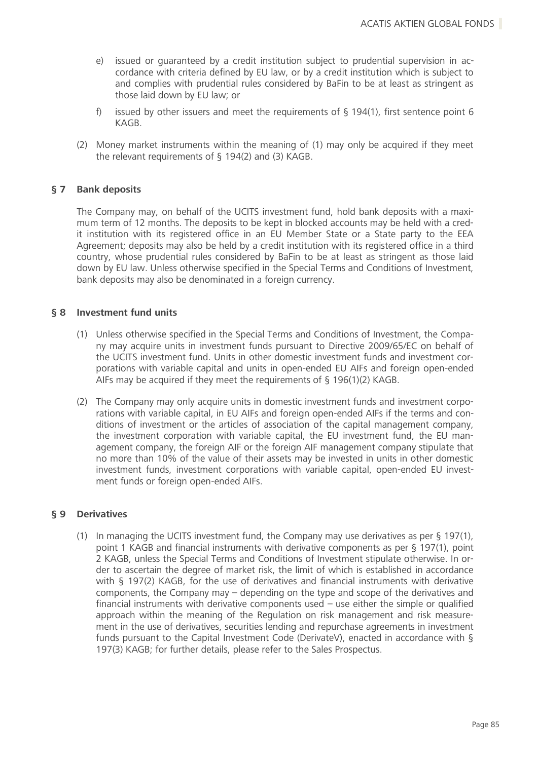e) issued or guaranteed by a credit institution subject to prudential supervision in accordance with criteria defined by EU law, or by a credit institution which is subject to and complies with prudential rules considered by BaFin to be at least as stringent as those laid down by EU law; or

f) issued by other issuers and meet the requirements of § 194(1), first sentence point 6 KAGB.

(2) Money market instruments within the meaning of (1) may only be acquired if they meet the relevant requirements of § 194(2) and (3) KAGB.

## § 7 Bank deposits

The Company may, on behalf of the UCITS investment fund, hold bank deposits with a maximum term of 12 months. The deposits to be kept in blocked accounts may be held with a credit institution with its registered office in an EU Member State or a State party to the EEA Agreement; deposits may also be held by a credit institution with its registered office in a third country, whose prudential rules considered by BaFin to be at least as stringent as those laid down by EU law. Unless otherwise specified in the Special Terms and Conditions of Investment, bank deposits may also be denominated in a foreign currency.

## § 8 Investment fund units

(1) Unless otherwise specified in the Special Terms and Conditions of Investment, the Company may acquire units in investment funds pursuant to Directive 2009/65/EC on behalf of the UCITS investment fund. Units in other domestic investment funds and investment corporations with variable capital and units in open-ended EU AIFs and foreign open-ended AIFs may be acquired if they meet the requirements of § 196(1)(2) KAGB.

(2) The Company may only acquire units in domestic investment funds and investment corporations with variable capital, in EU AIFs and foreign open-ended AIFs if the terms and conditions of investment or the articles of association of the capital management company, the investment corporation with variable capital, the EU investment fund, the EU management company, the foreign AIF or the foreign AIF management company stipulate that no more than 10% of the value of their assets may be invested in units in other domestic investment funds, investment corporations with variable capital, open-ended EU investment funds or foreign open-ended AIFs.

## § 9 Derivatives

(1) In managing the UCITS investment fund, the Company may use derivatives as per § 197(1), point 1 KAGB and financial instruments with derivative components as per § 197(1), point 2 KAGB, unless the Special Terms and Conditions of Investment stipulate otherwise. In order to ascertain the degree of market risk, the limit of which is established in accordance with § 197(2) KAGB, for the use of derivatives and financial instruments with derivative components, the Company may – depending on the type and scope of the derivatives and financial instruments with derivative components used – use either the simple or qualified approach within the meaning of the Regulation on risk management and risk measurement in the use of derivatives, securities lending and repurchase agreements in investment funds pursuant to the Capital Investment Code (DerivateV), enacted in accordance with § 197(3) KAGB; for further details, please refer to the Sales Prospectus.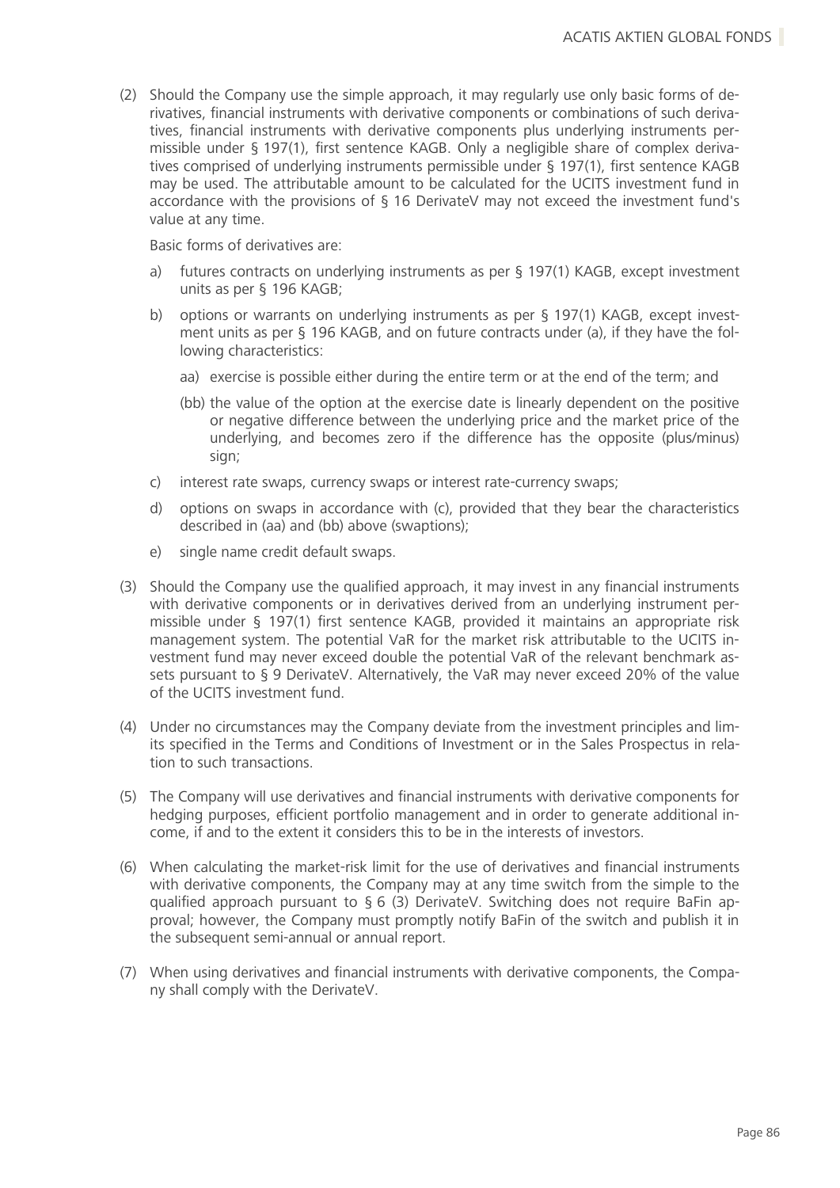(2) Should the Company use the simple approach, it may regularly use only basic forms of derivatives, financial instruments with derivative components or combinations of such derivatives, financial instruments with derivative components plus underlying instruments permissible under § 197(1), first sentence KAGB. Only a negligible share of complex derivatives comprised of underlying instruments permissible under § 197(1), first sentence KAGB may be used. The attributable amount to be calculated for the UCITS investment fund in accordance with the provisions of § 16 DerivateV may not exceed the investment fund's value at any time.

Basic forms of derivatives are:

a) futures contracts on underlying instruments as per § 197(1) KAGB, except investment units as per § 196 KAGB;

b) options or warrants on underlying instruments as per § 197(1) KAGB, except investment units as per § 196 KAGB, and on future contracts under (a), if they have the following characteristics:

   aa) exercise is possible either during the entire term or at the end of the term; and

   (bb) the value of the option at the exercise date is linearly dependent on the positive or negative difference between the underlying price and the market price of the underlying, and becomes zero if the difference has the opposite (plus/minus) sign;

c) interest rate swaps, currency swaps or interest rate-currency swaps;

d) options on swaps in accordance with (c), provided that they bear the characteristics described in (aa) and (bb) above (swaptions);

e) single name credit default swaps.

(3) Should the Company use the qualified approach, it may invest in any financial instruments with derivative components or in derivatives derived from an underlying instrument permissible under § 197(1) first sentence KAGB, provided it maintains an appropriate risk management system. The potential VaR for the market risk attributable to the UCITS investment fund may never exceed double the potential VaR of the relevant benchmark assets pursuant to § 9 DerivateV. Alternatively, the VaR may never exceed 20% of the value of the UCITS investment fund.

(4) Under no circumstances may the Company deviate from the investment principles and limits specified in the Terms and Conditions of Investment or in the Sales Prospectus in relation to such transactions.

(5) The Company will use derivatives and financial instruments with derivative components for hedging purposes, efficient portfolio management and in order to generate additional income, if and to the extent it considers this to be in the interests of investors.

(6) When calculating the market-risk limit for the use of derivatives and financial instruments with derivative components, the Company may at any time switch from the simple to the qualified approach pursuant to § 6 (3) DerivateV. Switching does not require BaFin approval; however, the Company must promptly notify BaFin of the switch and publish it in the subsequent semi-annual or annual report.

(7) When using derivatives and financial instruments with derivative components, the Company shall comply with the DerivateV.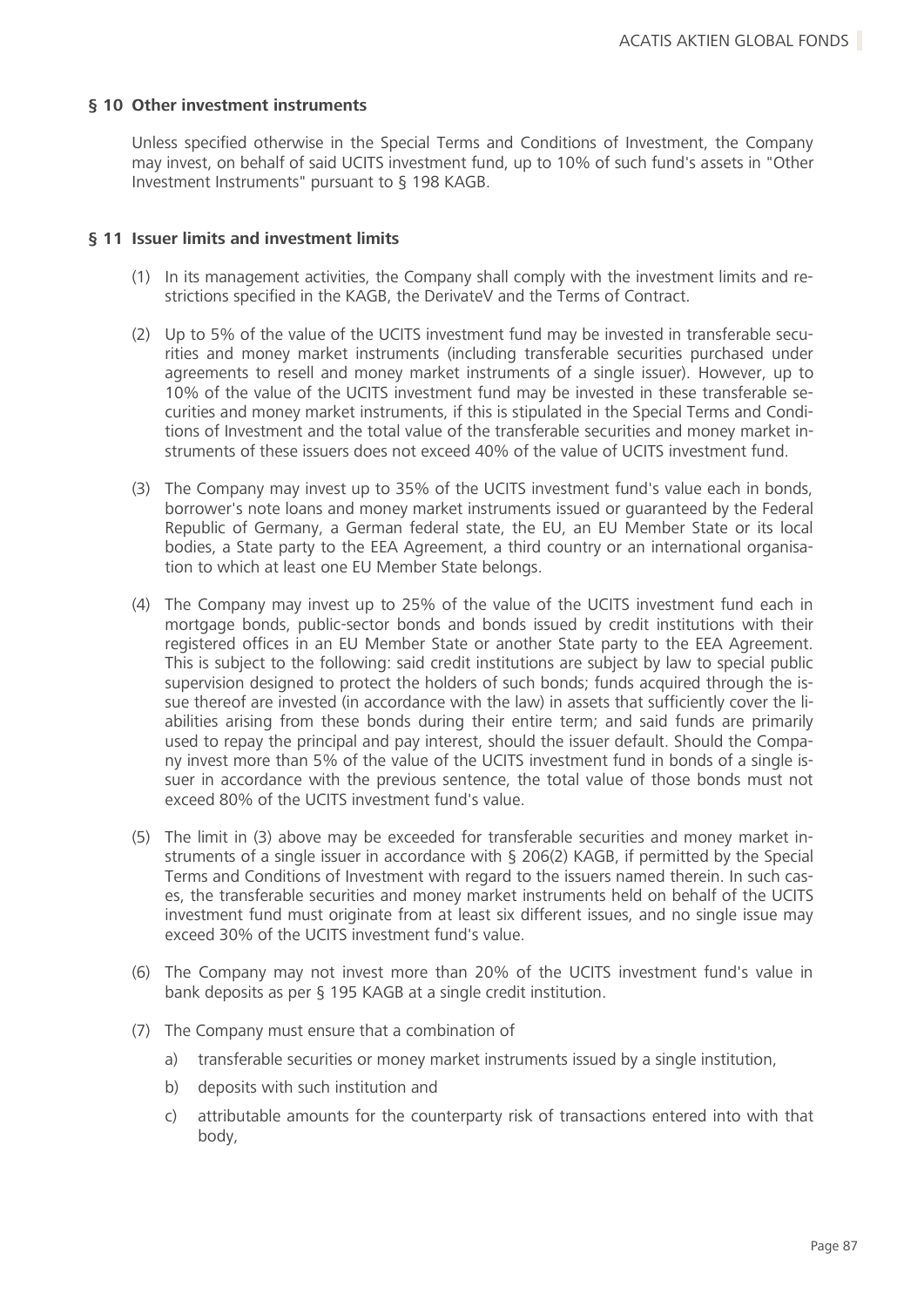### § 10 Other investment instruments

Unless specified otherwise in the Special Terms and Conditions of Investment, the Company may invest, on behalf of said UCITS investment fund, up to 10% of such fund's assets in "Other Investment Instruments" pursuant to § 198 KAGB.

### § 11 Issuer limits and investment limits

(1) In its management activities, the Company shall comply with the investment limits and restrictions specified in the KAGB, the DerivateV and the Terms of Contract.

(2) Up to 5% of the value of the UCITS investment fund may be invested in transferable securities and money market instruments (including transferable securities purchased under agreements to resell and money market instruments of a single issuer). However, up to 10% of the value of the UCITS investment fund may be invested in these transferable securities and money market instruments, if this is stipulated in the Special Terms and Conditions of Investment and the total value of the transferable securities and money market instruments of these issuers does not exceed 40% of the value of UCITS investment fund.

(3) The Company may invest up to 35% of the UCITS investment fund's value each in bonds, borrower's note loans and money market instruments issued or guaranteed by the Federal Republic of Germany, a German federal state, the EU, an EU Member State or its local bodies, a State party to the EEA Agreement, a third country or an international organisation to which at least one EU Member State belongs.

(4) The Company may invest up to 25% of the value of the UCITS investment fund each in mortgage bonds, public-sector bonds and bonds issued by credit institutions with their registered offices in an EU Member State or another State party to the EEA Agreement. This is subject to the following: said credit institutions are subject by law to special public supervision designed to protect the holders of such bonds; funds acquired through the issue thereof are invested (in accordance with the law) in assets that sufficiently cover the liabilities arising from these bonds during their entire term; and said funds are primarily used to repay the principal and pay interest, should the issuer default. Should the Company invest more than 5% of the value of the UCITS investment fund in bonds of a single issuer in accordance with the previous sentence, the total value of those bonds must not exceed 80% of the UCITS investment fund's value.

(5) The limit in (3) above may be exceeded for transferable securities and money market instruments of a single issuer in accordance with § 206(2) KAGB, if permitted by the Special Terms and Conditions of Investment with regard to the issuers named therein. In such cases, the transferable securities and money market instruments held on behalf of the UCITS investment fund must originate from at least six different issues, and no single issue may exceed 30% of the UCITS investment fund's value.

(6) The Company may not invest more than 20% of the UCITS investment fund's value in bank deposits as per § 195 KAGB at a single credit institution.

(7) The Company must ensure that a combination of

a) transferable securities or money market instruments issued by a single institution,

b) deposits with such institution and

c) attributable amounts for the counterparty risk of transactions entered into with that body,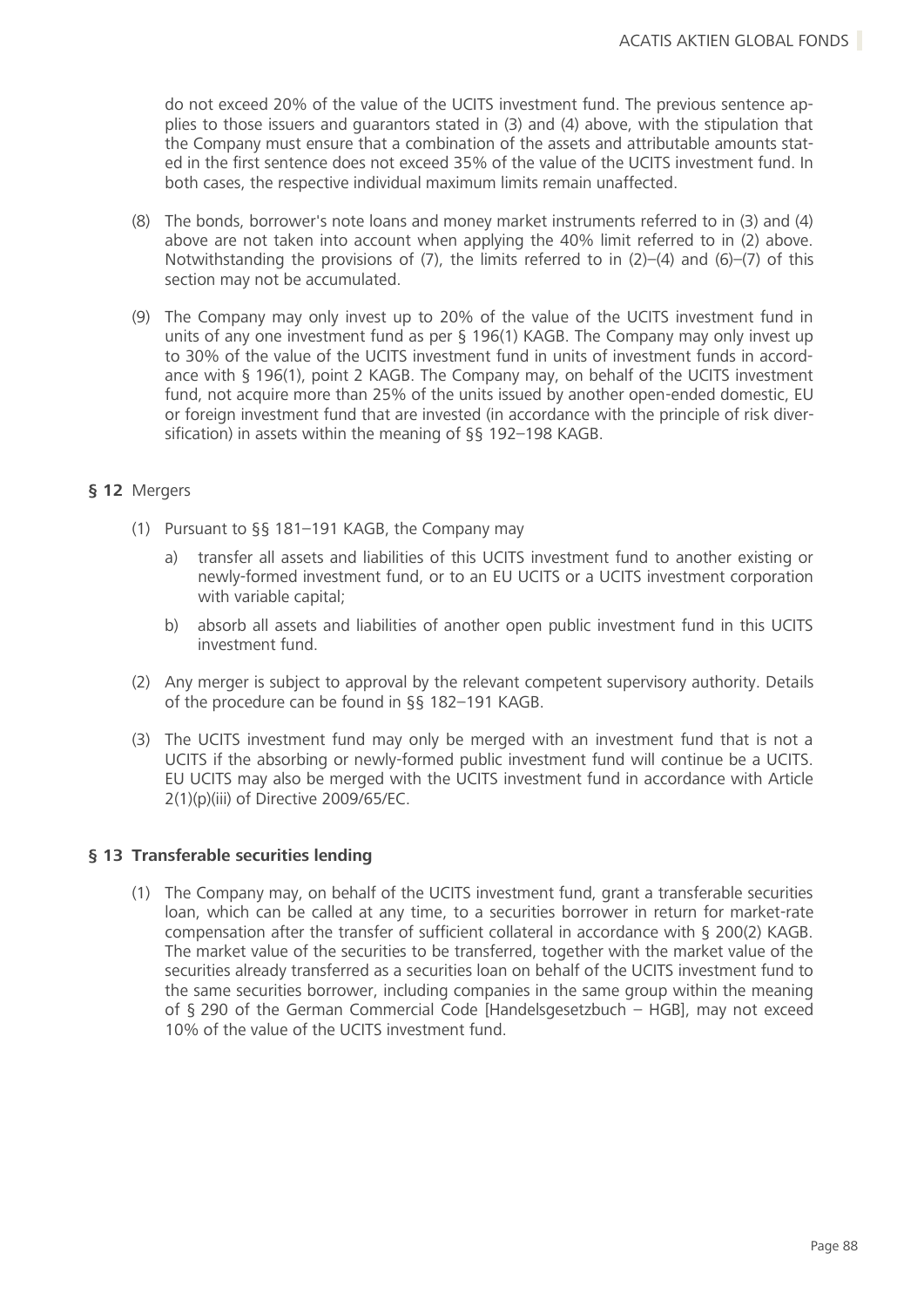do not exceed 20% of the value of the UCITS investment fund. The previous sentence applies to those issuers and guarantors stated in (3) and (4) above, with the stipulation that the Company must ensure that a combination of the assets and attributable amounts stated in the first sentence does not exceed 35% of the value of the UCITS investment fund. In both cases, the respective individual maximum limits remain unaffected.

(8) The bonds, borrower's note loans and money market instruments referred to in (3) and (4) above are not taken into account when applying the 40% limit referred to in (2) above. Notwithstanding the provisions of (7), the limits referred to in (2)–(4) and (6)–(7) of this section may not be accumulated.

(9) The Company may only invest up to 20% of the value of the UCITS investment fund in units of any one investment fund as per § 196(1) KAGB. The Company may only invest up to 30% of the value of the UCITS investment fund in units of investment funds in accordance with § 196(1), point 2 KAGB. The Company may, on behalf of the UCITS investment fund, not acquire more than 25% of the units issued by another open-ended domestic, EU or foreign investment fund that are invested (in accordance with the principle of risk diversification) in assets within the meaning of §§ 192–198 KAGB.

## § 12 Mergers

(1) Pursuant to §§ 181–191 KAGB, the Company may

a) transfer all assets and liabilities of this UCITS investment fund to another existing or newly-formed investment fund, or to an EU UCITS or a UCITS investment corporation with variable capital;

b) absorb all assets and liabilities of another open public investment fund in this UCITS investment fund.

(2) Any merger is subject to approval by the relevant competent supervisory authority. Details of the procedure can be found in §§ 182–191 KAGB.

(3) The UCITS investment fund may only be merged with an investment fund that is not a UCITS if the absorbing or newly-formed public investment fund will continue be a UCITS. EU UCITS may also be merged with the UCITS investment fund in accordance with Article 2(1)(p)(iii) of Directive 2009/65/EC.

## § 13 Transferable securities lending

(1) The Company may, on behalf of the UCITS investment fund, grant a transferable securities loan, which can be called at any time, to a securities borrower in return for market-rate compensation after the transfer of sufficient collateral in accordance with § 200(2) KAGB. The market value of the securities to be transferred, together with the market value of the securities already transferred as a securities loan on behalf of the UCITS investment fund to the same securities borrower, including companies in the same group within the meaning of § 290 of the German Commercial Code [Handelsgesetzbuch – HGB], may not exceed 10% of the value of the UCITS investment fund.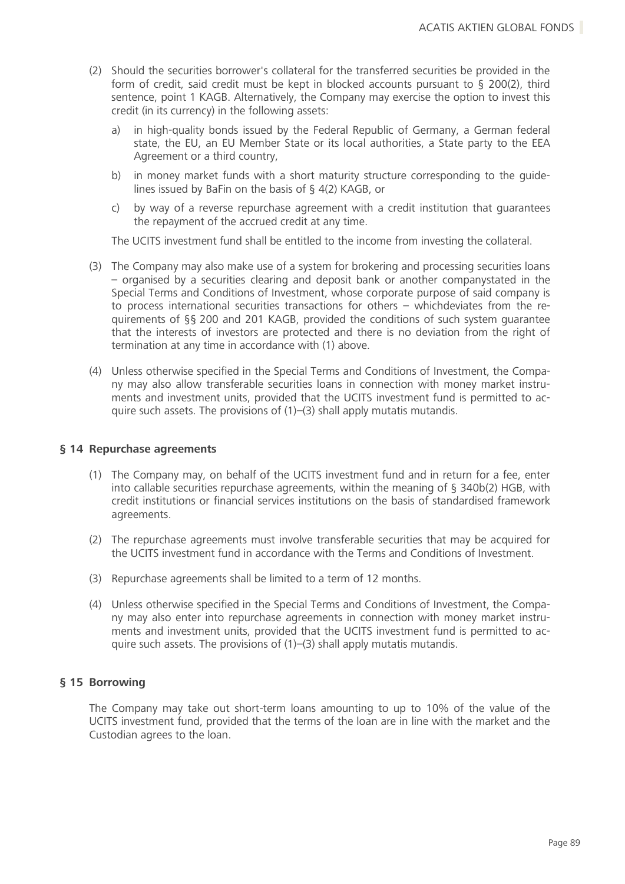(2) Should the securities borrower's collateral for the transferred securities be provided in the form of credit, said credit must be kept in blocked accounts pursuant to § 200(2), third sentence, point 1 KAGB. Alternatively, the Company may exercise the option to invest this credit (in its currency) in the following assets:

a) in high-quality bonds issued by the Federal Republic of Germany, a German federal state, the EU, an EU Member State or its local authorities, a State party to the EEA Agreement or a third country,

b) in money market funds with a short maturity structure corresponding to the guidelines issued by BaFin on the basis of § 4(2) KAGB, or

c) by way of a reverse repurchase agreement with a credit institution that guarantees the repayment of the accrued credit at any time.

The UCITS investment fund shall be entitled to the income from investing the collateral.

(3) The Company may also make use of a system for brokering and processing securities loans – organised by a securities clearing and deposit bank or another companystated in the Special Terms and Conditions of Investment, whose corporate purpose of said company is to process international securities transactions for others – whichdeviates from the requirements of §§ 200 and 201 KAGB, provided the conditions of such system guarantee that the interests of investors are protected and there is no deviation from the right of termination at any time in accordance with (1) above.

(4) Unless otherwise specified in the Special Terms and Conditions of Investment, the Company may also allow transferable securities loans in connection with money market instruments and investment units, provided that the UCITS investment fund is permitted to acquire such assets. The provisions of (1)–(3) shall apply mutatis mutandis.

### § 14 Repurchase agreements

(1) The Company may, on behalf of the UCITS investment fund and in return for a fee, enter into callable securities repurchase agreements, within the meaning of § 340b(2) HGB, with credit institutions or financial services institutions on the basis of standardised framework agreements.

(2) The repurchase agreements must involve transferable securities that may be acquired for the UCITS investment fund in accordance with the Terms and Conditions of Investment.

(3) Repurchase agreements shall be limited to a term of 12 months.

(4) Unless otherwise specified in the Special Terms and Conditions of Investment, the Company may also enter into repurchase agreements in connection with money market instruments and investment units, provided that the UCITS investment fund is permitted to acquire such assets. The provisions of (1)–(3) shall apply mutatis mutandis.

### § 15 Borrowing

The Company may take out short-term loans amounting to up to 10% of the value of the UCITS investment fund, provided that the terms of the loan are in line with the market and the Custodian agrees to the loan.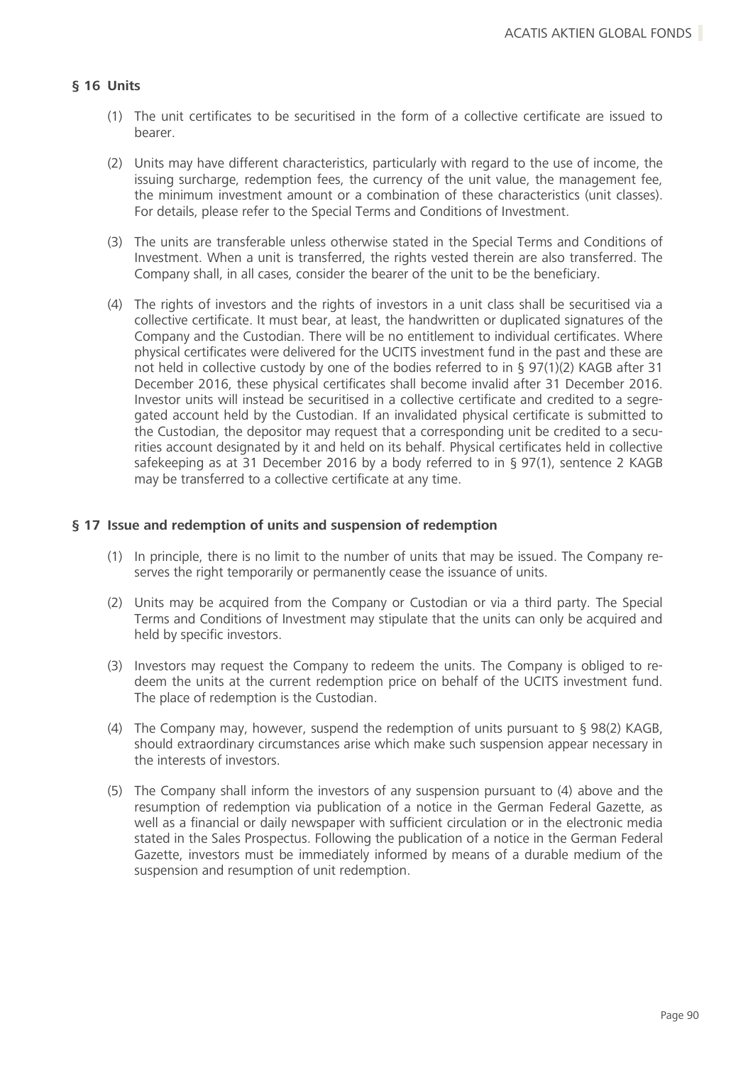## § 16 Units

(1) The unit certificates to be securitised in the form of a collective certificate are issued to bearer.

(2) Units may have different characteristics, particularly with regard to the use of income, the issuing surcharge, redemption fees, the currency of the unit value, the management fee, the minimum investment amount or a combination of these characteristics (unit classes). For details, please refer to the Special Terms and Conditions of Investment.

(3) The units are transferable unless otherwise stated in the Special Terms and Conditions of Investment. When a unit is transferred, the rights vested therein are also transferred. The Company shall, in all cases, consider the bearer of the unit to be the beneficiary.

(4) The rights of investors and the rights of investors in a unit class shall be securitised via a collective certificate. It must bear, at least, the handwritten or duplicated signatures of the Company and the Custodian. There will be no entitlement to individual certificates. Where physical certificates were delivered for the UCITS investment fund in the past and these are not held in collective custody by one of the bodies referred to in § 97(1)(2) KAGB after 31 December 2016, these physical certificates shall become invalid after 31 December 2016. Investor units will instead be securitised in a collective certificate and credited to a segregated account held by the Custodian. If an invalidated physical certificate is submitted to the Custodian, the depositor may request that a corresponding unit be credited to a securities account designated by it and held on its behalf. Physical certificates held in collective safekeeping as at 31 December 2016 by a body referred to in § 97(1), sentence 2 KAGB may be transferred to a collective certificate at any time.

## § 17 Issue and redemption of units and suspension of redemption

(1) In principle, there is no limit to the number of units that may be issued. The Company reserves the right temporarily or permanently cease the issuance of units.

(2) Units may be acquired from the Company or Custodian or via a third party. The Special Terms and Conditions of Investment may stipulate that the units can only be acquired and held by specific investors.

(3) Investors may request the Company to redeem the units. The Company is obliged to redeem the units at the current redemption price on behalf of the UCITS investment fund. The place of redemption is the Custodian.

(4) The Company may, however, suspend the redemption of units pursuant to § 98(2) KAGB, should extraordinary circumstances arise which make such suspension appear necessary in the interests of investors.

(5) The Company shall inform the investors of any suspension pursuant to (4) above and the resumption of redemption via publication of a notice in the German Federal Gazette, as well as a financial or daily newspaper with sufficient circulation or in the electronic media stated in the Sales Prospectus. Following the publication of a notice in the German Federal Gazette, investors must be immediately informed by means of a durable medium of the suspension and resumption of unit redemption.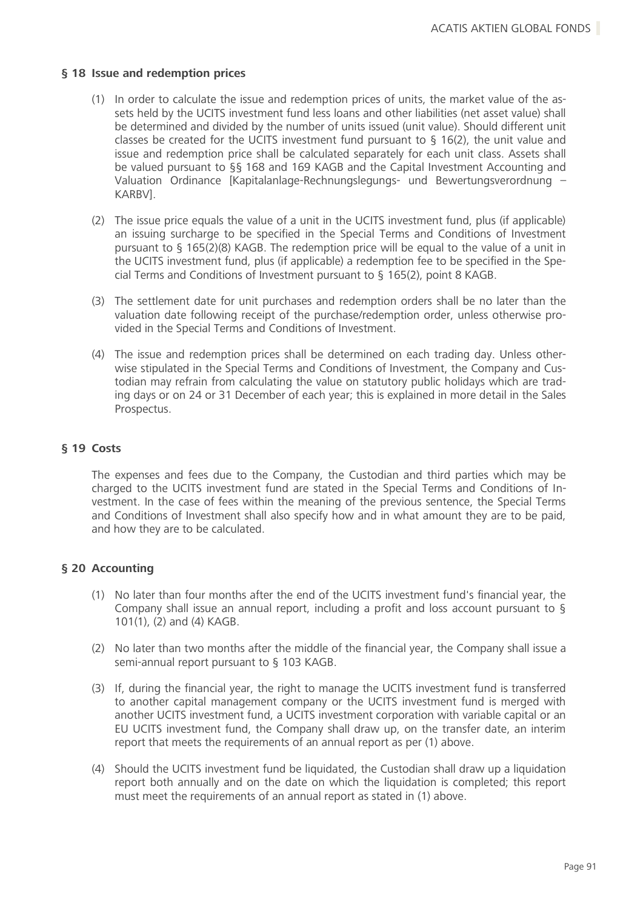## § 18 Issue and redemption prices

(1) In order to calculate the issue and redemption prices of units, the market value of the assets held by the UCITS investment fund less loans and other liabilities (net asset value) shall be determined and divided by the number of units issued (unit value). Should different unit classes be created for the UCITS investment fund pursuant to § 16(2), the unit value and issue and redemption price shall be calculated separately for each unit class. Assets shall be valued pursuant to §§ 168 and 169 KAGB and the Capital Investment Accounting and Valuation Ordinance [Kapitalanlage-Rechnungslegungs- und Bewertungsverordnung – KARBV].

(2) The issue price equals the value of a unit in the UCITS investment fund, plus (if applicable) an issuing surcharge to be specified in the Special Terms and Conditions of Investment pursuant to § 165(2)(8) KAGB. The redemption price will be equal to the value of a unit in the UCITS investment fund, plus (if applicable) a redemption fee to be specified in the Special Terms and Conditions of Investment pursuant to § 165(2), point 8 KAGB.

(3) The settlement date for unit purchases and redemption orders shall be no later than the valuation date following receipt of the purchase/redemption order, unless otherwise provided in the Special Terms and Conditions of Investment.

(4) The issue and redemption prices shall be determined on each trading day. Unless otherwise stipulated in the Special Terms and Conditions of Investment, the Company and Custodian may refrain from calculating the value on statutory public holidays which are trading days or on 24 or 31 December of each year; this is explained in more detail in the Sales Prospectus.

## § 19 Costs

The expenses and fees due to the Company, the Custodian and third parties which may be charged to the UCITS investment fund are stated in the Special Terms and Conditions of Investment. In the case of fees within the meaning of the previous sentence, the Special Terms and Conditions of Investment shall also specify how and in what amount they are to be paid, and how they are to be calculated.

## § 20 Accounting

(1) No later than four months after the end of the UCITS investment fund's financial year, the Company shall issue an annual report, including a profit and loss account pursuant to § 101(1), (2) and (4) KAGB.

(2) No later than two months after the middle of the financial year, the Company shall issue a semi-annual report pursuant to § 103 KAGB.

(3) If, during the financial year, the right to manage the UCITS investment fund is transferred to another capital management company or the UCITS investment fund is merged with another UCITS investment fund, a UCITS investment corporation with variable capital or an EU UCITS investment fund, the Company shall draw up, on the transfer date, an interim report that meets the requirements of an annual report as per (1) above.

(4) Should the UCITS investment fund be liquidated, the Custodian shall draw up a liquidation report both annually and on the date on which the liquidation is completed; this report must meet the requirements of an annual report as stated in (1) above.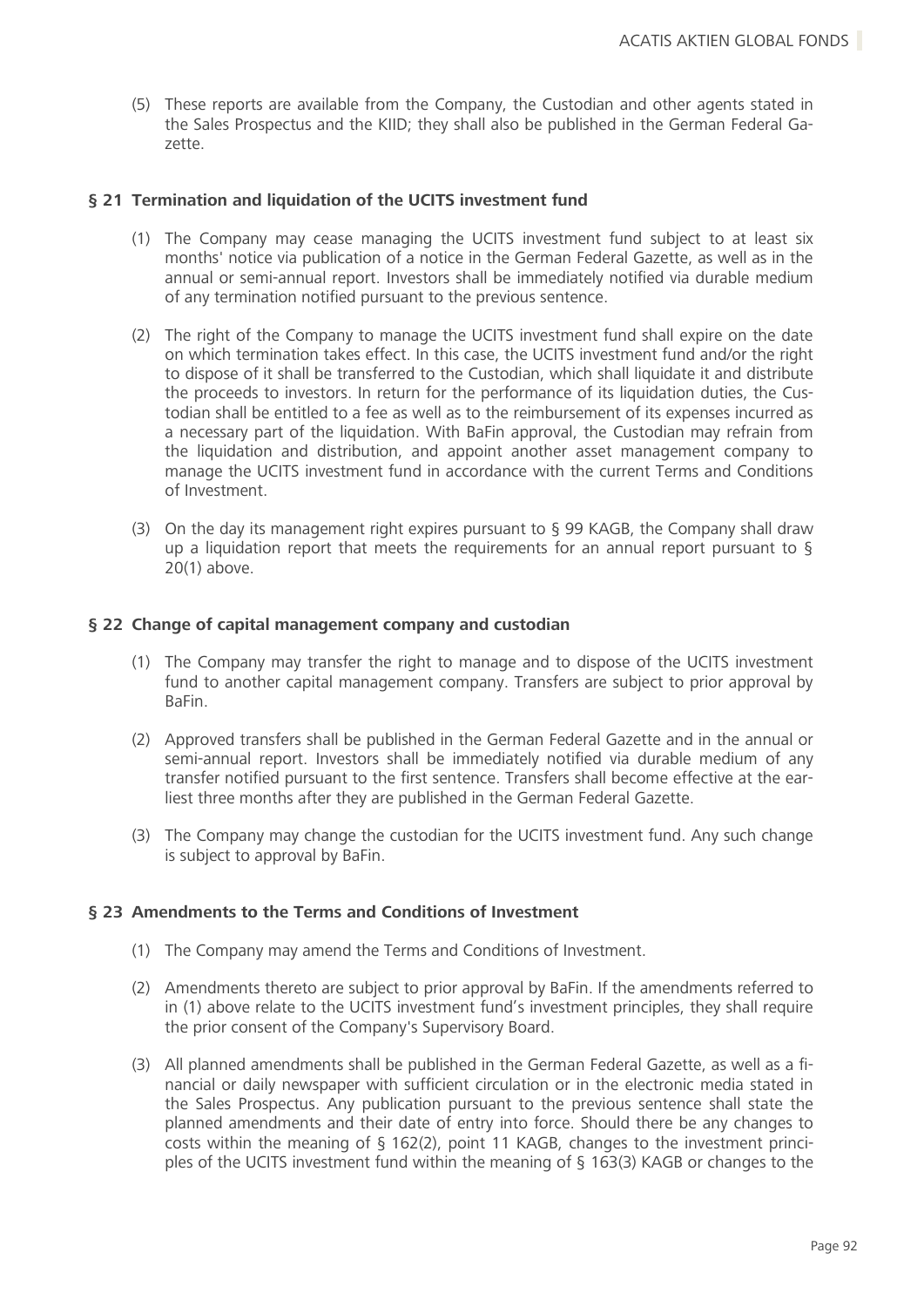(5) These reports are available from the Company, the Custodian and other agents stated in the Sales Prospectus and the KIID; they shall also be published in the German Federal Gazette.

## § 21 Termination and liquidation of the UCITS investment fund

(1) The Company may cease managing the UCITS investment fund subject to at least six months' notice via publication of a notice in the German Federal Gazette, as well as in the annual or semi-annual report. Investors shall be immediately notified via durable medium of any termination notified pursuant to the previous sentence.

(2) The right of the Company to manage the UCITS investment fund shall expire on the date on which termination takes effect. In this case, the UCITS investment fund and/or the right to dispose of it shall be transferred to the Custodian, which shall liquidate it and distribute the proceeds to investors. In return for the performance of its liquidation duties, the Custodian shall be entitled to a fee as well as to the reimbursement of its expenses incurred as a necessary part of the liquidation. With BaFin approval, the Custodian may refrain from the liquidation and distribution, and appoint another asset management company to manage the UCITS investment fund in accordance with the current Terms and Conditions of Investment.

(3) On the day its management right expires pursuant to § 99 KAGB, the Company shall draw up a liquidation report that meets the requirements for an annual report pursuant to § 20(1) above.

## § 22 Change of capital management company and custodian

(1) The Company may transfer the right to manage and to dispose of the UCITS investment fund to another capital management company. Transfers are subject to prior approval by BaFin.

(2) Approved transfers shall be published in the German Federal Gazette and in the annual or semi-annual report. Investors shall be immediately notified via durable medium of any transfer notified pursuant to the first sentence. Transfers shall become effective at the earliest three months after they are published in the German Federal Gazette.

(3) The Company may change the custodian for the UCITS investment fund. Any such change is subject to approval by BaFin.

## § 23 Amendments to the Terms and Conditions of Investment

(1) The Company may amend the Terms and Conditions of Investment.

(2) Amendments thereto are subject to prior approval by BaFin. If the amendments referred to in (1) above relate to the UCITS investment fund's investment principles, they shall require the prior consent of the Company's Supervisory Board.

(3) All planned amendments shall be published in the German Federal Gazette, as well as a financial or daily newspaper with sufficient circulation or in the electronic media stated in the Sales Prospectus. Any publication pursuant to the previous sentence shall state the planned amendments and their date of entry into force. Should there be any changes to costs within the meaning of § 162(2), point 11 KAGB, changes to the investment principles of the UCITS investment fund within the meaning of § 163(3) KAGB or changes to the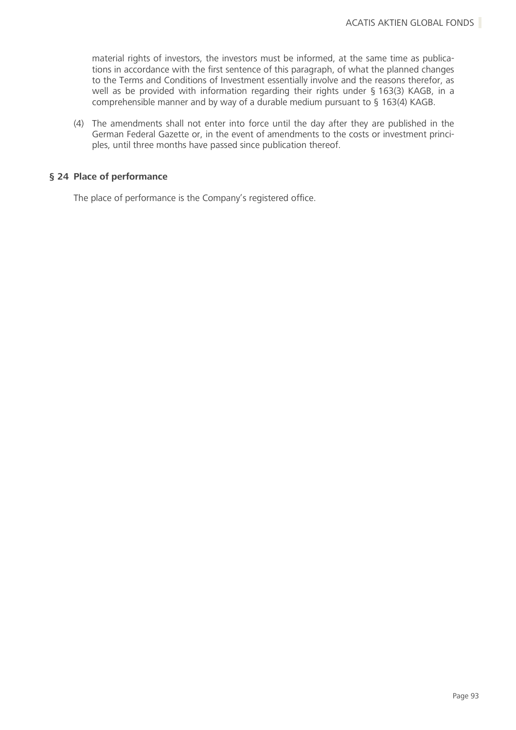material rights of investors, the investors must be informed, at the same time as publications in accordance with the first sentence of this paragraph, of what the planned changes to the Terms and Conditions of Investment essentially involve and the reasons therefor, as well as be provided with information regarding their rights under § 163(3) KAGB, in a comprehensible manner and by way of a durable medium pursuant to § 163(4) KAGB.

(4) The amendments shall not enter into force until the day after they are published in the German Federal Gazette or, in the event of amendments to the costs or investment principles, until three months have passed since publication thereof.

### § 24 Place of performance

The place of performance is the Company's registered office.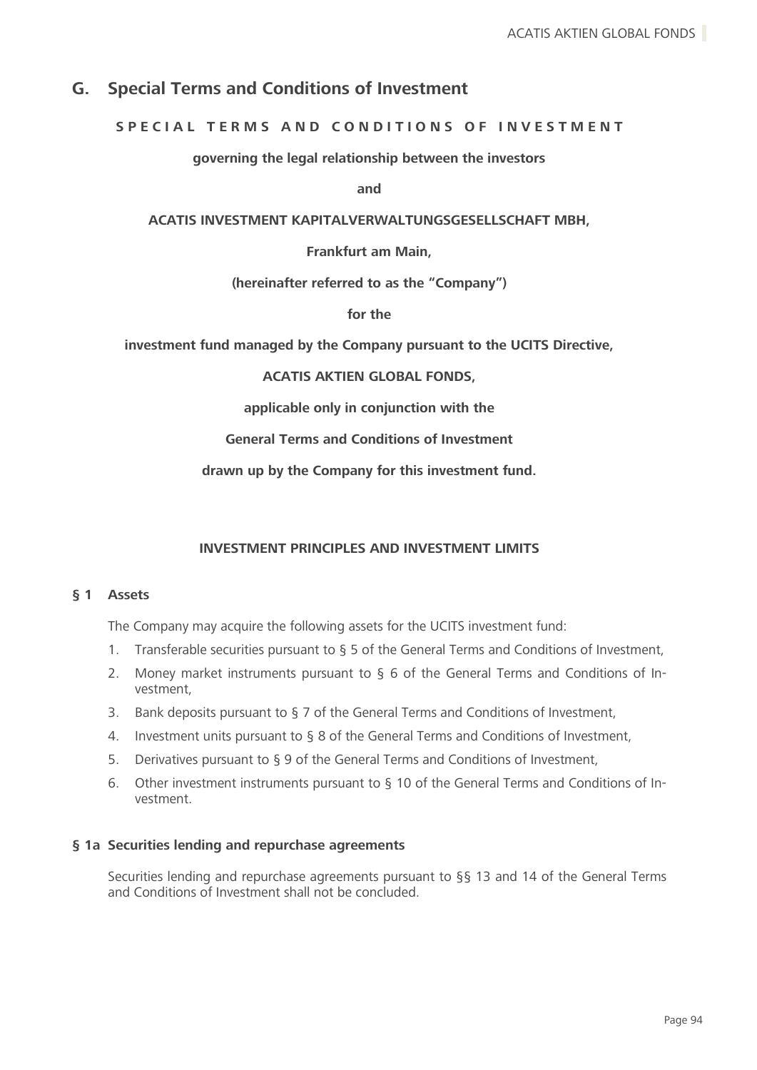## G. Special Terms and Conditions of Investment

**SPECIAL TERMS AND CONDITIONS OF INVESTMENT**

**governing the legal relationship between the investors**

**and**

**ACATIS INVESTMENT KAPITALVERWALTUNGSGESELLSCHAFT MBH,**

**Frankfurt am Main,**

**(hereinafter referred to as the "Company")**

**for the**

**investment fund managed by the Company pursuant to the UCITS Directive,**

**ACATIS AKTIEN GLOBAL FONDS,**

**applicable only in conjunction with the**

**General Terms and Conditions of Investment**

**drawn up by the Company for this investment fund.**

### INVESTMENT PRINCIPLES AND INVESTMENT LIMITS

### § 1 Assets

The Company may acquire the following assets for the UCITS investment fund:

1. Transferable securities pursuant to § 5 of the General Terms and Conditions of Investment,
2. Money market instruments pursuant to § 6 of the General Terms and Conditions of Investment,
3. Bank deposits pursuant to § 7 of the General Terms and Conditions of Investment,
4. Investment units pursuant to § 8 of the General Terms and Conditions of Investment,
5. Derivatives pursuant to § 9 of the General Terms and Conditions of Investment,
6. Other investment instruments pursuant to § 10 of the General Terms and Conditions of Investment.

### § 1a Securities lending and repurchase agreements

Securities lending and repurchase agreements pursuant to §§ 13 and 14 of the General Terms and Conditions of Investment shall not be concluded.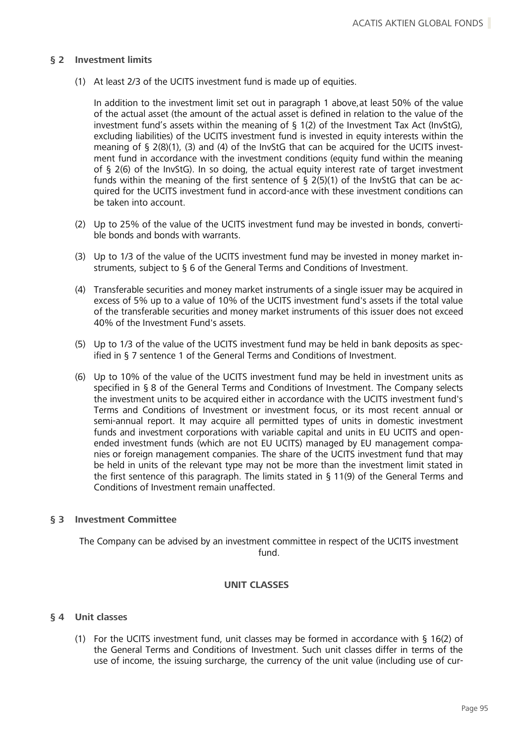## § 2 Investment limits

(1) At least 2/3 of the UCITS investment fund is made up of equities.

In addition to the investment limit set out in paragraph 1 above,at least 50% of the value of the actual asset (the amount of the actual asset is defined in relation to the value of the investment fund's assets within the meaning of § 1(2) of the Investment Tax Act (InvStG), excluding liabilities) of the UCITS investment fund is invested in equity interests within the meaning of § 2(8)(1), (3) and (4) of the InvStG that can be acquired for the UCITS investment fund in accordance with the investment conditions (equity fund within the meaning of § 2(6) of the InvStG). In so doing, the actual equity interest rate of target investment funds within the meaning of the first sentence of § 2(5)(1) of the InvStG that can be acquired for the UCITS investment fund in accord-ance with these investment conditions can be taken into account.

(2) Up to 25% of the value of the UCITS investment fund may be invested in bonds, convertible bonds and bonds with warrants.

(3) Up to 1/3 of the value of the UCITS investment fund may be invested in money market instruments, subject to § 6 of the General Terms and Conditions of Investment.

(4) Transferable securities and money market instruments of a single issuer may be acquired in excess of 5% up to a value of 10% of the UCITS investment fund's assets if the total value of the transferable securities and money market instruments of this issuer does not exceed 40% of the Investment Fund's assets.

(5) Up to 1/3 of the value of the UCITS investment fund may be held in bank deposits as specified in § 7 sentence 1 of the General Terms and Conditions of Investment.

(6) Up to 10% of the value of the UCITS investment fund may be held in investment units as specified in § 8 of the General Terms and Conditions of Investment. The Company selects the investment units to be acquired either in accordance with the UCITS investment fund's Terms and Conditions of Investment or investment focus, or its most recent annual or semi-annual report. It may acquire all permitted types of units in domestic investment funds and investment corporations with variable capital and units in EU UCITS and open-ended investment funds (which are not EU UCITS) managed by EU management companies or foreign management companies. The share of the UCITS investment fund that may be held in units of the relevant type may not be more than the investment limit stated in the first sentence of this paragraph. The limits stated in § 11(9) of the General Terms and Conditions of Investment remain unaffected.

## § 3 Investment Committee

The Company can be advised by an investment committee in respect of the UCITS investment fund.

# UNIT CLASSES

## § 4 Unit classes

(1) For the UCITS investment fund, unit classes may be formed in accordance with § 16(2) of the General Terms and Conditions of Investment. Such unit classes differ in terms of the use of income, the issuing surcharge, the currency of the unit value (including use of cur-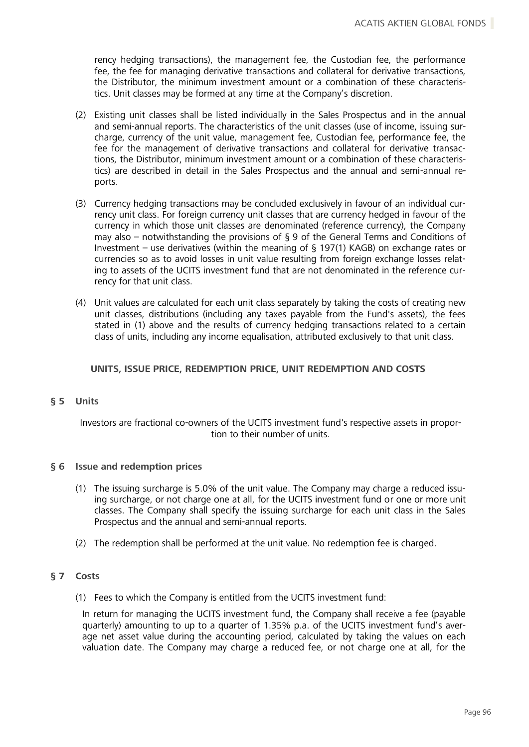rency hedging transactions), the management fee, the Custodian fee, the performance fee, the fee for managing derivative transactions and collateral for derivative transactions, the Distributor, the minimum investment amount or a combination of these characteristics. Unit classes may be formed at any time at the Company's discretion.

(2) Existing unit classes shall be listed individually in the Sales Prospectus and in the annual and semi-annual reports. The characteristics of the unit classes (use of income, issuing surcharge, currency of the unit value, management fee, Custodian fee, performance fee, the fee for the management of derivative transactions and collateral for derivative transactions, the Distributor, minimum investment amount or a combination of these characteristics) are described in detail in the Sales Prospectus and the annual and semi-annual reports.

(3) Currency hedging transactions may be concluded exclusively in favour of an individual currency unit class. For foreign currency unit classes that are currency hedged in favour of the currency in which those unit classes are denominated (reference currency), the Company may also – notwithstanding the provisions of § 9 of the General Terms and Conditions of Investment – use derivatives (within the meaning of § 197(1) KAGB) on exchange rates or currencies so as to avoid losses in unit value resulting from foreign exchange losses relating to assets of the UCITS investment fund that are not denominated in the reference currency for that unit class.

(4) Unit values are calculated for each unit class separately by taking the costs of creating new unit classes, distributions (including any taxes payable from the Fund's assets), the fees stated in (1) above and the results of currency hedging transactions related to a certain class of units, including any income equalisation, attributed exclusively to that unit class.

## UNITS, ISSUE PRICE, REDEMPTION PRICE, UNIT REDEMPTION AND COSTS

### § 5 Units

Investors are fractional co-owners of the UCITS investment fund's respective assets in proportion to their number of units.

### § 6 Issue and redemption prices

(1) The issuing surcharge is 5.0% of the unit value. The Company may charge a reduced issuing surcharge, or not charge one at all, for the UCITS investment fund or one or more unit classes. The Company shall specify the issuing surcharge for each unit class in the Sales Prospectus and the annual and semi-annual reports.

(2) The redemption shall be performed at the unit value. No redemption fee is charged.

### § 7 Costs

(1) Fees to which the Company is entitled from the UCITS investment fund:

In return for managing the UCITS investment fund, the Company shall receive a fee (payable quarterly) amounting to up to a quarter of 1.35% p.a. of the UCITS investment fund's average net asset value during the accounting period, calculated by taking the values on each valuation date. The Company may charge a reduced fee, or not charge one at all, for the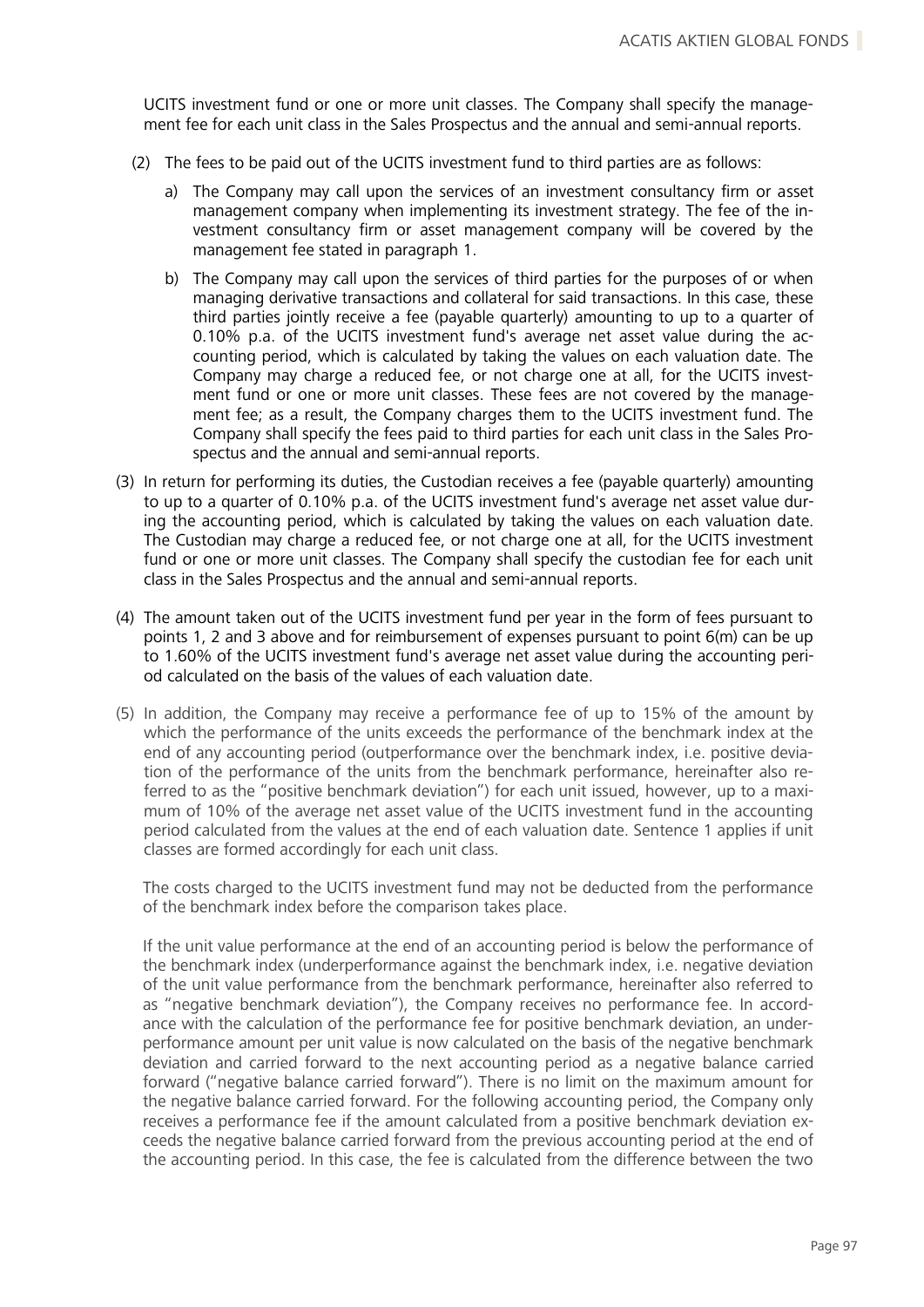UCITS investment fund or one or more unit classes. The Company shall specify the management fee for each unit class in the Sales Prospectus and the annual and semi-annual reports.

(2) The fees to be paid out of the UCITS investment fund to third parties are as follows:

a) The Company may call upon the services of an investment consultancy firm or asset management company when implementing its investment strategy. The fee of the investment consultancy firm or asset management company will be covered by the management fee stated in paragraph 1.

b) The Company may call upon the services of third parties for the purposes of or when managing derivative transactions and collateral for said transactions. In this case, these third parties jointly receive a fee (payable quarterly) amounting to up to a quarter of 0.10% p.a. of the UCITS investment fund's average net asset value during the accounting period, which is calculated by taking the values on each valuation date. The Company may charge a reduced fee, or not charge one at all, for the UCITS investment fund or one or more unit classes. These fees are not covered by the management fee; as a result, the Company charges them to the UCITS investment fund. The Company shall specify the fees paid to third parties for each unit class in the Sales Prospectus and the annual and semi-annual reports.

(3) In return for performing its duties, the Custodian receives a fee (payable quarterly) amounting to up to a quarter of 0.10% p.a. of the UCITS investment fund's average net asset value during the accounting period, which is calculated by taking the values on each valuation date. The Custodian may charge a reduced fee, or not charge one at all, for the UCITS investment fund or one or more unit classes. The Company shall specify the custodian fee for each unit class in the Sales Prospectus and the annual and semi-annual reports.

(4) The amount taken out of the UCITS investment fund per year in the form of fees pursuant to points 1, 2 and 3 above and for reimbursement of expenses pursuant to point 6(m) can be up to 1.60% of the UCITS investment fund's average net asset value during the accounting period calculated on the basis of the values of each valuation date.

(5) In addition, the Company may receive a performance fee of up to 15% of the amount by which the performance of the units exceeds the performance of the benchmark index at the end of any accounting period (outperformance over the benchmark index, i.e. positive deviation of the performance of the units from the benchmark performance, hereinafter also referred to as the "positive benchmark deviation") for each unit issued, however, up to a maximum of 10% of the average net asset value of the UCITS investment fund in the accounting period calculated from the values at the end of each valuation date. Sentence 1 applies if unit classes are formed accordingly for each unit class.

The costs charged to the UCITS investment fund may not be deducted from the performance of the benchmark index before the comparison takes place.

If the unit value performance at the end of an accounting period is below the performance of the benchmark index (underperformance against the benchmark index, i.e. negative deviation of the unit value performance from the benchmark performance, hereinafter also referred to as "negative benchmark deviation"), the Company receives no performance fee. In accordance with the calculation of the performance fee for positive benchmark deviation, an underperformance amount per unit value is now calculated on the basis of the negative benchmark deviation and carried forward to the next accounting period as a negative balance carried forward ("negative balance carried forward"). There is no limit on the maximum amount for the negative balance carried forward. For the following accounting period, the Company only receives a performance fee if the amount calculated from a positive benchmark deviation exceeds the negative balance carried forward from the previous accounting period at the end of the accounting period. In this case, the fee is calculated from the difference between the two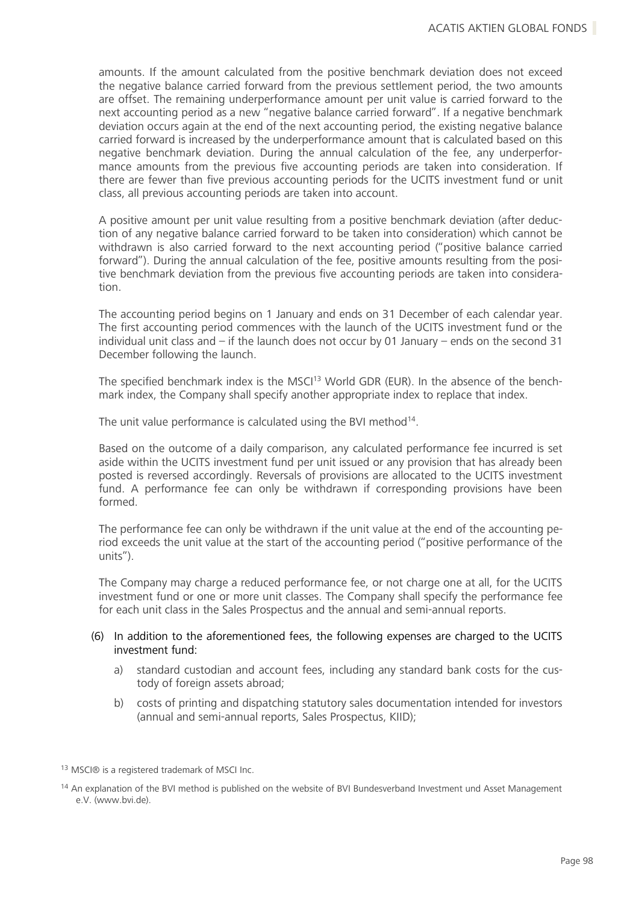amounts. If the amount calculated from the positive benchmark deviation does not exceed the negative balance carried forward from the previous settlement period, the two amounts are offset. The remaining underperformance amount per unit value is carried forward to the next accounting period as a new "negative balance carried forward". If a negative benchmark deviation occurs again at the end of the next accounting period, the existing negative balance carried forward is increased by the underperformance amount that is calculated based on this negative benchmark deviation. During the annual calculation of the fee, any underperformance amounts from the previous five accounting periods are taken into consideration. If there are fewer than five previous accounting periods for the UCITS investment fund or unit class, all previous accounting periods are taken into account.

A positive amount per unit value resulting from a positive benchmark deviation (after deduction of any negative balance carried forward to be taken into consideration) which cannot be withdrawn is also carried forward to the next accounting period ("positive balance carried forward"). During the annual calculation of the fee, positive amounts resulting from the positive benchmark deviation from the previous five accounting periods are taken into consideration.

The accounting period begins on 1 January and ends on 31 December of each calendar year. The first accounting period commences with the launch of the UCITS investment fund or the individual unit class and – if the launch does not occur by 01 January – ends on the second 31 December following the launch.

The specified benchmark index is the MSCI[13] World GDR (EUR). In the absence of the benchmark index, the Company shall specify another appropriate index to replace that index.

The unit value performance is calculated using the BVI method[14].

Based on the outcome of a daily comparison, any calculated performance fee incurred is set aside within the UCITS investment fund per unit issued or any provision that has already been posted is reversed accordingly. Reversals of provisions are allocated to the UCITS investment fund. A performance fee can only be withdrawn if corresponding provisions have been formed.

The performance fee can only be withdrawn if the unit value at the end of the accounting period exceeds the unit value at the start of the accounting period ("positive performance of the units").

The Company may charge a reduced performance fee, or not charge one at all, for the UCITS investment fund or one or more unit classes. The Company shall specify the performance fee for each unit class in the Sales Prospectus and the annual and semi-annual reports.

(6) In addition to the aforementioned fees, the following expenses are charged to the UCITS investment fund:

a) standard custodian and account fees, including any standard bank costs for the custody of foreign assets abroad;

b) costs of printing and dispatching statutory sales documentation intended for investors (annual and semi-annual reports, Sales Prospectus, KIID);

---

[13] MSCI® is a registered trademark of MSCI Inc.

[14] An explanation of the BVI method is published on the website of BVI Bundesverband Investment und Asset Management e.V. (www.bvi.de).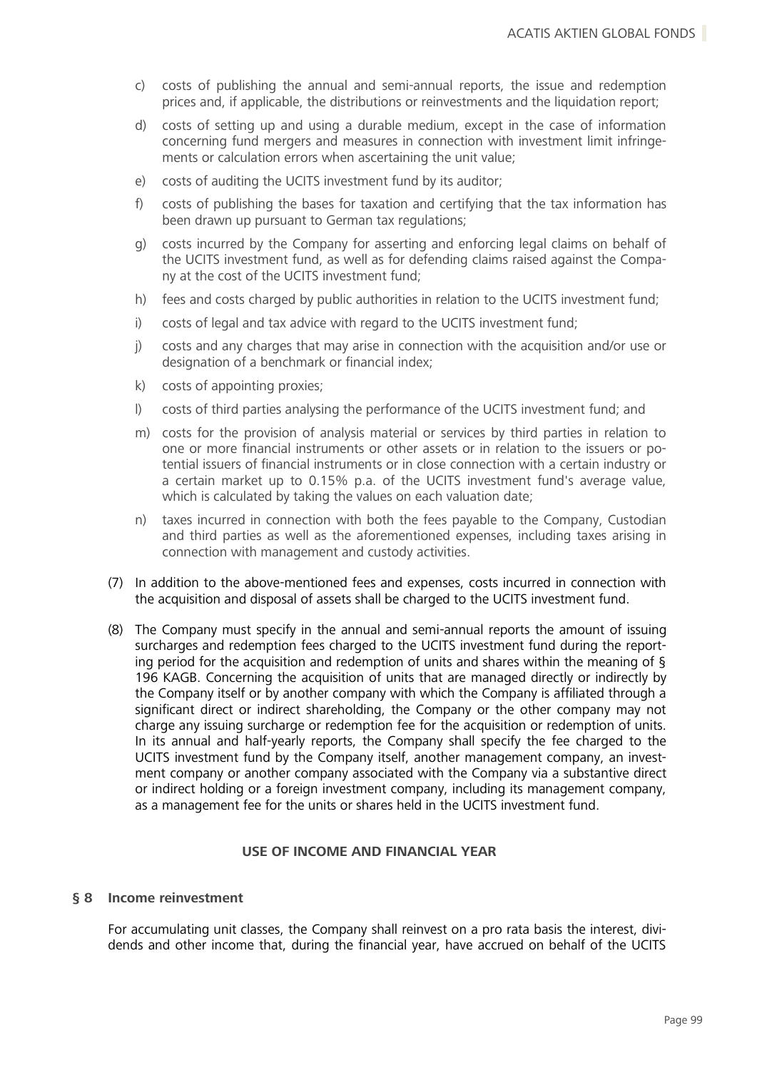c) costs of publishing the annual and semi-annual reports, the issue and redemption prices and, if applicable, the distributions or reinvestments and the liquidation report;

d) costs of setting up and using a durable medium, except in the case of information concerning fund mergers and measures in connection with investment limit infringements or calculation errors when ascertaining the unit value;

e) costs of auditing the UCITS investment fund by its auditor;

f) costs of publishing the bases for taxation and certifying that the tax information has been drawn up pursuant to German tax regulations;

g) costs incurred by the Company for asserting and enforcing legal claims on behalf of the UCITS investment fund, as well as for defending claims raised against the Company at the cost of the UCITS investment fund;

h) fees and costs charged by public authorities in relation to the UCITS investment fund;

i) costs of legal and tax advice with regard to the UCITS investment fund;

j) costs and any charges that may arise in connection with the acquisition and/or use or designation of a benchmark or financial index;

k) costs of appointing proxies;

l) costs of third parties analysing the performance of the UCITS investment fund; and

m) costs for the provision of analysis material or services by third parties in relation to one or more financial instruments or other assets or in relation to the issuers or potential issuers of financial instruments or in close connection with a certain industry or a certain market up to 0.15% p.a. of the UCITS investment fund's average value, which is calculated by taking the values on each valuation date;

n) taxes incurred in connection with both the fees payable to the Company, Custodian and third parties as well as the aforementioned expenses, including taxes arising in connection with management and custody activities.

(7) In addition to the above-mentioned fees and expenses, costs incurred in connection with the acquisition and disposal of assets shall be charged to the UCITS investment fund.

(8) The Company must specify in the annual and semi-annual reports the amount of issuing surcharges and redemption fees charged to the UCITS investment fund during the reporting period for the acquisition and redemption of units and shares within the meaning of § 196 KAGB. Concerning the acquisition of units that are managed directly or indirectly by the Company itself or by another company with which the Company is affiliated through a significant direct or indirect shareholding, the Company or the other company may not charge any issuing surcharge or redemption fee for the acquisition or redemption of units. In its annual and half-yearly reports, the Company shall specify the fee charged to the UCITS investment fund by the Company itself, another management company, an investment company or another company associated with the Company via a substantive direct or indirect holding or a foreign investment company, including its management company, as a management fee for the units or shares held in the UCITS investment fund.

## USE OF INCOME AND FINANCIAL YEAR

### § 8 Income reinvestment

For accumulating unit classes, the Company shall reinvest on a pro rata basis the interest, dividends and other income that, during the financial year, have accrued on behalf of the UCITS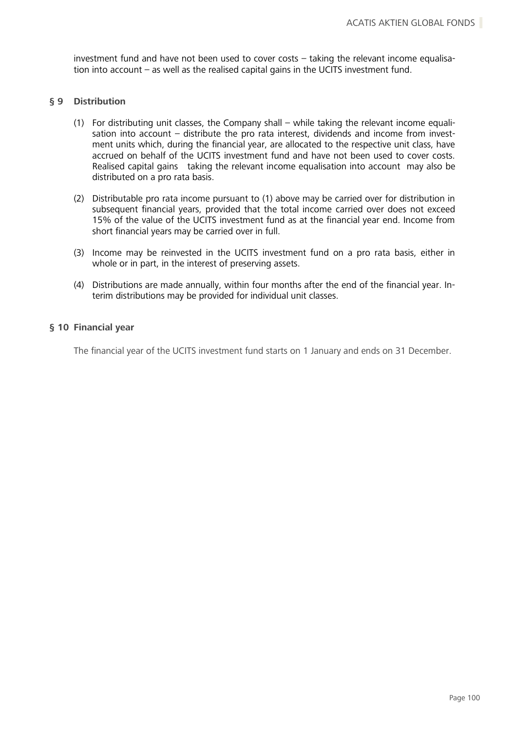investment fund and have not been used to cover costs – taking the relevant income equalisation into account – as well as the realised capital gains in the UCITS investment fund.

## § 9 Distribution

(1) For distributing unit classes, the Company shall – while taking the relevant income equalisation into account – distribute the pro rata interest, dividends and income from investment units which, during the financial year, are allocated to the respective unit class, have accrued on behalf of the UCITS investment fund and have not been used to cover costs. Realised capital gains taking the relevant income equalisation into account may also be distributed on a pro rata basis.

(2) Distributable pro rata income pursuant to (1) above may be carried over for distribution in subsequent financial years, provided that the total income carried over does not exceed 15% of the value of the UCITS investment fund as at the financial year end. Income from short financial years may be carried over in full.

(3) Income may be reinvested in the UCITS investment fund on a pro rata basis, either in whole or in part, in the interest of preserving assets.

(4) Distributions are made annually, within four months after the end of the financial year. Interim distributions may be provided for individual unit classes.

## § 10 Financial year

The financial year of the UCITS investment fund starts on 1 January and ends on 31 December.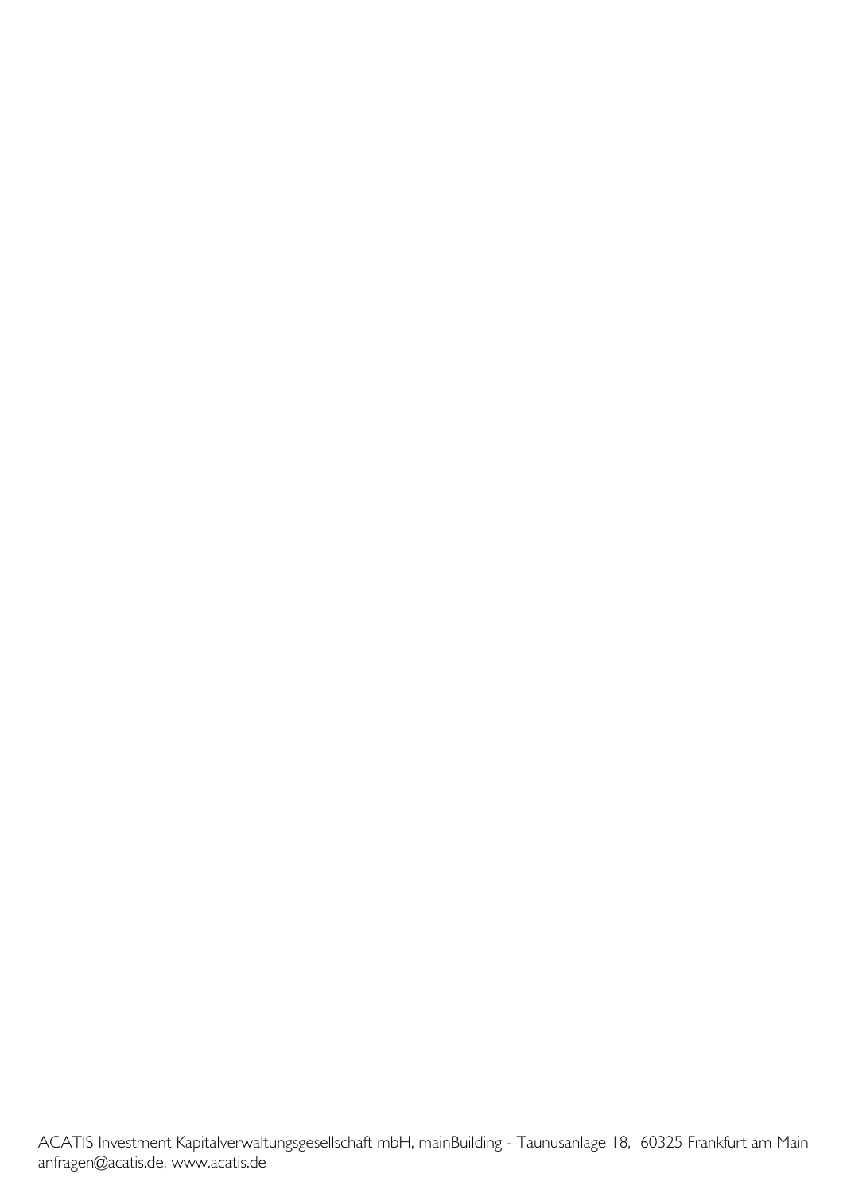ACATIS Investment Kapitalverwaltungsgesellschaft mbH, mainBuilding - Taunusanlage 18, 60325 Frankfurt am Main
anfragen@acatis.de, www.acatis.de